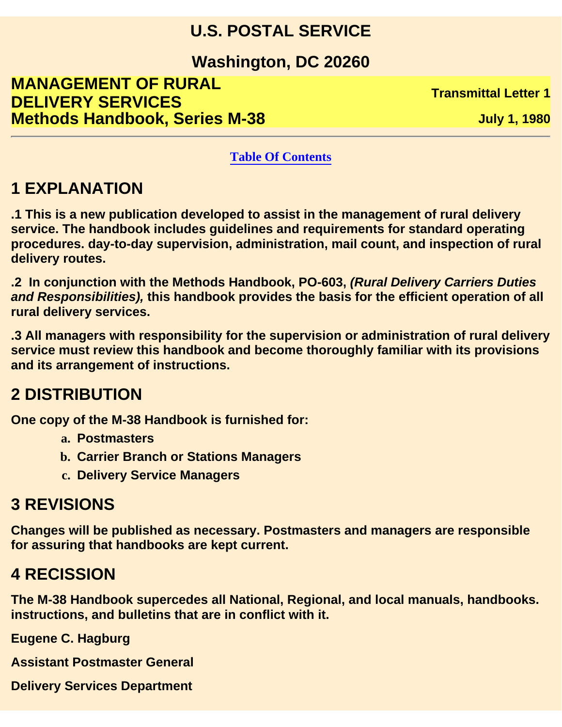# U.S. POSTAL SERVICE

# Washington, DC 20260

**MANAGEMENT OF RURAL DELIVERY SERVICES**
**Methods Handbook, Series M-38**

**Transmittal Letter 1**

**July 1, 1980**

---

[Table Of Contents]

## 1 EXPLANATION

**.1 This is a new publication developed to assist in the management of rural delivery service. The handbook includes guidelines and requirements for standard operating procedures. day-to-day supervision, administration, mail count, and inspection of rural delivery routes.**

**.2 In conjunction with the Methods Handbook, PO-603, *(Rural Delivery Carriers Duties and Responsibilities),* this handbook provides the basis for the efficient operation of all rural delivery services.**

**.3 All managers with responsibility for the supervision or administration of rural delivery service must review this handbook and become thoroughly familiar with its provisions and its arrangement of instructions.**

## 2 DISTRIBUTION

**One copy of the M-38 Handbook is furnished for:**

- a. **Postmasters**
- b. **Carrier Branch or Stations Managers**
- c. **Delivery Service Managers**

## 3 REVISIONS

**Changes will be published as necessary. Postmasters and managers are responsible for assuring that handbooks are kept current.**

## 4 RECISSION

**The M-38 Handbook supercedes all National, Regional, and local manuals, handbooks. instructions, and bulletins that are in conflict with it.**

**Eugene C. Hagburg**

**Assistant Postmaster General**

**Delivery Services Department**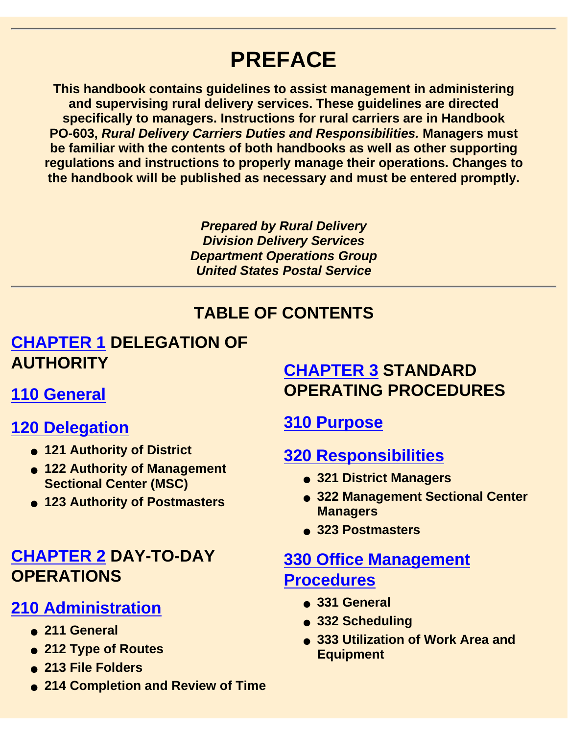# PREFACE

**This handbook contains guidelines to assist management in administering and supervising rural delivery services. These guidelines are directed specifically to managers. Instructions for rural carriers are in Handbook PO-603, *Rural Delivery Carriers Duties and Responsibilities.* Managers must be familiar with the contents of both handbooks as well as other supporting regulations and instructions to properly manage their operations. Changes to the handbook will be published as necessary and must be entered promptly.**

***Prepared by Rural Delivery***
***Division Delivery Services***
***Department Operations Group***
***United States Postal Service***

---

## TABLE OF CONTENTS

### CHAPTER 1 DELEGATION OF AUTHORITY

#### 110 General

#### 120 Delegation

- **121 Authority of District**
- **122 Authority of Management Sectional Center (MSC)**
- **123 Authority of Postmasters**

### CHAPTER 2 DAY-TO-DAY OPERATIONS

#### 210 Administration

- **211 General**
- **212 Type of Routes**
- **213 File Folders**
- **214 Completion and Review of Time**

### CHAPTER 3 STANDARD OPERATING PROCEDURES

#### 310 Purpose

#### 320 Responsibilities

- **321 District Managers**
- **322 Management Sectional Center Managers**
- **323 Postmasters**

#### 330 Office Management Procedures

- **331 General**
- **332 Scheduling**
- **333 Utilization of Work Area and Equipment**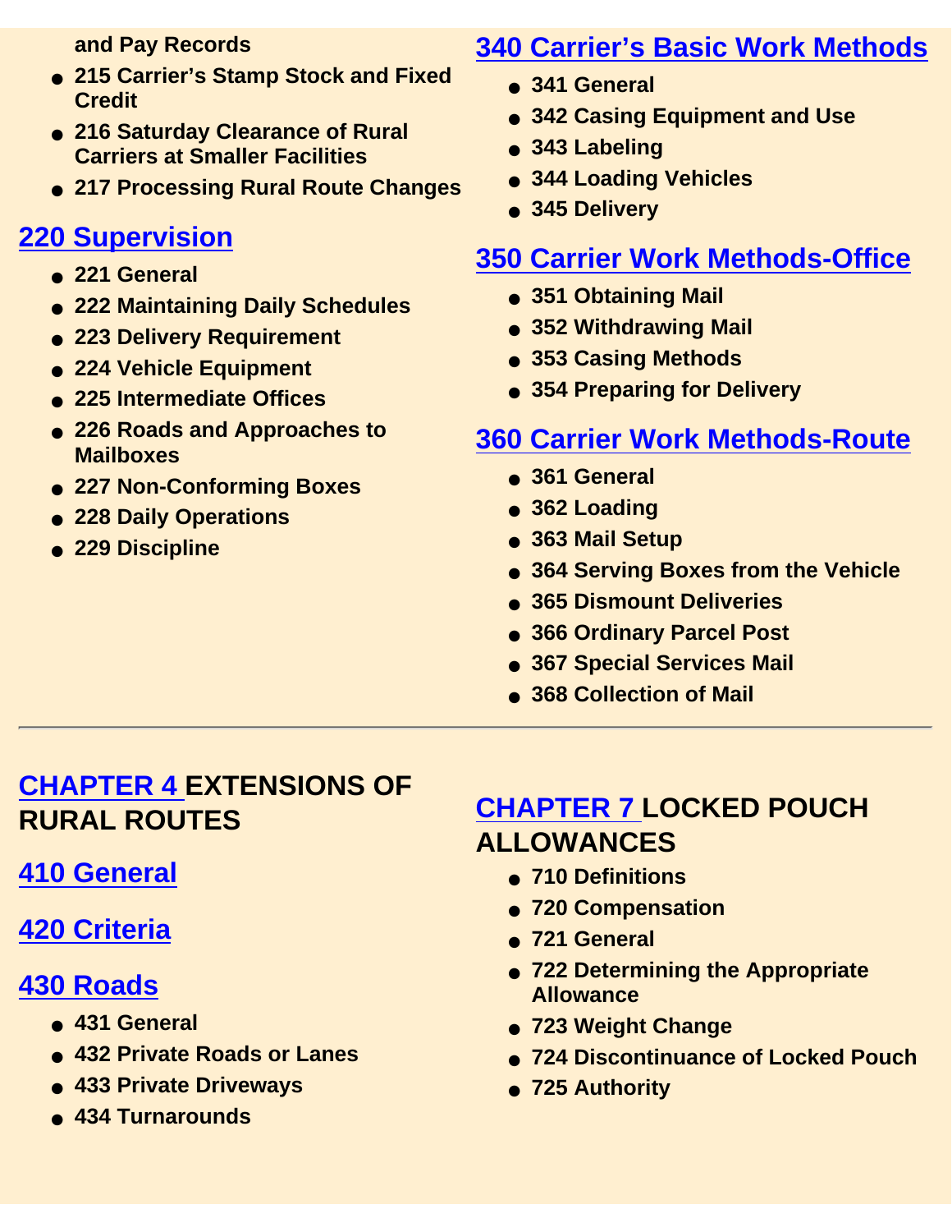- and Pay Records
- 215 Carrier's Stamp Stock and Fixed Credit
- 216 Saturday Clearance of Rural Carriers at Smaller Facilities
- 217 Processing Rural Route Changes

## 220 Supervision

- 221 General
- 222 Maintaining Daily Schedules
- 223 Delivery Requirement
- 224 Vehicle Equipment
- 225 Intermediate Offices
- 226 Roads and Approaches to Mailboxes
- 227 Non-Conforming Boxes
- 228 Daily Operations
- 229 Discipline

## 340 Carrier's Basic Work Methods

- 341 General
- 342 Casing Equipment and Use
- 343 Labeling
- 344 Loading Vehicles
- 345 Delivery

## 350 Carrier Work Methods-Office

- 351 Obtaining Mail
- 352 Withdrawing Mail
- 353 Casing Methods
- 354 Preparing for Delivery

## 360 Carrier Work Methods-Route

- 361 General
- 362 Loading
- 363 Mail Setup
- 364 Serving Boxes from the Vehicle
- 365 Dismount Deliveries
- 366 Ordinary Parcel Post
- 367 Special Services Mail
- 368 Collection of Mail

---

# CHAPTER 4 EXTENSIONS OF RURAL ROUTES

## 410 General

## 420 Criteria

## 430 Roads

- 431 General
- 432 Private Roads or Lanes
- 433 Private Driveways
- 434 Turnarounds

# CHAPTER 7 LOCKED POUCH ALLOWANCES

- 710 Definitions
- 720 Compensation
- 721 General
- 722 Determining the Appropriate Allowance
- 723 Weight Change
- 724 Discontinuance of Locked Pouch
- 725 Authority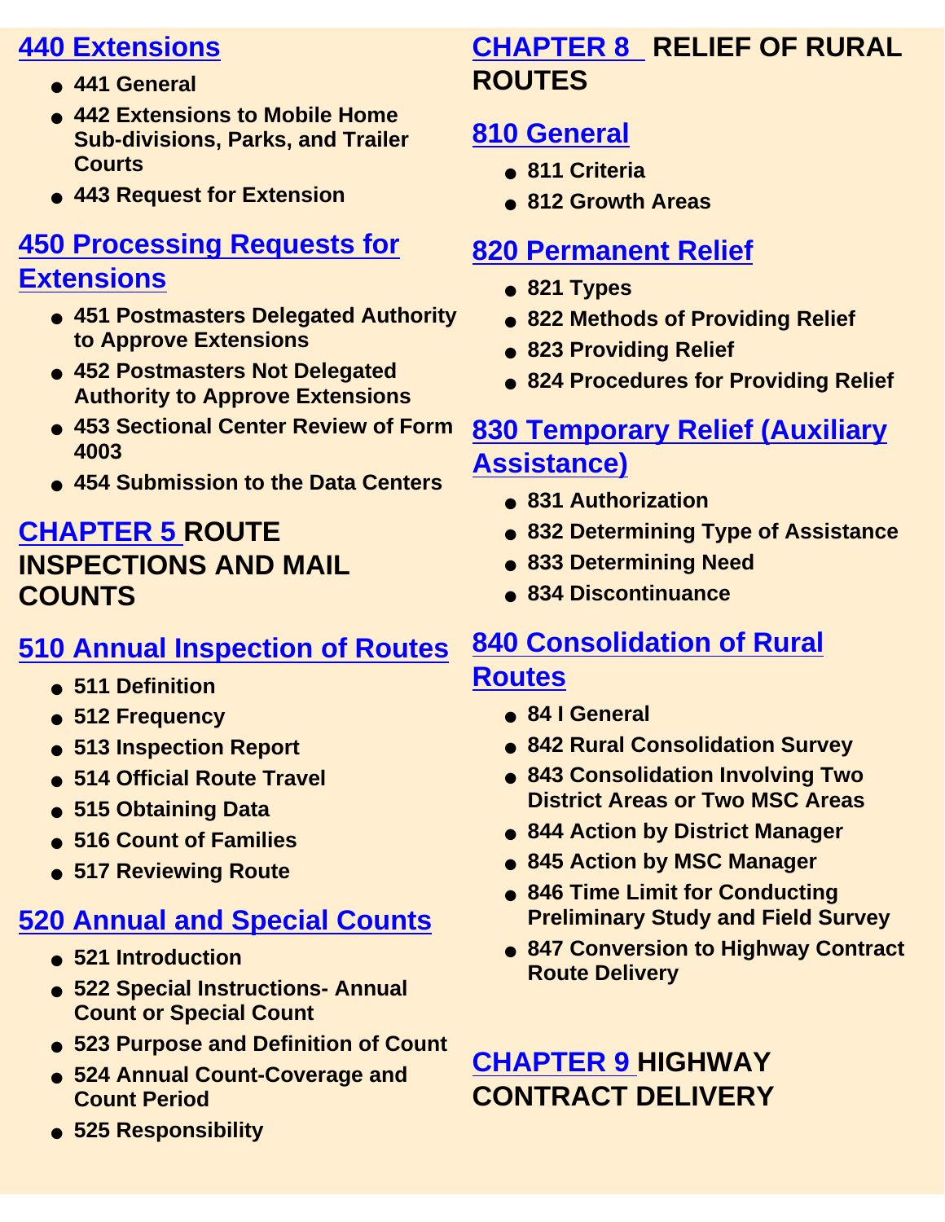## 440 Extensions

- 441 General
- 442 Extensions to Mobile Home Sub-divisions, Parks, and Trailer Courts
- 443 Request for Extension

## 450 Processing Requests for Extensions

- 451 Postmasters Delegated Authority to Approve Extensions
- 452 Postmasters Not Delegated Authority to Approve Extensions
- 453 Sectional Center Review of Form 4003
- 454 Submission to the Data Centers

# CHAPTER 5 ROUTE INSPECTIONS AND MAIL COUNTS

## 510 Annual Inspection of Routes

- 511 Definition
- 512 Frequency
- 513 Inspection Report
- 514 Official Route Travel
- 515 Obtaining Data
- 516 Count of Families
- 517 Reviewing Route

## 520 Annual and Special Counts

- 521 Introduction
- 522 Special Instructions- Annual Count or Special Count
- 523 Purpose and Definition of Count
- 524 Annual Count-Coverage and Count Period
- 525 Responsibility

# CHAPTER 8 RELIEF OF RURAL ROUTES

## 810 General

- 811 Criteria
- 812 Growth Areas

## 820 Permanent Relief

- 821 Types
- 822 Methods of Providing Relief
- 823 Providing Relief
- 824 Procedures for Providing Relief

## 830 Temporary Relief (Auxiliary Assistance)

- 831 Authorization
- 832 Determining Type of Assistance
- 833 Determining Need
- 834 Discontinuance

## 840 Consolidation of Rural Routes

- 84 I General
- 842 Rural Consolidation Survey
- 843 Consolidation Involving Two District Areas or Two MSC Areas
- 844 Action by District Manager
- 845 Action by MSC Manager
- 846 Time Limit for Conducting Preliminary Study and Field Survey
- 847 Conversion to Highway Contract Route Delivery

# CHAPTER 9 HIGHWAY CONTRACT DELIVERY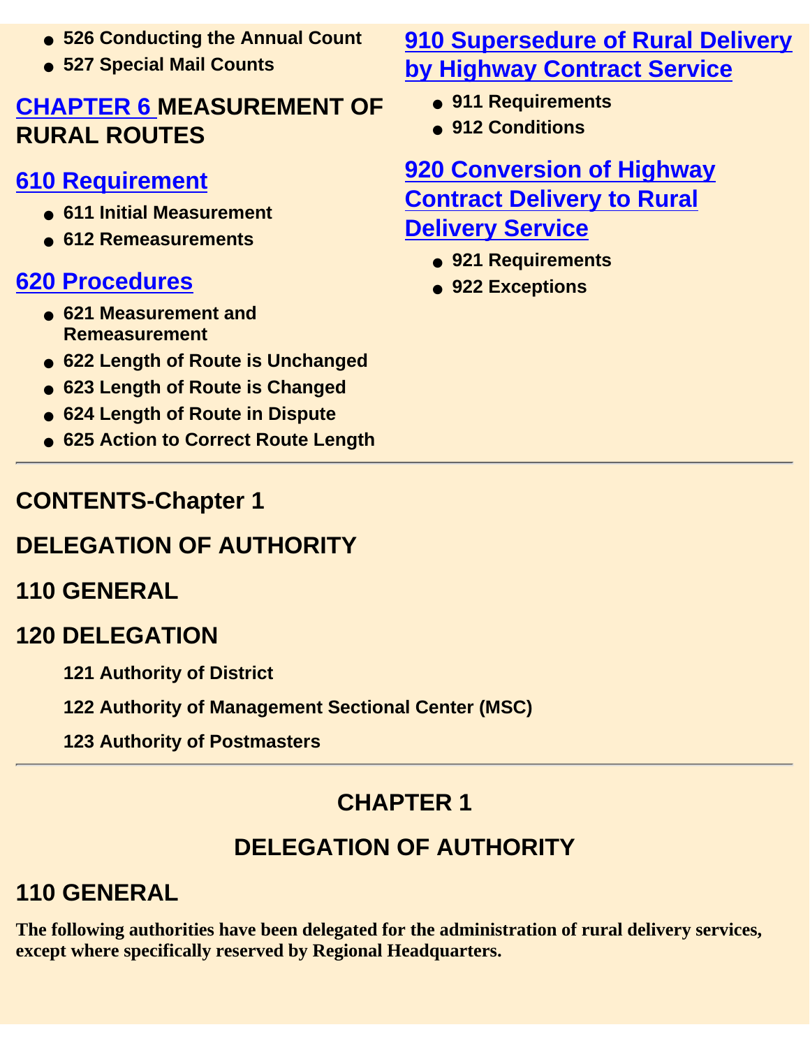- 526 Conducting the Annual Count
- 527 Special Mail Counts

## CHAPTER 6 MEASUREMENT OF RURAL ROUTES

### 610 Requirement

- 611 Initial Measurement
- 612 Remeasurements

### 620 Procedures

- 621 Measurement and Remeasurement
- 622 Length of Route is Unchanged
- 623 Length of Route is Changed
- 624 Length of Route in Dispute
- 625 Action to Correct Route Length

### 910 Supersedure of Rural Delivery by Highway Contract Service

- 911 Requirements
- 912 Conditions

### 920 Conversion of Highway Contract Delivery to Rural Delivery Service

- 921 Requirements
- 922 Exceptions

---

## CONTENTS-Chapter 1

## DELEGATION OF AUTHORITY

## 110 GENERAL

## 120 DELEGATION

**121 Authority of District**

**122 Authority of Management Sectional Center (MSC)**

**123 Authority of Postmasters**

---

# CHAPTER 1

# DELEGATION OF AUTHORITY

## 110 GENERAL

**The following authorities have been delegated for the administration of rural delivery services, except where specifically reserved by Regional Headquarters.**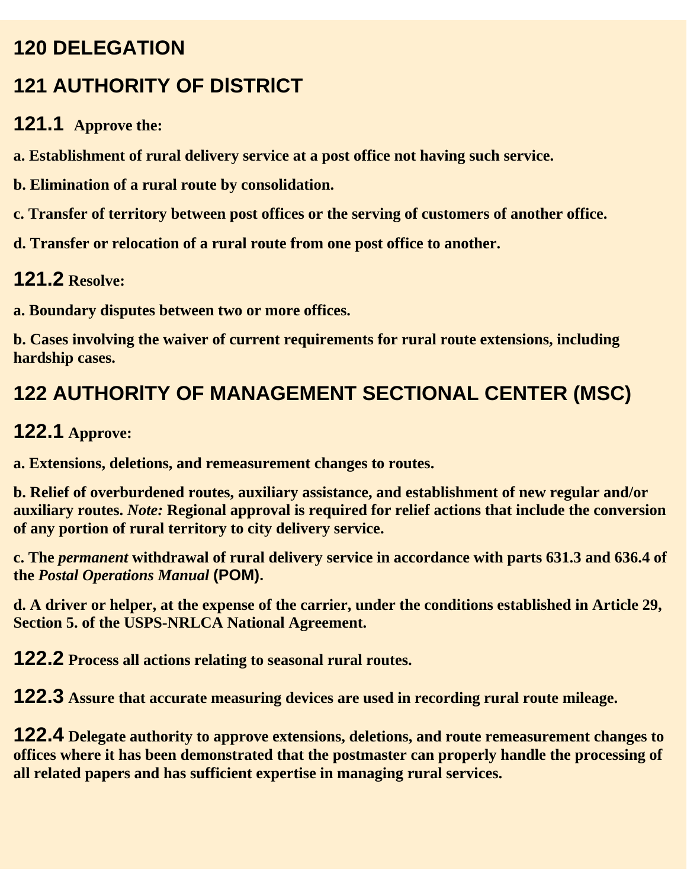# 120 DELEGATION

## 121 AUTHORITY OF DISTRICT

### 121.1 Approve the:

**a. Establishment of rural delivery service at a post office not having such service.**

**b. Elimination of a rural route by consolidation.**

**c. Transfer of territory between post offices or the serving of customers of another office.**

**d. Transfer or relocation of a rural route from one post office to another.**

### 121.2 Resolve:

**a. Boundary disputes between two or more offices.**

**b. Cases involving the waiver of current requirements for rural route extensions, including hardship cases.**

## 122 AUTHORITY OF MANAGEMENT SECTIONAL CENTER (MSC)

### 122.1 Approve:

**a. Extensions, deletions, and remeasurement changes to routes.**

**b. Relief of overburdened routes, auxiliary assistance, and establishment of new regular and/or auxiliary routes. *Note:* Regional approval is required for relief actions that include the conversion of any portion of rural territory to city delivery service.**

**c. The *permanent* withdrawal of rural delivery service in accordance with parts 631.3 and 636.4 of the *Postal Operations Manual* (POM).**

**d. A driver or helper, at the expense of the carrier, under the conditions established in Article 29, Section 5. of the USPS-NRLCA National Agreement.**

### 122.2 Process all actions relating to seasonal rural routes.

### 122.3 Assure that accurate measuring devices are used in recording rural route mileage.

### 122.4 Delegate authority to approve extensions, deletions, and route remeasurement changes to offices where it has been demonstrated that the postmaster can properly handle the processing of all related papers and has sufficient expertise in managing rural services.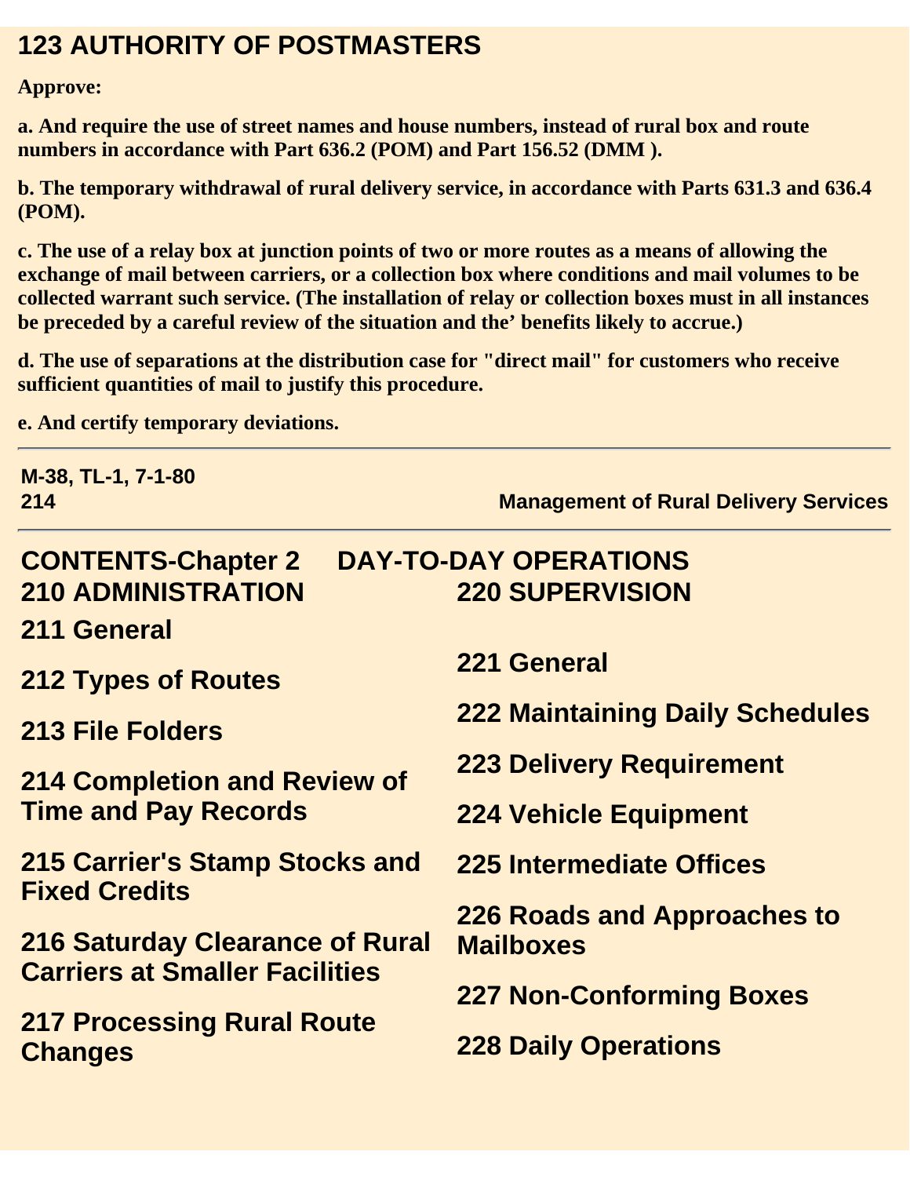## 123 AUTHORITY OF POSTMASTERS

**Approve:**

**a. And require the use of street names and house numbers, instead of rural box and route numbers in accordance with Part 636.2 (POM) and Part 156.52 (DMM ).**

**b. The temporary withdrawal of rural delivery service, in accordance with Parts 631.3 and 636.4 (POM).**

**c. The use of a relay box at junction points of two or more routes as a means of allowing the exchange of mail between carriers, or a collection box where conditions and mail volumes to be collected warrant such service. (The installation of relay or collection boxes must in all instances be preceded by a careful review of the situation and the' benefits likely to accrue.)**

**d. The use of separations at the distribution case for "direct mail" for customers who receive sufficient quantities of mail to justify this procedure.**

**e. And certify temporary deviations.**

---

## CONTENTS-Chapter 2 DAY-TO-DAY OPERATIONS

### 210 ADMINISTRATION

211 General

212 Types of Routes

213 File Folders

214 Completion and Review of Time and Pay Records

215 Carrier's Stamp Stocks and Fixed Credits

216 Saturday Clearance of Rural Carriers at Smaller Facilities

217 Processing Rural Route Changes

### 220 SUPERVISION

221 General

222 Maintaining Daily Schedules

223 Delivery Requirement

224 Vehicle Equipment

225 Intermediate Offices

226 Roads and Approaches to Mailboxes

227 Non-Conforming Boxes

228 Daily Operations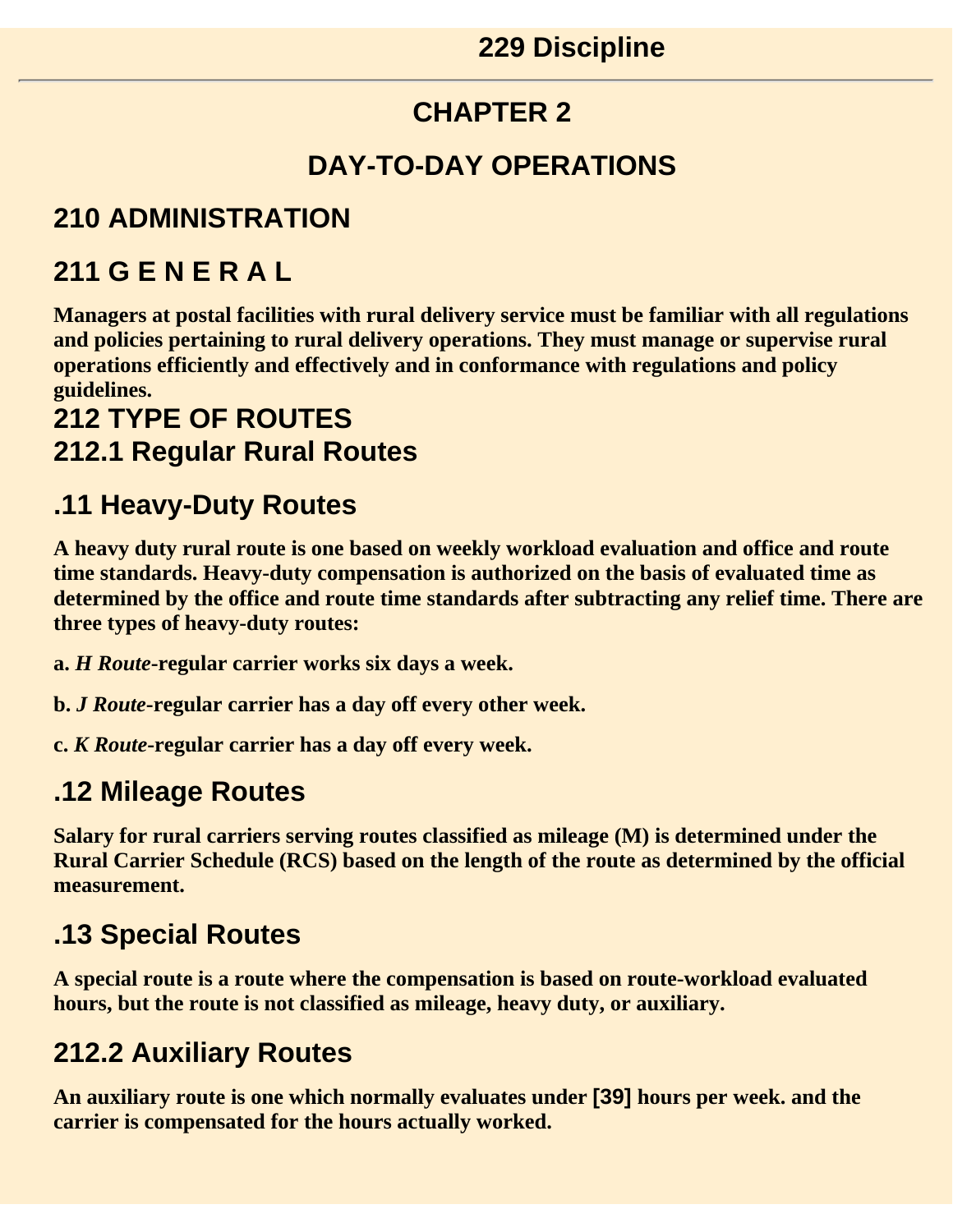# CHAPTER 2

# DAY-TO-DAY OPERATIONS

## 210 ADMINISTRATION

## 211 G E N E R A L

**Managers at postal facilities with rural delivery service must be familiar with all regulations and policies pertaining to rural delivery operations. They must manage or supervise rural operations efficiently and effectively and in conformance with regulations and policy guidelines.**

## 212 TYPE OF ROUTES

## 212.1 Regular Rural Routes

### .11 Heavy-Duty Routes

**A heavy duty rural route is one based on weekly workload evaluation and office and route time standards. Heavy-duty compensation is authorized on the basis of evaluated time as determined by the office and route time standards after subtracting any relief time. There are three types of heavy-duty routes:**

**a.** ***H Route*****-regular carrier works six days a week.**

**b.** ***J Route*****-regular carrier has a day off every other week.**

**c.** ***K Route*****-regular carrier has a day off every week.**

### .12 Mileage Routes

**Salary for rural carriers serving routes classified as mileage (M) is determined under the Rural Carrier Schedule (RCS) based on the length of the route as determined by the official measurement.**

### .13 Special Routes

**A special route is a route where the compensation is based on route-workload evaluated hours, but the route is not classified as mileage, heavy duty, or auxiliary.**

## 212.2 Auxiliary Routes

**An auxiliary route is one which normally evaluates under [39] hours per week. and the carrier is compensated for the hours actually worked.**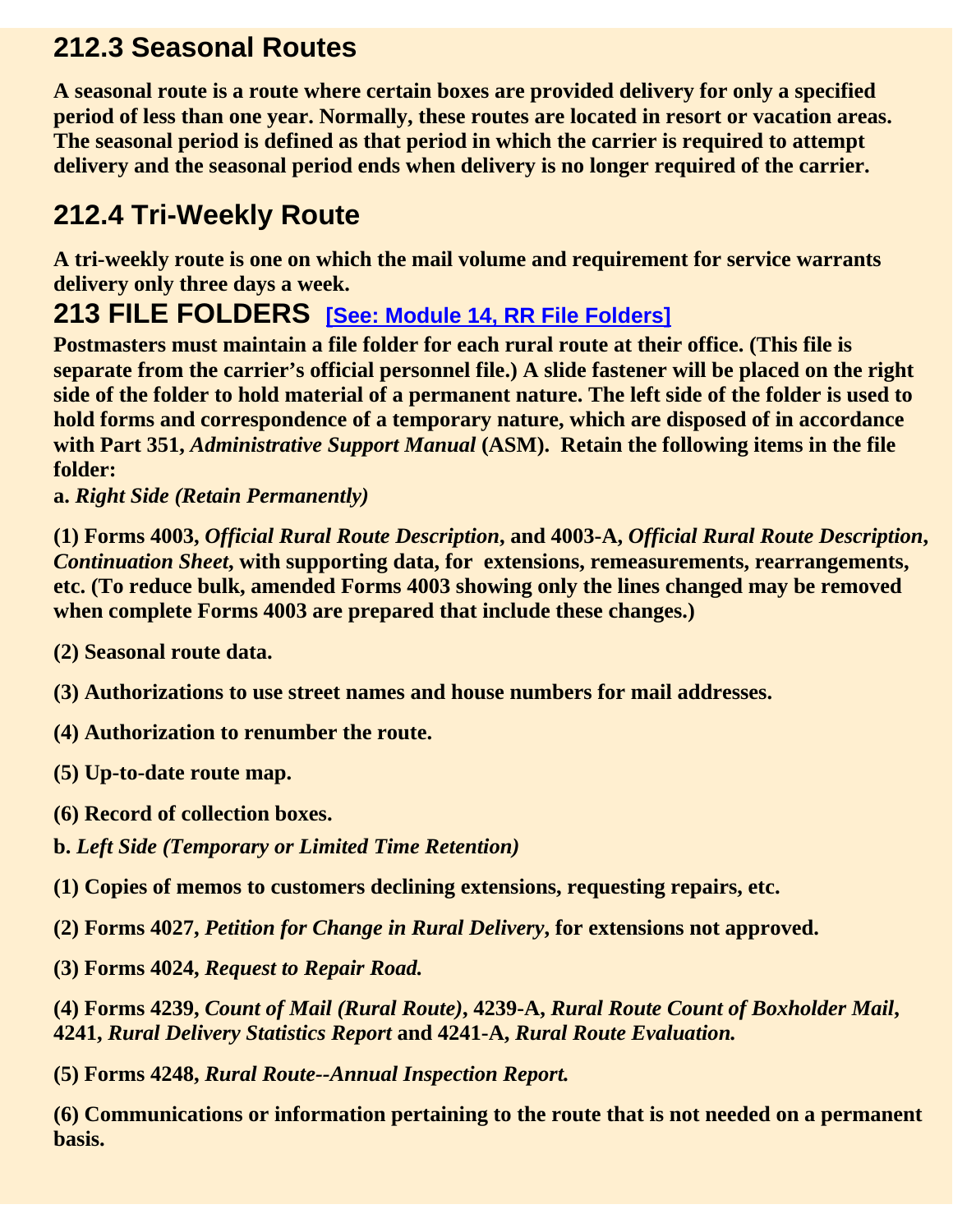## 212.3 Seasonal Routes

**A seasonal route is a route where certain boxes are provided delivery for only a specified period of less than one year. Normally, these routes are located in resort or vacation areas. The seasonal period is defined as that period in which the carrier is required to attempt delivery and the seasonal period ends when delivery is no longer required of the carrier.**

## 212.4 Tri-Weekly Route

**A tri-weekly route is one on which the mail volume and requirement for service warrants delivery only three days a week.**

## 213 FILE FOLDERS [See: Module 14, RR File Folders]

**Postmasters must maintain a file folder for each rural route at their office. (This file is separate from the carrier's official personnel file.) A slide fastener will be placed on the right side of the folder to hold material of a permanent nature. The left side of the folder is used to hold forms and correspondence of a temporary nature, which are disposed of in accordance with Part 351, *Administrative Support Manual* (ASM). Retain the following items in the file folder:**

**a.** ***Right Side (Retain Permanently)***

**(1) Forms 4003, *Official Rural Route Description*, and 4003-A, *Official Rural Route Description, Continuation Sheet*, with supporting data, for extensions, remeasurements, rearrangements, etc. (To reduce bulk, amended Forms 4003 showing only the lines changed may be removed when complete Forms 4003 are prepared that include these changes.)**

**(2) Seasonal route data.**

**(3) Authorizations to use street names and house numbers for mail addresses.**

**(4) Authorization to renumber the route.**

**(5) Up-to-date route map.**

**(6) Record of collection boxes.**

**b.** ***Left Side (Temporary or Limited Time Retention)***

**(1) Copies of memos to customers declining extensions, requesting repairs, etc.**

**(2) Forms 4027, *Petition for Change in Rural Delivery*, for extensions not approved.**

**(3) Forms 4024, *Request to Repair Road.***

**(4) Forms 4239, *Count of Mail (Rural Route)*, 4239-A, *Rural Route Count of Boxholder Mail*, 4241, *Rural Delivery Statistics Report* and 4241-A, *Rural Route Evaluation.***

**(5) Forms 4248, *Rural Route--Annual Inspection Report.***

**(6) Communications or information pertaining to the route that is not needed on a permanent basis.**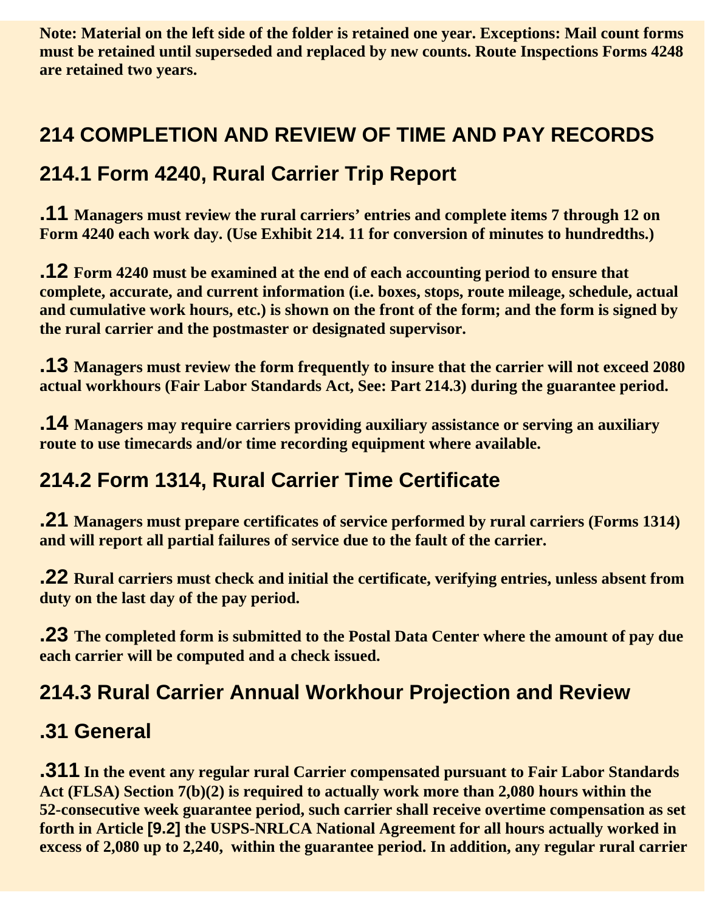**Note: Material on the left side of the folder is retained one year. Exceptions: Mail count forms must be retained until superseded and replaced by new counts. Route Inspections Forms 4248 are retained two years.**

## 214 COMPLETION AND REVIEW OF TIME AND PAY RECORDS

## 214.1 Form 4240, Rural Carrier Trip Report

**.11** **Managers must review the rural carriers' entries and complete items 7 through 12 on Form 4240 each work day. (Use Exhibit 214. 11 for conversion of minutes to hundredths.)**

**.12** **Form 4240 must be examined at the end of each accounting period to ensure that complete, accurate, and current information (i.e. boxes, stops, route mileage, schedule, actual and cumulative work hours, etc.) is shown on the front of the form; and the form is signed by the rural carrier and the postmaster or designated supervisor.**

**.13** **Managers must review the form frequently to insure that the carrier will not exceed 2080 actual workhours (Fair Labor Standards Act, See: Part 214.3) during the guarantee period.**

**.14** **Managers may require carriers providing auxiliary assistance or serving an auxiliary route to use timecards and/or time recording equipment where available.**

## 214.2 Form 1314, Rural Carrier Time Certificate

**.21** **Managers must prepare certificates of service performed by rural carriers (Forms 1314) and will report all partial failures of service due to the fault of the carrier.**

**.22** **Rural carriers must check and initial the certificate, verifying entries, unless absent from duty on the last day of the pay period.**

**.23** **The completed form is submitted to the Postal Data Center where the amount of pay due each carrier will be computed and a check issued.**

## 214.3 Rural Carrier Annual Workhour Projection and Review

## .31 General

**.311** **In the event any regular rural Carrier compensated pursuant to Fair Labor Standards Act (FLSA) Section 7(b)(2) is required to actually work more than 2,080 hours within the 52-consecutive week guarantee period, such carrier shall receive overtime compensation as set forth in Article [9.2] the USPS-NRLCA National Agreement for all hours actually worked in excess of 2,080 up to 2,240, within the guarantee period. In addition, any regular rural carrier**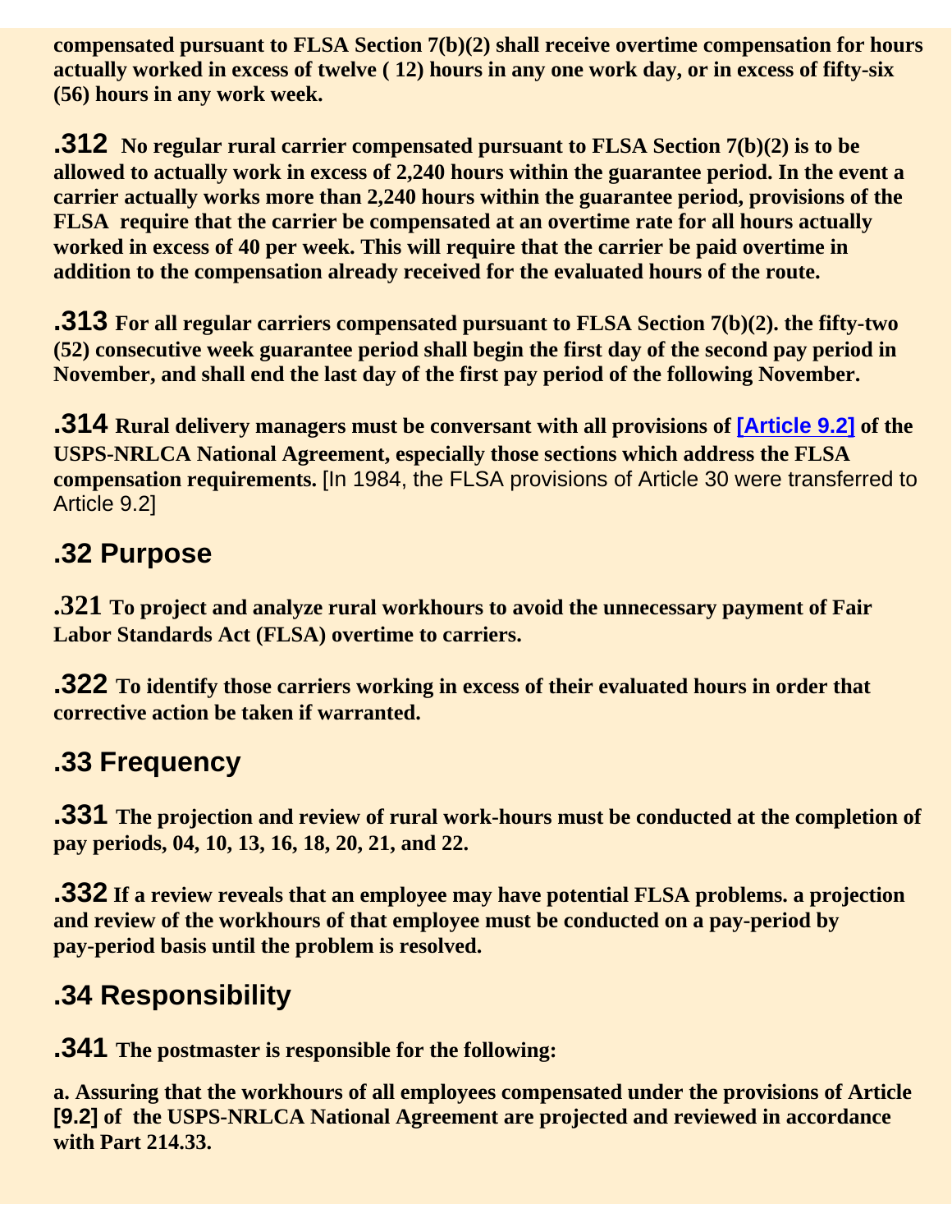**compensated pursuant to FLSA Section 7(b)(2) shall receive overtime compensation for hours actually worked in excess of twelve ( 12) hours in any one work day, or in excess of fifty-six (56) hours in any work week.**

**.312 No regular rural carrier compensated pursuant to FLSA Section 7(b)(2) is to be allowed to actually work in excess of 2,240 hours within the guarantee period. In the event a carrier actually works more than 2,240 hours within the guarantee period, provisions of the FLSA require that the carrier be compensated at an overtime rate for all hours actually worked in excess of 40 per week. This will require that the carrier be paid overtime in addition to the compensation already received for the evaluated hours of the route.**

**.313 For all regular carriers compensated pursuant to FLSA Section 7(b)(2). the fifty-two (52) consecutive week guarantee period shall begin the first day of the second pay period in November, and shall end the last day of the first pay period of the following November.**

**.314 Rural delivery managers must be conversant with all provisions of [Article 9.2] of the USPS-NRLCA National Agreement, especially those sections which address the FLSA compensation requirements.** [In 1984, the FLSA provisions of Article 30 were transferred to Article 9.2]

## .32 Purpose

**.321 To project and analyze rural workhours to avoid the unnecessary payment of Fair Labor Standards Act (FLSA) overtime to carriers.**

**.322 To identify those carriers working in excess of their evaluated hours in order that corrective action be taken if warranted.**

## .33 Frequency

**.331 The projection and review of rural work-hours must be conducted at the completion of pay periods, 04, 10, 13, 16, 18, 20, 21, and 22.**

**.332 If a review reveals that an employee may have potential FLSA problems. a projection and review of the workhours of that employee must be conducted on a pay-period by pay-period basis until the problem is resolved.**

## .34 Responsibility

**.341 The postmaster is responsible for the following:**

**a. Assuring that the workhours of all employees compensated under the provisions of Article [9.2] of the USPS-NRLCA National Agreement are projected and reviewed in accordance with Part 214.33.**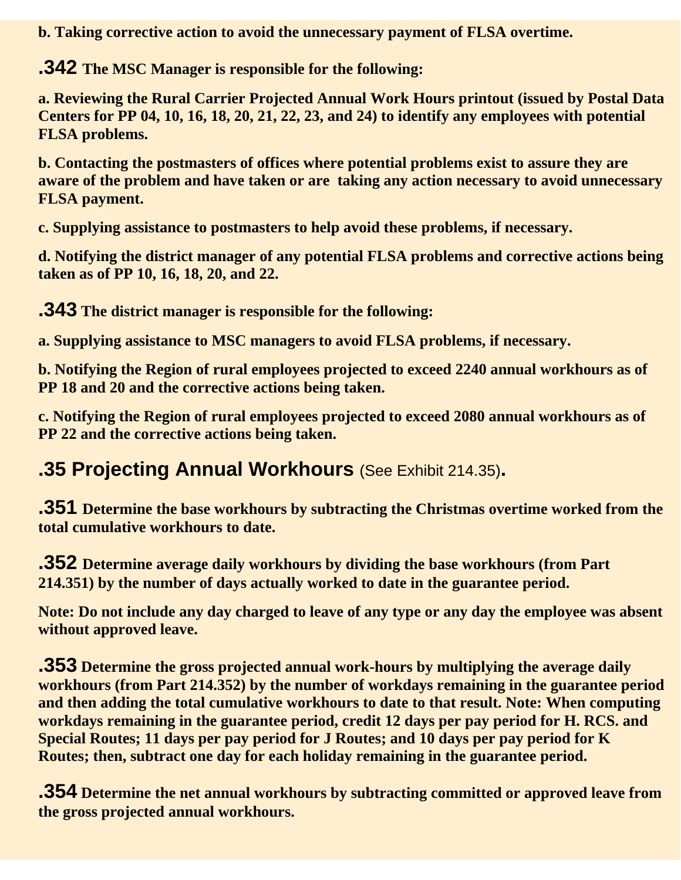**b. Taking corrective action to avoid the unnecessary payment of FLSA overtime.**

**.342 The MSC Manager is responsible for the following:**

**a. Reviewing the Rural Carrier Projected Annual Work Hours printout (issued by Postal Data Centers for PP 04, 10, 16, 18, 20, 21, 22, 23, and 24) to identify any employees with potential FLSA problems.**

**b. Contacting the postmasters of offices where potential problems exist to assure they are aware of the problem and have taken or are taking any action necessary to avoid unnecessary FLSA payment.**

**c. Supplying assistance to postmasters to help avoid these problems, if necessary.**

**d. Notifying the district manager of any potential FLSA problems and corrective actions being taken as of PP 10, 16, 18, 20, and 22.**

**.343 The district manager is responsible for the following:**

**a. Supplying assistance to MSC managers to avoid FLSA problems, if necessary.**

**b. Notifying the Region of rural employees projected to exceed 2240 annual workhours as of PP 18 and 20 and the corrective actions being taken.**

**c. Notifying the Region of rural employees projected to exceed 2080 annual workhours as of PP 22 and the corrective actions being taken.**

## .35 Projecting Annual Workhours (See Exhibit 214.35).

**.351 Determine the base workhours by subtracting the Christmas overtime worked from the total cumulative workhours to date.**

**.352 Determine average daily workhours by dividing the base workhours (from Part 214.351) by the number of days actually worked to date in the guarantee period.**

**Note: Do not include any day charged to leave of any type or any day the employee was absent without approved leave.**

**.353 Determine the gross projected annual work-hours by multiplying the average daily workhours (from Part 214.352) by the number of workdays remaining in the guarantee period and then adding the total cumulative workhours to date to that result. Note: When computing workdays remaining in the guarantee period, credit 12 days per pay period for H. RCS. and Special Routes; 11 days per pay period for J Routes; and 10 days per pay period for K Routes; then, subtract one day for each holiday remaining in the guarantee period.**

**.354 Determine the net annual workhours by subtracting committed or approved leave from the gross projected annual workhours.**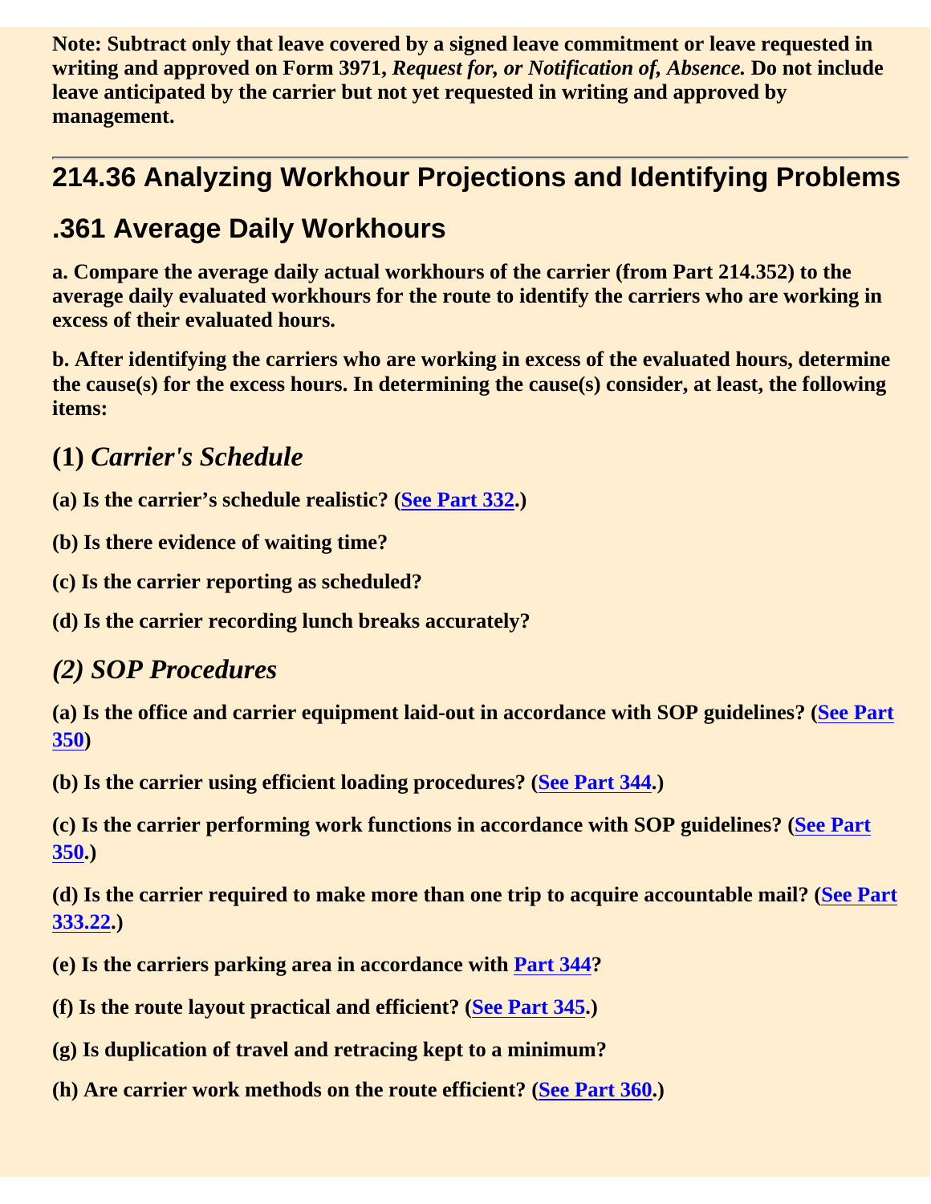**Note: Subtract only that leave covered by a signed leave commitment or leave requested in writing and approved on Form 3971, *Request for, or Notification of, Absence.* Do not include leave anticipated by the carrier but not yet requested in writing and approved by management.**

---

## 214.36 Analyzing Workhour Projections and Identifying Problems

## .361 Average Daily Workhours

**a. Compare the average daily actual workhours of the carrier (from Part 214.352) to the average daily evaluated workhours for the route to identify the carriers who are working in excess of their evaluated hours.**

**b. After identifying the carriers who are working in excess of the evaluated hours, determine the cause(s) for the excess hours. In determining the cause(s) consider, at least, the following items:**

### (1) *Carrier's Schedule*

**(a) Is the carrier's schedule realistic? (See Part 332.)**

**(b) Is there evidence of waiting time?**

**(c) Is the carrier reporting as scheduled?**

**(d) Is the carrier recording lunch breaks accurately?**

### *(2) SOP Procedures*

**(a) Is the office and carrier equipment laid-out in accordance with SOP guidelines? (See Part 350)**

**(b) Is the carrier using efficient loading procedures? (See Part 344.)**

**(c) Is the carrier performing work functions in accordance with SOP guidelines? (See Part 350.)**

**(d) Is the carrier required to make more than one trip to acquire accountable mail? (See Part 333.22.)**

**(e) Is the carriers parking area in accordance with Part 344?**

**(f) Is the route layout practical and efficient? (See Part 345.)**

**(g) Is duplication of travel and retracing kept to a minimum?**

**(h) Are carrier work methods on the route efficient? (See Part 360.)**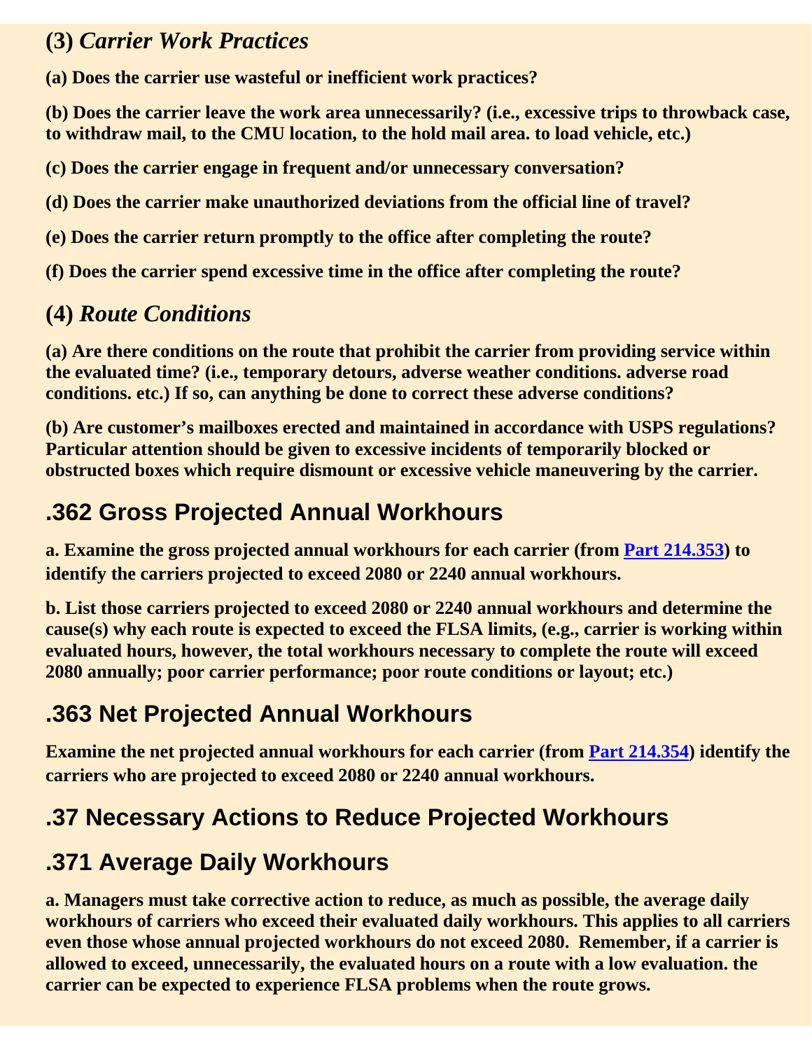### (3) *Carrier Work Practices*

**(a) Does the carrier use wasteful or inefficient work practices?**

**(b) Does the carrier leave the work area unnecessarily? (i.e., excessive trips to throwback case, to withdraw mail, to the CMU location, to the hold mail area. to load vehicle, etc.)**

**(c) Does the carrier engage in frequent and/or unnecessary conversation?**

**(d) Does the carrier make unauthorized deviations from the official line of travel?**

**(e) Does the carrier return promptly to the office after completing the route?**

**(f) Does the carrier spend excessive time in the office after completing the route?**

### (4) *Route Conditions*

**(a) Are there conditions on the route that prohibit the carrier from providing service within the evaluated time? (i.e., temporary detours, adverse weather conditions. adverse road conditions. etc.) If so, can anything be done to correct these adverse conditions?**

**(b) Are customer's mailboxes erected and maintained in accordance with USPS regulations? Particular attention should be given to excessive incidents of temporarily blocked or obstructed boxes which require dismount or excessive vehicle maneuvering by the carrier.**

## .362 Gross Projected Annual Workhours

**a. Examine the gross projected annual workhours for each carrier (from Part 214.353) to identify the carriers projected to exceed 2080 or 2240 annual workhours.**

**b. List those carriers projected to exceed 2080 or 2240 annual workhours and determine the cause(s) why each route is expected to exceed the FLSA limits, (e.g., carrier is working within evaluated hours, however, the total workhours necessary to complete the route will exceed 2080 annually; poor carrier performance; poor route conditions or layout; etc.)**

## .363 Net Projected Annual Workhours

**Examine the net projected annual workhours for each carrier (from Part 214.354) identify the carriers who are projected to exceed 2080 or 2240 annual workhours.**

## .37 Necessary Actions to Reduce Projected Workhours

## .371 Average Daily Workhours

**a. Managers must take corrective action to reduce, as much as possible, the average daily workhours of carriers who exceed their evaluated daily workhours. This applies to all carriers even those whose annual projected workhours do not exceed 2080. Remember, if a carrier is allowed to exceed, unnecessarily, the evaluated hours on a route with a low evaluation. the carrier can be expected to experience FLSA problems when the route grows.**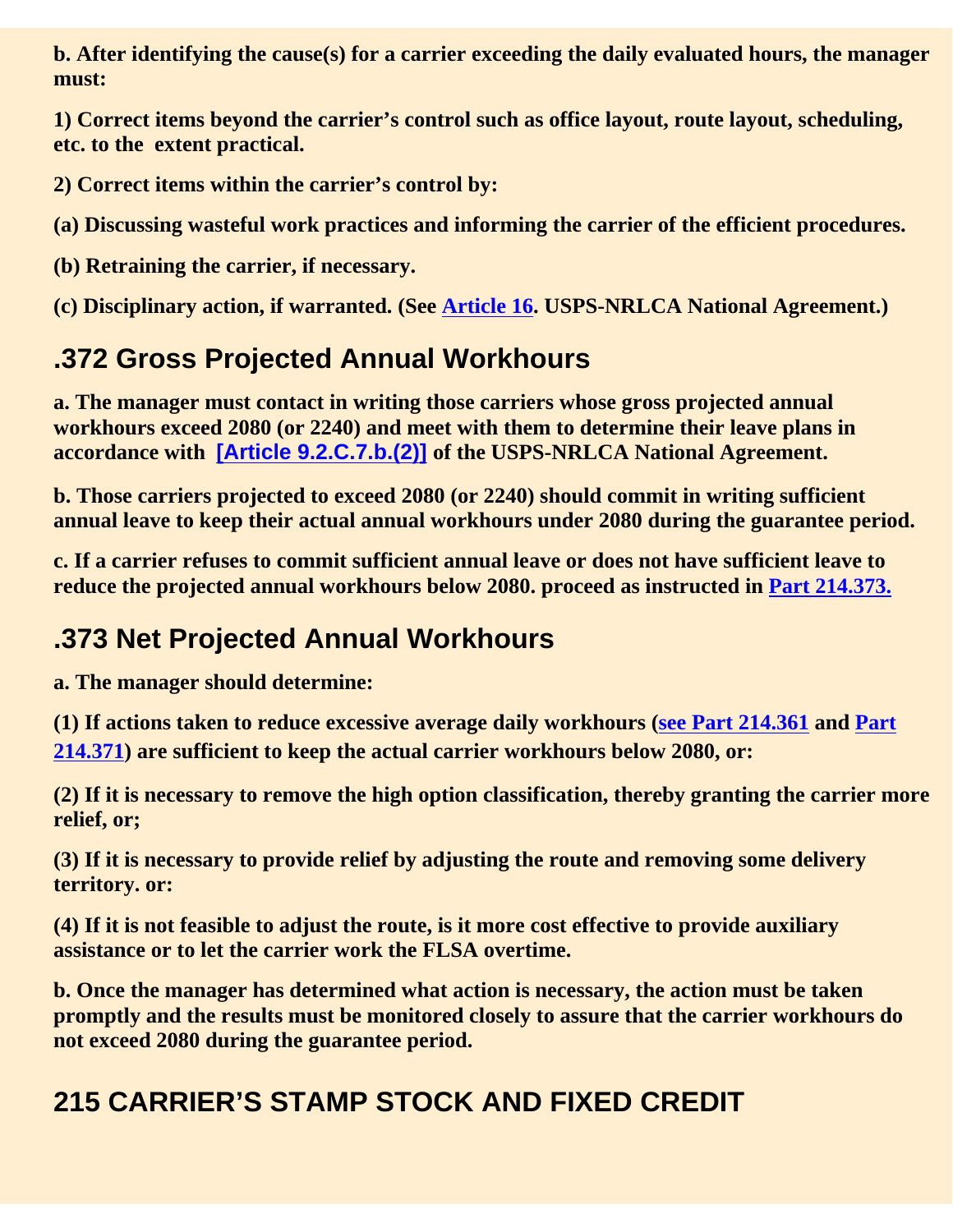**b. After identifying the cause(s) for a carrier exceeding the daily evaluated hours, the manager must:**

**1) Correct items beyond the carrier's control such as office layout, route layout, scheduling, etc. to the extent practical.**

**2) Correct items within the carrier's control by:**

**(a) Discussing wasteful work practices and informing the carrier of the efficient procedures.**

**(b) Retraining the carrier, if necessary.**

**(c) Disciplinary action, if warranted. (See Article 16. USPS-NRLCA National Agreement.)**

## .372 Gross Projected Annual Workhours

**a. The manager must contact in writing those carriers whose gross projected annual workhours exceed 2080 (or 2240) and meet with them to determine their leave plans in accordance with [Article 9.2.C.7.b.(2)] of the USPS-NRLCA National Agreement.**

**b. Those carriers projected to exceed 2080 (or 2240) should commit in writing sufficient annual leave to keep their actual annual workhours under 2080 during the guarantee period.**

**c. If a carrier refuses to commit sufficient annual leave or does not have sufficient leave to reduce the projected annual workhours below 2080. proceed as instructed in Part 214.373.**

## .373 Net Projected Annual Workhours

**a. The manager should determine:**

**(1) If actions taken to reduce excessive average daily workhours (see Part 214.361 and Part 214.371) are sufficient to keep the actual carrier workhours below 2080, or:**

**(2) If it is necessary to remove the high option classification, thereby granting the carrier more relief, or;**

**(3) If it is necessary to provide relief by adjusting the route and removing some delivery territory. or:**

**(4) If it is not feasible to adjust the route, is it more cost effective to provide auxiliary assistance or to let the carrier work the FLSA overtime.**

**b. Once the manager has determined what action is necessary, the action must be taken promptly and the results must be monitored closely to assure that the carrier workhours do not exceed 2080 during the guarantee period.**

# 215 CARRIER'S STAMP STOCK AND FIXED CREDIT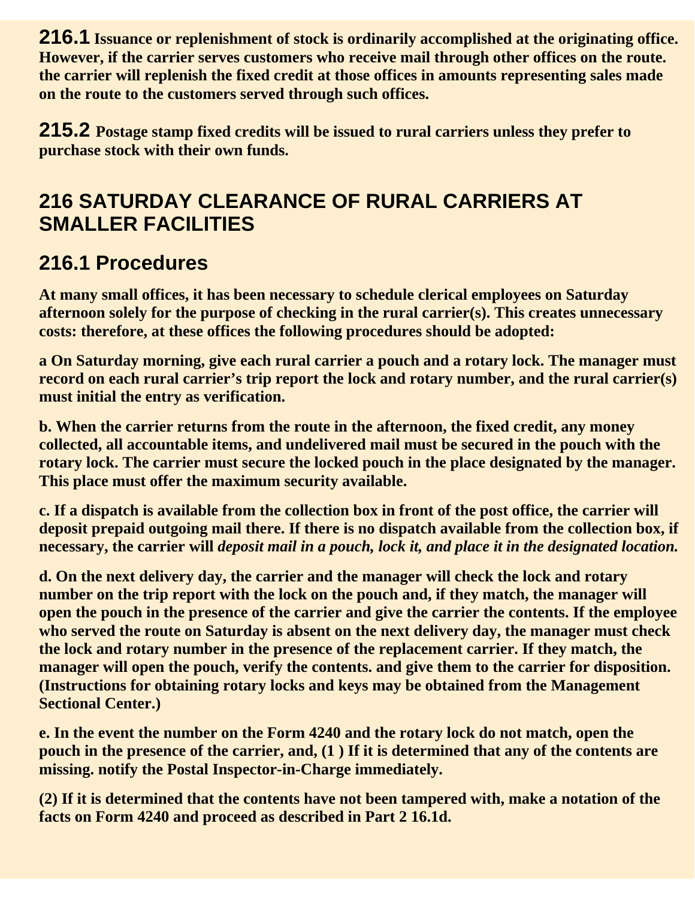**216.1** Issuance or replenishment of stock is ordinarily accomplished at the originating office. However, if the carrier serves customers who receive mail through other offices on the route. the carrier will replenish the fixed credit at those offices in amounts representing sales made on the route to the customers served through such offices.

**215.2** Postage stamp fixed credits will be issued to rural carriers unless they prefer to purchase stock with their own funds.

## 216 SATURDAY CLEARANCE OF RURAL CARRIERS AT SMALLER FACILITIES

### 216.1 Procedures

At many small offices, it has been necessary to schedule clerical employees on Saturday afternoon solely for the purpose of checking in the rural carrier(s). This creates unnecessary costs: therefore, at these offices the following procedures should be adopted:

a On Saturday morning, give each rural carrier a pouch and a rotary lock. The manager must record on each rural carrier's trip report the lock and rotary number, and the rural carrier(s) must initial the entry as verification.

b. When the carrier returns from the route in the afternoon, the fixed credit, any money collected, all accountable items, and undelivered mail must be secured in the pouch with the rotary lock. The carrier must secure the locked pouch in the place designated by the manager. This place must offer the maximum security available.

c. If a dispatch is available from the collection box in front of the post office, the carrier will deposit prepaid outgoing mail there. If there is no dispatch available from the collection box, if necessary, the carrier will *deposit mail in a pouch, lock it, and place it in the designated location.*

d. On the next delivery day, the carrier and the manager will check the lock and rotary number on the trip report with the lock on the pouch and, if they match, the manager will open the pouch in the presence of the carrier and give the carrier the contents. If the employee who served the route on Saturday is absent on the next delivery day, the manager must check the lock and rotary number in the presence of the replacement carrier. If they match, the manager will open the pouch, verify the contents. and give them to the carrier for disposition. (Instructions for obtaining rotary locks and keys may be obtained from the Management Sectional Center.)

e. In the event the number on the Form 4240 and the rotary lock do not match, open the pouch in the presence of the carrier, and, (1 ) If it is determined that any of the contents are missing. notify the Postal Inspector-in-Charge immediately.

(2) If it is determined that the contents have not been tampered with, make a notation of the facts on Form 4240 and proceed as described in Part 2 16.1d.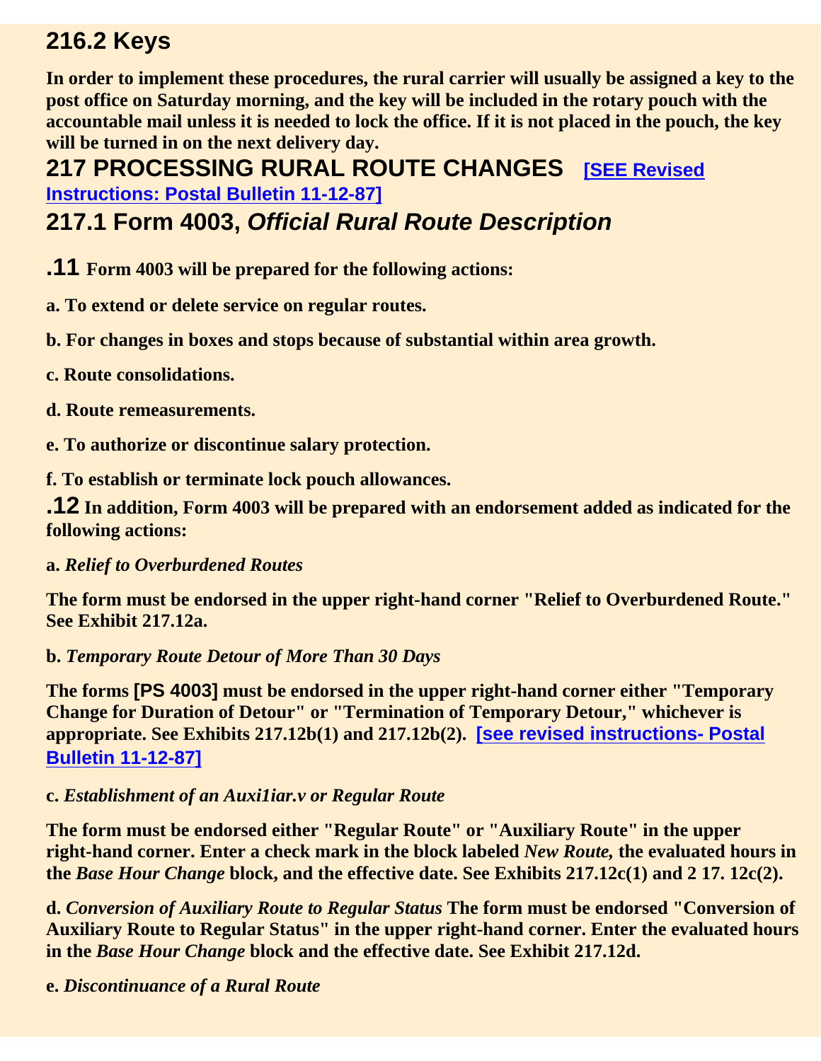## 216.2 Keys

**In order to implement these procedures, the rural carrier will usually be assigned a key to the post office on Saturday morning, and the key will be included in the rotary pouch with the accountable mail unless it is needed to lock the office. If it is not placed in the pouch, the key will be turned in on the next delivery day.**

## 217 PROCESSING RURAL ROUTE CHANGES [SEE Revised Instructions: Postal Bulletin 11-12-87]

## 217.1 Form 4003, *Official Rural Route Description*

**.11 Form 4003 will be prepared for the following actions:**

**a. To extend or delete service on regular routes.**

**b. For changes in boxes and stops because of substantial within area growth.**

**c. Route consolidations.**

**d. Route remeasurements.**

**e. To authorize or discontinue salary protection.**

**f. To establish or terminate lock pouch allowances.**

**.12 In addition, Form 4003 will be prepared with an endorsement added as indicated for the following actions:**

**a. *Relief to Overburdened Routes***

**The form must be endorsed in the upper right-hand corner "Relief to Overburdened Route." See Exhibit 217.12a.**

**b. *Temporary Route Detour of More Than 30 Days***

**The forms [PS 4003] must be endorsed in the upper right-hand corner either "Temporary Change for Duration of Detour" or "Termination of Temporary Detour," whichever is appropriate. See Exhibits 217.12b(1) and 217.12b(2).** [see revised instructions- Postal Bulletin 11-12-87]

**c. *Establishment of an Auxi1iar.v or Regular Route***

**The form must be endorsed either "Regular Route" or "Auxiliary Route" in the upper right-hand corner. Enter a check mark in the block labeled *New Route,* the evaluated hours in the *Base Hour Change* block, and the effective date. See Exhibits 217.12c(1) and 2 17. 12c(2).**

**d. *Conversion of Auxiliary Route to Regular Status* The form must be endorsed "Conversion of Auxiliary Route to Regular Status" in the upper right-hand corner. Enter the evaluated hours in the *Base Hour Change* block and the effective date. See Exhibit 217.12d.**

**e. *Discontinuance of a Rural Route***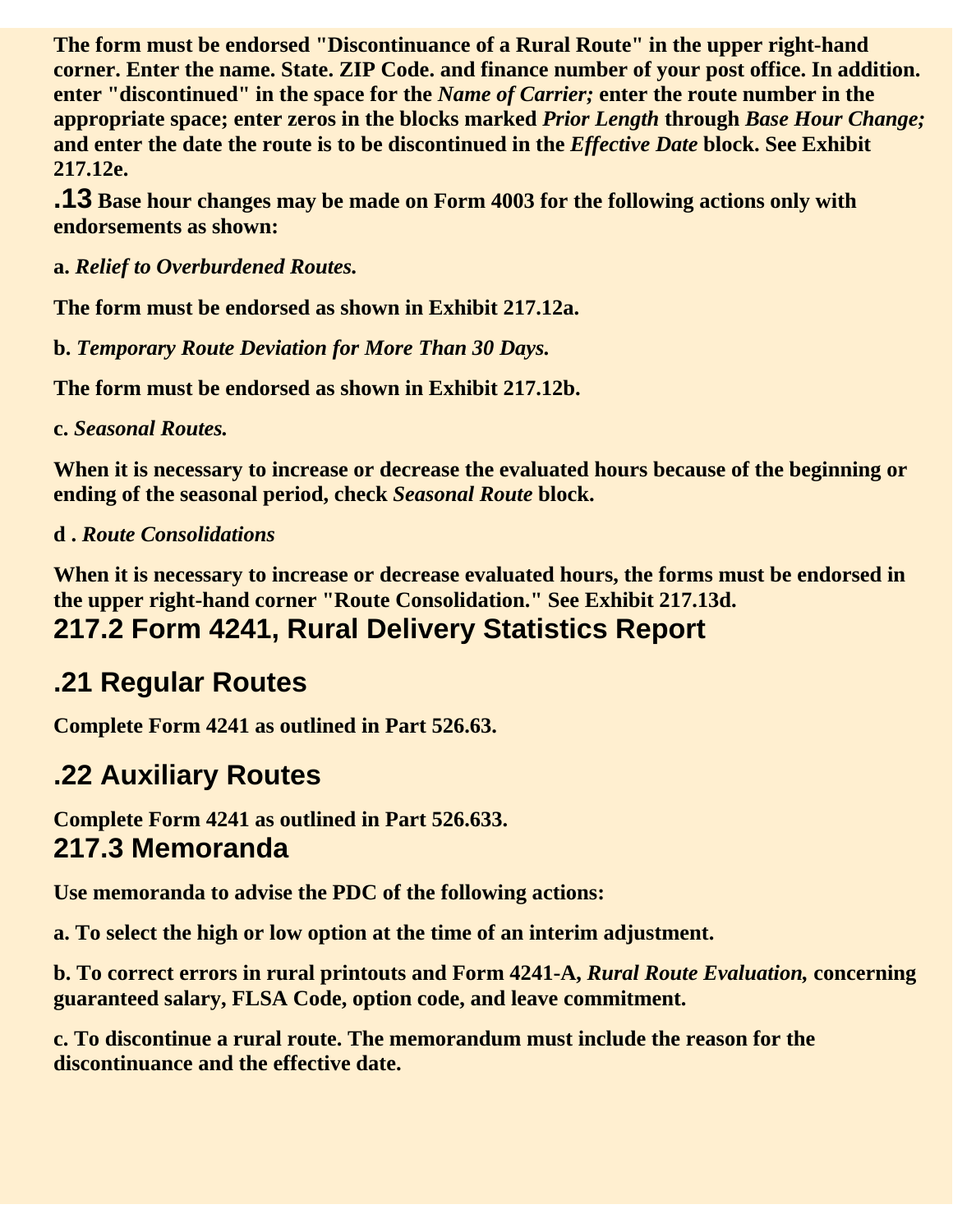**The form must be endorsed "Discontinuance of a Rural Route" in the upper right-hand corner. Enter the name. State. ZIP Code. and finance number of your post office. In addition. enter "discontinued" in the space for the *Name of Carrier;* enter the route number in the appropriate space; enter zeros in the blocks marked *Prior Length* through *Base Hour Change;* and enter the date the route is to be discontinued in the *Effective Date* block. See Exhibit 217.12e.**

**.13 Base hour changes may be made on Form 4003 for the following actions only with endorsements as shown:**

**a. *Relief to Overburdened Routes.***

**The form must be endorsed as shown in Exhibit 217.12a.**

**b. *Temporary Route Deviation for More Than 30 Days.***

**The form must be endorsed as shown in Exhibit 217.12b.**

**c. *Seasonal Routes.***

**When it is necessary to increase or decrease the evaluated hours because of the beginning or ending of the seasonal period, check *Seasonal Route* block.**

**d . *Route Consolidations***

**When it is necessary to increase or decrease evaluated hours, the forms must be endorsed in the upper right-hand corner "Route Consolidation." See Exhibit 217.13d.**

## 217.2 Form 4241, Rural Delivery Statistics Report

## .21 Regular Routes

**Complete Form 4241 as outlined in Part 526.63.**

## .22 Auxiliary Routes

**Complete Form 4241 as outlined in Part 526.633.**

## 217.3 Memoranda

**Use memoranda to advise the PDC of the following actions:**

**a. To select the high or low option at the time of an interim adjustment.**

**b. To correct errors in rural printouts and Form 4241-A, *Rural Route Evaluation,* concerning guaranteed salary, FLSA Code, option code, and leave commitment.**

**c. To discontinue a rural route. The memorandum must include the reason for the discontinuance and the effective date.**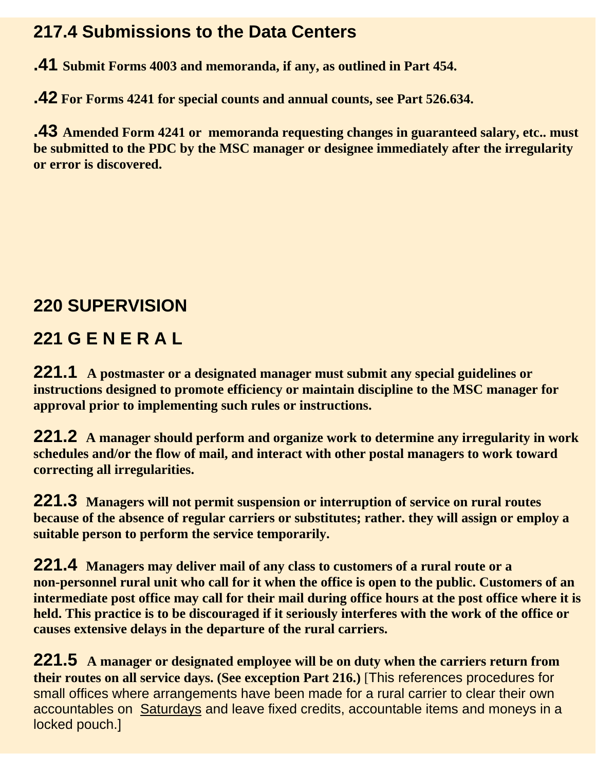## 217.4 Submissions to the Data Centers

**.41** **Submit Forms 4003 and memoranda, if any, as outlined in Part 454.**

**.42** **For Forms 4241 for special counts and annual counts, see Part 526.634.**

**.43** **Amended Form 4241 or memoranda requesting changes in guaranteed salary, etc.. must be submitted to the PDC by the MSC manager or designee immediately after the irregularity or error is discovered.**

## 220 SUPERVISION

## 221 G E N E R A L

**221.1** **A postmaster or a designated manager must submit any special guidelines or instructions designed to promote efficiency or maintain discipline to the MSC manager for approval prior to implementing such rules or instructions.**

**221.2** **A manager should perform and organize work to determine any irregularity in work schedules and/or the flow of mail, and interact with other postal managers to work toward correcting all irregularities.**

**221.3** **Managers will not permit suspension or interruption of service on rural routes because of the absence of regular carriers or substitutes; rather. they will assign or employ a suitable person to perform the service temporarily.**

**221.4** **Managers may deliver mail of any class to customers of a rural route or a non-personnel rural unit who call for it when the office is open to the public. Customers of an intermediate post office may call for their mail during office hours at the post office where it is held. This practice is to be discouraged if it seriously interferes with the work of the office or causes extensive delays in the departure of the rural carriers.**

**221.5** **A manager or designated employee will be on duty when the carriers return from their routes on all service days. (See exception Part 216.)** [This references procedures for small offices where arrangements have been made for a rural carrier to clear their own accountables on <u>Saturdays</u> and leave fixed credits, accountable items and moneys in a locked pouch.]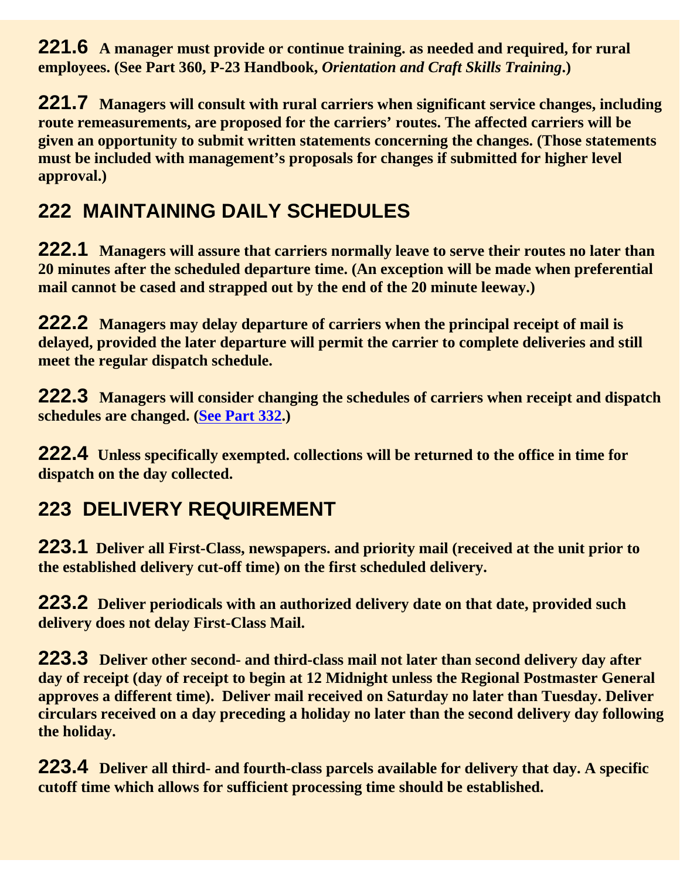**221.6** **A manager must provide or continue training. as needed and required, for rural employees. (See Part 360, P-23 Handbook, *Orientation and Craft Skills Training*.)**

**221.7** **Managers will consult with rural carriers when significant service changes, including route remeasurements, are proposed for the carriers' routes. The affected carriers will be given an opportunity to submit written statements concerning the changes. (Those statements must be included with management's proposals for changes if submitted for higher level approval.)**

## 222 MAINTAINING DAILY SCHEDULES

**222.1** **Managers will assure that carriers normally leave to serve their routes no later than 20 minutes after the scheduled departure time. (An exception will be made when preferential mail cannot be cased and strapped out by the end of the 20 minute leeway.)**

**222.2** **Managers may delay departure of carriers when the principal receipt of mail is delayed, provided the later departure will permit the carrier to complete deliveries and still meet the regular dispatch schedule.**

**222.3** **Managers will consider changing the schedules of carriers when receipt and dispatch schedules are changed. (See Part 332.)**

**222.4** **Unless specifically exempted. collections will be returned to the office in time for dispatch on the day collected.**

## 223 DELIVERY REQUIREMENT

**223.1** **Deliver all First-Class, newspapers. and priority mail (received at the unit prior to the established delivery cut-off time) on the first scheduled delivery.**

**223.2** **Deliver periodicals with an authorized delivery date on that date, provided such delivery does not delay First-Class Mail.**

**223.3** **Deliver other second- and third-class mail not later than second delivery day after day of receipt (day of receipt to begin at 12 Midnight unless the Regional Postmaster General approves a different time). Deliver mail received on Saturday no later than Tuesday. Deliver circulars received on a day preceding a holiday no later than the second delivery day following the holiday.**

**223.4** **Deliver all third- and fourth-class parcels available for delivery that day. A specific cutoff time which allows for sufficient processing time should be established.**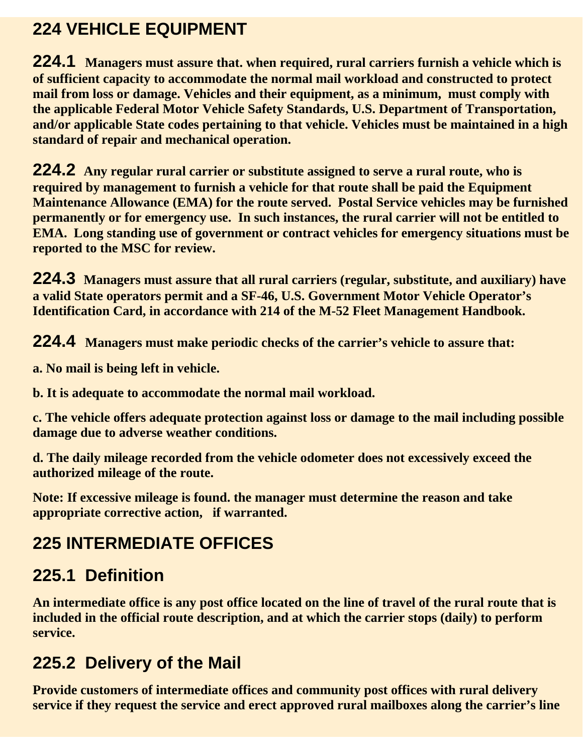## 224 VEHICLE EQUIPMENT

**224.1** **Managers must assure that. when required, rural carriers furnish a vehicle which is of sufficient capacity to accommodate the normal mail workload and constructed to protect mail from loss or damage. Vehicles and their equipment, as a minimum, must comply with the applicable Federal Motor Vehicle Safety Standards, U.S. Department of Transportation, and/or applicable State codes pertaining to that vehicle. Vehicles must be maintained in a high standard of repair and mechanical operation.**

**224.2** **Any regular rural carrier or substitute assigned to serve a rural route, who is required by management to furnish a vehicle for that route shall be paid the Equipment Maintenance Allowance (EMA) for the route served. Postal Service vehicles may be furnished permanently or for emergency use. In such instances, the rural carrier will not be entitled to EMA. Long standing use of government or contract vehicles for emergency situations must be reported to the MSC for review.**

**224.3** **Managers must assure that all rural carriers (regular, substitute, and auxiliary) have a valid State operators permit and a SF-46, U.S. Government Motor Vehicle Operator's Identification Card, in accordance with 214 of the M-52 Fleet Management Handbook.**

**224.4** **Managers must make periodic checks of the carrier's vehicle to assure that:**

**a. No mail is being left in vehicle.**

**b. It is adequate to accommodate the normal mail workload.**

**c. The vehicle offers adequate protection against loss or damage to the mail including possible damage due to adverse weather conditions.**

**d. The daily mileage recorded from the vehicle odometer does not excessively exceed the authorized mileage of the route.**

**Note: If excessive mileage is found. the manager must determine the reason and take appropriate corrective action, if warranted.**

## 225 INTERMEDIATE OFFICES

### 225.1 Definition

**An intermediate office is any post office located on the line of travel of the rural route that is included in the official route description, and at which the carrier stops (daily) to perform service.**

### 225.2 Delivery of the Mail

**Provide customers of intermediate offices and community post offices with rural delivery service if they request the service and erect approved rural mailboxes along the carrier's line**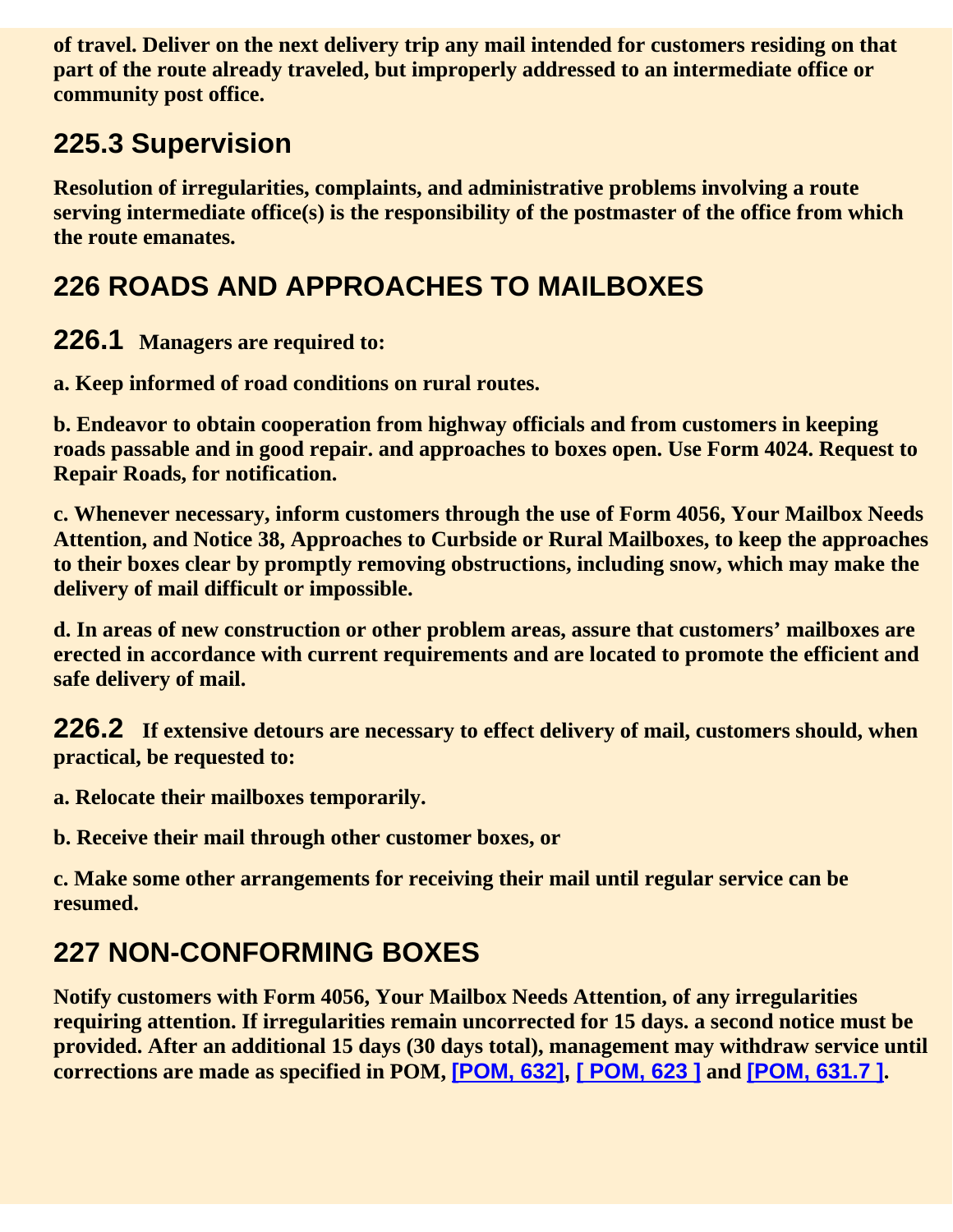**of travel. Deliver on the next delivery trip any mail intended for customers residing on that part of the route already traveled, but improperly addressed to an intermediate office or community post office.**

## 225.3 Supervision

**Resolution of irregularities, complaints, and administrative problems involving a route serving intermediate office(s) is the responsibility of the postmaster of the office from which the route emanates.**

## 226 ROADS AND APPROACHES TO MAILBOXES

### 226.1 **Managers are required to:**

**a. Keep informed of road conditions on rural routes.**

**b. Endeavor to obtain cooperation from highway officials and from customers in keeping roads passable and in good repair. and approaches to boxes open. Use Form 4024. Request to Repair Roads, for notification.**

**c. Whenever necessary, inform customers through the use of Form 4056, Your Mailbox Needs Attention, and Notice 38, Approaches to Curbside or Rural Mailboxes, to keep the approaches to their boxes clear by promptly removing obstructions, including snow, which may make the delivery of mail difficult or impossible.**

**d. In areas of new construction or other problem areas, assure that customers' mailboxes are erected in accordance with current requirements and are located to promote the efficient and safe delivery of mail.**

### 226.2 **If extensive detours are necessary to effect delivery of mail, customers should, when practical, be requested to:**

**a. Relocate their mailboxes temporarily.**

**b. Receive their mail through other customer boxes, or**

**c. Make some other arrangements for receiving their mail until regular service can be resumed.**

## 227 NON-CONFORMING BOXES

**Notify customers with Form 4056, Your Mailbox Needs Attention, of any irregularities requiring attention. If irregularities remain uncorrected for 15 days. a second notice must be provided. After an additional 15 days (30 days total), management may withdraw service until corrections are made as specified in POM, [POM, 632], [ POM, 623 ] and [POM, 631.7 ].**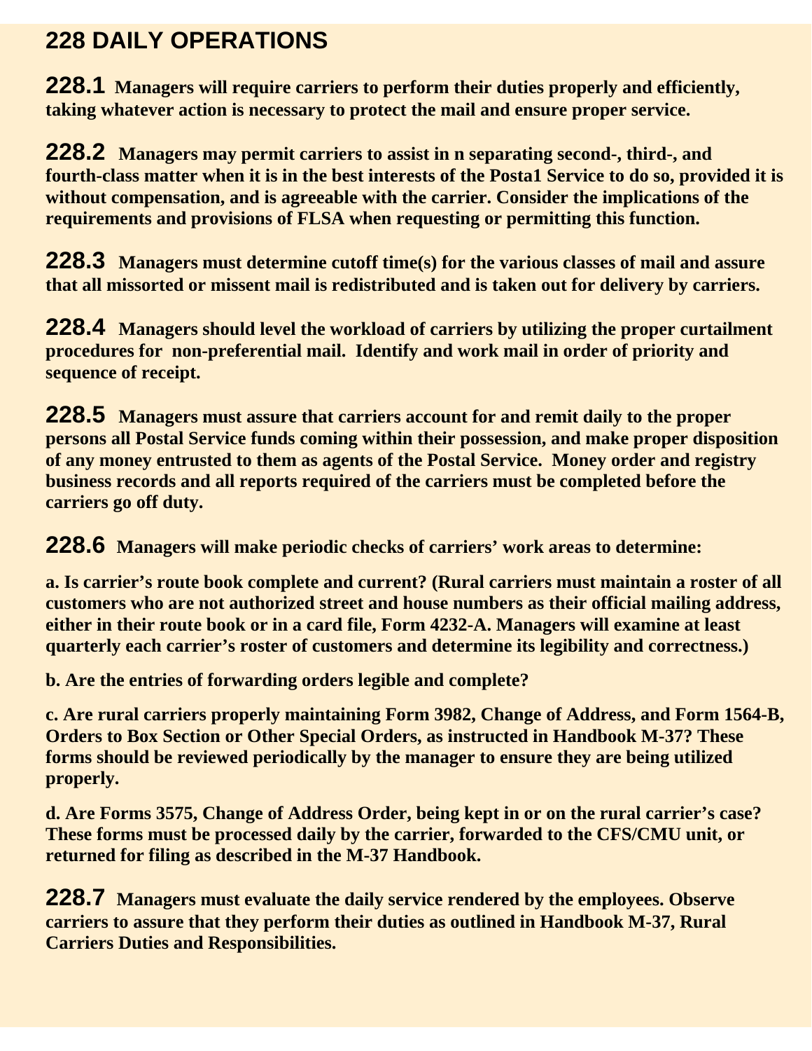## 228 DAILY OPERATIONS

**228.1** **Managers will require carriers to perform their duties properly and efficiently, taking whatever action is necessary to protect the mail and ensure proper service.**

**228.2** **Managers may permit carriers to assist in n separating second-, third-, and fourth-class matter when it is in the best interests of the Posta1 Service to do so, provided it is without compensation, and is agreeable with the carrier. Consider the implications of the requirements and provisions of FLSA when requesting or permitting this function.**

**228.3** **Managers must determine cutoff time(s) for the various classes of mail and assure that all missorted or missent mail is redistributed and is taken out for delivery by carriers.**

**228.4** **Managers should level the workload of carriers by utilizing the proper curtailment procedures for non-preferential mail. Identify and work mail in order of priority and sequence of receipt.**

**228.5** **Managers must assure that carriers account for and remit daily to the proper persons all Postal Service funds coming within their possession, and make proper disposition of any money entrusted to them as agents of the Postal Service. Money order and registry business records and all reports required of the carriers must be completed before the carriers go off duty.**

**228.6** **Managers will make periodic checks of carriers' work areas to determine:**

**a. Is carrier's route book complete and current? (Rural carriers must maintain a roster of all customers who are not authorized street and house numbers as their official mailing address, either in their route book or in a card file, Form 4232-A. Managers will examine at least quarterly each carrier's roster of customers and determine its legibility and correctness.)**

**b. Are the entries of forwarding orders legible and complete?**

**c. Are rural carriers properly maintaining Form 3982, Change of Address, and Form 1564-B, Orders to Box Section or Other Special Orders, as instructed in Handbook M-37? These forms should be reviewed periodically by the manager to ensure they are being utilized properly.**

**d. Are Forms 3575, Change of Address Order, being kept in or on the rural carrier's case? These forms must be processed daily by the carrier, forwarded to the CFS/CMU unit, or returned for filing as described in the M-37 Handbook.**

**228.7** **Managers must evaluate the daily service rendered by the employees. Observe carriers to assure that they perform their duties as outlined in Handbook M-37, Rural Carriers Duties and Responsibilities.**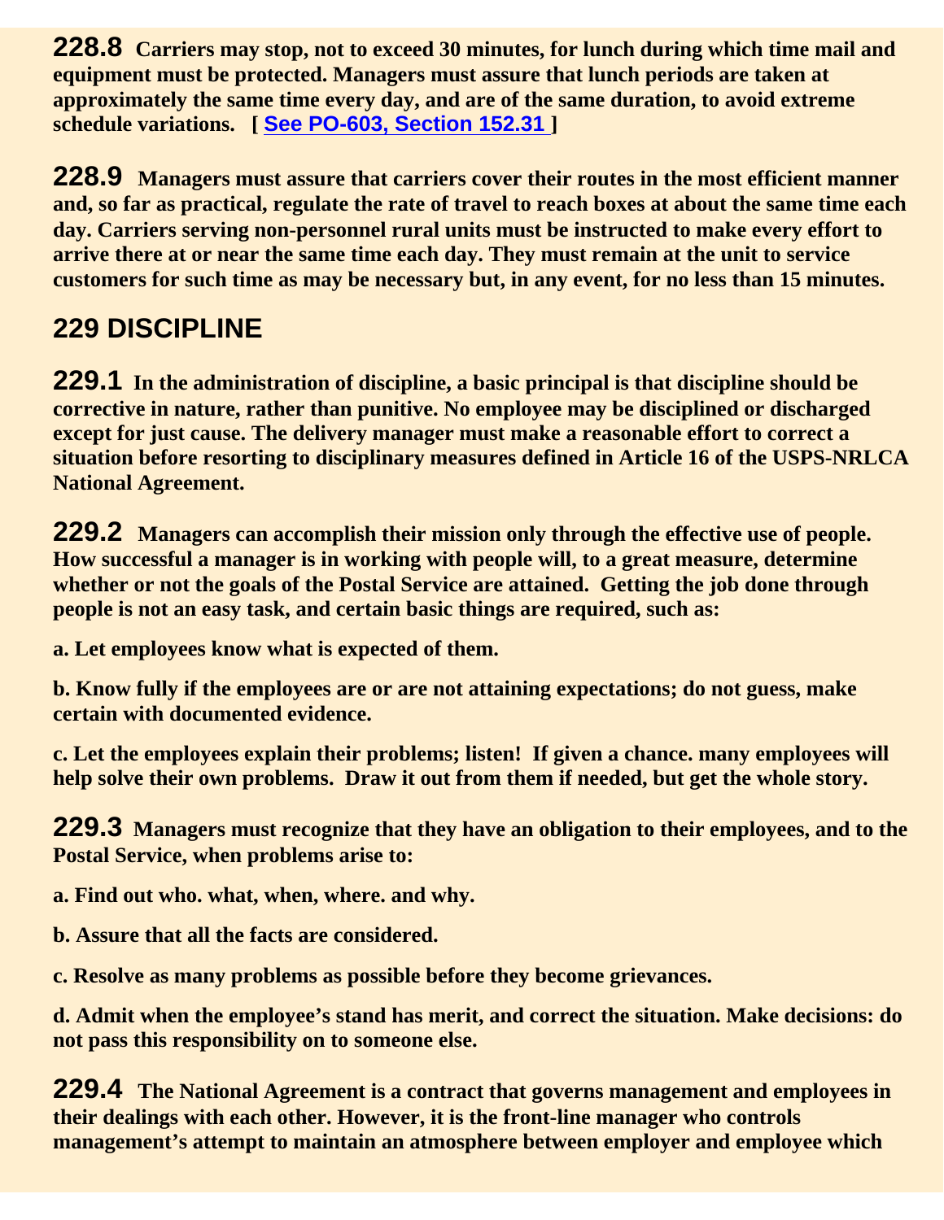**228.8** **Carriers may stop, not to exceed 30 minutes, for lunch during which time mail and equipment must be protected. Managers must assure that lunch periods are taken at approximately the same time every day, and are of the same duration, to avoid extreme schedule variations. [ See PO-603, Section 152.31 ]**

**228.9** **Managers must assure that carriers cover their routes in the most efficient manner and, so far as practical, regulate the rate of travel to reach boxes at about the same time each day. Carriers serving non-personnel rural units must be instructed to make every effort to arrive there at or near the same time each day. They must remain at the unit to service customers for such time as may be necessary but, in any event, for no less than 15 minutes.**

## 229 DISCIPLINE

**229.1** **In the administration of discipline, a basic principal is that discipline should be corrective in nature, rather than punitive. No employee may be disciplined or discharged except for just cause. The delivery manager must make a reasonable effort to correct a situation before resorting to disciplinary measures defined in Article 16 of the USPS-NRLCA National Agreement.**

**229.2** **Managers can accomplish their mission only through the effective use of people. How successful a manager is in working with people will, to a great measure, determine whether or not the goals of the Postal Service are attained. Getting the job done through people is not an easy task, and certain basic things are required, such as:**

**a. Let employees know what is expected of them.**

**b. Know fully if the employees are or are not attaining expectations; do not guess, make certain with documented evidence.**

**c. Let the employees explain their problems; listen! If given a chance. many employees will help solve their own problems. Draw it out from them if needed, but get the whole story.**

**229.3** **Managers must recognize that they have an obligation to their employees, and to the Postal Service, when problems arise to:**

**a. Find out who. what, when, where. and why.**

**b. Assure that all the facts are considered.**

**c. Resolve as many problems as possible before they become grievances.**

**d. Admit when the employee's stand has merit, and correct the situation. Make decisions: do not pass this responsibility on to someone else.**

**229.4** **The National Agreement is a contract that governs management and employees in their dealings with each other. However, it is the front-line manager who controls management's attempt to maintain an atmosphere between employer and employee which**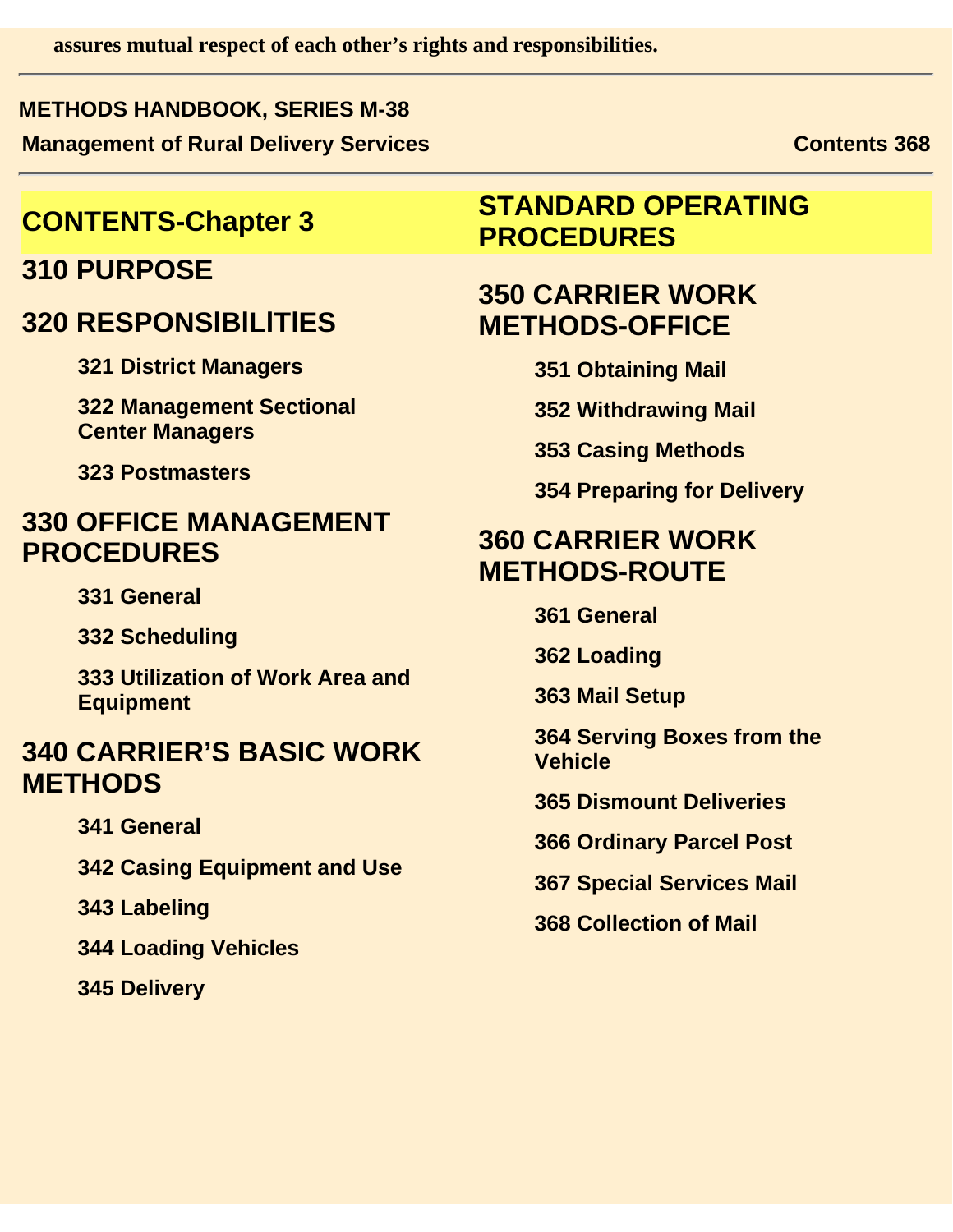assures mutual respect of each other's rights and responsibilities.

# CONTENTS-Chapter 3 STANDARD OPERATING PROCEDURES

## 310 PURPOSE

## 320 RESPONSIBILITIES

321 District Managers

322 Management Sectional Center Managers

323 Postmasters

## 330 OFFICE MANAGEMENT PROCEDURES

331 General

332 Scheduling

333 Utilization of Work Area and Equipment

## 340 CARRIER'S BASIC WORK METHODS

341 General

342 Casing Equipment and Use

343 Labeling

344 Loading Vehicles

345 Delivery

## 350 CARRIER WORK METHODS-OFFICE

351 Obtaining Mail

352 Withdrawing Mail

353 Casing Methods

354 Preparing for Delivery

## 360 CARRIER WORK METHODS-ROUTE

361 General

362 Loading

363 Mail Setup

364 Serving Boxes from the Vehicle

365 Dismount Deliveries

366 Ordinary Parcel Post

367 Special Services Mail

368 Collection of Mail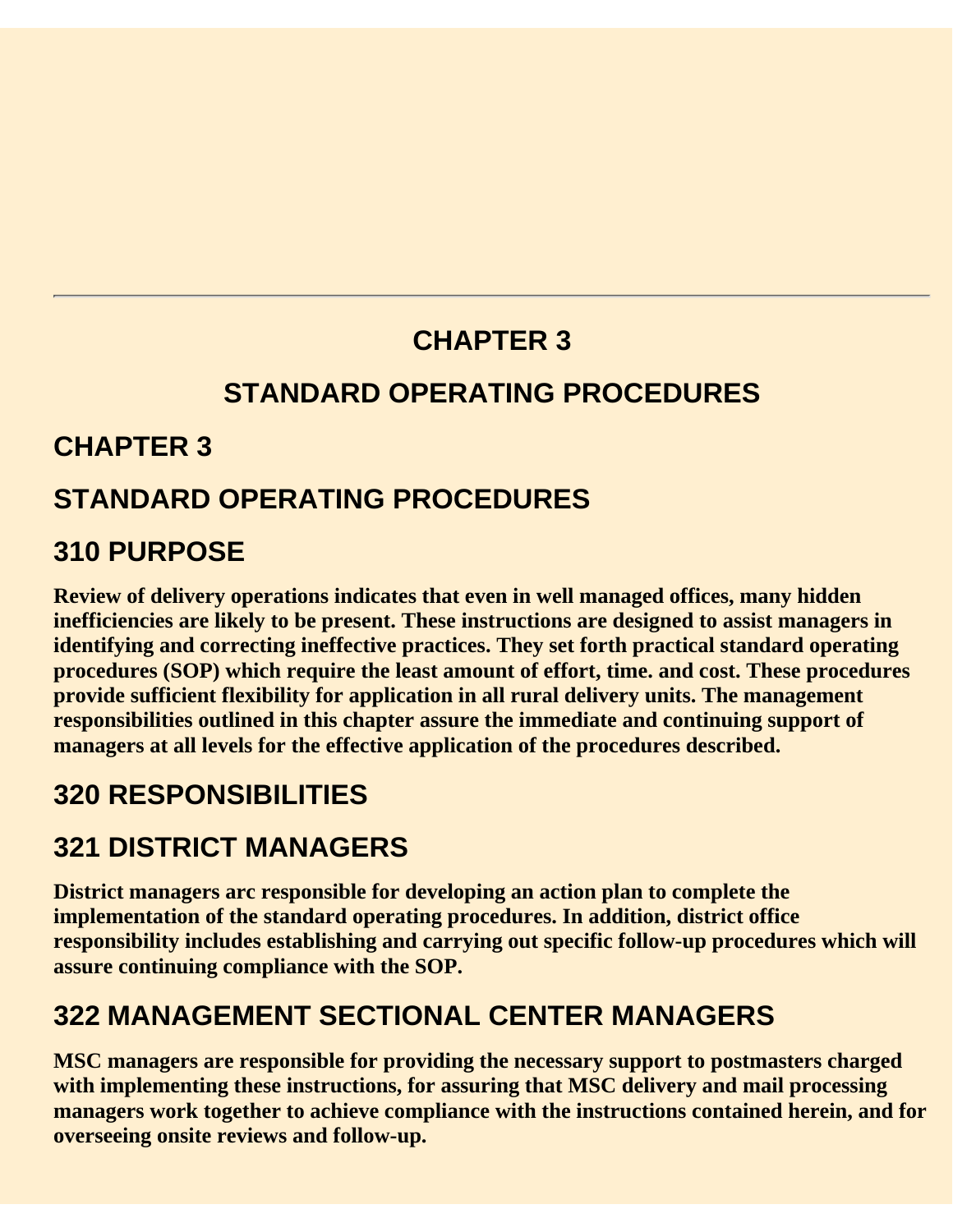---

# CHAPTER 3

# STANDARD OPERATING PROCEDURES

## CHAPTER 3

## STANDARD OPERATING PROCEDURES

## 310 PURPOSE

**Review of delivery operations indicates that even in well managed offices, many hidden inefficiencies are likely to be present. These instructions are designed to assist managers in identifying and correcting ineffective practices. They set forth practical standard operating procedures (SOP) which require the least amount of effort, time. and cost. These procedures provide sufficient flexibility for application in all rural delivery units. The management responsibilities outlined in this chapter assure the immediate and continuing support of managers at all levels for the effective application of the procedures described.**

## 320 RESPONSIBILITIES

## 321 DISTRICT MANAGERS

**District managers arc responsible for developing an action plan to complete the implementation of the standard operating procedures. In addition, district office responsibility includes establishing and carrying out specific follow-up procedures which will assure continuing compliance with the SOP.**

## 322 MANAGEMENT SECTIONAL CENTER MANAGERS

**MSC managers are responsible for providing the necessary support to postmasters charged with implementing these instructions, for assuring that MSC delivery and mail processing managers work together to achieve compliance with the instructions contained herein, and for overseeing onsite reviews and follow-up.**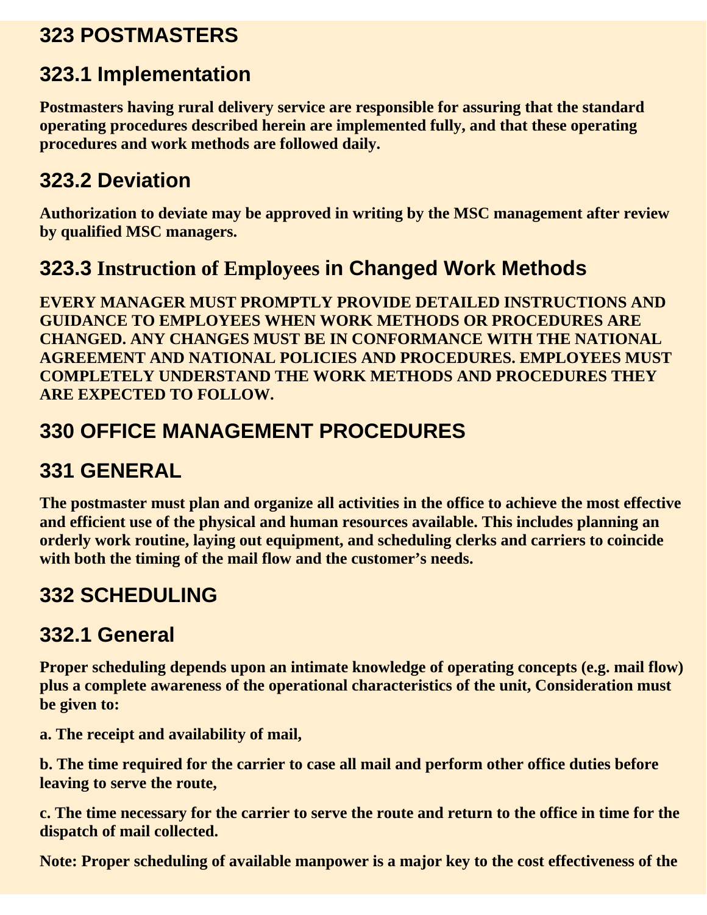## 323 POSTMASTERS

### 323.1 Implementation

**Postmasters having rural delivery service are responsible for assuring that the standard operating procedures described herein are implemented fully, and that these operating procedures and work methods are followed daily.**

### 323.2 Deviation

**Authorization to deviate may be approved in writing by the MSC management after review by qualified MSC managers.**

### 323.3 Instruction of Employees in Changed Work Methods

**EVERY MANAGER MUST PROMPTLY PROVIDE DETAILED INSTRUCTIONS AND GUIDANCE TO EMPLOYEES WHEN WORK METHODS OR PROCEDURES ARE CHANGED. ANY CHANGES MUST BE IN CONFORMANCE WITH THE NATIONAL AGREEMENT AND NATIONAL POLICIES AND PROCEDURES. EMPLOYEES MUST COMPLETELY UNDERSTAND THE WORK METHODS AND PROCEDURES THEY ARE EXPECTED TO FOLLOW.**

## 330 OFFICE MANAGEMENT PROCEDURES

## 331 GENERAL

**The postmaster must plan and organize all activities in the office to achieve the most effective and efficient use of the physical and human resources available. This includes planning an orderly work routine, laying out equipment, and scheduling clerks and carriers to coincide with both the timing of the mail flow and the customer's needs.**

## 332 SCHEDULING

### 332.1 General

**Proper scheduling depends upon an intimate knowledge of operating concepts (e.g. mail flow) plus a complete awareness of the operational characteristics of the unit, Consideration must be given to:**

**a. The receipt and availability of mail,**

**b. The time required for the carrier to case all mail and perform other office duties before leaving to serve the route,**

**c. The time necessary for the carrier to serve the route and return to the office in time for the dispatch of mail collected.**

**Note: Proper scheduling of available manpower is a major key to the cost effectiveness of the**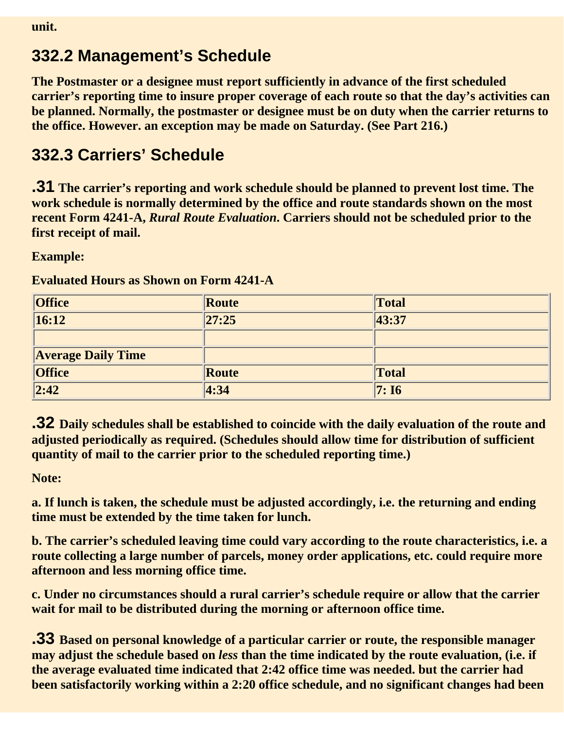**unit.**

## 332.2 Management's Schedule

**The Postmaster or a designee must report sufficiently in advance of the first scheduled carrier's reporting time to insure proper coverage of each route so that the day's activities can be planned. Normally, the postmaster or designee must be on duty when the carrier returns to the office. However. an exception may be made on Saturday. (See Part 216.)**

## 332.3 Carriers' Schedule

**.31 The carrier's reporting and work schedule should be planned to prevent lost time. The work schedule is normally determined by the office and route standards shown on the most recent Form 4241-A, *Rural Route Evaluation*. Carriers should not be scheduled prior to the first receipt of mail.**

**Example:**

**Evaluated Hours as Shown on Form 4241-A**

| Office | Route | Total |
|---|---|---|
| 16:12 | 27:25 | 43:37 |
| | | |
| Average Daily Time | | |
| Office | Route | Total |
| 2:42 | 4:34 | 7: I6 |

**.32 Daily schedules shall be established to coincide with the daily evaluation of the route and adjusted periodically as required. (Schedules should allow time for distribution of sufficient quantity of mail to the carrier prior to the scheduled reporting time.)**

**Note:**

**a. If lunch is taken, the schedule must be adjusted accordingly, i.e. the returning and ending time must be extended by the time taken for lunch.**

**b. The carrier's scheduled leaving time could vary according to the route characteristics, i.e. a route collecting a large number of parcels, money order applications, etc. could require more afternoon and less morning office time.**

**c. Under no circumstances should a rural carrier's schedule require or allow that the carrier wait for mail to be distributed during the morning or afternoon office time.**

**.33 Based on personal knowledge of a particular carrier or route, the responsible manager may adjust the schedule based on *less* than the time indicated by the route evaluation, (i.e. if the average evaluated time indicated that 2:42 office time was needed. but the carrier had been satisfactorily working within a 2:20 office schedule, and no significant changes had been**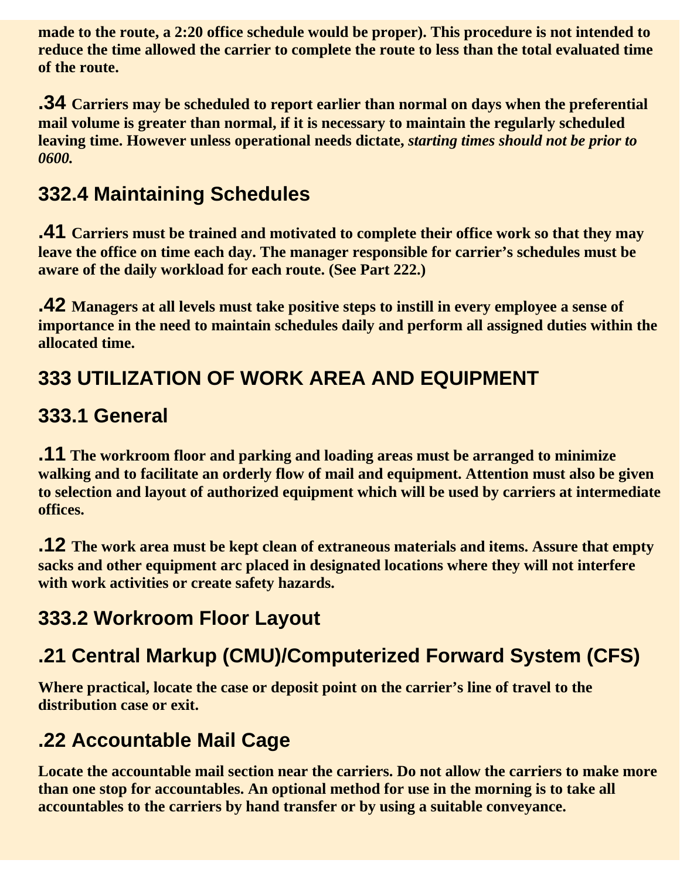**made to the route, a 2:20 office schedule would be proper). This procedure is not intended to reduce the time allowed the carrier to complete the route to less than the total evaluated time of the route.**

**.34 Carriers may be scheduled to report earlier than normal on days when the preferential mail volume is greater than normal, if it is necessary to maintain the regularly scheduled leaving time. However unless operational needs dictate, *starting times should not be prior to 0600.***

## 332.4 Maintaining Schedules

**.41 Carriers must be trained and motivated to complete their office work so that they may leave the office on time each day. The manager responsible for carrier's schedules must be aware of the daily workload for each route. (See Part 222.)**

**.42 Managers at all levels must take positive steps to instill in every employee a sense of importance in the need to maintain schedules daily and perform all assigned duties within the allocated time.**

## 333 UTILIZATION OF WORK AREA AND EQUIPMENT

## 333.1 General

**.11 The workroom floor and parking and loading areas must be arranged to minimize walking and to facilitate an orderly flow of mail and equipment. Attention must also be given to selection and layout of authorized equipment which will be used by carriers at intermediate offices.**

**.12 The work area must be kept clean of extraneous materials and items. Assure that empty sacks and other equipment arc placed in designated locations where they will not interfere with work activities or create safety hazards.**

## 333.2 Workroom Floor Layout

## .21 Central Markup (CMU)/Computerized Forward System (CFS)

**Where practical, locate the case or deposit point on the carrier's line of travel to the distribution case or exit.**

## .22 Accountable Mail Cage

**Locate the accountable mail section near the carriers. Do not allow the carriers to make more than one stop for accountables. An optional method for use in the morning is to take all accountables to the carriers by hand transfer or by using a suitable conveyance.**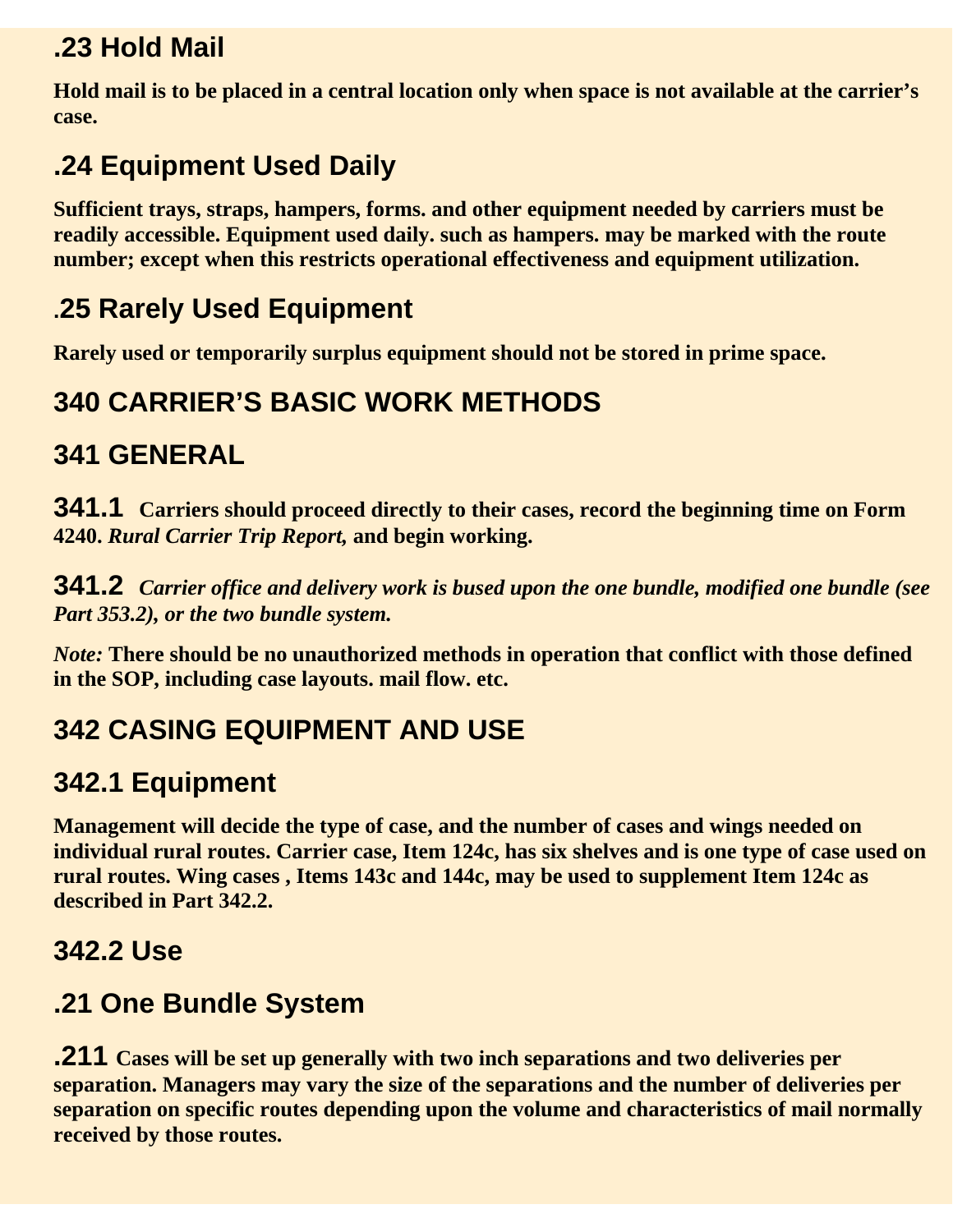### .23 Hold Mail

**Hold mail is to be placed in a central location only when space is not available at the carrier's case.**

### .24 Equipment Used Daily

**Sufficient trays, straps, hampers, forms. and other equipment needed by carriers must be readily accessible. Equipment used daily. such as hampers. may be marked with the route number; except when this restricts operational effectiveness and equipment utilization.**

### .25 Rarely Used Equipment

**Rarely used or temporarily surplus equipment should not be stored in prime space.**

## 340 CARRIER'S BASIC WORK METHODS

## 341 GENERAL

**341.1** **Carriers should proceed directly to their cases, record the beginning time on Form 4240.** ***Rural Carrier Trip Report,*** **and begin working.**

**341.2** ***Carrier office and delivery work is bused upon the one bundle, modified one bundle (see Part 353.2), or the two bundle system.***

*Note:* **There should be no unauthorized methods in operation that conflict with those defined in the SOP, including case layouts. mail flow. etc.**

## 342 CASING EQUIPMENT AND USE

### 342.1 Equipment

**Management will decide the type of case, and the number of cases and wings needed on individual rural routes. Carrier case, Item 124c, has six shelves and is one type of case used on rural routes. Wing cases , Items 143c and 144c, may be used to supplement Item 124c as described in Part 342.2.**

### 342.2 Use

### .21 One Bundle System

**.211** **Cases will be set up generally with two inch separations and two deliveries per separation. Managers may vary the size of the separations and the number of deliveries per separation on specific routes depending upon the volume and characteristics of mail normally received by those routes.**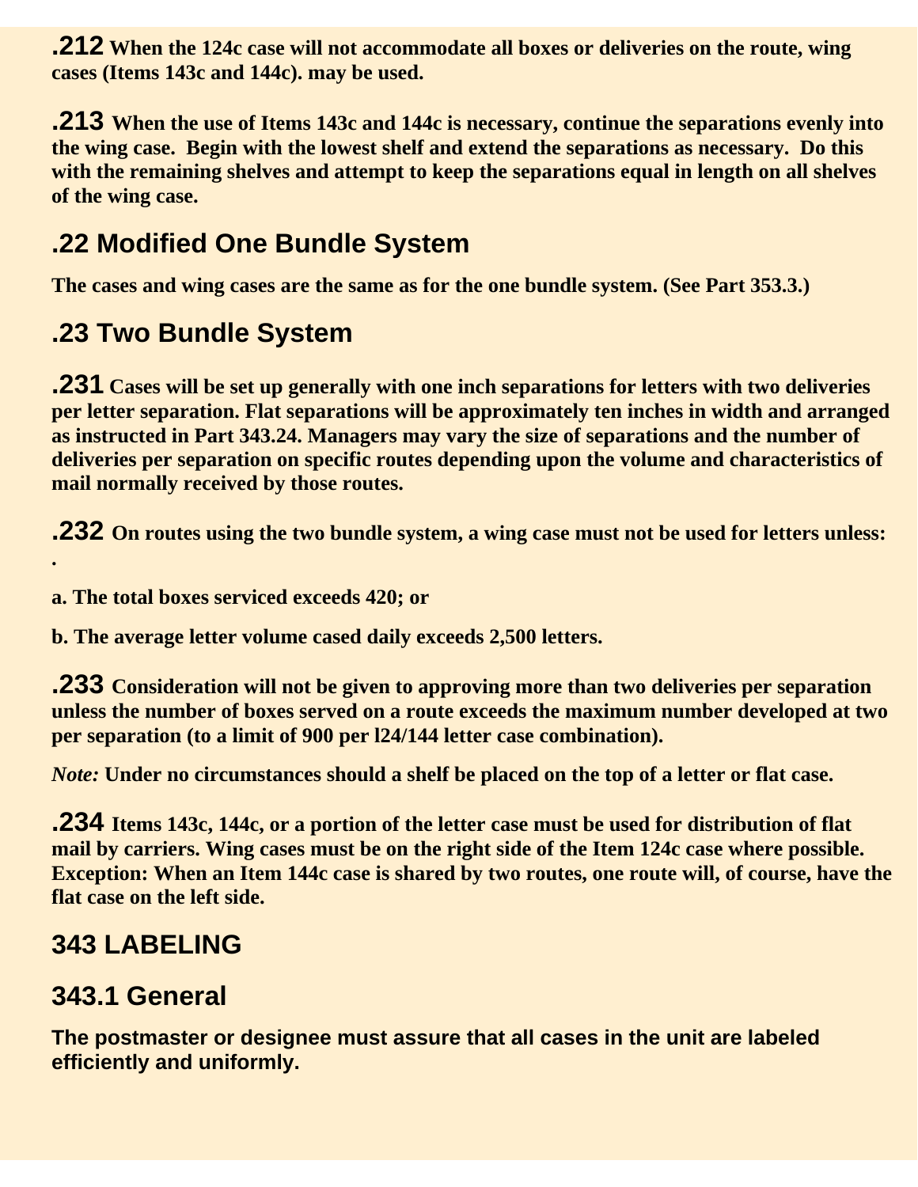**.212** When the 124c case will not accommodate all boxes or deliveries on the route, wing cases (Items 143c and 144c). may be used.

**.213** When the use of Items 143c and 144c is necessary, continue the separations evenly into the wing case. Begin with the lowest shelf and extend the separations as necessary. Do this with the remaining shelves and attempt to keep the separations equal in length on all shelves of the wing case.

## .22 Modified One Bundle System

The cases and wing cases are the same as for the one bundle system. (See Part 353.3.)

## .23 Two Bundle System

**.231** Cases will be set up generally with one inch separations for letters with two deliveries per letter separation. Flat separations will be approximately ten inches in width and arranged as instructed in Part 343.24. Managers may vary the size of separations and the number of deliveries per separation on specific routes depending upon the volume and characteristics of mail normally received by those routes.

**.232** On routes using the two bundle system, a wing case must not be used for letters unless: .

a. The total boxes serviced exceeds 420; or

b. The average letter volume cased daily exceeds 2,500 letters.

**.233** Consideration will not be given to approving more than two deliveries per separation unless the number of boxes served on a route exceeds the maximum number developed at two per separation (to a limit of 900 per l24/144 letter case combination).

*Note:* Under no circumstances should a shelf be placed on the top of a letter or flat case.

**.234** Items 143c, 144c, or a portion of the letter case must be used for distribution of flat mail by carriers. Wing cases must be on the right side of the Item 124c case where possible. Exception: When an Item 144c case is shared by two routes, one route will, of course, have the flat case on the left side.

# 343 LABELING

## 343.1 General

The postmaster or designee must assure that all cases in the unit are labeled efficiently and uniformly.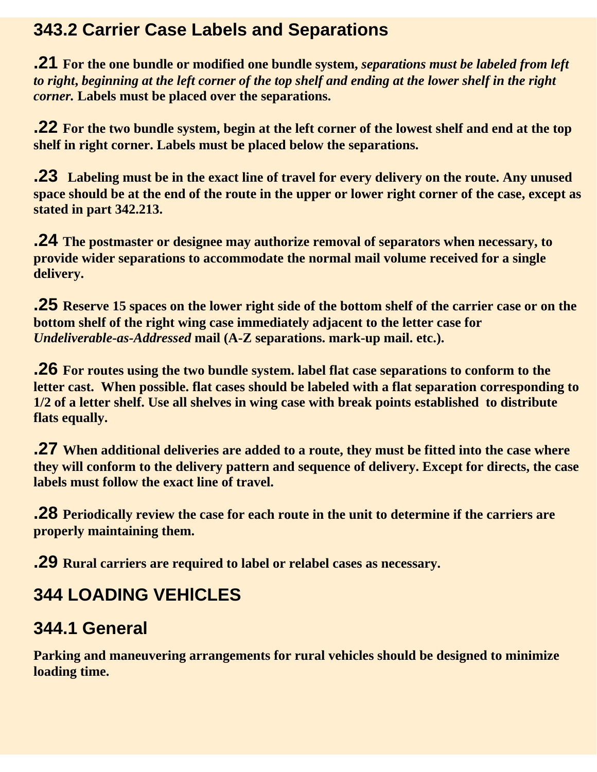## 343.2 Carrier Case Labels and Separations

**.21** **For the one bundle or modified one bundle system,** ***separations must be labeled from left to right, beginning at the left corner of the top shelf and ending at the lower shelf in the right corner.*** **Labels must be placed over the separations.**

**.22** **For the two bundle system, begin at the left corner of the lowest shelf and end at the top shelf in right corner. Labels must be placed below the separations.**

**.23** **Labeling must be in the exact line of travel for every delivery on the route. Any unused space should be at the end of the route in the upper or lower right corner of the case, except as stated in part 342.213.**

**.24** **The postmaster or designee may authorize removal of separators when necessary, to provide wider separations to accommodate the normal mail volume received for a single delivery.**

**.25** **Reserve 15 spaces on the lower right side of the bottom shelf of the carrier case or on the bottom shelf of the right wing case immediately adjacent to the letter case for** ***Undeliverable-as-Addressed*** **mail (A-Z separations. mark-up mail. etc.).**

**.26** **For routes using the two bundle system. label flat case separations to conform to the letter cast. When possible. flat cases should be labeled with a flat separation corresponding to 1/2 of a letter shelf. Use all shelves in wing case with break points established to distribute flats equally.**

**.27** **When additional deliveries are added to a route, they must be fitted into the case where they will conform to the delivery pattern and sequence of delivery. Except for directs, the case labels must follow the exact line of travel.**

**.28** **Periodically review the case for each route in the unit to determine if the carriers are properly maintaining them.**

**.29** **Rural carriers are required to label or relabel cases as necessary.**

## 344 LOADING VEHICLES

## 344.1 General

**Parking and maneuvering arrangements for rural vehicles should be designed to minimize loading time.**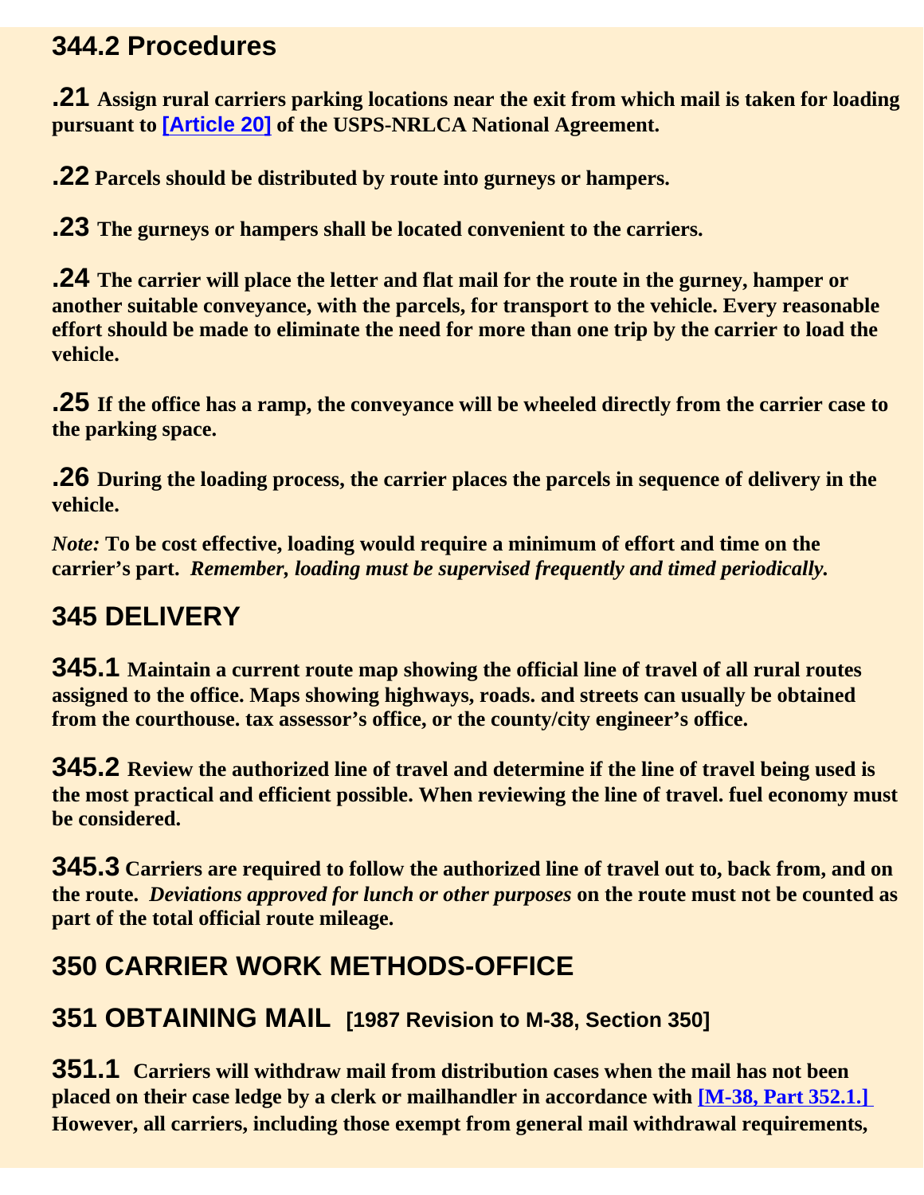### 344.2 Procedures

**.21 Assign rural carriers parking locations near the exit from which mail is taken for loading pursuant to [Article 20] of the USPS-NRLCA National Agreement.**

**.22 Parcels should be distributed by route into gurneys or hampers.**

**.23 The gurneys or hampers shall be located convenient to the carriers.**

**.24 The carrier will place the letter and flat mail for the route in the gurney, hamper or another suitable conveyance, with the parcels, for transport to the vehicle. Every reasonable effort should be made to eliminate the need for more than one trip by the carrier to load the vehicle.**

**.25 If the office has a ramp, the conveyance will be wheeled directly from the carrier case to the parking space.**

**.26 During the loading process, the carrier places the parcels in sequence of delivery in the vehicle.**

*Note:* **To be cost effective, loading would require a minimum of effort and time on the carrier's part.** ***Remember, loading must be supervised frequently and timed periodically.***

## 345 DELIVERY

**345.1 Maintain a current route map showing the official line of travel of all rural routes assigned to the office. Maps showing highways, roads. and streets can usually be obtained from the courthouse. tax assessor's office, or the county/city engineer's office.**

**345.2 Review the authorized line of travel and determine if the line of travel being used is the most practical and efficient possible. When reviewing the line of travel. fuel economy must be considered.**

**345.3 Carriers are required to follow the authorized line of travel out to, back from, and on the route.** ***Deviations approved for lunch or other purposes*** **on the route must not be counted as part of the total official route mileage.**

## 350 CARRIER WORK METHODS-OFFICE

## 351 OBTAINING MAIL [1987 Revision to M-38, Section 350]

**351.1 Carriers will withdraw mail from distribution cases when the mail has not been placed on their case ledge by a clerk or mailhandler in accordance with [M-38, Part 352.1.] However, all carriers, including those exempt from general mail withdrawal requirements,**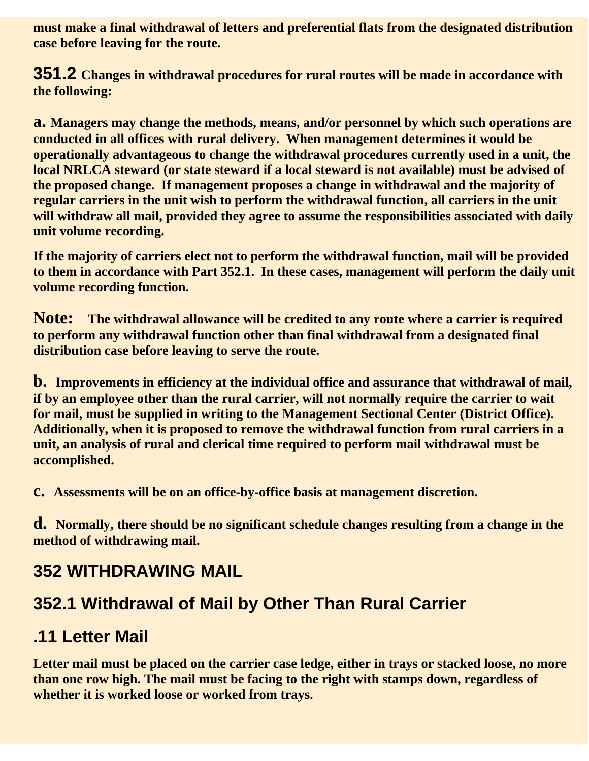**must make a final withdrawal of letters and preferential flats from the designated distribution case before leaving for the route.**

**351.2 Changes in withdrawal procedures for rural routes will be made in accordance with the following:**

**a. Managers may change the methods, means, and/or personnel by which such operations are conducted in all offices with rural delivery. When management determines it would be operationally advantageous to change the withdrawal procedures currently used in a unit, the local NRLCA steward (or state steward if a local steward is not available) must be advised of the proposed change. If management proposes a change in withdrawal and the majority of regular carriers in the unit wish to perform the withdrawal function, all carriers in the unit will withdraw all mail, provided they agree to assume the responsibilities associated with daily unit volume recording.**

**If the majority of carriers elect not to perform the withdrawal function, mail will be provided to them in accordance with Part 352.1. In these cases, management will perform the daily unit volume recording function.**

**Note: The withdrawal allowance will be credited to any route where a carrier is required to perform any withdrawal function other than final withdrawal from a designated final distribution case before leaving to serve the route.**

**b. Improvements in efficiency at the individual office and assurance that withdrawal of mail, if by an employee other than the rural carrier, will not normally require the carrier to wait for mail, must be supplied in writing to the Management Sectional Center (District Office). Additionally, when it is proposed to remove the withdrawal function from rural carriers in a unit, an analysis of rural and clerical time required to perform mail withdrawal must be accomplished.**

**c. Assessments will be on an office-by-office basis at management discretion.**

**d. Normally, there should be no significant schedule changes resulting from a change in the method of withdrawing mail.**

## 352 WITHDRAWING MAIL

## 352.1 Withdrawal of Mail by Other Than Rural Carrier

## .11 Letter Mail

**Letter mail must be placed on the carrier case ledge, either in trays or stacked loose, no more than one row high. The mail must be facing to the right with stamps down, regardless of whether it is worked loose or worked from trays.**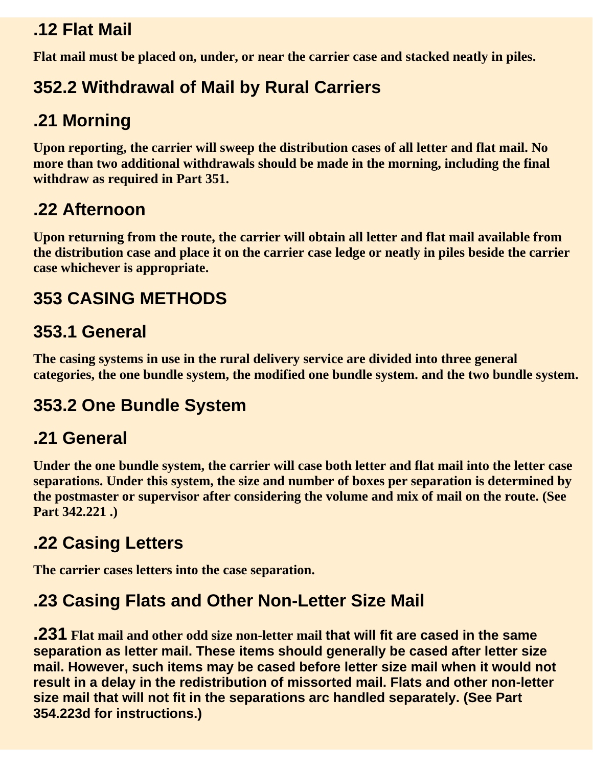### .12 Flat Mail

**Flat mail must be placed on, under, or near the carrier case and stacked neatly in piles.**

## 352.2 Withdrawal of Mail by Rural Carriers

### .21 Morning

**Upon reporting, the carrier will sweep the distribution cases of all letter and flat mail. No more than two additional withdrawals should be made in the morning, including the final withdraw as required in Part 351.**

### .22 Afternoon

**Upon returning from the route, the carrier will obtain all letter and flat mail available from the distribution case and place it on the carrier case ledge or neatly in piles beside the carrier case whichever is appropriate.**

## 353 CASING METHODS

## 353.1 General

**The casing systems in use in the rural delivery service are divided into three general categories, the one bundle system, the modified one bundle system. and the two bundle system.**

## 353.2 One Bundle System

### .21 General

**Under the one bundle system, the carrier will case both letter and flat mail into the letter case separations. Under this system, the size and number of boxes per separation is determined by the postmaster or supervisor after considering the volume and mix of mail on the route. (See Part 342.221 .)**

### .22 Casing Letters

**The carrier cases letters into the case separation.**

### .23 Casing Flats and Other Non-Letter Size Mail

**.231 Flat mail and other odd size non-letter mail that will fit are cased in the same separation as letter mail. These items should generally be cased after letter size mail. However, such items may be cased before letter size mail when it would not result in a delay in the redistribution of missorted mail. Flats and other non-letter size mail that will not fit in the separations arc handled separately. (See Part 354.223d for instructions.)**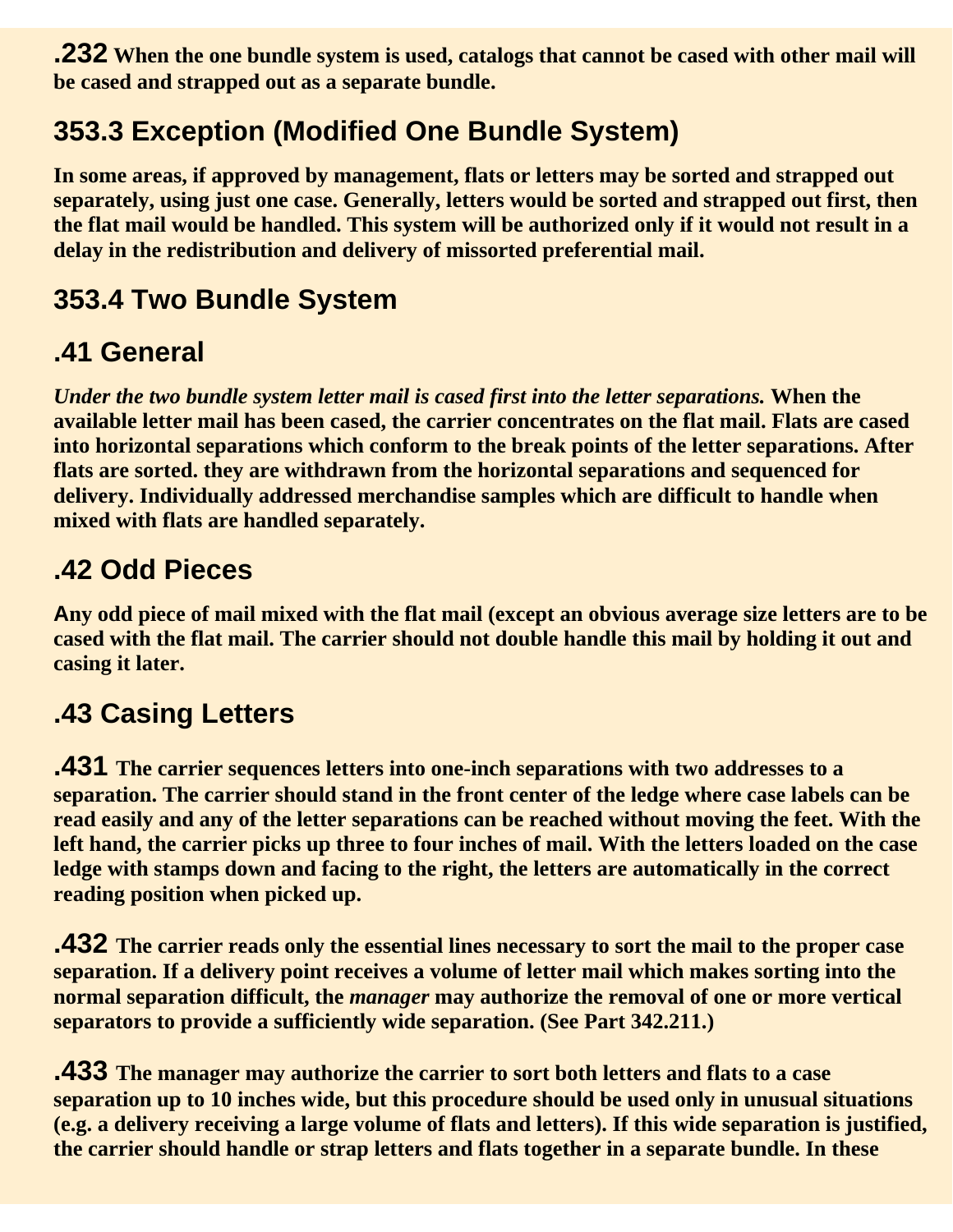**.232** **When the one bundle system is used, catalogs that cannot be cased with other mail will be cased and strapped out as a separate bundle.**

## 353.3 Exception (Modified One Bundle System)

**In some areas, if approved by management, flats or letters may be sorted and strapped out separately, using just one case. Generally, letters would be sorted and strapped out first, then the flat mail would be handled. This system will be authorized only if it would not result in a delay in the redistribution and delivery of missorted preferential mail.**

## 353.4 Two Bundle System

### .41 General

***Under the two bundle system letter mail is cased first into the letter separations.*** **When the available letter mail has been cased, the carrier concentrates on the flat mail. Flats are cased into horizontal separations which conform to the break points of the letter separations. After flats are sorted. they are withdrawn from the horizontal separations and sequenced for delivery. Individually addressed merchandise samples which are difficult to handle when mixed with flats are handled separately.**

### .42 Odd Pieces

**Any odd piece of mail mixed with the flat mail (except an obvious average size letters are to be cased with the flat mail. The carrier should not double handle this mail by holding it out and casing it later.**

### .43 Casing Letters

**.431** **The carrier sequences letters into one-inch separations with two addresses to a separation. The carrier should stand in the front center of the ledge where case labels can be read easily and any of the letter separations can be reached without moving the feet. With the left hand, the carrier picks up three to four inches of mail. With the letters loaded on the case ledge with stamps down and facing to the right, the letters are automatically in the correct reading position when picked up.**

**.432** **The carrier reads only the essential lines necessary to sort the mail to the proper case separation. If a delivery point receives a volume of letter mail which makes sorting into the normal separation difficult, the *manager* may authorize the removal of one or more vertical separators to provide a sufficiently wide separation. (See Part 342.211.)**

**.433** **The manager may authorize the carrier to sort both letters and flats to a case separation up to 10 inches wide, but this procedure should be used only in unusual situations (e.g. a delivery receiving a large volume of flats and letters). If this wide separation is justified, the carrier should handle or strap letters and flats together in a separate bundle. In these**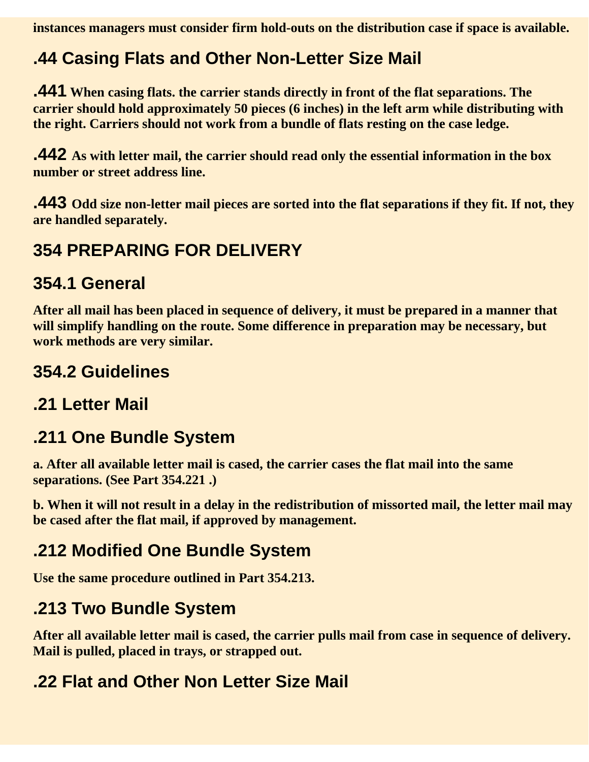**instances managers must consider firm hold-outs on the distribution case if space is available.**

### .44 Casing Flats and Other Non-Letter Size Mail

**.441** **When casing flats. the carrier stands directly in front of the flat separations. The carrier should hold approximately 50 pieces (6 inches) in the left arm while distributing with the right. Carriers should not work from a bundle of flats resting on the case ledge.**

**.442** **As with letter mail, the carrier should read only the essential information in the box number or street address line.**

**.443** **Odd size non-letter mail pieces are sorted into the flat separations if they fit. If not, they are handled separately.**

## 354 PREPARING FOR DELIVERY

### 354.1 General

**After all mail has been placed in sequence of delivery, it must be prepared in a manner that will simplify handling on the route. Some difference in preparation may be necessary, but work methods are very similar.**

### 354.2 Guidelines

### .21 Letter Mail

### .211 One Bundle System

**a. After all available letter mail is cased, the carrier cases the flat mail into the same separations. (See Part 354.221 .)**

**b. When it will not result in a delay in the redistribution of missorted mail, the letter mail may be cased after the flat mail, if approved by management.**

### .212 Modified One Bundle System

**Use the same procedure outlined in Part 354.213.**

### .213 Two Bundle System

**After all available letter mail is cased, the carrier pulls mail from case in sequence of delivery. Mail is pulled, placed in trays, or strapped out.**

### .22 Flat and Other Non Letter Size Mail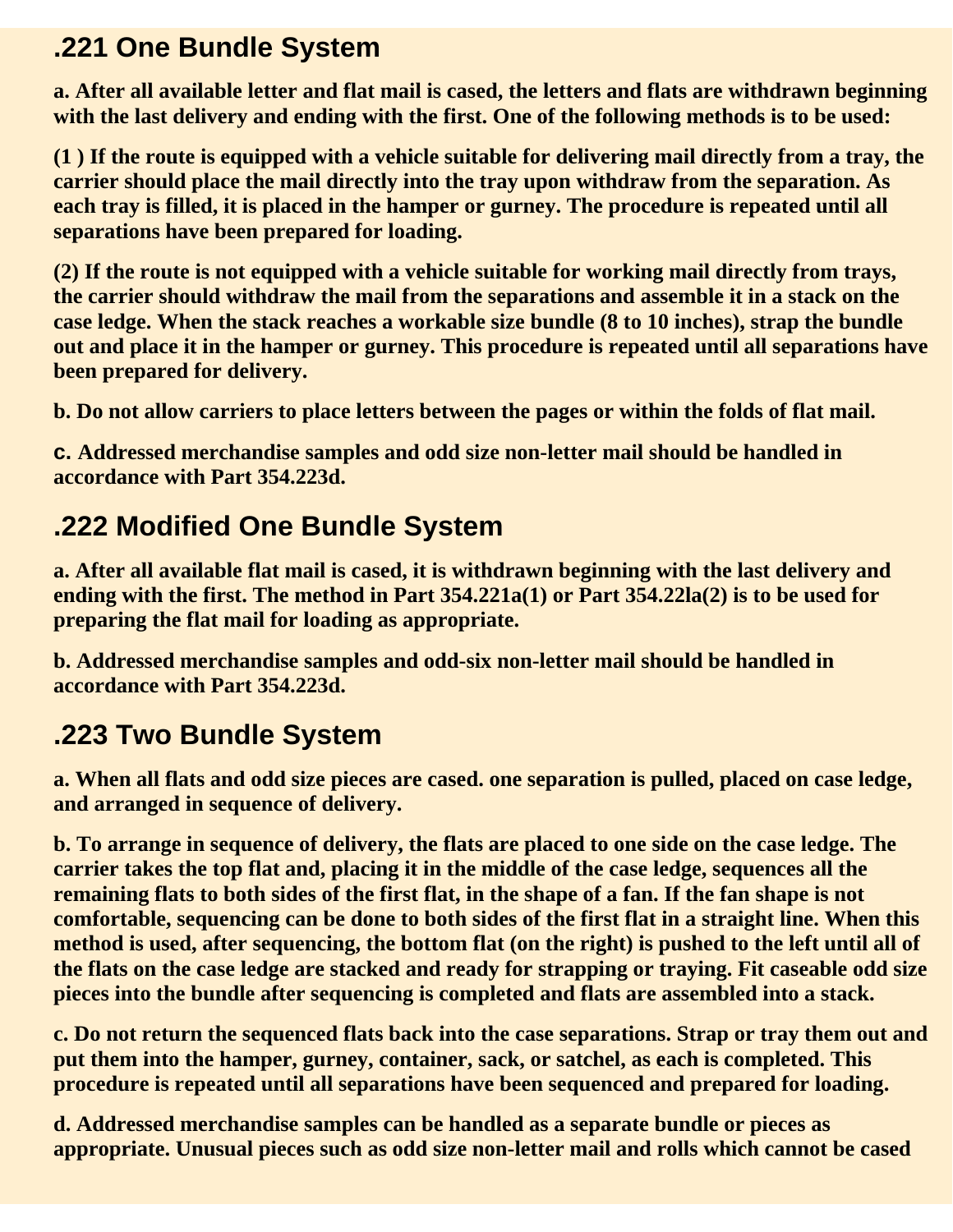## .221 One Bundle System

**a. After all available letter and flat mail is cased, the letters and flats are withdrawn beginning with the last delivery and ending with the first. One of the following methods is to be used:**

**(1 ) If the route is equipped with a vehicle suitable for delivering mail directly from a tray, the carrier should place the mail directly into the tray upon withdraw from the separation. As each tray is filled, it is placed in the hamper or gurney. The procedure is repeated until all separations have been prepared for loading.**

**(2) If the route is not equipped with a vehicle suitable for working mail directly from trays, the carrier should withdraw the mail from the separations and assemble it in a stack on the case ledge. When the stack reaches a workable size bundle (8 to 10 inches), strap the bundle out and place it in the hamper or gurney. This procedure is repeated until all separations have been prepared for delivery.**

**b. Do not allow carriers to place letters between the pages or within the folds of flat mail.**

**c. Addressed merchandise samples and odd size non-letter mail should be handled in accordance with Part 354.223d.**

## .222 Modified One Bundle System

**a. After all available flat mail is cased, it is withdrawn beginning with the last delivery and ending with the first. The method in Part 354.221a(1) or Part 354.22la(2) is to be used for preparing the flat mail for loading as appropriate.**

**b. Addressed merchandise samples and odd-six non-letter mail should be handled in accordance with Part 354.223d.**

## .223 Two Bundle System

**a. When all flats and odd size pieces are cased. one separation is pulled, placed on case ledge, and arranged in sequence of delivery.**

**b. To arrange in sequence of delivery, the flats are placed to one side on the case ledge. The carrier takes the top flat and, placing it in the middle of the case ledge, sequences all the remaining flats to both sides of the first flat, in the shape of a fan. If the fan shape is not comfortable, sequencing can be done to both sides of the first flat in a straight line. When this method is used, after sequencing, the bottom flat (on the right) is pushed to the left until all of the flats on the case ledge are stacked and ready for strapping or traying. Fit caseable odd size pieces into the bundle after sequencing is completed and flats are assembled into a stack.**

**c. Do not return the sequenced flats back into the case separations. Strap or tray them out and put them into the hamper, gurney, container, sack, or satchel, as each is completed. This procedure is repeated until all separations have been sequenced and prepared for loading.**

**d. Addressed merchandise samples can be handled as a separate bundle or pieces as appropriate. Unusual pieces such as odd size non-letter mail and rolls which cannot be cased**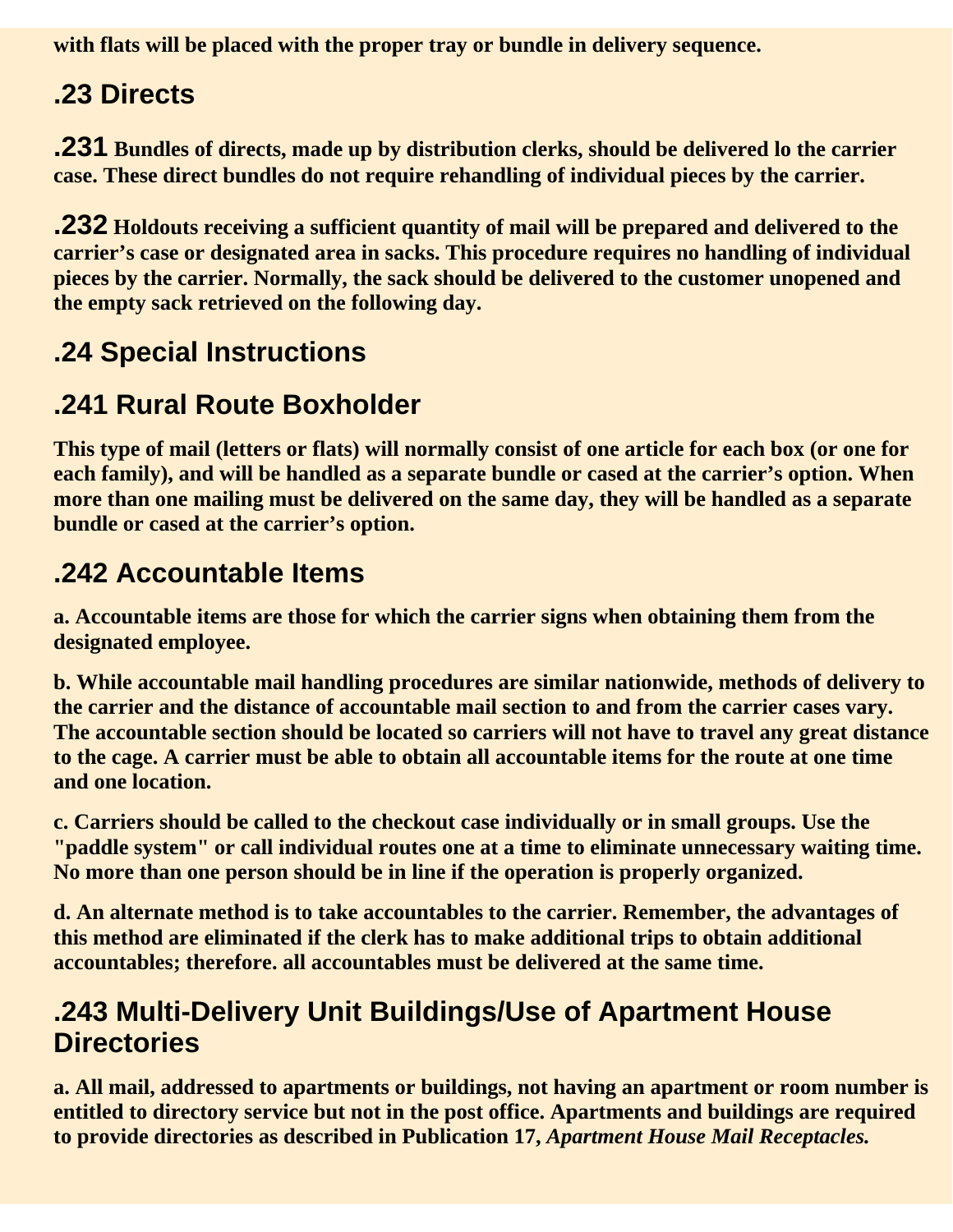**with flats will be placed with the proper tray or bundle in delivery sequence.**

## .23 Directs

**.231 Bundles of directs, made up by distribution clerks, should be delivered lo the carrier case. These direct bundles do not require rehandling of individual pieces by the carrier.**

**.232 Holdouts receiving a sufficient quantity of mail will be prepared and delivered to the carrier's case or designated area in sacks. This procedure requires no handling of individual pieces by the carrier. Normally, the sack should be delivered to the customer unopened and the empty sack retrieved on the following day.**

## .24 Special Instructions

## .241 Rural Route Boxholder

**This type of mail (letters or flats) will normally consist of one article for each box (or one for each family), and will be handled as a separate bundle or cased at the carrier's option. When more than one mailing must be delivered on the same day, they will be handled as a separate bundle or cased at the carrier's option.**

## .242 Accountable Items

**a. Accountable items are those for which the carrier signs when obtaining them from the designated employee.**

**b. While accountable mail handling procedures are similar nationwide, methods of delivery to the carrier and the distance of accountable mail section to and from the carrier cases vary. The accountable section should be located so carriers will not have to travel any great distance to the cage. A carrier must be able to obtain all accountable items for the route at one time and one location.**

**c. Carriers should be called to the checkout case individually or in small groups. Use the "paddle system" or call individual routes one at a time to eliminate unnecessary waiting time. No more than one person should be in line if the operation is properly organized.**

**d. An alternate method is to take accountables to the carrier. Remember, the advantages of this method are eliminated if the clerk has to make additional trips to obtain additional accountables; therefore. all accountables must be delivered at the same time.**

## .243 Multi-Delivery Unit Buildings/Use of Apartment House Directories

**a. All mail, addressed to apartments or buildings, not having an apartment or room number is entitled to directory service but not in the post office. Apartments and buildings are required to provide directories as described in Publication 17, *Apartment House Mail Receptacles.***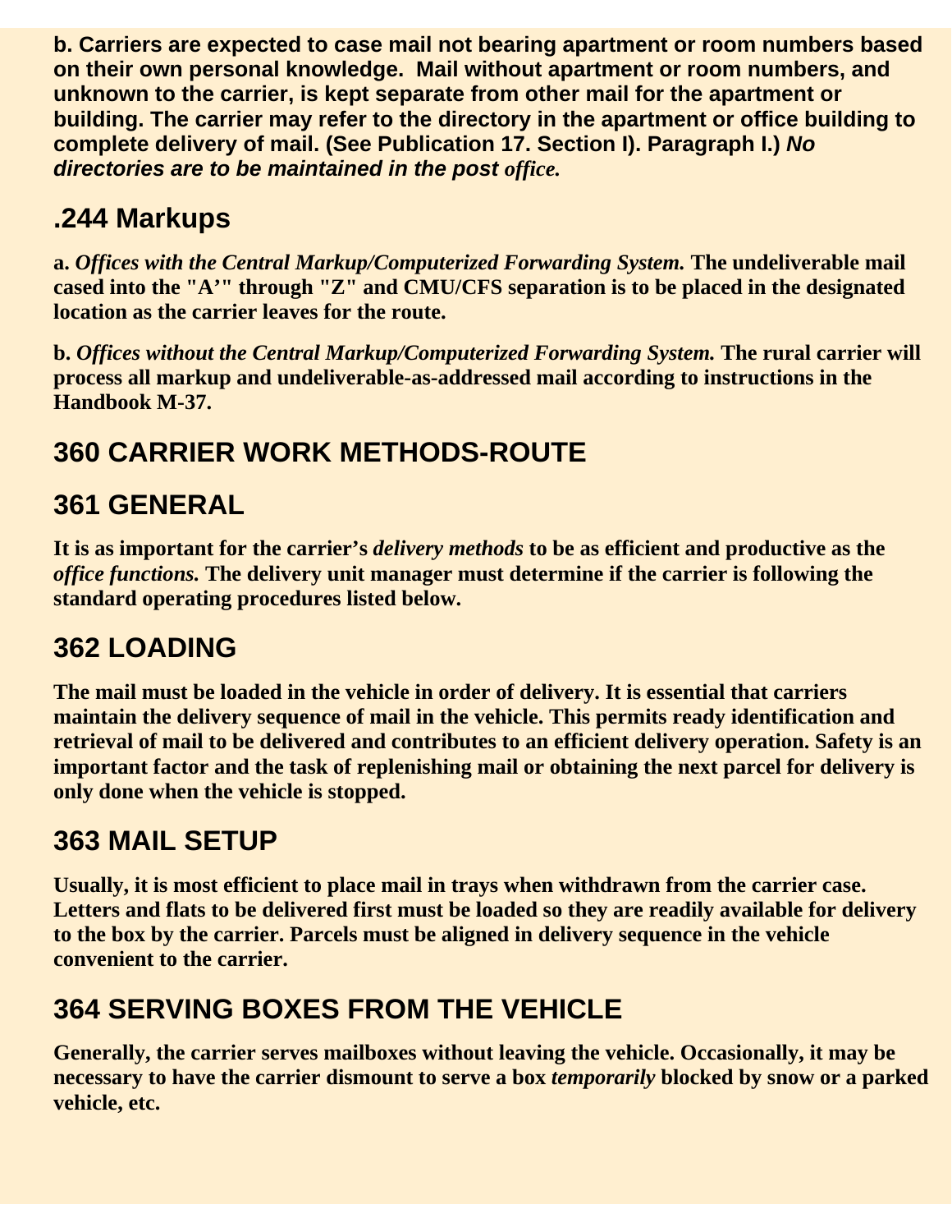**b. Carriers are expected to case mail not bearing apartment or room numbers based on their own personal knowledge. Mail without apartment or room numbers, and unknown to the carrier, is kept separate from other mail for the apartment or building. The carrier may refer to the directory in the apartment or office building to complete delivery of mail. (See Publication 17. Section I). Paragraph I.) *No directories are to be maintained in the post office.***

## .244 Markups

**a.** ***Offices with the Central Markup/Computerized Forwarding System.*** **The undeliverable mail cased into the "A'" through "Z" and CMU/CFS separation is to be placed in the designated location as the carrier leaves for the route.**

**b.** ***Offices without the Central Markup/Computerized Forwarding System.*** **The rural carrier will process all markup and undeliverable-as-addressed mail according to instructions in the Handbook M-37.**

## 360 CARRIER WORK METHODS-ROUTE

## 361 GENERAL

**It is as important for the carrier's *delivery methods* to be as efficient and productive as the *office functions.* The delivery unit manager must determine if the carrier is following the standard operating procedures listed below.**

## 362 LOADING

**The mail must be loaded in the vehicle in order of delivery. It is essential that carriers maintain the delivery sequence of mail in the vehicle. This permits ready identification and retrieval of mail to be delivered and contributes to an efficient delivery operation. Safety is an important factor and the task of replenishing mail or obtaining the next parcel for delivery is only done when the vehicle is stopped.**

## 363 MAIL SETUP

**Usually, it is most efficient to place mail in trays when withdrawn from the carrier case. Letters and flats to be delivered first must be loaded so they are readily available for delivery to the box by the carrier. Parcels must be aligned in delivery sequence in the vehicle convenient to the carrier.**

## 364 SERVING BOXES FROM THE VEHICLE

**Generally, the carrier serves mailboxes without leaving the vehicle. Occasionally, it may be necessary to have the carrier dismount to serve a box *temporarily* blocked by snow or a parked vehicle, etc.**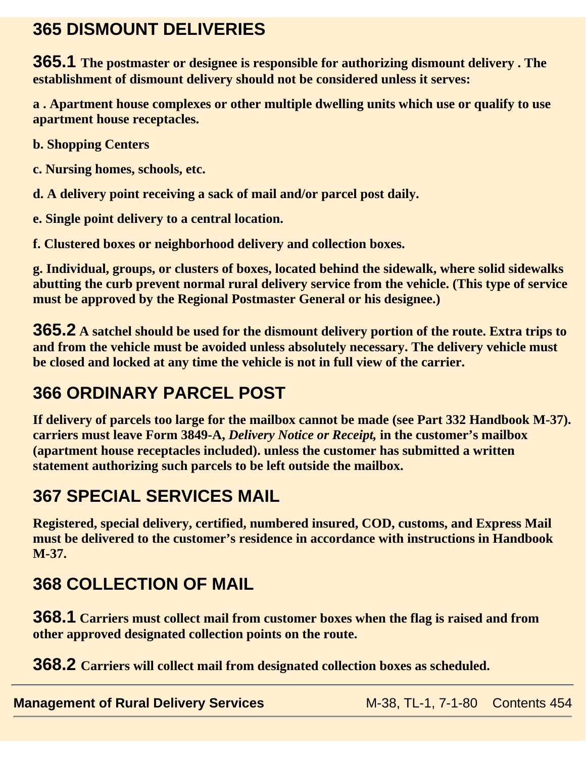## 365 DISMOUNT DELIVERIES

**365.1** **The postmaster or designee is responsible for authorizing dismount delivery . The establishment of dismount delivery should not be considered unless it serves:**

**a . Apartment house complexes or other multiple dwelling units which use or qualify to use apartment house receptacles.**

**b. Shopping Centers**

**c. Nursing homes, schools, etc.**

**d. A delivery point receiving a sack of mail and/or parcel post daily.**

**e. Single point delivery to a central location.**

**f. Clustered boxes or neighborhood delivery and collection boxes.**

**g. Individual, groups, or clusters of boxes, located behind the sidewalk, where solid sidewalks abutting the curb prevent normal rural delivery service from the vehicle. (This type of service must be approved by the Regional Postmaster General or his designee.)**

**365.2** **A satchel should be used for the dismount delivery portion of the route. Extra trips to and from the vehicle must be avoided unless absolutely necessary. The delivery vehicle must be closed and locked at any time the vehicle is not in full view of the carrier.**

## 366 ORDINARY PARCEL POST

**If delivery of parcels too large for the mailbox cannot be made (see Part 332 Handbook M-37). carriers must leave Form 3849-A, *Delivery Notice or Receipt,* in the customer's mailbox (apartment house receptacles included). unless the customer has submitted a written statement authorizing such parcels to be left outside the mailbox.**

## 367 SPECIAL SERVICES MAIL

**Registered, special delivery, certified, numbered insured, COD, customs, and Express Mail must be delivered to the customer's residence in accordance with instructions in Handbook M-37.**

## 368 COLLECTION OF MAIL

**368.1** **Carriers must collect mail from customer boxes when the flag is raised and from other approved designated collection points on the route.**

**368.2** **Carriers will collect mail from designated collection boxes as scheduled.**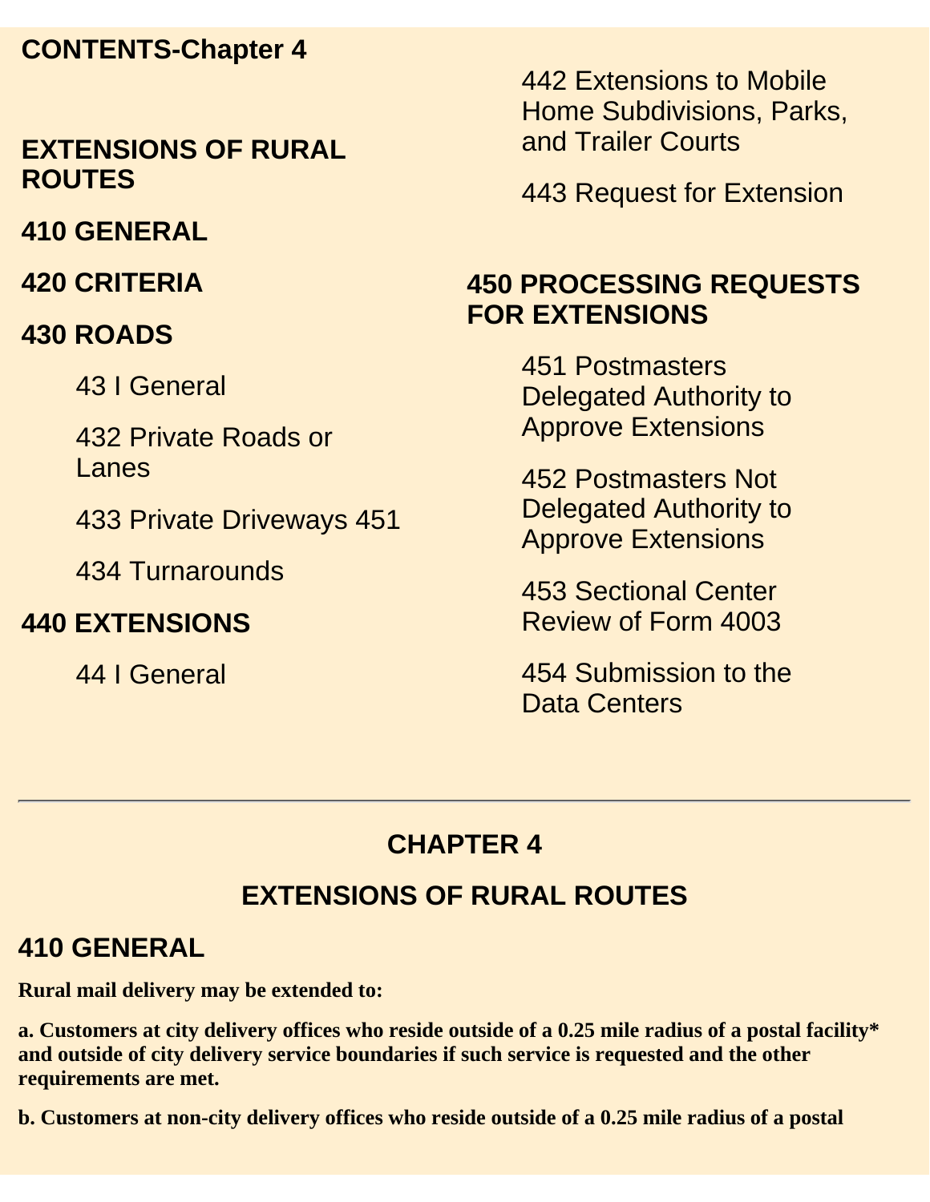**CONTENTS-Chapter 4**

**EXTENSIONS OF RURAL ROUTES**

**410 GENERAL**

**420 CRITERIA**

**430 ROADS**

43 I General

432 Private Roads or Lanes

433 Private Driveways 451

434 Turnarounds

**440 EXTENSIONS**

44 I General

442 Extensions to Mobile Home Subdivisions, Parks, and Trailer Courts

443 Request for Extension

**450 PROCESSING REQUESTS FOR EXTENSIONS**

451 Postmasters Delegated Authority to Approve Extensions

452 Postmasters Not Delegated Authority to Approve Extensions

453 Sectional Center Review of Form 4003

454 Submission to the Data Centers

---

## CHAPTER 4

## EXTENSIONS OF RURAL ROUTES

### 410 GENERAL

**Rural mail delivery may be extended to:**

**a. Customers at city delivery offices who reside outside of a 0.25 mile radius of a postal facility* and outside of city delivery service boundaries if such service is requested and the other requirements are met.**

**b. Customers at non-city delivery offices who reside outside of a 0.25 mile radius of a postal**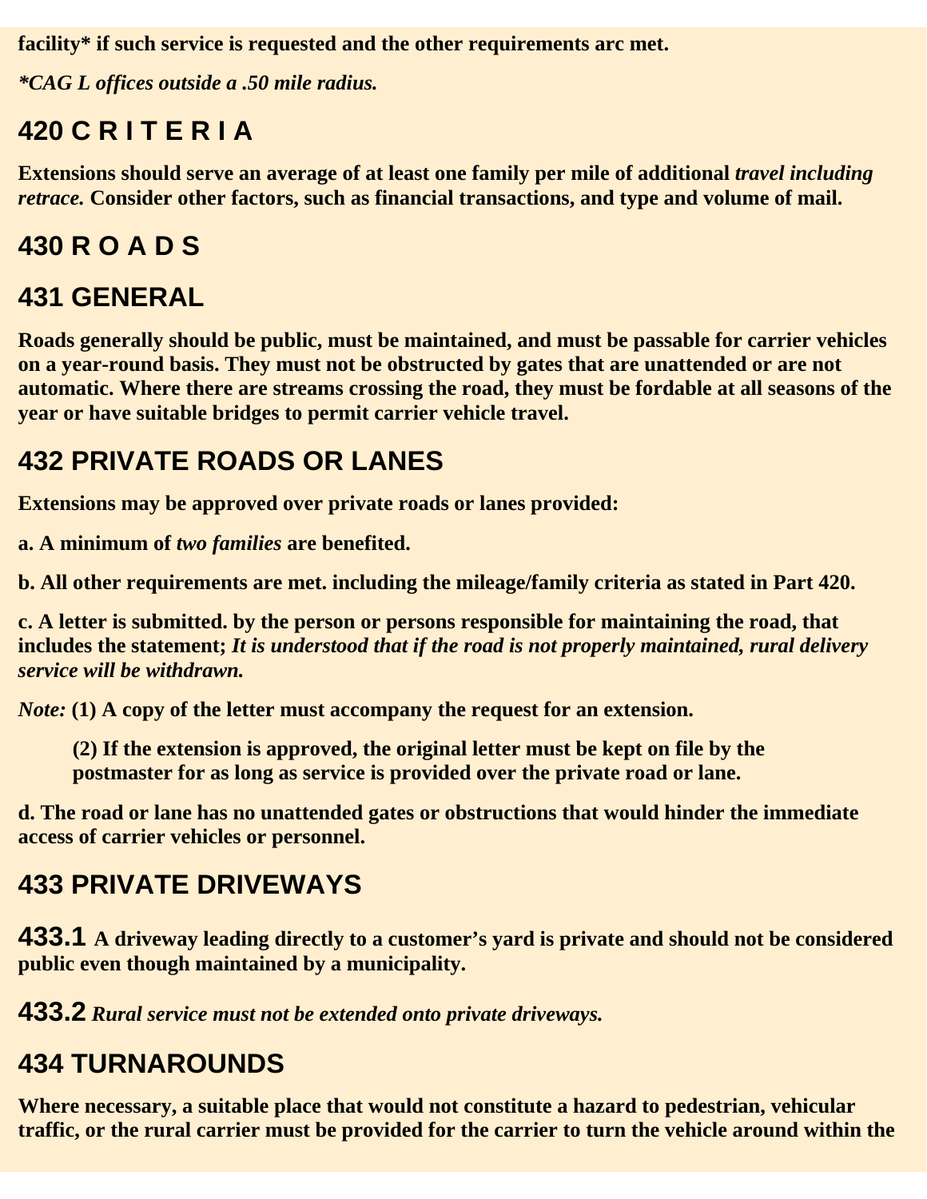**facility* if such service is requested and the other requirements arc met.**

***CAG L offices outside a .50 mile radius.***

## 420 C R I T E R I A

**Extensions should serve an average of at least one family per mile of additional *travel including retrace.* Consider other factors, such as financial transactions, and type and volume of mail.**

## 430 R O A D S

## 431 GENERAL

**Roads generally should be public, must be maintained, and must be passable for carrier vehicles on a year-round basis. They must not be obstructed by gates that are unattended or are not automatic. Where there are streams crossing the road, they must be fordable at all seasons of the year or have suitable bridges to permit carrier vehicle travel.**

## 432 PRIVATE ROADS OR LANES

**Extensions may be approved over private roads or lanes provided:**

**a. A minimum of *two families* are benefited.**

**b. All other requirements are met. including the mileage/family criteria as stated in Part 420.**

**c. A letter is submitted. by the person or persons responsible for maintaining the road, that includes the statement; *It is understood that if the road is not properly maintained, rural delivery service will be withdrawn.***

*Note:* **(1) A copy of the letter must accompany the request for an extension.**

**(2) If the extension is approved, the original letter must be kept on file by the postmaster for as long as service is provided over the private road or lane.**

**d. The road or lane has no unattended gates or obstructions that would hinder the immediate access of carrier vehicles or personnel.**

## 433 PRIVATE DRIVEWAYS

**433.1** **A driveway leading directly to a customer's yard is private and should not be considered public even though maintained by a municipality.**

**433.2** ***Rural service must not be extended onto private driveways.***

## 434 TURNAROUNDS

**Where necessary, a suitable place that would not constitute a hazard to pedestrian, vehicular traffic, or the rural carrier must be provided for the carrier to turn the vehicle around within the**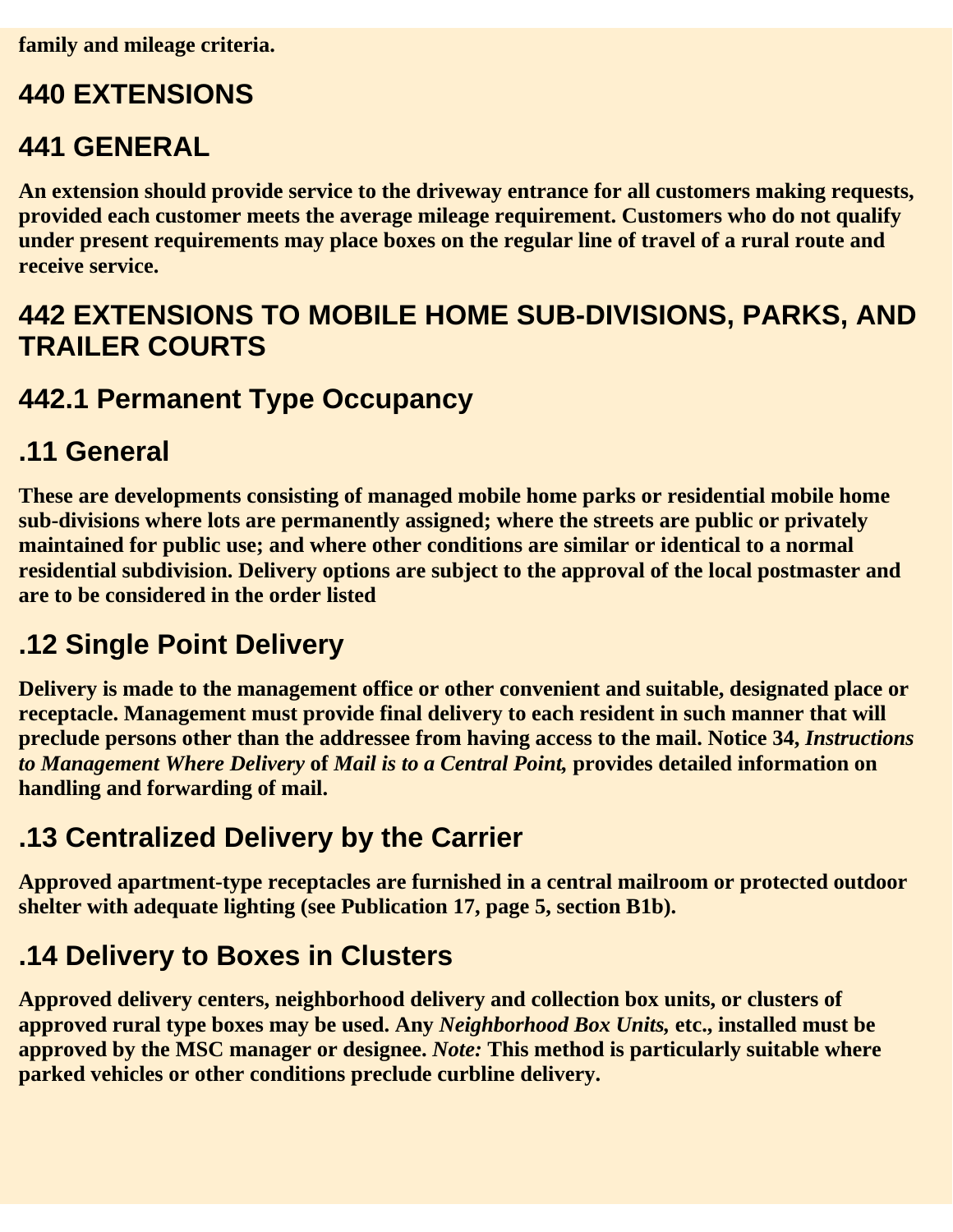**family and mileage criteria.**

## 440 EXTENSIONS

## 441 GENERAL

**An extension should provide service to the driveway entrance for all customers making requests, provided each customer meets the average mileage requirement. Customers who do not qualify under present requirements may place boxes on the regular line of travel of a rural route and receive service.**

## 442 EXTENSIONS TO MOBILE HOME SUB-DIVISIONS, PARKS, AND TRAILER COURTS

### 442.1 Permanent Type Occupancy

### .11 General

**These are developments consisting of managed mobile home parks or residential mobile home sub-divisions where lots are permanently assigned; where the streets are public or privately maintained for public use; and where other conditions are similar or identical to a normal residential subdivision. Delivery options are subject to the approval of the local postmaster and are to be considered in the order listed**

### .12 Single Point Delivery

**Delivery is made to the management office or other convenient and suitable, designated place or receptacle. Management must provide final delivery to each resident in such manner that will preclude persons other than the addressee from having access to the mail. Notice 34, *Instructions to Management Where Delivery* of *Mail is to a Central Point,* provides detailed information on handling and forwarding of mail.**

### .13 Centralized Delivery by the Carrier

**Approved apartment-type receptacles are furnished in a central mailroom or protected outdoor shelter with adequate lighting (see Publication 17, page 5, section B1b).**

### .14 Delivery to Boxes in Clusters

**Approved delivery centers, neighborhood delivery and collection box units, or clusters of approved rural type boxes may be used. Any *Neighborhood Box Units,* etc., installed must be approved by the MSC manager or designee. *Note:* This method is particularly suitable where parked vehicles or other conditions preclude curbline delivery.**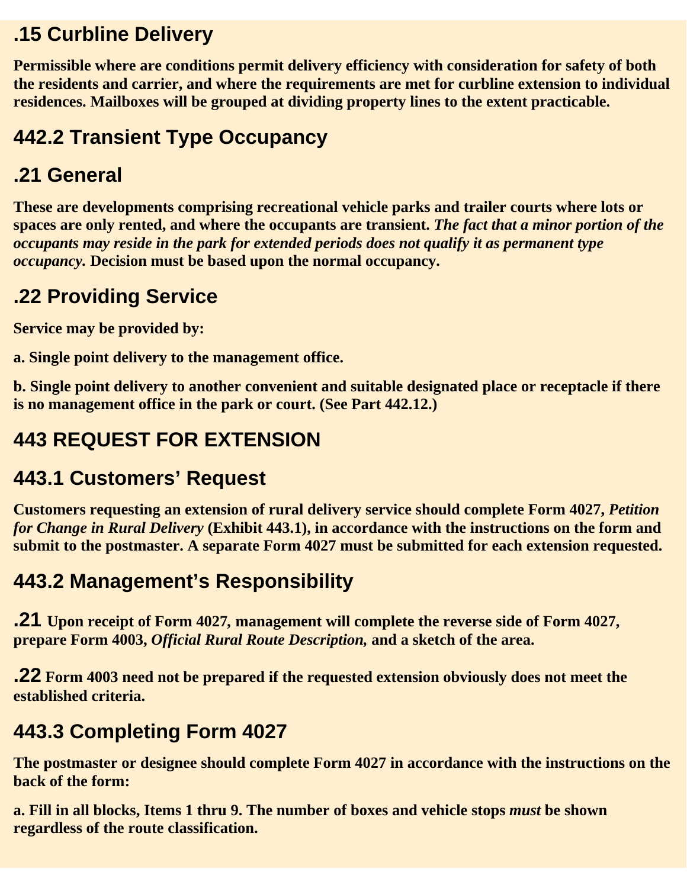### .15 Curbline Delivery

**Permissible where are conditions permit delivery efficiency with consideration for safety of both the residents and carrier, and where the requirements are met for curbline extension to individual residences. Mailboxes will be grouped at dividing property lines to the extent practicable.**

## 442.2 Transient Type Occupancy

### .21 General

**These are developments comprising recreational vehicle parks and trailer courts where lots or spaces are only rented, and where the occupants are transient. *The fact that a minor portion of the occupants may reside in the park for extended periods does not qualify it as permanent type occupancy.* Decision must be based upon the normal occupancy.**

### .22 Providing Service

**Service may be provided by:**

**a. Single point delivery to the management office.**

**b. Single point delivery to another convenient and suitable designated place or receptacle if there is no management office in the park or court. (See Part 442.12.)**

# 443 REQUEST FOR EXTENSION

## 443.1 Customers' Request

**Customers requesting an extension of rural delivery service should complete Form 4027, *Petition for Change in Rural Delivery* (Exhibit 443.1), in accordance with the instructions on the form and submit to the postmaster. A separate Form 4027 must be submitted for each extension requested.**

## 443.2 Management's Responsibility

**.21 Upon receipt of Form 4027, management will complete the reverse side of Form 4027, prepare Form 4003, *Official Rural Route Description,* and a sketch of the area.**

**.22 Form 4003 need not be prepared if the requested extension obviously does not meet the established criteria.**

## 443.3 Completing Form 4027

**The postmaster or designee should complete Form 4027 in accordance with the instructions on the back of the form:**

**a. Fill in all blocks, Items 1 thru 9. The number of boxes and vehicle stops *must* be shown regardless of the route classification.**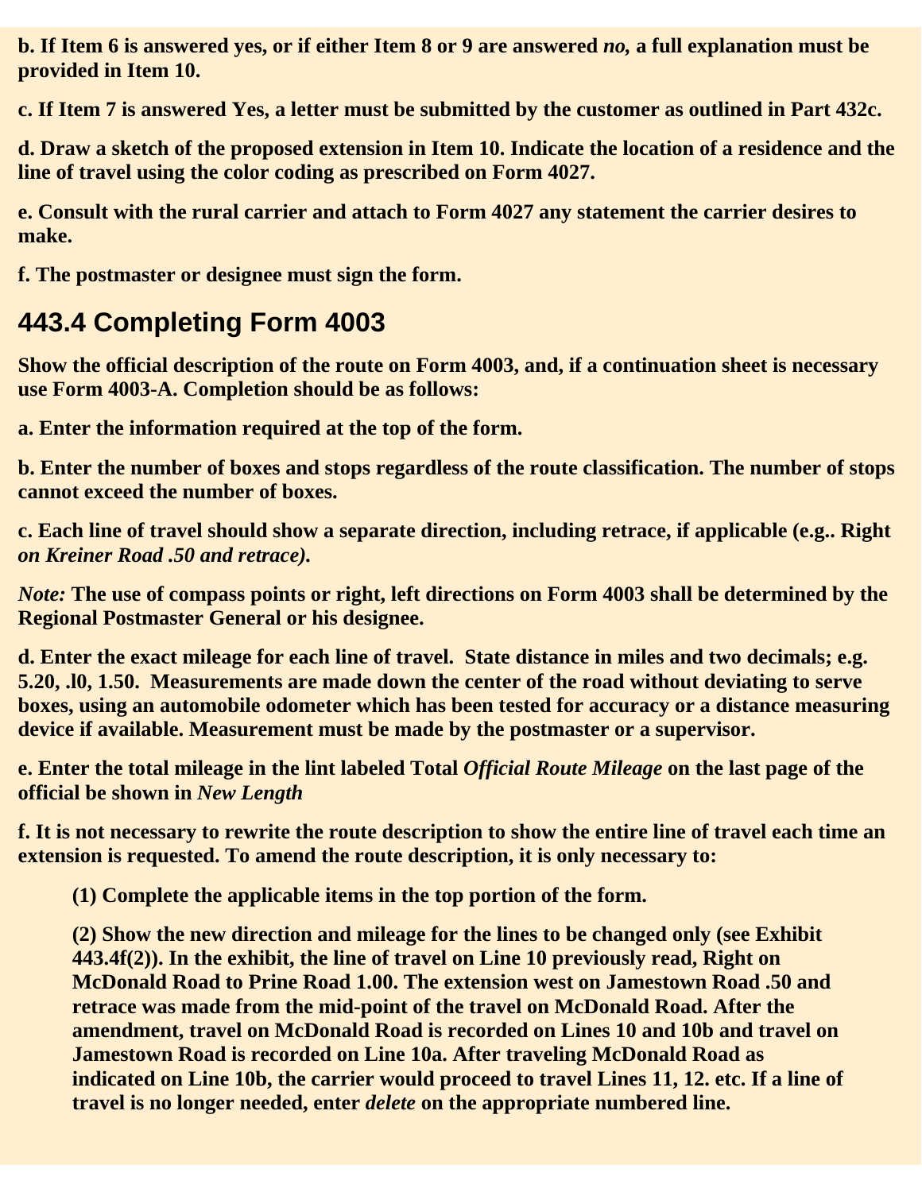**b. If Item 6 is answered yes, or if either Item 8 or 9 are answered *no,* a full explanation must be provided in Item 10.**

**c. If Item 7 is answered Yes, a letter must be submitted by the customer as outlined in Part 432c.**

**d. Draw a sketch of the proposed extension in Item 10. Indicate the location of a residence and the line of travel using the color coding as prescribed on Form 4027.**

**e. Consult with the rural carrier and attach to Form 4027 any statement the carrier desires to make.**

**f. The postmaster or designee must sign the form.**

## 443.4 Completing Form 4003

**Show the official description of the route on Form 4003, and, if a continuation sheet is necessary use Form 4003-A. Completion should be as follows:**

**a. Enter the information required at the top of the form.**

**b. Enter the number of boxes and stops regardless of the route classification. The number of stops cannot exceed the number of boxes.**

**c. Each line of travel should show a separate direction, including retrace, if applicable (e.g.. Right *on Kreiner Road .50 and retrace).***

*Note:* **The use of compass points or right, left directions on Form 4003 shall be determined by the Regional Postmaster General or his designee.**

**d. Enter the exact mileage for each line of travel. State distance in miles and two decimals; e.g. 5.20, .l0, 1.50. Measurements are made down the center of the road without deviating to serve boxes, using an automobile odometer which has been tested for accuracy or a distance measuring device if available. Measurement must be made by the postmaster or a supervisor.**

**e. Enter the total mileage in the lint labeled Total *Official Route Mileage* on the last page of the official be shown in *New Length***

**f. It is not necessary to rewrite the route description to show the entire line of travel each time an extension is requested. To amend the route description, it is only necessary to:**

> **(1) Complete the applicable items in the top portion of the form.**
>
> **(2) Show the new direction and mileage for the lines to be changed only (see Exhibit 443.4f(2)). In the exhibit, the line of travel on Line 10 previously read, Right on McDonald Road to Prine Road 1.00. The extension west on Jamestown Road .50 and retrace was made from the mid-point of the travel on McDonald Road. After the amendment, travel on McDonald Road is recorded on Lines 10 and 10b and travel on Jamestown Road is recorded on Line 10a. After traveling McDonald Road as indicated on Line 10b, the carrier would proceed to travel Lines 11, 12. etc. If a line of travel is no longer needed, enter *delete* on the appropriate numbered line.**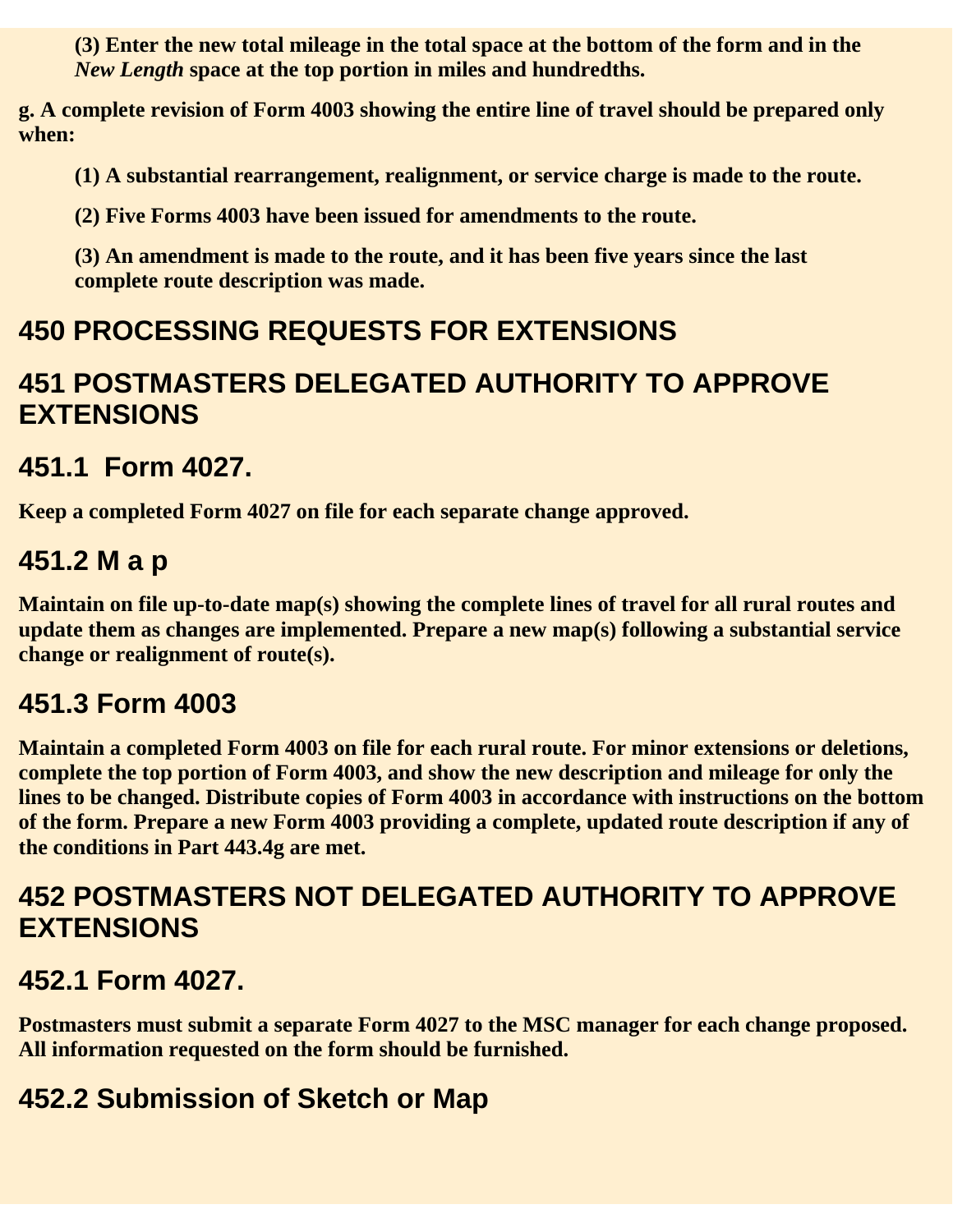**(3) Enter the new total mileage in the total space at the bottom of the form and in the *New Length* space at the top portion in miles and hundredths.**

**g. A complete revision of Form 4003 showing the entire line of travel should be prepared only when:**

**(1) A substantial rearrangement, realignment, or service charge is made to the route.**

**(2) Five Forms 4003 have been issued for amendments to the route.**

**(3) An amendment is made to the route, and it has been five years since the last complete route description was made.**

## 450 PROCESSING REQUESTS FOR EXTENSIONS

## 451 POSTMASTERS DELEGATED AUTHORITY TO APPROVE EXTENSIONS

### 451.1 Form 4027.

**Keep a completed Form 4027 on file for each separate change approved.**

### 451.2 M a p

**Maintain on file up-to-date map(s) showing the complete lines of travel for all rural routes and update them as changes are implemented. Prepare a new map(s) following a substantial service change or realignment of route(s).**

### 451.3 Form 4003

**Maintain a completed Form 4003 on file for each rural route. For minor extensions or deletions, complete the top portion of Form 4003, and show the new description and mileage for only the lines to be changed. Distribute copies of Form 4003 in accordance with instructions on the bottom of the form. Prepare a new Form 4003 providing a complete, updated route description if any of the conditions in Part 443.4g are met.**

## 452 POSTMASTERS NOT DELEGATED AUTHORITY TO APPROVE EXTENSIONS

### 452.1 Form 4027.

**Postmasters must submit a separate Form 4027 to the MSC manager for each change proposed. All information requested on the form should be furnished.**

### 452.2 Submission of Sketch or Map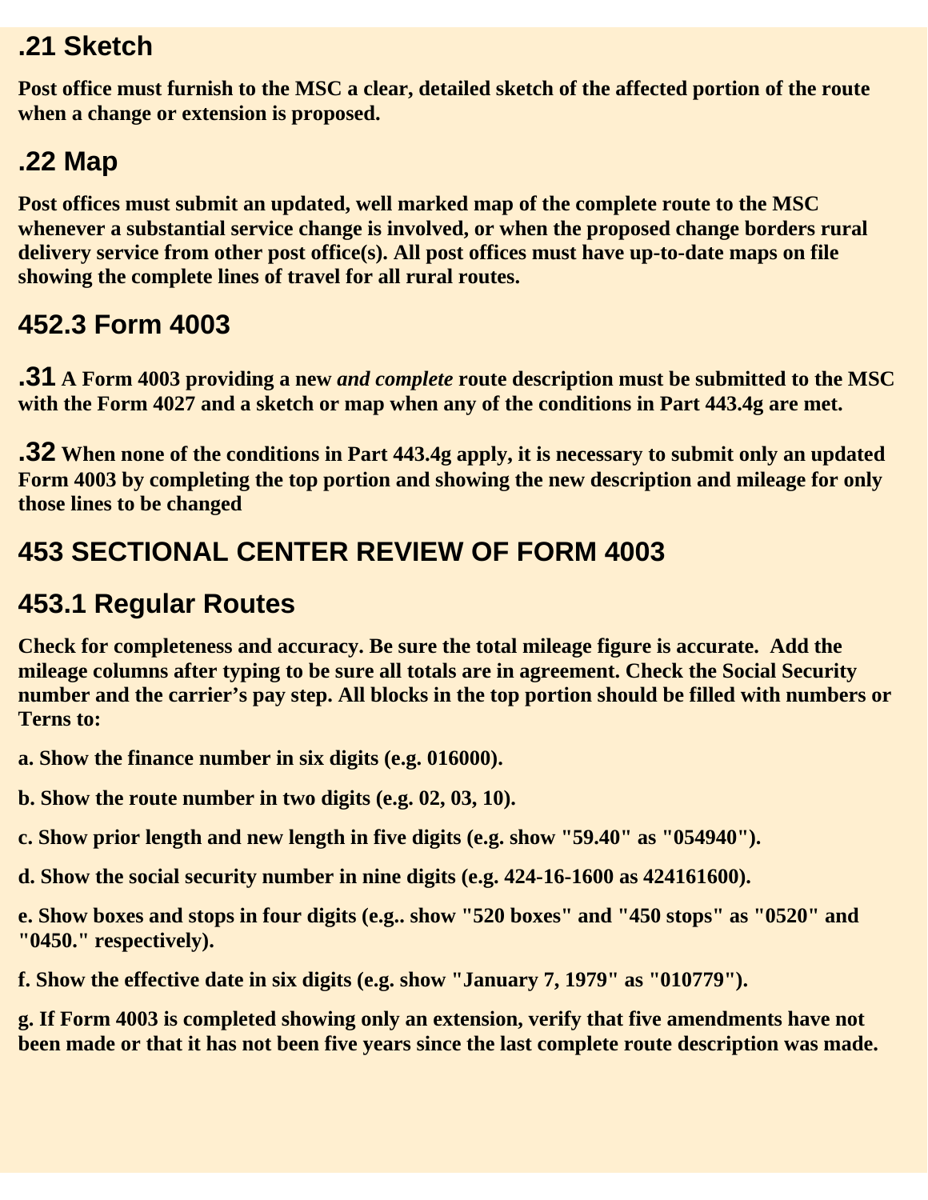### .21 Sketch

**Post office must furnish to the MSC a clear, detailed sketch of the affected portion of the route when a change or extension is proposed.**

### .22 Map

**Post offices must submit an updated, well marked map of the complete route to the MSC whenever a substantial service change is involved, or when the proposed change borders rural delivery service from other post office(s). All post offices must have up-to-date maps on file showing the complete lines of travel for all rural routes.**

## 452.3 Form 4003

**.31 A Form 4003 providing a new *and complete* route description must be submitted to the MSC with the Form 4027 and a sketch or map when any of the conditions in Part 443.4g are met.**

**.32 When none of the conditions in Part 443.4g apply, it is necessary to submit only an updated Form 4003 by completing the top portion and showing the new description and mileage for only those lines to be changed**

## 453 SECTIONAL CENTER REVIEW OF FORM 4003

## 453.1 Regular Routes

**Check for completeness and accuracy. Be sure the total mileage figure is accurate. Add the mileage columns after typing to be sure all totals are in agreement. Check the Social Security number and the carrier's pay step. All blocks in the top portion should be filled with numbers or Terns to:**

**a. Show the finance number in six digits (e.g. 016000).**

**b. Show the route number in two digits (e.g. 02, 03, 10).**

**c. Show prior length and new length in five digits (e.g. show "59.40" as "054940").**

**d. Show the social security number in nine digits (e.g. 424-16-1600 as 424161600).**

**e. Show boxes and stops in four digits (e.g.. show "520 boxes" and "450 stops" as "0520" and "0450." respectively).**

**f. Show the effective date in six digits (e.g. show "January 7, 1979" as "010779").**

**g. If Form 4003 is completed showing only an extension, verify that five amendments have not been made or that it has not been five years since the last complete route description was made.**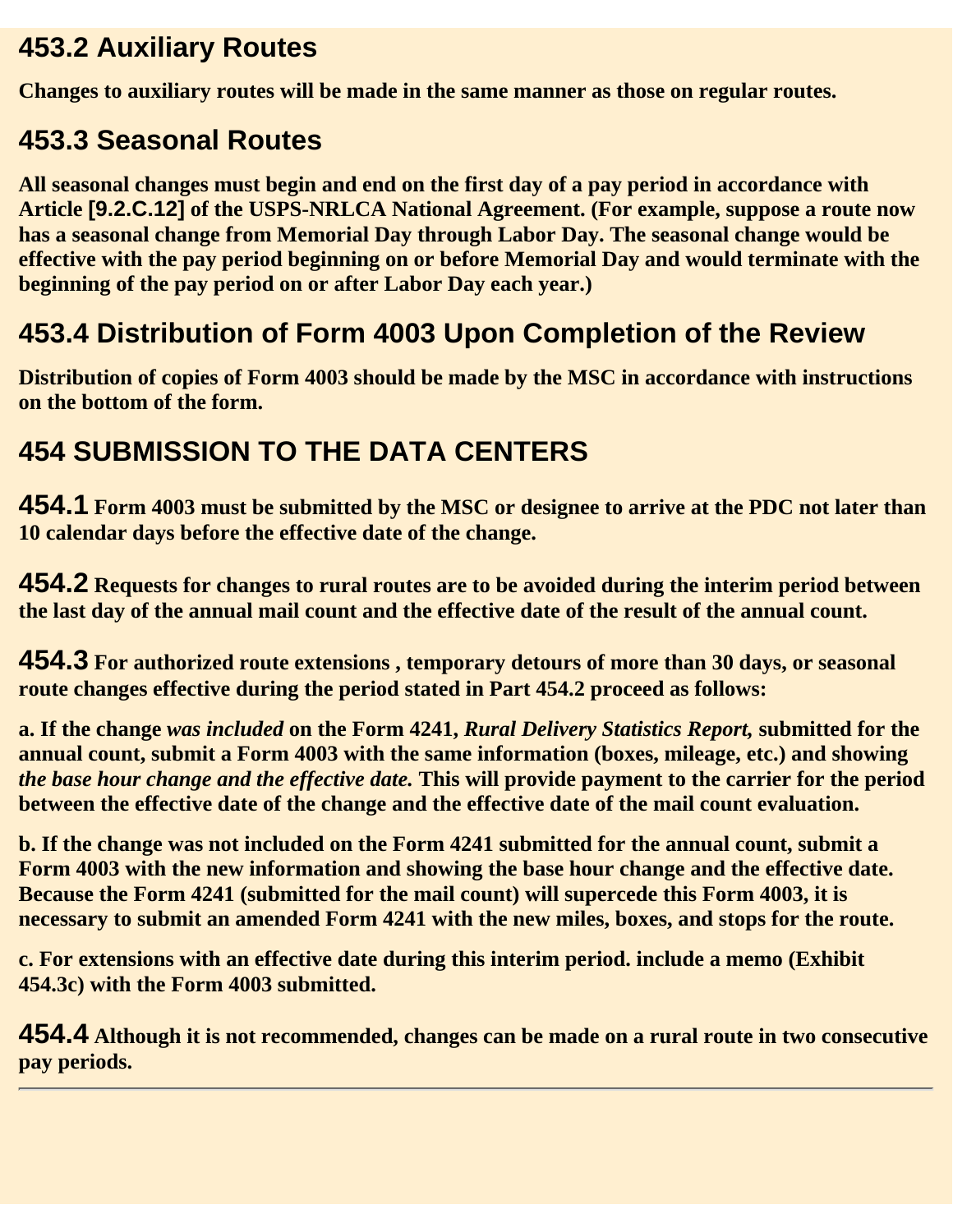## 453.2 Auxiliary Routes

**Changes to auxiliary routes will be made in the same manner as those on regular routes.**

## 453.3 Seasonal Routes

**All seasonal changes must begin and end on the first day of a pay period in accordance with Article [9.2.C.12] of the USPS-NRLCA National Agreement. (For example, suppose a route now has a seasonal change from Memorial Day through Labor Day. The seasonal change would be effective with the pay period beginning on or before Memorial Day and would terminate with the beginning of the pay period on or after Labor Day each year.)**

## 453.4 Distribution of Form 4003 Upon Completion of the Review

**Distribution of copies of Form 4003 should be made by the MSC in accordance with instructions on the bottom of the form.**

## 454 SUBMISSION TO THE DATA CENTERS

**454.1 Form 4003 must be submitted by the MSC or designee to arrive at the PDC not later than 10 calendar days before the effective date of the change.**

**454.2 Requests for changes to rural routes are to be avoided during the interim period between the last day of the annual mail count and the effective date of the result of the annual count.**

**454.3 For authorized route extensions , temporary detours of more than 30 days, or seasonal route changes effective during the period stated in Part 454.2 proceed as follows:**

**a. If the change *was included* on the Form 4241, *Rural Delivery Statistics Report,* submitted for the annual count, submit a Form 4003 with the same information (boxes, mileage, etc.) and showing *the base hour change and the effective date.* This will provide payment to the carrier for the period between the effective date of the change and the effective date of the mail count evaluation.**

**b. If the change was not included on the Form 4241 submitted for the annual count, submit a Form 4003 with the new information and showing the base hour change and the effective date. Because the Form 4241 (submitted for the mail count) will supercede this Form 4003, it is necessary to submit an amended Form 4241 with the new miles, boxes, and stops for the route.**

**c. For extensions with an effective date during this interim period. include a memo (Exhibit 454.3c) with the Form 4003 submitted.**

**454.4 Although it is not recommended, changes can be made on a rural route in two consecutive pay periods.**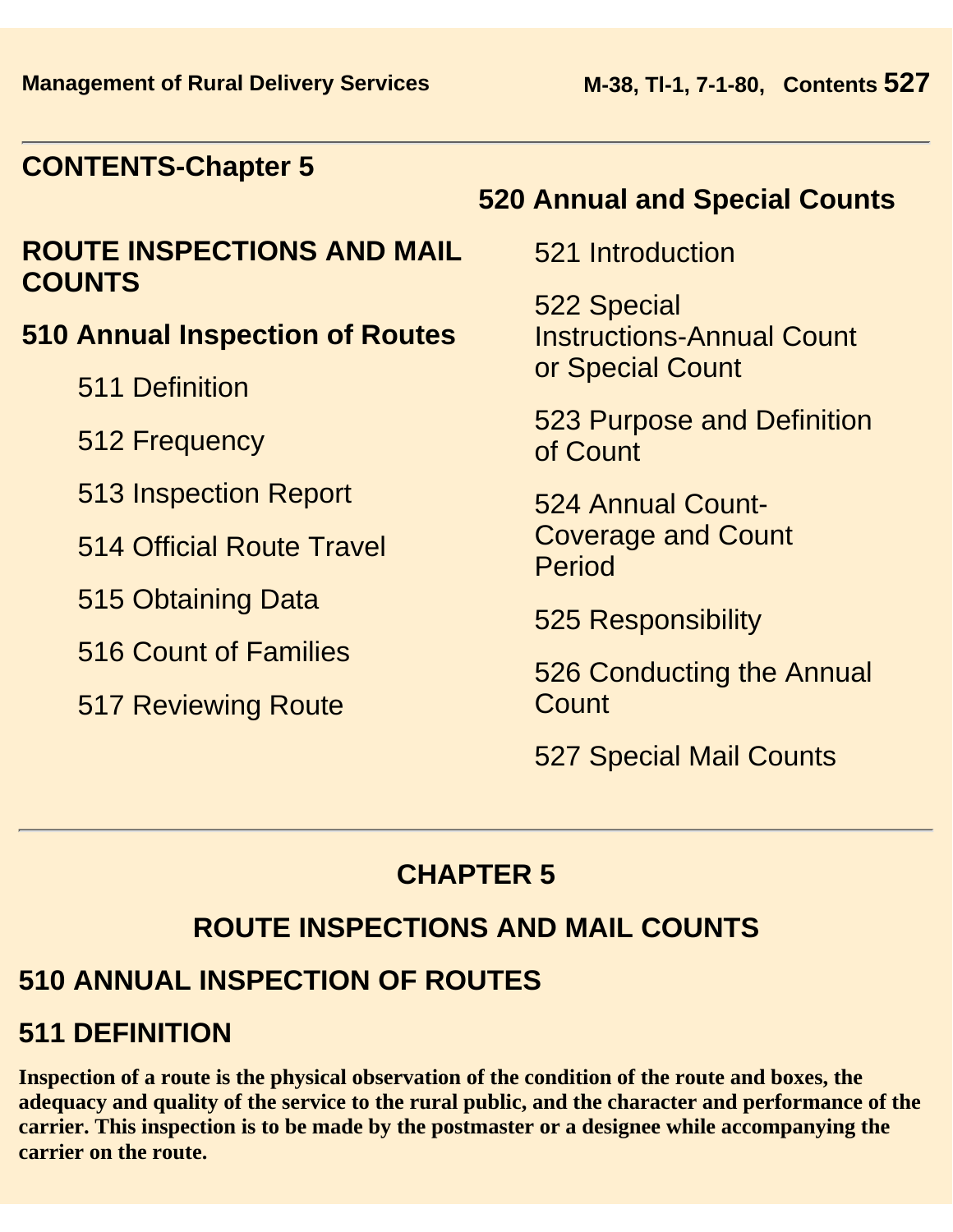## CONTENTS-Chapter 5

### ROUTE INSPECTIONS AND MAIL COUNTS

**510 Annual Inspection of Routes**

- 511 Definition
- 512 Frequency
- 513 Inspection Report
- 514 Official Route Travel
- 515 Obtaining Data
- 516 Count of Families
- 517 Reviewing Route

**520 Annual and Special Counts**

- 521 Introduction
- 522 Special Instructions-Annual Count or Special Count
- 523 Purpose and Definition of Count
- 524 Annual Count-Coverage and Count Period
- 525 Responsibility
- 526 Conducting the Annual Count
- 527 Special Mail Counts

---

# CHAPTER 5

# ROUTE INSPECTIONS AND MAIL COUNTS

## 510 ANNUAL INSPECTION OF ROUTES

## 511 DEFINITION

**Inspection of a route is the physical observation of the condition of the route and boxes, the adequacy and quality of the service to the rural public, and the character and performance of the carrier. This inspection is to be made by the postmaster or a designee while accompanying the carrier on the route.**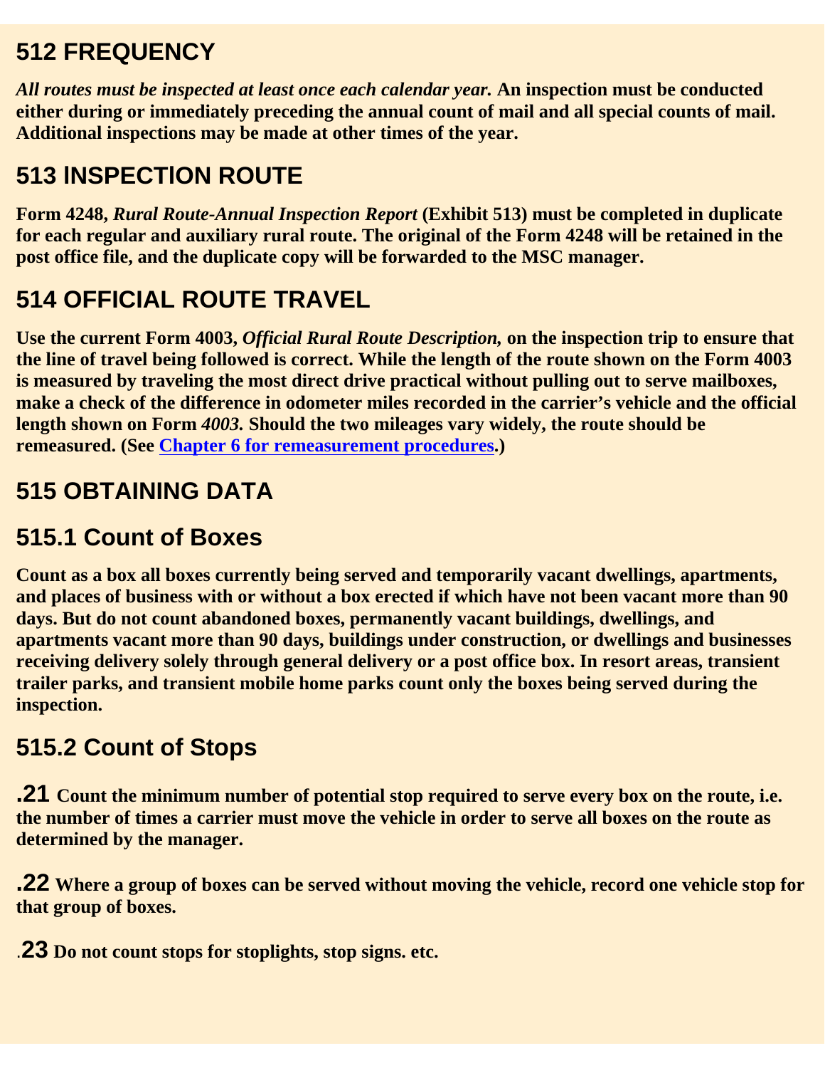## 512 FREQUENCY

***All routes must be inspected at least once each calendar year.*** **An inspection must be conducted either during or immediately preceding the annual count of mail and all special counts of mail. Additional inspections may be made at other times of the year.**

## 513 INSPECTION ROUTE

**Form 4248,** ***Rural Route-Annual Inspection Report*** **(Exhibit 513) must be completed in duplicate for each regular and auxiliary rural route. The original of the Form 4248 will be retained in the post office file, and the duplicate copy will be forwarded to the MSC manager.**

## 514 OFFICIAL ROUTE TRAVEL

**Use the current Form 4003,** ***Official Rural Route Description,*** **on the inspection trip to ensure that the line of travel being followed is correct. While the length of the route shown on the Form 4003 is measured by traveling the most direct drive practical without pulling out to serve mailboxes, make a check of the difference in odometer miles recorded in the carrier's vehicle and the official length shown on Form** ***4003.*** **Should the two mileages vary widely, the route should be remeasured. (See [Chapter 6 for remeasurement procedures](#).)**

## 515 OBTAINING DATA

## 515.1 Count of Boxes

**Count as a box all boxes currently being served and temporarily vacant dwellings, apartments, and places of business with or without a box erected if which have not been vacant more than 90 days. But do not count abandoned boxes, permanently vacant buildings, dwellings, and apartments vacant more than 90 days, buildings under construction, or dwellings and businesses receiving delivery solely through general delivery or a post office box. In resort areas, transient trailer parks, and transient mobile home parks count only the boxes being served during the inspection.**

## 515.2 Count of Stops

**.21 Count the minimum number of potential stop required to serve every box on the route, i.e. the number of times a carrier must move the vehicle in order to serve all boxes on the route as determined by the manager.**

**.22 Where a group of boxes can be served without moving the vehicle, record one vehicle stop for that group of boxes.**

**.23 Do not count stops for stoplights, stop signs. etc.**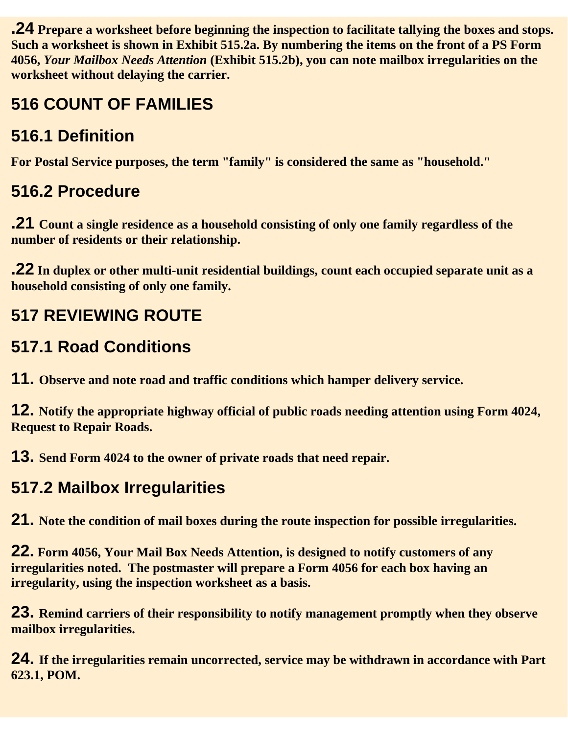**.24 Prepare a worksheet before beginning the inspection to facilitate tallying the boxes and stops. Such a worksheet is shown in Exhibit 515.2a. By numbering the items on the front of a PS Form 4056, *Your Mailbox Needs Attention* (Exhibit 515.2b), you can note mailbox irregularities on the worksheet without delaying the carrier.**

## 516 COUNT OF FAMILIES

### 516.1 Definition

**For Postal Service purposes, the term "family" is considered the same as "household."**

### 516.2 Procedure

**.21 Count a single residence as a household consisting of only one family regardless of the number of residents or their relationship.**

**.22 In duplex or other multi-unit residential buildings, count each occupied separate unit as a household consisting of only one family.**

## 517 REVIEWING ROUTE

### 517.1 Road Conditions

**11. Observe and note road and traffic conditions which hamper delivery service.**

**12. Notify the appropriate highway official of public roads needing attention using Form 4024, Request to Repair Roads.**

**13. Send Form 4024 to the owner of private roads that need repair.**

### 517.2 Mailbox Irregularities

**21. Note the condition of mail boxes during the route inspection for possible irregularities.**

**22. Form 4056, Your Mail Box Needs Attention, is designed to notify customers of any irregularities noted. The postmaster will prepare a Form 4056 for each box having an irregularity, using the inspection worksheet as a basis.**

**23. Remind carriers of their responsibility to notify management promptly when they observe mailbox irregularities.**

**24. If the irregularities remain uncorrected, service may be withdrawn in accordance with Part 623.1, POM.**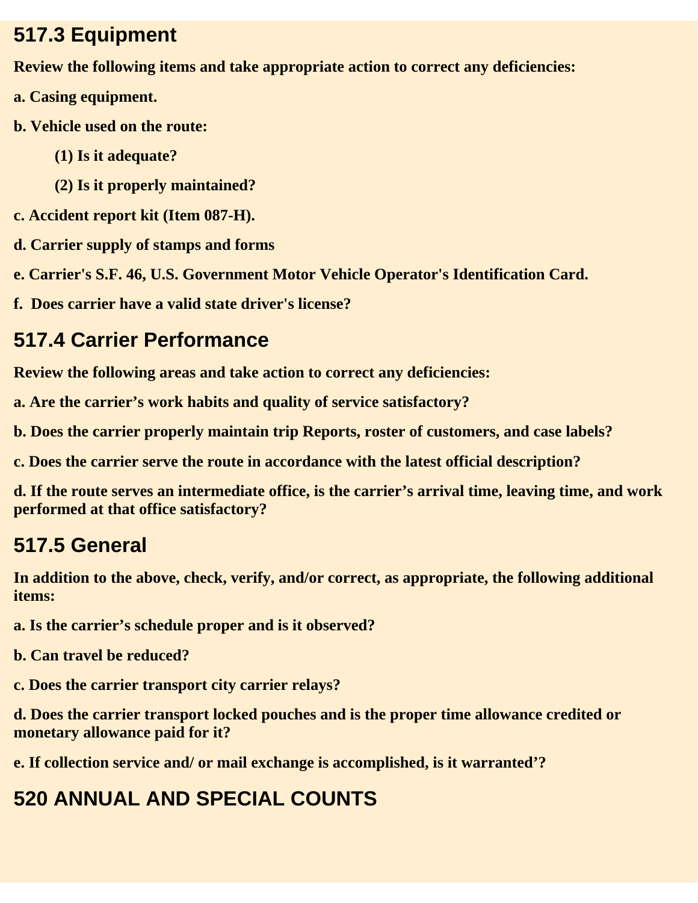## 517.3 Equipment

**Review the following items and take appropriate action to correct any deficiencies:**

**a. Casing equipment.**

**b. Vehicle used on the route:**

**(1) Is it adequate?**

**(2) Is it properly maintained?**

**c. Accident report kit (Item 087-H).**

**d. Carrier supply of stamps and forms**

**e. Carrier's S.F. 46, U.S. Government Motor Vehicle Operator's Identification Card.**

**f. Does carrier have a valid state driver's license?**

## 517.4 Carrier Performance

**Review the following areas and take action to correct any deficiencies:**

**a. Are the carrier's work habits and quality of service satisfactory?**

**b. Does the carrier properly maintain trip Reports, roster of customers, and case labels?**

**c. Does the carrier serve the route in accordance with the latest official description?**

**d. If the route serves an intermediate office, is the carrier's arrival time, leaving time, and work performed at that office satisfactory?**

## 517.5 General

**In addition to the above, check, verify, and/or correct, as appropriate, the following additional items:**

**a. Is the carrier's schedule proper and is it observed?**

**b. Can travel be reduced?**

**c. Does the carrier transport city carrier relays?**

**d. Does the carrier transport locked pouches and is the proper time allowance credited or monetary allowance paid for it?**

**e. If collection service and/ or mail exchange is accomplished, is it warranted'?**

## 520 ANNUAL AND SPECIAL COUNTS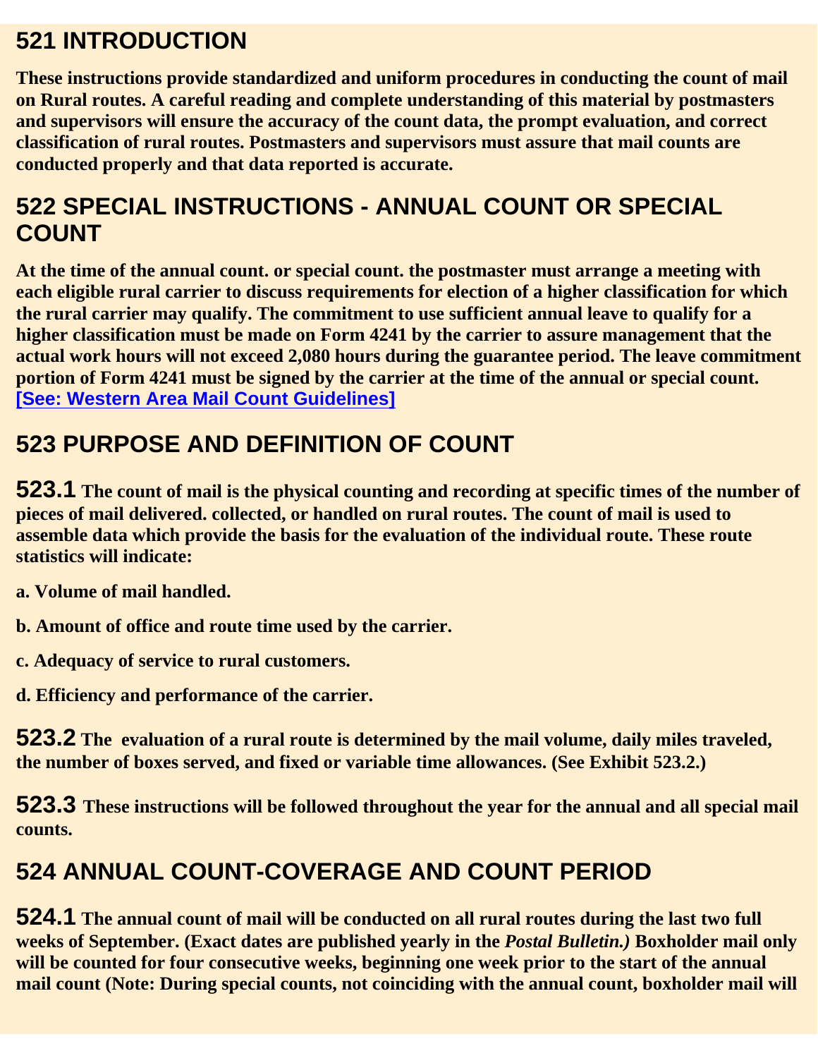## 521 INTRODUCTION

**These instructions provide standardized and uniform procedures in conducting the count of mail on Rural routes. A careful reading and complete understanding of this material by postmasters and supervisors will ensure the accuracy of the count data, the prompt evaluation, and correct classification of rural routes. Postmasters and supervisors must assure that mail counts are conducted properly and that data reported is accurate.**

## 522 SPECIAL INSTRUCTIONS - ANNUAL COUNT OR SPECIAL COUNT

**At the time of the annual count. or special count. the postmaster must arrange a meeting with each eligible rural carrier to discuss requirements for election of a higher classification for which the rural carrier may qualify. The commitment to use sufficient annual leave to qualify for a higher classification must be made on Form 4241 by the carrier to assure management that the actual work hours will not exceed 2,080 hours during the guarantee period. The leave commitment portion of Form 4241 must be signed by the carrier at the time of the annual or special count.**
**[See: Western Area Mail Count Guidelines]**

## 523 PURPOSE AND DEFINITION OF COUNT

**523.1** **The count of mail is the physical counting and recording at specific times of the number of pieces of mail delivered. collected, or handled on rural routes. The count of mail is used to assemble data which provide the basis for the evaluation of the individual route. These route statistics will indicate:**

**a. Volume of mail handled.**

**b. Amount of office and route time used by the carrier.**

**c. Adequacy of service to rural customers.**

**d. Efficiency and performance of the carrier.**

**523.2** **The evaluation of a rural route is determined by the mail volume, daily miles traveled, the number of boxes served, and fixed or variable time allowances. (See Exhibit 523.2.)**

**523.3** **These instructions will be followed throughout the year for the annual and all special mail counts.**

## 524 ANNUAL COUNT-COVERAGE AND COUNT PERIOD

**524.1** **The annual count of mail will be conducted on all rural routes during the last two full weeks of September. (Exact dates are published yearly in the *Postal Bulletin.)* Boxholder mail only will be counted for four consecutive weeks, beginning one week prior to the start of the annual mail count (Note: During special counts, not coinciding with the annual count, boxholder mail will**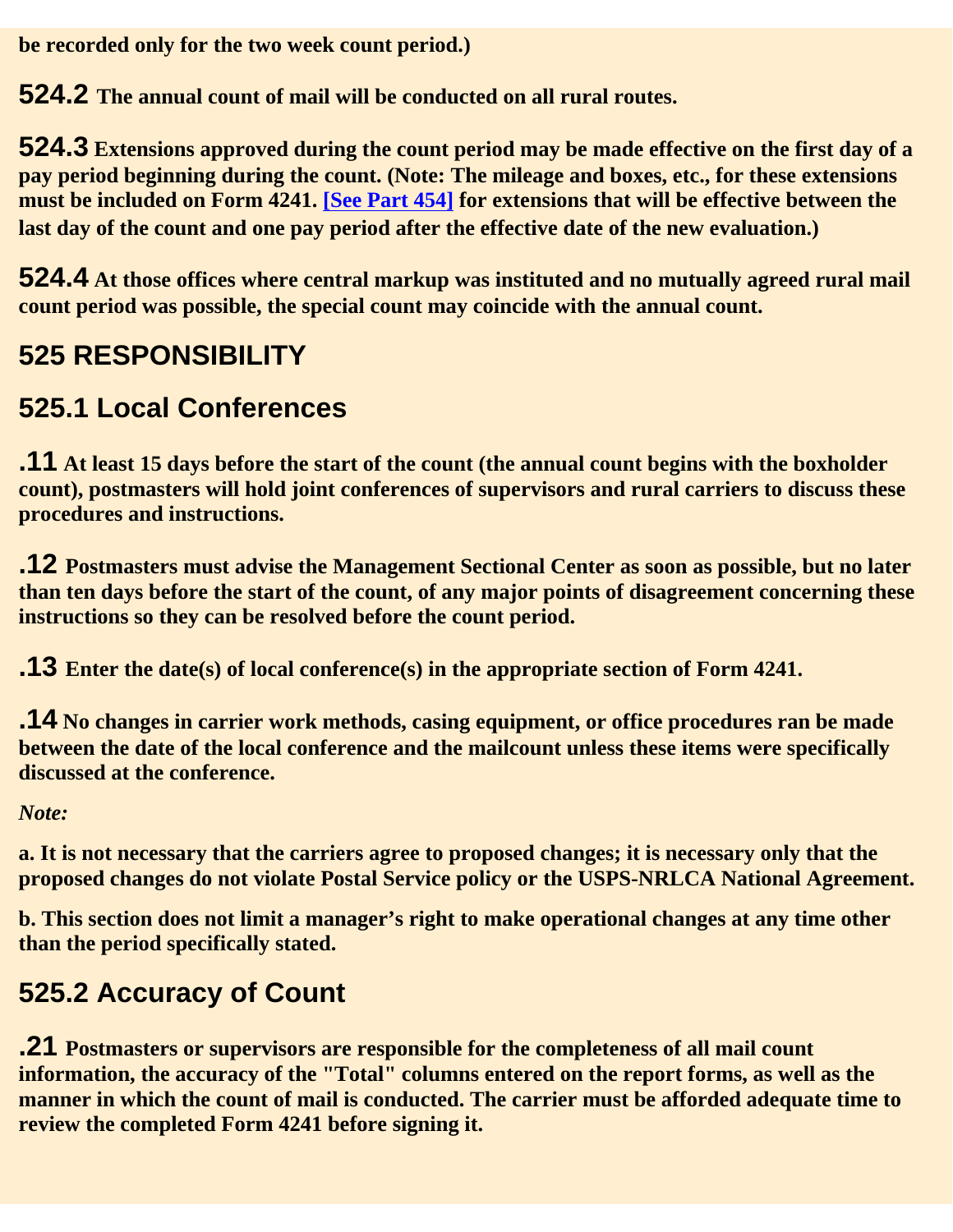**be recorded only for the two week count period.)**

**524.2** **The annual count of mail will be conducted on all rural routes.**

**524.3** **Extensions approved during the count period may be made effective on the first day of a pay period beginning during the count. (Note: The mileage and boxes, etc., for these extensions must be included on Form 4241. [See Part 454] for extensions that will be effective between the last day of the count and one pay period after the effective date of the new evaluation.)**

**524.4** **At those offices where central markup was instituted and no mutually agreed rural mail count period was possible, the special count may coincide with the annual count.**

## 525 RESPONSIBILITY

## 525.1 Local Conferences

**.11** **At least 15 days before the start of the count (the annual count begins with the boxholder count), postmasters will hold joint conferences of supervisors and rural carriers to discuss these procedures and instructions.**

**.12** **Postmasters must advise the Management Sectional Center as soon as possible, but no later than ten days before the start of the count, of any major points of disagreement concerning these instructions so they can be resolved before the count period.**

**.13** **Enter the date(s) of local conference(s) in the appropriate section of Form 4241.**

**.14** **No changes in carrier work methods, casing equipment, or office procedures ran be made between the date of the local conference and the mailcount unless these items were specifically discussed at the conference.**

***Note:***

**a. It is not necessary that the carriers agree to proposed changes; it is necessary only that the proposed changes do not violate Postal Service policy or the USPS-NRLCA National Agreement.**

**b. This section does not limit a manager's right to make operational changes at any time other than the period specifically stated.**

## 525.2 Accuracy of Count

**.21** **Postmasters or supervisors are responsible for the completeness of all mail count information, the accuracy of the "Total" columns entered on the report forms, as well as the manner in which the count of mail is conducted. The carrier must be afforded adequate time to review the completed Form 4241 before signing it.**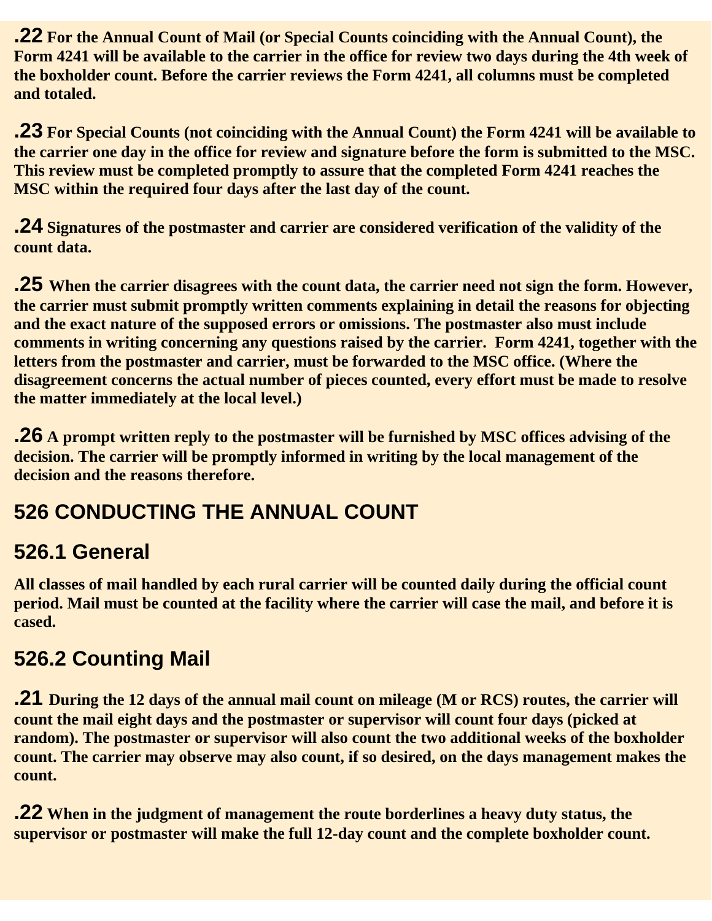**.22** For the Annual Count of Mail (or Special Counts coinciding with the Annual Count), the Form 4241 will be available to the carrier in the office for review two days during the 4th week of the boxholder count. Before the carrier reviews the Form 4241, all columns must be completed and totaled.

**.23** For Special Counts (not coinciding with the Annual Count) the Form 4241 will be available to the carrier one day in the office for review and signature before the form is submitted to the MSC. This review must be completed promptly to assure that the completed Form 4241 reaches the MSC within the required four days after the last day of the count.

**.24** Signatures of the postmaster and carrier are considered verification of the validity of the count data.

**.25** When the carrier disagrees with the count data, the carrier need not sign the form. However, the carrier must submit promptly written comments explaining in detail the reasons for objecting and the exact nature of the supposed errors or omissions. The postmaster also must include comments in writing concerning any questions raised by the carrier. Form 4241, together with the letters from the postmaster and carrier, must be forwarded to the MSC office. (Where the disagreement concerns the actual number of pieces counted, every effort must be made to resolve the matter immediately at the local level.)

**.26** A prompt written reply to the postmaster will be furnished by MSC offices advising of the decision. The carrier will be promptly informed in writing by the local management of the decision and the reasons therefore.

## 526 CONDUCTING THE ANNUAL COUNT

### 526.1 General

All classes of mail handled by each rural carrier will be counted daily during the official count period. Mail must be counted at the facility where the carrier will case the mail, and before it is cased.

### 526.2 Counting Mail

**.21** During the 12 days of the annual mail count on mileage (M or RCS) routes, the carrier will count the mail eight days and the postmaster or supervisor will count four days (picked at random). The postmaster or supervisor will also count the two additional weeks of the boxholder count. The carrier may observe may also count, if so desired, on the days management makes the count.

**.22** When in the judgment of management the route borderlines a heavy duty status, the supervisor or postmaster will make the full 12-day count and the complete boxholder count.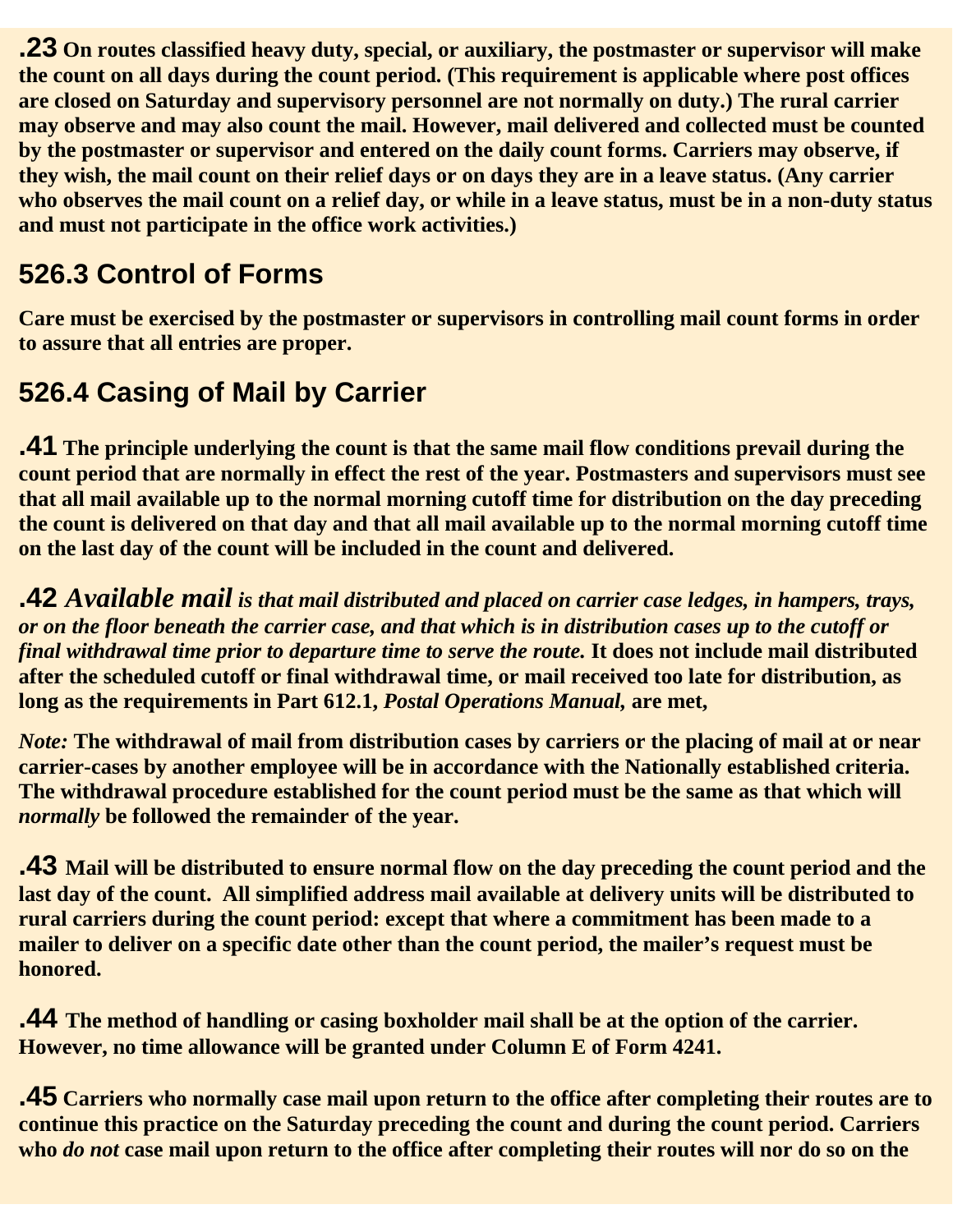**.23** **On routes classified heavy duty, special, or auxiliary, the postmaster or supervisor will make the count on all days during the count period. (This requirement is applicable where post offices are closed on Saturday and supervisory personnel are not normally on duty.) The rural carrier may observe and may also count the mail. However, mail delivered and collected must be counted by the postmaster or supervisor and entered on the daily count forms. Carriers may observe, if they wish, the mail count on their relief days or on days they are in a leave status. (Any carrier who observes the mail count on a relief day, or while in a leave status, must be in a non-duty status and must not participate in the office work activities.)**

## 526.3 Control of Forms

**Care must be exercised by the postmaster or supervisors in controlling mail count forms in order to assure that all entries are proper.**

## 526.4 Casing of Mail by Carrier

**.41** **The principle underlying the count is that the same mail flow conditions prevail during the count period that are normally in effect the rest of the year. Postmasters and supervisors must see that all mail available up to the normal morning cutoff time for distribution on the day preceding the count is delivered on that day and that all mail available up to the normal morning cutoff time on the last day of the count will be included in the count and delivered.**

**.42** ***Available mail*** ***is that mail distributed and placed on carrier case ledges, in hampers, trays, or on the floor beneath the carrier case, and that which is in distribution cases up to the cutoff or final withdrawal time prior to departure time to serve the route.*** **It does not include mail distributed after the scheduled cutoff or final withdrawal time, or mail received too late for distribution, as long as the requirements in Part 612.1,** ***Postal Operations Manual,*** **are met,**

***Note:*** **The withdrawal of mail from distribution cases by carriers or the placing of mail at or near carrier-cases by another employee will be in accordance with the Nationally established criteria. The withdrawal procedure established for the count period must be the same as that which will** ***normally*** **be followed the remainder of the year.**

**.43** **Mail will be distributed to ensure normal flow on the day preceding the count period and the last day of the count. All simplified address mail available at delivery units will be distributed to rural carriers during the count period: except that where a commitment has been made to a mailer to deliver on a specific date other than the count period, the mailer's request must be honored.**

**.44** **The method of handling or casing boxholder mail shall be at the option of the carrier. However, no time allowance will be granted under Column E of Form 4241.**

**.45** **Carriers who normally case mail upon return to the office after completing their routes are to continue this practice on the Saturday preceding the count and during the count period. Carriers who** ***do not*** **case mail upon return to the office after completing their routes will nor do so on the**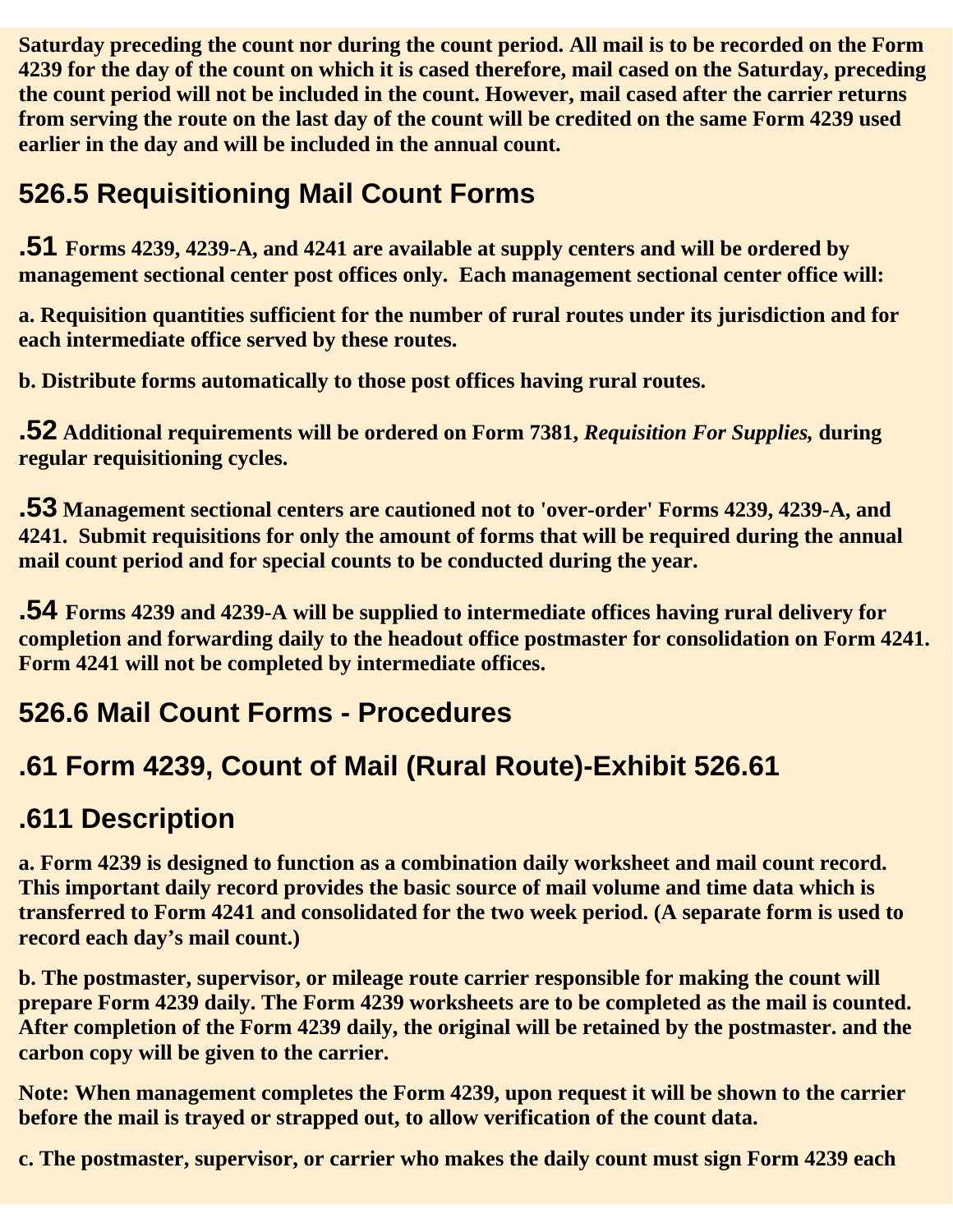**Saturday preceding the count nor during the count period. All mail is to be recorded on the Form 4239 for the day of the count on which it is cased therefore, mail cased on the Saturday, preceding the count period will not be included in the count. However, mail cased after the carrier returns from serving the route on the last day of the count will be credited on the same Form 4239 used earlier in the day and will be included in the annual count.**

## 526.5 Requisitioning Mail Count Forms

**.51 Forms 4239, 4239-A, and 4241 are available at supply centers and will be ordered by management sectional center post offices only. Each management sectional center office will:**

**a. Requisition quantities sufficient for the number of rural routes under its jurisdiction and for each intermediate office served by these routes.**

**b. Distribute forms automatically to those post offices having rural routes.**

**.52 Additional requirements will be ordered on Form 7381, *Requisition For Supplies,* during regular requisitioning cycles.**

**.53 Management sectional centers are cautioned not to 'over-order' Forms 4239, 4239-A, and 4241. Submit requisitions for only the amount of forms that will be required during the annual mail count period and for special counts to be conducted during the year.**

**.54 Forms 4239 and 4239-A will be supplied to intermediate offices having rural delivery for completion and forwarding daily to the headout office postmaster for consolidation on Form 4241. Form 4241 will not be completed by intermediate offices.**

## 526.6 Mail Count Forms - Procedures

## .61 Form 4239, Count of Mail (Rural Route)-Exhibit 526.61

## .611 Description

**a. Form 4239 is designed to function as a combination daily worksheet and mail count record. This important daily record provides the basic source of mail volume and time data which is transferred to Form 4241 and consolidated for the two week period. (A separate form is used to record each day's mail count.)**

**b. The postmaster, supervisor, or mileage route carrier responsible for making the count will prepare Form 4239 daily. The Form 4239 worksheets are to be completed as the mail is counted. After completion of the Form 4239 daily, the original will be retained by the postmaster. and the carbon copy will be given to the carrier.**

**Note: When management completes the Form 4239, upon request it will be shown to the carrier before the mail is trayed or strapped out, to allow verification of the count data.**

**c. The postmaster, supervisor, or carrier who makes the daily count must sign Form 4239 each**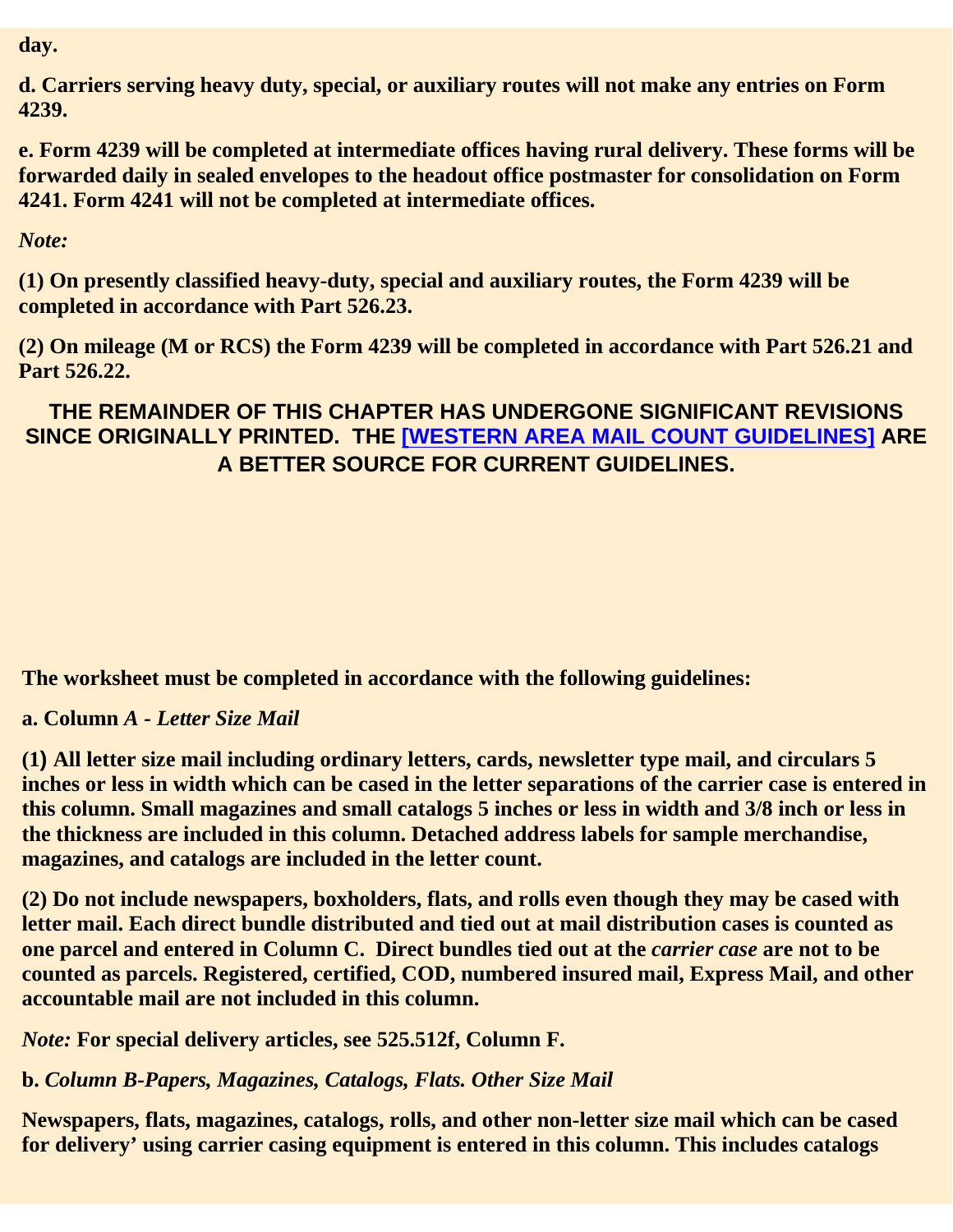**day.**

**d. Carriers serving heavy duty, special, or auxiliary routes will not make any entries on Form 4239.**

**e. Form 4239 will be completed at intermediate offices having rural delivery. These forms will be forwarded daily in sealed envelopes to the headout office postmaster for consolidation on Form 4241. Form 4241 will not be completed at intermediate offices.**

***Note:***

**(1) On presently classified heavy-duty, special and auxiliary routes, the Form 4239 will be completed in accordance with Part 526.23.**

**(2) On mileage (M or RCS) the Form 4239 will be completed in accordance with Part 526.21 and Part 526.22.**

**THE REMAINDER OF THIS CHAPTER HAS UNDERGONE SIGNIFICANT REVISIONS SINCE ORIGINALLY PRINTED. THE [WESTERN AREA MAIL COUNT GUIDELINES] ARE A BETTER SOURCE FOR CURRENT GUIDELINES.**

**The worksheet must be completed in accordance with the following guidelines:**

**a. Column *A - Letter Size Mail***

**(1) All letter size mail including ordinary letters, cards, newsletter type mail, and circulars 5 inches or less in width which can be cased in the letter separations of the carrier case is entered in this column. Small magazines and small catalogs 5 inches or less in width and 3/8 inch or less in the thickness are included in this column. Detached address labels for sample merchandise, magazines, and catalogs are included in the letter count.**

**(2) Do not include newspapers, boxholders, flats, and rolls even though they may be cased with letter mail. Each direct bundle distributed and tied out at mail distribution cases is counted as one parcel and entered in Column C. Direct bundles tied out at the *carrier case* are not to be counted as parcels. Registered, certified, COD, numbered insured mail, Express Mail, and other accountable mail are not included in this column.**

***Note:* For special delivery articles, see 525.512f, Column F.**

**b. *Column B-Papers, Magazines, Catalogs, Flats. Other Size Mail***

**Newspapers, flats, magazines, catalogs, rolls, and other non-letter size mail which can be cased for delivery' using carrier casing equipment is entered in this column. This includes catalogs**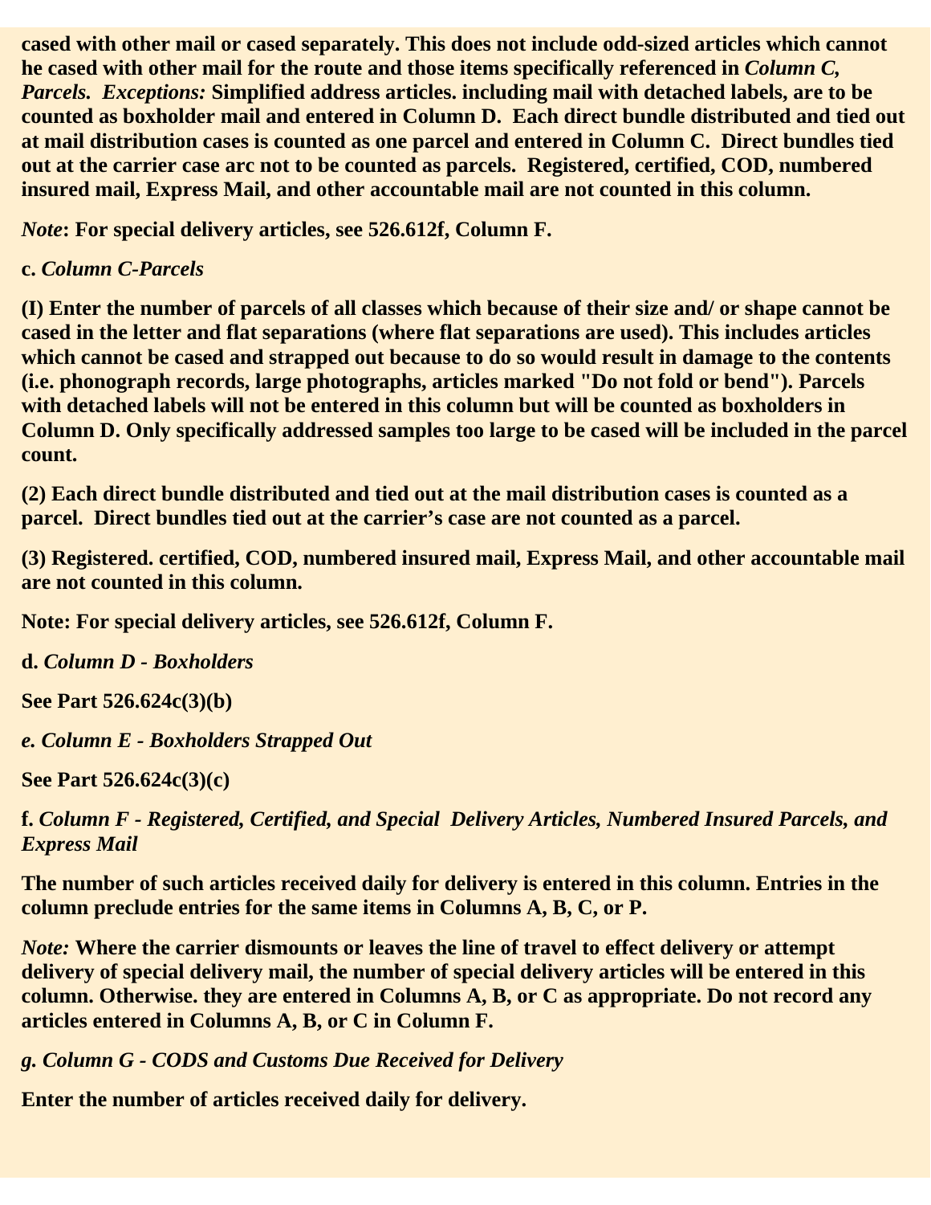**cased with other mail or cased separately. This does not include odd-sized articles which cannot he cased with other mail for the route and those items specifically referenced in *Column C, Parcels.* *Exceptions:* Simplified address articles. including mail with detached labels, are to be counted as boxholder mail and entered in Column D. Each direct bundle distributed and tied out at mail distribution cases is counted as one parcel and entered in Column C. Direct bundles tied out at the carrier case arc not to be counted as parcels. Registered, certified, COD, numbered insured mail, Express Mail, and other accountable mail are not counted in this column.**

***Note*: For special delivery articles, see 526.612f, Column F.**

**c. *Column C-Parcels***

**(I) Enter the number of parcels of all classes which because of their size and/ or shape cannot be cased in the letter and flat separations (where flat separations are used). This includes articles which cannot be cased and strapped out because to do so would result in damage to the contents (i.e. phonograph records, large photographs, articles marked "Do not fold or bend"). Parcels with detached labels will not be entered in this column but will be counted as boxholders in Column D. Only specifically addressed samples too large to be cased will be included in the parcel count.**

**(2) Each direct bundle distributed and tied out at the mail distribution cases is counted as a parcel. Direct bundles tied out at the carrier's case are not counted as a parcel.**

**(3) Registered. certified, COD, numbered insured mail, Express Mail, and other accountable mail are not counted in this column.**

**Note: For special delivery articles, see 526.612f, Column F.**

**d. *Column D - Boxholders***

**See Part 526.624c(3)(b)**

***e. Column E - Boxholders Strapped Out***

**See Part 526.624c(3)(c)**

**f. *Column F - Registered, Certified, and Special Delivery Articles, Numbered Insured Parcels, and Express Mail***

**The number of such articles received daily for delivery is entered in this column. Entries in the column preclude entries for the same items in Columns A, B, C, or P.**

***Note:* Where the carrier dismounts or leaves the line of travel to effect delivery or attempt delivery of special delivery mail, the number of special delivery articles will be entered in this column. Otherwise. they are entered in Columns A, B, or C as appropriate. Do not record any articles entered in Columns A, B, or C in Column F.**

***g. Column G - CODS and Customs Due Received for Delivery***

**Enter the number of articles received daily for delivery.**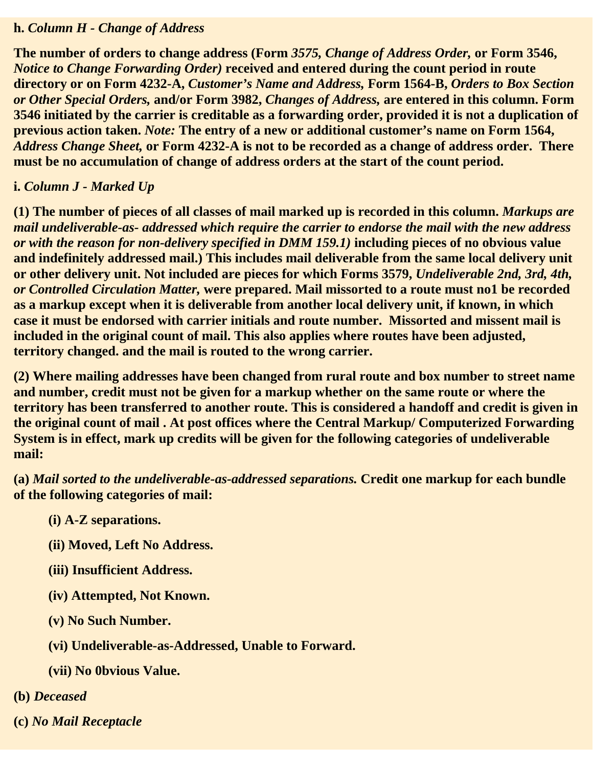**h.** ***Column H - Change of Address***

**The number of orders to change address (Form** ***3575, Change of Address Order,*** **or Form 3546,** ***Notice to Change Forwarding Order)*** **received and entered during the count period in route directory or on Form 4232-A,** ***Customer's Name and Address,*** **Form 1564-B,** ***Orders to Box Section or Other Special Orders,*** **and/or Form 3982,** ***Changes of Address,*** **are entered in this column. Form 3546 initiated by the carrier is creditable as a forwarding order, provided it is not a duplication of previous action taken.** ***Note:*** **The entry of a new or additional customer's name on Form 1564,** ***Address Change Sheet,*** **or Form 4232-A is not to be recorded as a change of address order. There must be no accumulation of change of address orders at the start of the count period.**

**i.** ***Column J - Marked Up***

**(1) The number of pieces of all classes of mail marked up is recorded in this column.** ***Markups are mail undeliverable-as- addressed which require the carrier to endorse the mail with the new address or with the reason for non-delivery specified in DMM 159.1)*** **including pieces of no obvious value and indefinitely addressed mail.) This includes mail deliverable from the same local delivery unit or other delivery unit. Not included are pieces for which Forms 3579,** ***Undeliverable 2nd, 3rd, 4th, or Controlled Circulation Matter,*** **were prepared. Mail missorted to a route must no1 be recorded as a markup except when it is deliverable from another local delivery unit, if known, in which case it must be endorsed with carrier initials and route number. Missorted and missent mail is included in the original count of mail. This also applies where routes have been adjusted, territory changed. and the mail is routed to the wrong carrier.**

**(2) Where mailing addresses have been changed from rural route and box number to street name and number, credit must not be given for a markup whether on the same route or where the territory has been transferred to another route. This is considered a handoff and credit is given in the original count of mail . At post offices where the Central Markup/ Computerized Forwarding System is in effect, mark up credits will be given for the following categories of undeliverable mail:**

**(a)** ***Mail sorted to the undeliverable-as-addressed separations.*** **Credit one markup for each bundle of the following categories of mail:**

- **(i) A-Z separations.**
- **(ii) Moved, Left No Address.**
- **(iii) Insufficient Address.**
- **(iv) Attempted, Not Known.**
- **(v) No Such Number.**
- **(vi) Undeliverable-as-Addressed, Unable to Forward.**
- **(vii) No 0bvious Value.**

**(b)** ***Deceased***

**(c)** ***No Mail Receptacle***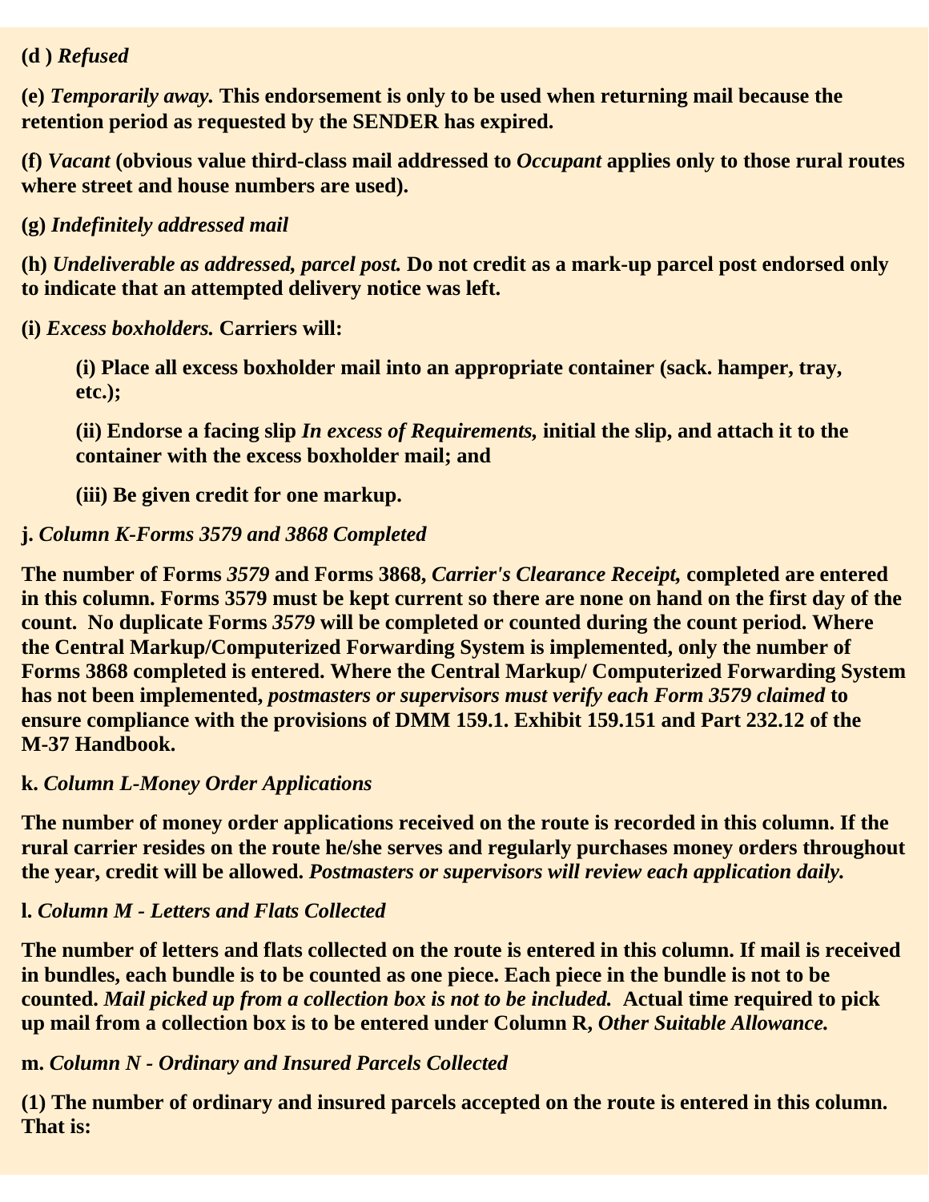**(d )** ***Refused***

**(e)** ***Temporarily away.*** **This endorsement is only to be used when returning mail because the retention period as requested by the SENDER has expired.**

**(f)** ***Vacant*** **(obvious value third-class mail addressed to** ***Occupant*** **applies only to those rural routes where street and house numbers are used).**

**(g)** ***Indefinitely addressed mail***

**(h)** ***Undeliverable as addressed, parcel post.*** **Do not credit as a mark-up parcel post endorsed only to indicate that an attempted delivery notice was left.**

**(i)** ***Excess boxholders.*** **Carriers will:**

> **(i) Place all excess boxholder mail into an appropriate container (sack. hamper, tray, etc.);**
>
> **(ii) Endorse a facing slip** ***In excess of Requirements,*** **initial the slip, and attach it to the container with the excess boxholder mail; and**
>
> **(iii) Be given credit for one markup.**

**j.** ***Column K-Forms 3579 and 3868 Completed***

**The number of Forms** ***3579*** **and Forms 3868,** ***Carrier's Clearance Receipt,*** **completed are entered in this column. Forms 3579 must be kept current so there are none on hand on the first day of the count. No duplicate Forms** ***3579*** **will be completed or counted during the count period. Where the Central Markup/Computerized Forwarding System is implemented, only the number of Forms 3868 completed is entered. Where the Central Markup/ Computerized Forwarding System has not been implemented,** ***postmasters or supervisors must verify each Form 3579 claimed*** **to ensure compliance with the provisions of DMM 159.1. Exhibit 159.151 and Part 232.12 of the M-37 Handbook.**

**k.** ***Column L-Money Order Applications***

**The number of money order applications received on the route is recorded in this column. If the rural carrier resides on the route he/she serves and regularly purchases money orders throughout the year, credit will be allowed.** ***Postmasters or supervisors will review each application daily.***

**l.** ***Column M - Letters and Flats Collected***

**The number of letters and flats collected on the route is entered in this column. If mail is received in bundles, each bundle is to be counted as one piece. Each piece in the bundle is not to be counted.** ***Mail picked up from a collection box is not to be included.*** **Actual time required to pick up mail from a collection box is to be entered under Column R,** ***Other Suitable Allowance.***

**m.** ***Column N - Ordinary and Insured Parcels Collected***

**(1) The number of ordinary and insured parcels accepted on the route is entered in this column. That is:**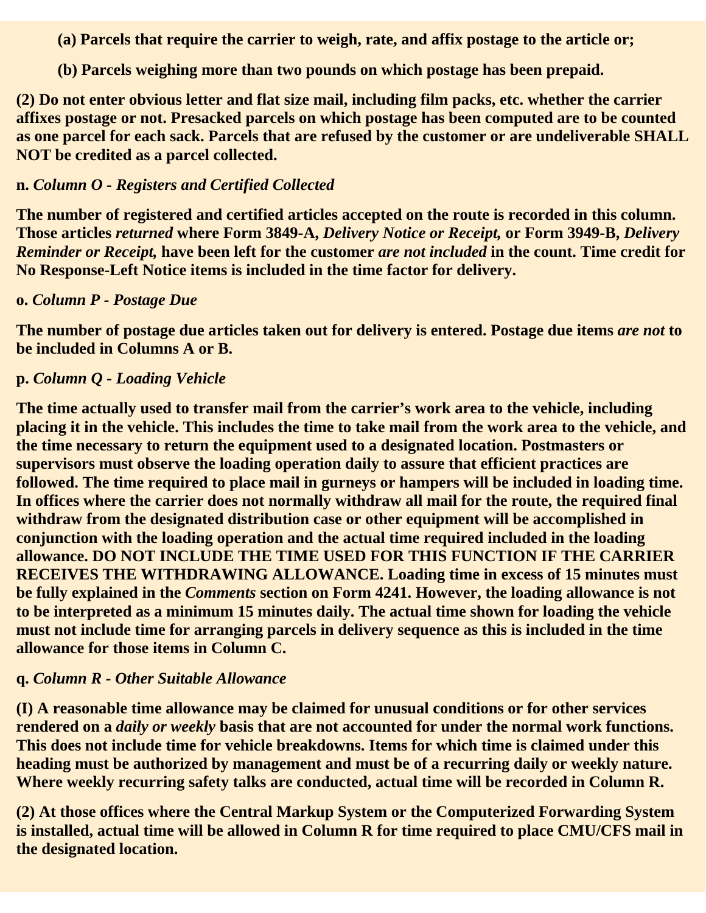(a) Parcels that require the carrier to weigh, rate, and affix postage to the article or;

(b) Parcels weighing more than two pounds on which postage has been prepaid.

(2) Do not enter obvious letter and flat size mail, including film packs, etc. whether the carrier affixes postage or not. Presacked parcels on which postage has been computed are to be counted as one parcel for each sack. Parcels that are refused by the customer or are undeliverable SHALL NOT be credited as a parcel collected.

**n.** ***Column O - Registers and Certified Collected***

The number of registered and certified articles accepted on the route is recorded in this column. Those articles *returned* where Form 3849-A, *Delivery Notice or Receipt,* or Form 3949-B, *Delivery Reminder or Receipt,* have been left for the customer *are not included* in the count. Time credit for No Response-Left Notice items is included in the time factor for delivery.

**o.** ***Column P - Postage Due***

The number of postage due articles taken out for delivery is entered. Postage due items *are not* to be included in Columns A or B.

**p.** ***Column Q - Loading Vehicle***

The time actually used to transfer mail from the carrier's work area to the vehicle, including placing it in the vehicle. This includes the time to take mail from the work area to the vehicle, and the time necessary to return the equipment used to a designated location. Postmasters or supervisors must observe the loading operation daily to assure that efficient practices are followed. The time required to place mail in gurneys or hampers will be included in loading time. In offices where the carrier does not normally withdraw all mail for the route, the required final withdraw from the designated distribution case or other equipment will be accomplished in conjunction with the loading operation and the actual time required included in the loading allowance. DO NOT INCLUDE THE TIME USED FOR THIS FUNCTION IF THE CARRIER RECEIVES THE WITHDRAWING ALLOWANCE. Loading time in excess of 15 minutes must be fully explained in the *Comments* section on Form 4241. However, the loading allowance is not to be interpreted as a minimum 15 minutes daily. The actual time shown for loading the vehicle must not include time for arranging parcels in delivery sequence as this is included in the time allowance for those items in Column C.

**q.** ***Column R - Other Suitable Allowance***

(I) A reasonable time allowance may be claimed for unusual conditions or for other services rendered on a *daily or weekly* basis that are not accounted for under the normal work functions. This does not include time for vehicle breakdowns. Items for which time is claimed under this heading must be authorized by management and must be of a recurring daily or weekly nature. Where weekly recurring safety talks are conducted, actual time will be recorded in Column R.

(2) At those offices where the Central Markup System or the Computerized Forwarding System is installed, actual time will be allowed in Column R for time required to place CMU/CFS mail in the designated location.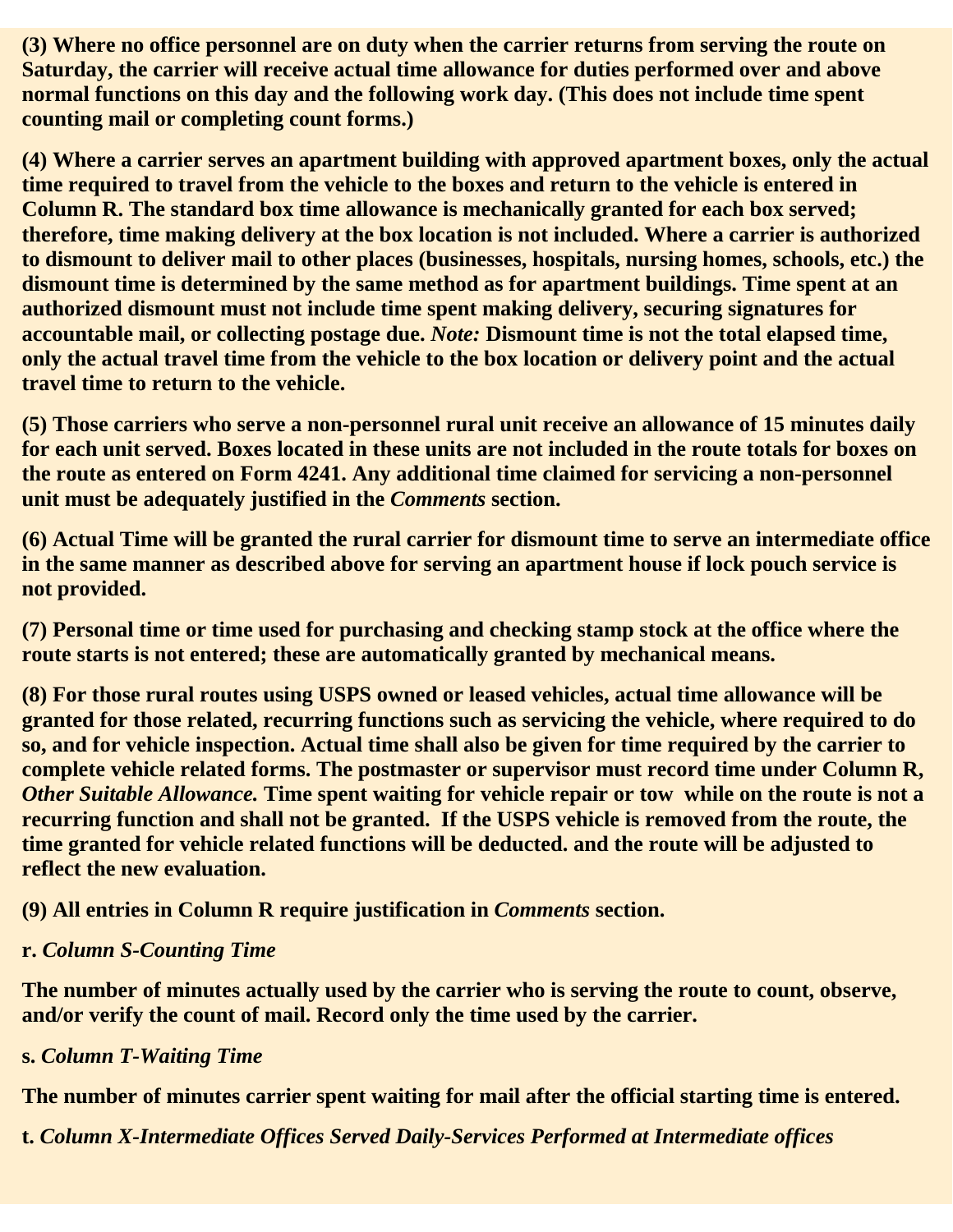**(3) Where no office personnel are on duty when the carrier returns from serving the route on Saturday, the carrier will receive actual time allowance for duties performed over and above normal functions on this day and the following work day. (This does not include time spent counting mail or completing count forms.)**

**(4) Where a carrier serves an apartment building with approved apartment boxes, only the actual time required to travel from the vehicle to the boxes and return to the vehicle is entered in Column R. The standard box time allowance is mechanically granted for each box served; therefore, time making delivery at the box location is not included. Where a carrier is authorized to dismount to deliver mail to other places (businesses, hospitals, nursing homes, schools, etc.) the dismount time is determined by the same method as for apartment buildings. Time spent at an authorized dismount must not include time spent making delivery, securing signatures for accountable mail, or collecting postage due. *Note:* Dismount time is not the total elapsed time, only the actual travel time from the vehicle to the box location or delivery point and the actual travel time to return to the vehicle.**

**(5) Those carriers who serve a non-personnel rural unit receive an allowance of 15 minutes daily for each unit served. Boxes located in these units are not included in the route totals for boxes on the route as entered on Form 4241. Any additional time claimed for servicing a non-personnel unit must be adequately justified in the *Comments* section.**

**(6) Actual Time will be granted the rural carrier for dismount time to serve an intermediate office in the same manner as described above for serving an apartment house if lock pouch service is not provided.**

**(7) Personal time or time used for purchasing and checking stamp stock at the office where the route starts is not entered; these are automatically granted by mechanical means.**

**(8) For those rural routes using USPS owned or leased vehicles, actual time allowance will be granted for those related, recurring functions such as servicing the vehicle, where required to do so, and for vehicle inspection. Actual time shall also be given for time required by the carrier to complete vehicle related forms. The postmaster or supervisor must record time under Column R, *Other Suitable Allowance.* Time spent waiting for vehicle repair or tow while on the route is not a recurring function and shall not be granted. If the USPS vehicle is removed from the route, the time granted for vehicle related functions will be deducted. and the route will be adjusted to reflect the new evaluation.**

**(9) All entries in Column R require justification in *Comments* section.**

**r. *Column S-Counting Time***

**The number of minutes actually used by the carrier who is serving the route to count, observe, and/or verify the count of mail. Record only the time used by the carrier.**

**s. *Column T-Waiting Time***

**The number of minutes carrier spent waiting for mail after the official starting time is entered.**

**t. *Column X-Intermediate Offices Served Daily-Services Performed at Intermediate offices***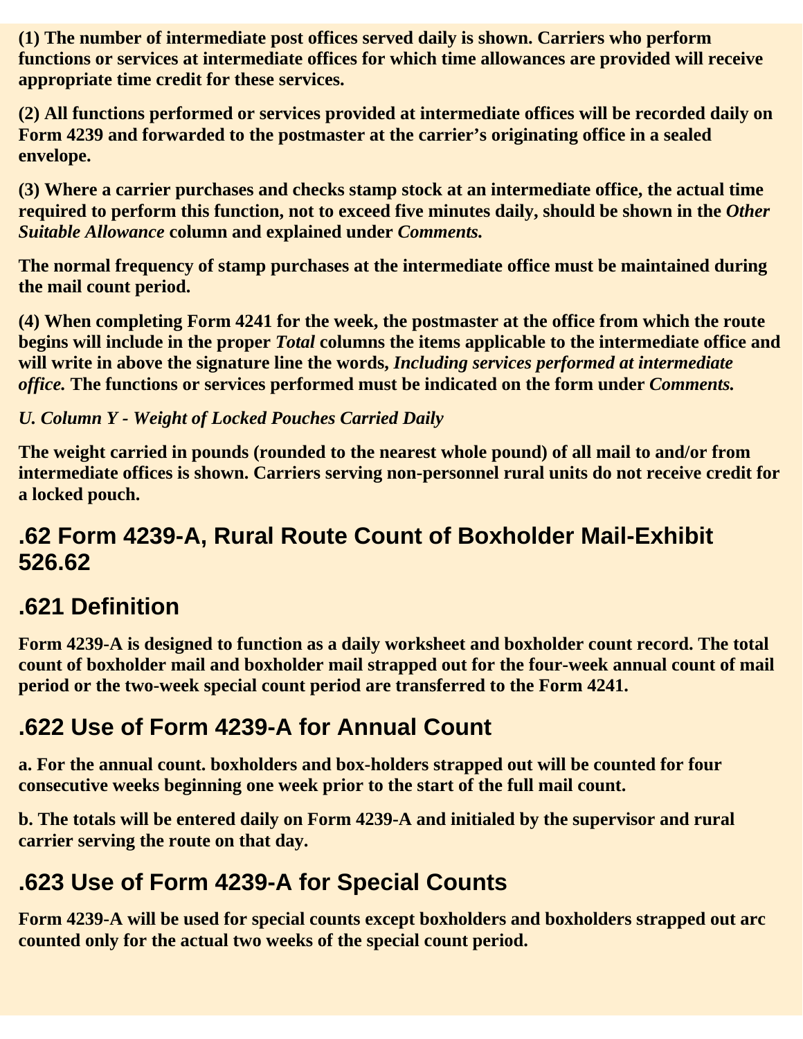**(1) The number of intermediate post offices served daily is shown. Carriers who perform functions or services at intermediate offices for which time allowances are provided will receive appropriate time credit for these services.**

**(2) All functions performed or services provided at intermediate offices will be recorded daily on Form 4239 and forwarded to the postmaster at the carrier's originating office in a sealed envelope.**

**(3) Where a carrier purchases and checks stamp stock at an intermediate office, the actual time required to perform this function, not to exceed five minutes daily, should be shown in the *Other Suitable Allowance* column and explained under *Comments.***

**The normal frequency of stamp purchases at the intermediate office must be maintained during the mail count period.**

**(4) When completing Form 4241 for the week, the postmaster at the office from which the route begins will include in the proper *Total* columns the items applicable to the intermediate office and will write in above the signature line the words, *Including services performed at intermediate office.* The functions or services performed must be indicated on the form under *Comments.***

***U. Column Y - Weight of Locked Pouches Carried Daily***

**The weight carried in pounds (rounded to the nearest whole pound) of all mail to and/or from intermediate offices is shown. Carriers serving non-personnel rural units do not receive credit for a locked pouch.**

## .62 Form 4239-A, Rural Route Count of Boxholder Mail-Exhibit 526.62

## .621 Definition

**Form 4239-A is designed to function as a daily worksheet and boxholder count record. The total count of boxholder mail and boxholder mail strapped out for the four-week annual count of mail period or the two-week special count period are transferred to the Form 4241.**

## .622 Use of Form 4239-A for Annual Count

**a. For the annual count. boxholders and box-holders strapped out will be counted for four consecutive weeks beginning one week prior to the start of the full mail count.**

**b. The totals will be entered daily on Form 4239-A and initialed by the supervisor and rural carrier serving the route on that day.**

## .623 Use of Form 4239-A for Special Counts

**Form 4239-A will be used for special counts except boxholders and boxholders strapped out arc counted only for the actual two weeks of the special count period.**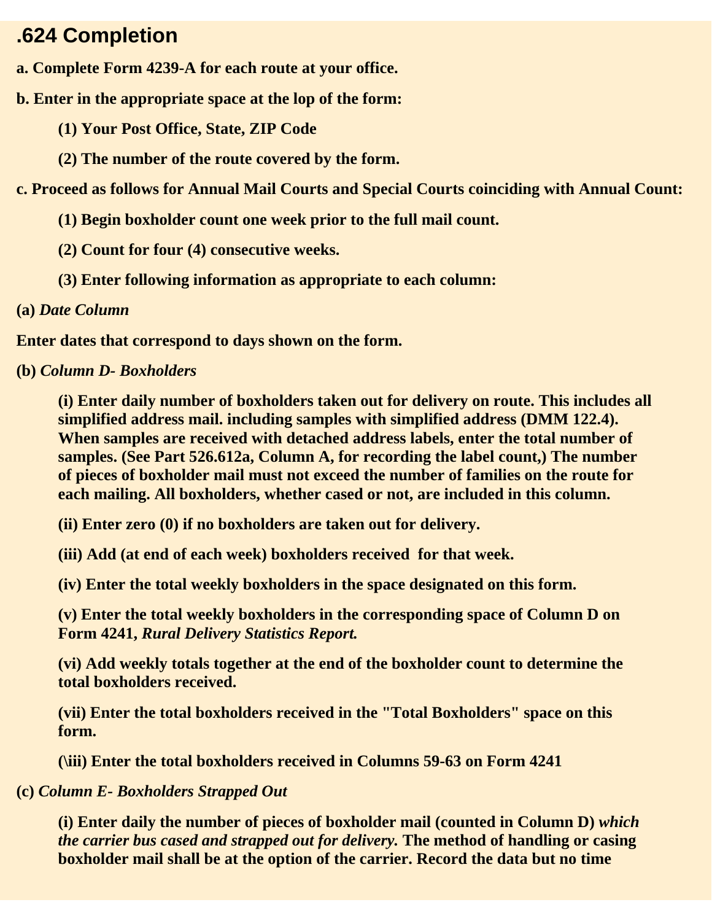## .624 Completion

**a. Complete Form 4239-A for each route at your office.**

**b. Enter in the appropriate space at the lop of the form:**

> **(1) Your Post Office, State, ZIP Code**
>
> **(2) The number of the route covered by the form.**

**c. Proceed as follows for Annual Mail Courts and Special Courts coinciding with Annual Count:**

> **(1) Begin boxholder count one week prior to the full mail count.**
>
> **(2) Count for four (4) consecutive weeks.**
>
> **(3) Enter following information as appropriate to each column:**

**(a)** ***Date Column***

**Enter dates that correspond to days shown on the form.**

**(b)** ***Column D- Boxholders***

> **(i) Enter daily number of boxholders taken out for delivery on route. This includes all simplified address mail. including samples with simplified address (DMM 122.4). When samples are received with detached address labels, enter the total number of samples. (See Part 526.612a, Column A, for recording the label count,) The number of pieces of boxholder mail must not exceed the number of families on the route for each mailing. All boxholders, whether cased or not, are included in this column.**
>
> **(ii) Enter zero (0) if no boxholders are taken out for delivery.**
>
> **(iii) Add (at end of each week) boxholders received for that week.**
>
> **(iv) Enter the total weekly boxholders in the space designated on this form.**
>
> **(v) Enter the total weekly boxholders in the corresponding space of Column D on Form 4241,** ***Rural Delivery Statistics Report.***
>
> **(vi) Add weekly totals together at the end of the boxholder count to determine the total boxholders received.**
>
> **(vii) Enter the total boxholders received in the "Total Boxholders" space on this form.**
>
> **(\iii) Enter the total boxholders received in Columns 59-63 on Form 4241**

**(c)** ***Column E- Boxholders Strapped Out***

> **(i) Enter daily the number of pieces of boxholder mail (counted in Column D)** ***which the carrier bus cased and strapped out for delivery.*** **The method of handling or casing boxholder mail shall be at the option of the carrier. Record the data but no time**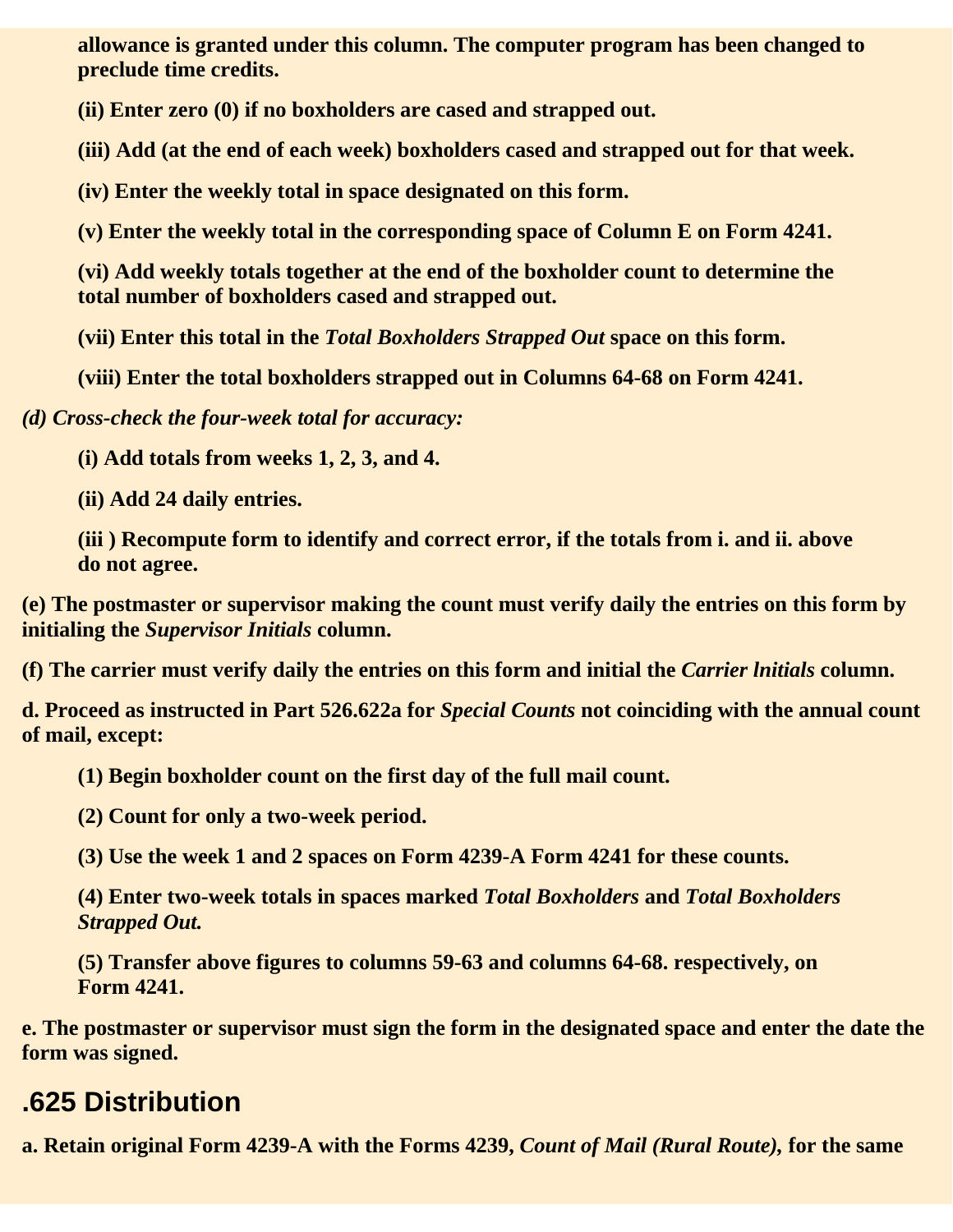**allowance is granted under this column. The computer program has been changed to preclude time credits.**

**(ii) Enter zero (0) if no boxholders are cased and strapped out.**

**(iii) Add (at the end of each week) boxholders cased and strapped out for that week.**

**(iv) Enter the weekly total in space designated on this form.**

**(v) Enter the weekly total in the corresponding space of Column E on Form 4241.**

**(vi) Add weekly totals together at the end of the boxholder count to determine the total number of boxholders cased and strapped out.**

**(vii) Enter this total in the *Total Boxholders Strapped Out* space on this form.**

**(viii) Enter the total boxholders strapped out in Columns 64-68 on Form 4241.**

***(d) Cross-check the four-week total for accuracy:***

**(i) Add totals from weeks 1, 2, 3, and 4.**

**(ii) Add 24 daily entries.**

**(iii ) Recompute form to identify and correct error, if the totals from i. and ii. above do not agree.**

**(e) The postmaster or supervisor making the count must verify daily the entries on this form by initialing the *Supervisor Initials* column.**

**(f) The carrier must verify daily the entries on this form and initial the *Carrier lnitials* column.**

**d. Proceed as instructed in Part 526.622a for *Special Counts* not coinciding with the annual count of mail, except:**

**(1) Begin boxholder count on the first day of the full mail count.**

**(2) Count for only a two-week period.**

**(3) Use the week 1 and 2 spaces on Form 4239-A Form 4241 for these counts.**

**(4) Enter two-week totals in spaces marked *Total Boxholders* and *Total Boxholders Strapped Out.***

**(5) Transfer above figures to columns 59-63 and columns 64-68. respectively, on Form 4241.**

**e. The postmaster or supervisor must sign the form in the designated space and enter the date the form was signed.**

## .625 Distribution

**a. Retain original Form 4239-A with the Forms 4239, *Count of Mail (Rural Route),* for the same**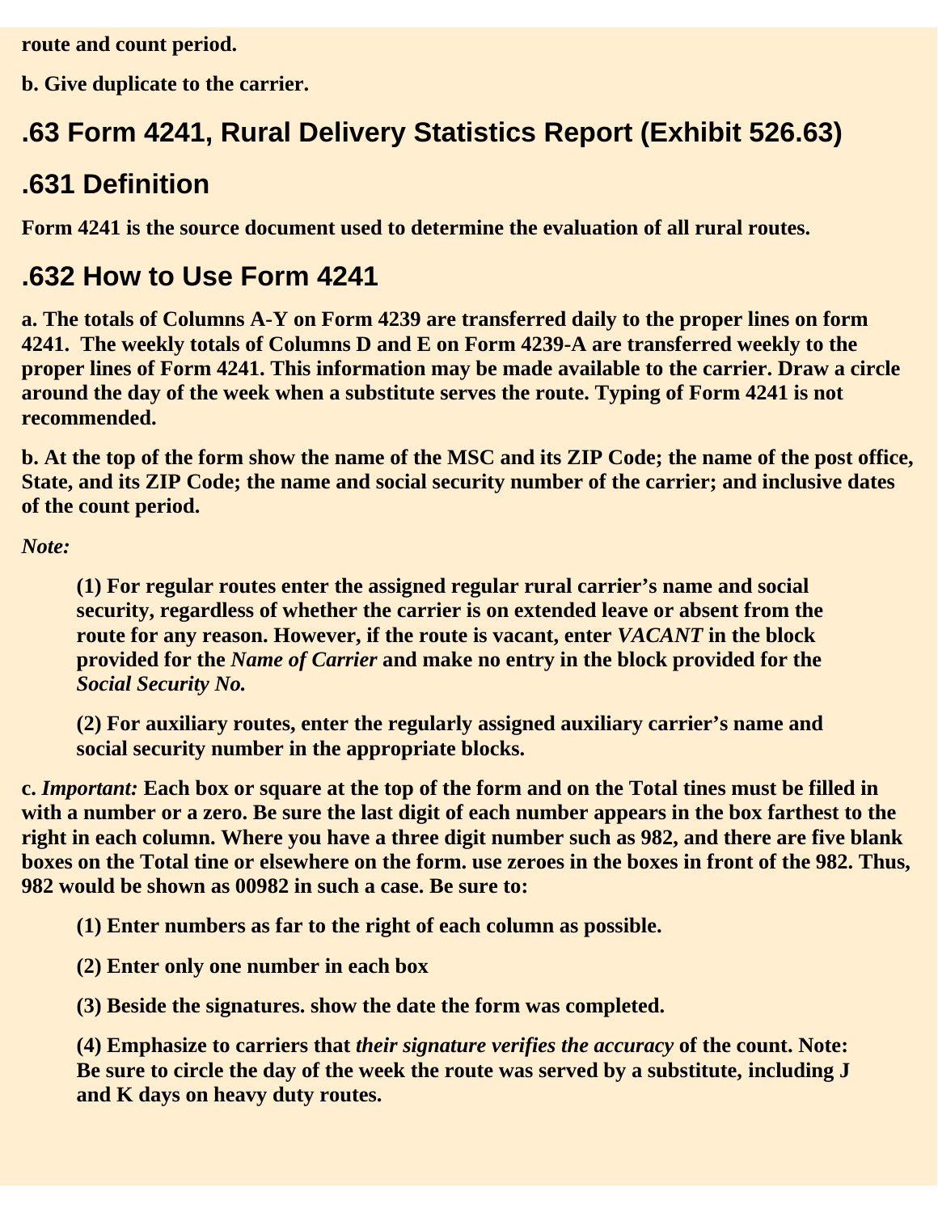**route and count period.**

**b. Give duplicate to the carrier.**

## .63 Form 4241, Rural Delivery Statistics Report (Exhibit 526.63)

## .631 Definition

**Form 4241 is the source document used to determine the evaluation of all rural routes.**

## .632 How to Use Form 4241

**a. The totals of Columns A-Y on Form 4239 are transferred daily to the proper lines on form 4241. The weekly totals of Columns D and E on Form 4239-A are transferred weekly to the proper lines of Form 4241. This information may be made available to the carrier. Draw a circle around the day of the week when a substitute serves the route. Typing of Form 4241 is not recommended.**

**b. At the top of the form show the name of the MSC and its ZIP Code; the name of the post office, State, and its ZIP Code; the name and social security number of the carrier; and inclusive dates of the count period.**

***Note:***

> **(1) For regular routes enter the assigned regular rural carrier's name and social security, regardless of whether the carrier is on extended leave or absent from the route for any reason. However, if the route is vacant, enter *VACANT* in the block provided for the *Name of Carrier* and make no entry in the block provided for the *Social Security No.***
>
> **(2) For auxiliary routes, enter the regularly assigned auxiliary carrier's name and social security number in the appropriate blocks.**

**c. *Important:* Each box or square at the top of the form and on the Total tines must be filled in with a number or a zero. Be sure the last digit of each number appears in the box farthest to the right in each column. Where you have a three digit number such as 982, and there are five blank boxes on the Total tine or elsewhere on the form. use zeroes in the boxes in front of the 982. Thus, 982 would be shown as 00982 in such a case. Be sure to:**

> **(1) Enter numbers as far to the right of each column as possible.**
>
> **(2) Enter only one number in each box**
>
> **(3) Beside the signatures. show the date the form was completed.**
>
> **(4) Emphasize to carriers that *their signature verifies the accuracy* of the count. Note: Be sure to circle the day of the week the route was served by a substitute, including J and K days on heavy duty routes.**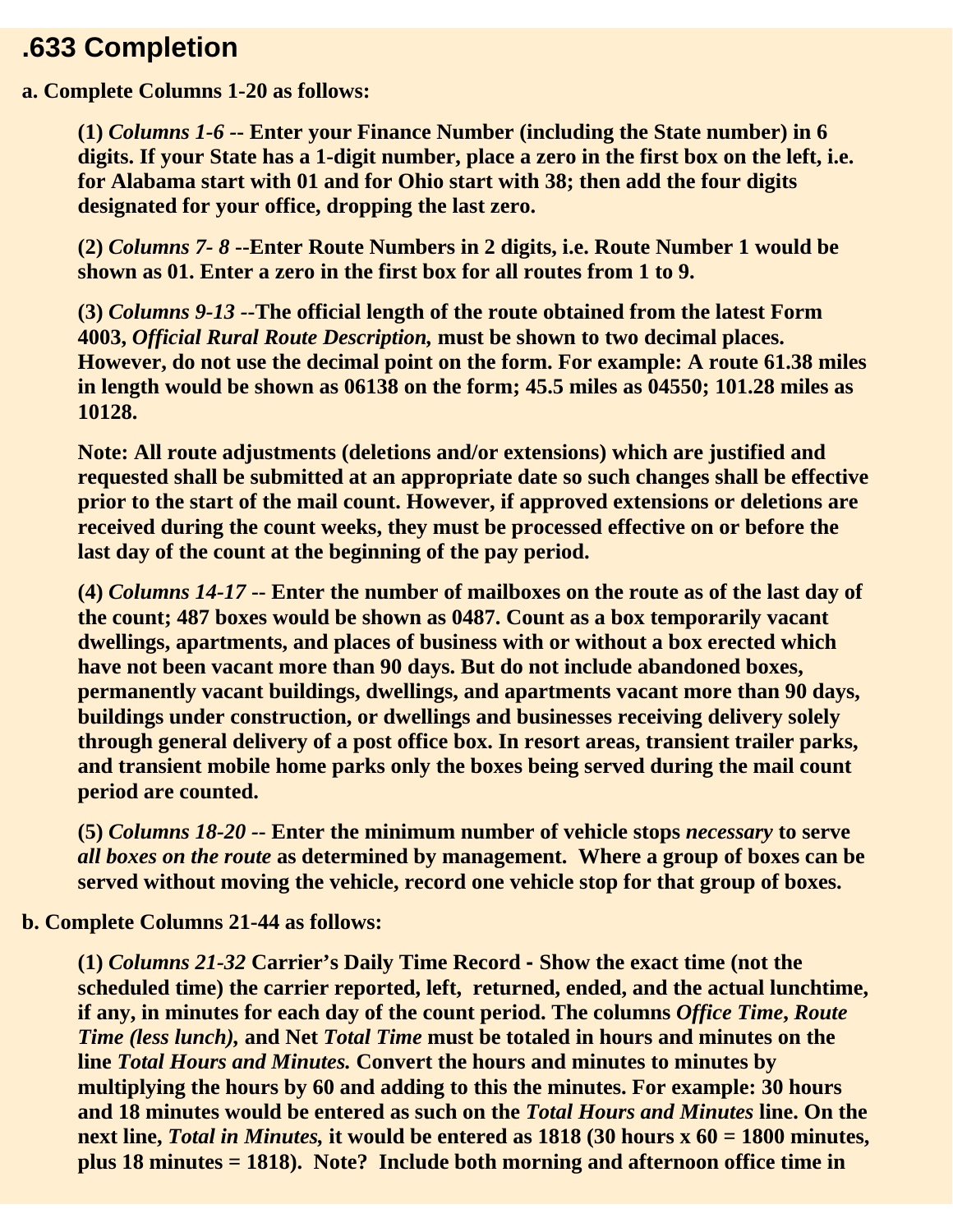## .633 Completion

**a. Complete Columns 1-20 as follows:**

> **(1)** ***Columns 1-6*** **-- Enter your Finance Number (including the State number) in 6 digits. If your State has a 1-digit number, place a zero in the first box on the left, i.e. for Alabama start with 01 and for Ohio start with 38; then add the four digits designated for your office, dropping the last zero.**
>
> **(2)** ***Columns 7- 8*** **--Enter Route Numbers in 2 digits, i.e. Route Number 1 would be shown as 01. Enter a zero in the first box for all routes from 1 to 9.**
>
> **(3)** ***Columns 9-13*** **--The official length of the route obtained from the latest Form 4003,** ***Official Rural Route Description,*** **must be shown to two decimal places. However, do not use the decimal point on the form. For example: A route 61.38 miles in length would be shown as 06138 on the form; 45.5 miles as 04550; 101.28 miles as 10128.**
>
> **Note: All route adjustments (deletions and/or extensions) which are justified and requested shall be submitted at an appropriate date so such changes shall be effective prior to the start of the mail count. However, if approved extensions or deletions are received during the count weeks, they must be processed effective on or before the last day of the count at the beginning of the pay period.**
>
> **(4)** ***Columns 14-17*** **-- Enter the number of mailboxes on the route as of the last day of the count; 487 boxes would be shown as 0487. Count as a box temporarily vacant dwellings, apartments, and places of business with or without a box erected which have not been vacant more than 90 days. But do not include abandoned boxes, permanently vacant buildings, dwellings, and apartments vacant more than 90 days, buildings under construction, or dwellings and businesses receiving delivery solely through general delivery of a post office box. In resort areas, transient trailer parks, and transient mobile home parks only the boxes being served during the mail count period are counted.**
>
> **(5)** ***Columns 18-20*** **-- Enter the minimum number of vehicle stops** ***necessary*** **to serve** ***all boxes on the route*** **as determined by management. Where a group of boxes can be served without moving the vehicle, record one vehicle stop for that group of boxes.**

**b. Complete Columns 21-44 as follows:**

> **(1)** ***Columns 21-32*** **Carrier's Daily Time Record - Show the exact time (not the scheduled time) the carrier reported, left, returned, ended, and the actual lunchtime, if any, in minutes for each day of the count period. The columns** ***Office Time, Route Time (less lunch),*** **and Net** ***Total Time*** **must be totaled in hours and minutes on the line** ***Total Hours and Minutes.*** **Convert the hours and minutes to minutes by multiplying the hours by 60 and adding to this the minutes. For example: 30 hours and 18 minutes would be entered as such on the** ***Total Hours and Minutes*** **line. On the next line,** ***Total in Minutes,*** **it would be entered as 1818 (30 hours x 60 = 1800 minutes, plus 18 minutes = 1818). Note? Include both morning and afternoon office time in**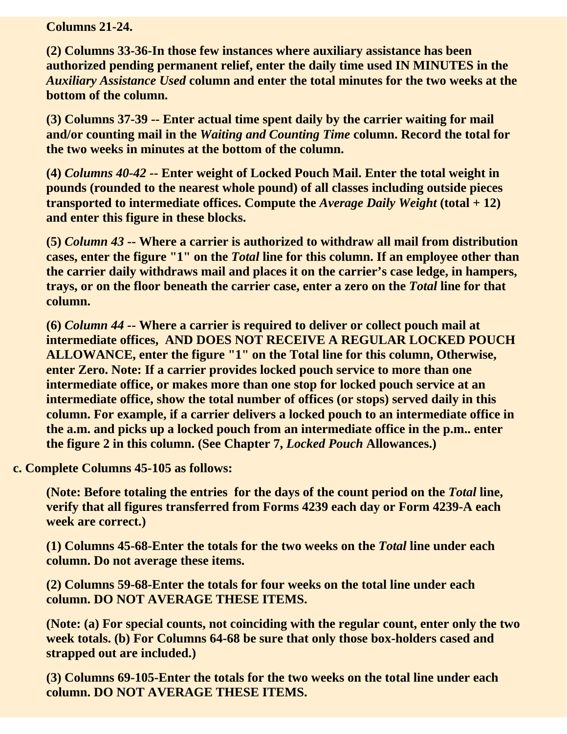**Columns 21-24.**

**(2) Columns 33-36-In those few instances where auxiliary assistance has been authorized pending permanent relief, enter the daily time used IN MINUTES in the *Auxiliary Assistance Used* column and enter the total minutes for the two weeks at the bottom of the column.**

**(3) Columns 37-39 -- Enter actual time spent daily by the carrier waiting for mail and/or counting mail in the *Waiting and Counting Time* column. Record the total for the two weeks in minutes at the bottom of the column.**

**(4) *Columns 40-42* -- Enter weight of Locked Pouch Mail. Enter the total weight in pounds (rounded to the nearest whole pound) of all classes including outside pieces transported to intermediate offices. Compute the *Average Daily Weight* (total + 12) and enter this figure in these blocks.**

**(5) *Column 43* -- Where a carrier is authorized to withdraw all mail from distribution cases, enter the figure "1" on the *Total* line for this column. If an employee other than the carrier daily withdraws mail and places it on the carrier's case ledge, in hampers, trays, or on the floor beneath the carrier case, enter a zero on the *Total* line for that column.**

**(6) *Column 44* -- Where a carrier is required to deliver or collect pouch mail at intermediate offices, AND DOES NOT RECEIVE A REGULAR LOCKED POUCH ALLOWANCE, enter the figure "1" on the Total line for this column, Otherwise, enter Zero. Note: If a carrier provides locked pouch service to more than one intermediate office, or makes more than one stop for locked pouch service at an intermediate office, show the total number of offices (or stops) served daily in this column. For example, if a carrier delivers a locked pouch to an intermediate office in the a.m. and picks up a locked pouch from an intermediate office in the p.m.. enter the figure 2 in this column. (See Chapter 7, *Locked Pouch* Allowances.)**

**c. Complete Columns 45-105 as follows:**

**(Note: Before totaling the entries for the days of the count period on the *Total* line, verify that all figures transferred from Forms 4239 each day or Form 4239-A each week are correct.)**

**(1) Columns 45-68-Enter the totals for the two weeks on the *Total* line under each column. Do not average these items.**

**(2) Columns 59-68-Enter the totals for four weeks on the total line under each column. DO NOT AVERAGE THESE ITEMS.**

**(Note: (a) For special counts, not coinciding with the regular count, enter only the two week totals. (b) For Columns 64-68 be sure that only those box-holders cased and strapped out are included.)**

**(3) Columns 69-105-Enter the totals for the two weeks on the total line under each column. DO NOT AVERAGE THESE ITEMS.**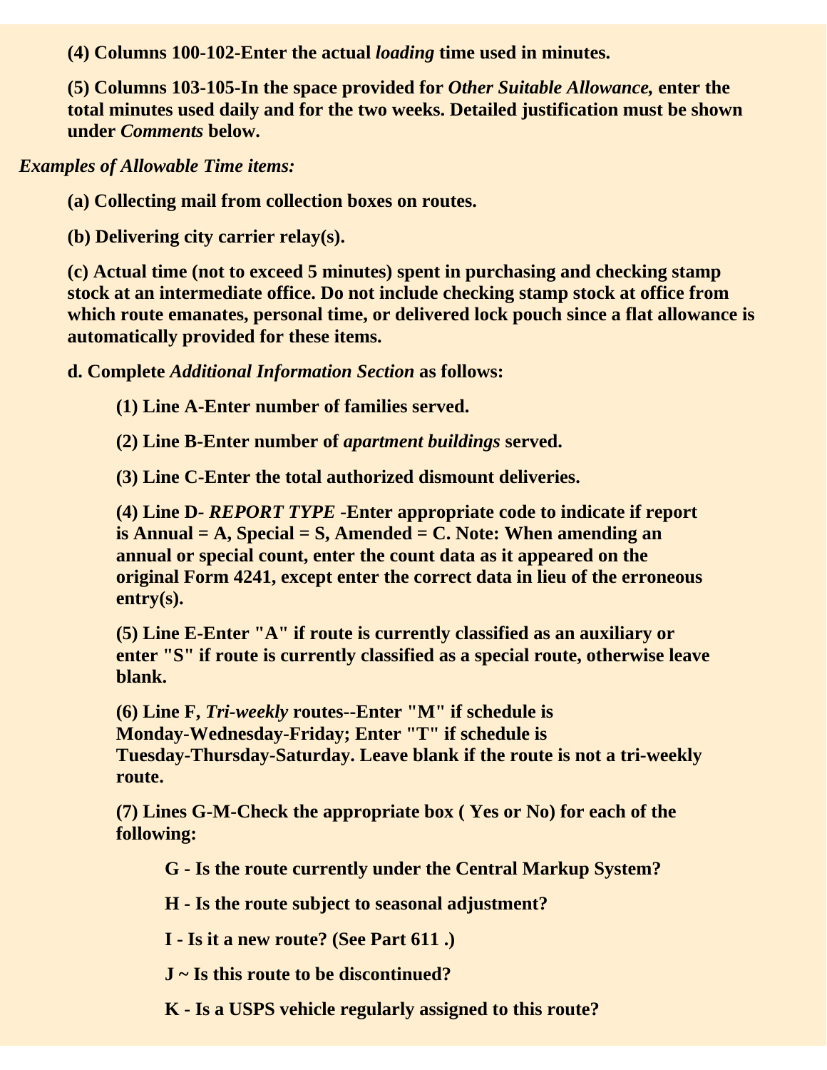**(4) Columns 100-102-Enter the actual *loading* time used in minutes.**

**(5) Columns 103-105-In the space provided for *Other Suitable Allowance,* enter the total minutes used daily and for the two weeks. Detailed justification must be shown under *Comments* below.**

***Examples of Allowable Time items:***

**(a) Collecting mail from collection boxes on routes.**

**(b) Delivering city carrier relay(s).**

**(c) Actual time (not to exceed 5 minutes) spent in purchasing and checking stamp stock at an intermediate office. Do not include checking stamp stock at office from which route emanates, personal time, or delivered lock pouch since a flat allowance is automatically provided for these items.**

**d. Complete *Additional Information Section* as follows:**

**(1) Line A-Enter number of families served.**

**(2) Line B-Enter number of *apartment buildings* served.**

**(3) Line C-Enter the total authorized dismount deliveries.**

**(4) Line D- *REPORT TYPE* -Enter appropriate code to indicate if report is Annual = A, Special = S, Amended = C. Note: When amending an annual or special count, enter the count data as it appeared on the original Form 4241, except enter the correct data in lieu of the erroneous entry(s).**

**(5) Line E-Enter "A" if route is currently classified as an auxiliary or enter "S" if route is currently classified as a special route, otherwise leave blank.**

**(6) Line F, *Tri-weekly* routes--Enter "M" if schedule is Monday-Wednesday-Friday; Enter "T" if schedule is Tuesday-Thursday-Saturday. Leave blank if the route is not a tri-weekly route.**

**(7) Lines G-M-Check the appropriate box ( Yes or No) for each of the following:**

**G - Is the route currently under the Central Markup System?**

**H - Is the route subject to seasonal adjustment?**

**I - Is it a new route? (See Part 611 .)**

**J ~ Is this route to be discontinued?**

**K - Is a USPS vehicle regularly assigned to this route?**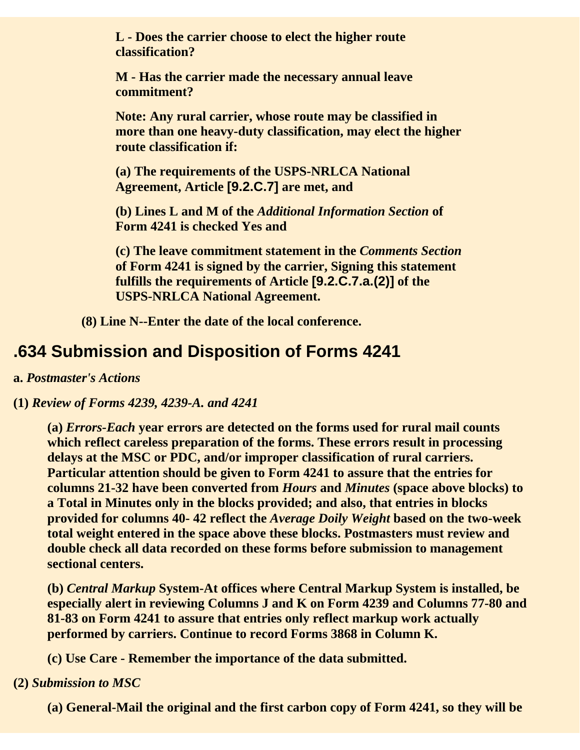**L - Does the carrier choose to elect the higher route classification?**

**M - Has the carrier made the necessary annual leave commitment?**

**Note: Any rural carrier, whose route may be classified in more than one heavy-duty classification, may elect the higher route classification if:**

**(a) The requirements of the USPS-NRLCA National Agreement, Article [9.2.C.7] are met, and**

**(b) Lines L and M of the *Additional Information Section* of Form 4241 is checked Yes and**

**(c) The leave commitment statement in the *Comments Section* of Form 4241 is signed by the carrier, Signing this statement fulfills the requirements of Article [9.2.C.7.a.(2)] of the USPS-NRLCA National Agreement.**

**(8) Line N--Enter the date of the local conference.**

## .634 Submission and Disposition of Forms 4241

**a. *Postmaster's Actions***

**(1) *Review of Forms 4239, 4239-A. and 4241***

**(a) *Errors-Each* year errors are detected on the forms used for rural mail counts which reflect careless preparation of the forms. These errors result in processing delays at the MSC or PDC, and/or improper classification of rural carriers. Particular attention should be given to Form 4241 to assure that the entries for columns 21-32 have been converted from *Hours* and *Minutes* (space above blocks) to a Total in Minutes only in the blocks provided; and also, that entries in blocks provided for columns 40- 42 reflect the *Average Doily Weight* based on the two-week total weight entered in the space above these blocks. Postmasters must review and double check all data recorded on these forms before submission to management sectional centers.**

**(b) *Central Markup* System-At offices where Central Markup System is installed, be especially alert in reviewing Columns J and K on Form 4239 and Columns 77-80 and 81-83 on Form 4241 to assure that entries only reflect markup work actually performed by carriers. Continue to record Forms 3868 in Column K.**

**(c) Use Care - Remember the importance of the data submitted.**

**(2) *Submission to MSC***

**(a) General-Mail the original and the first carbon copy of Form 4241, so they will be**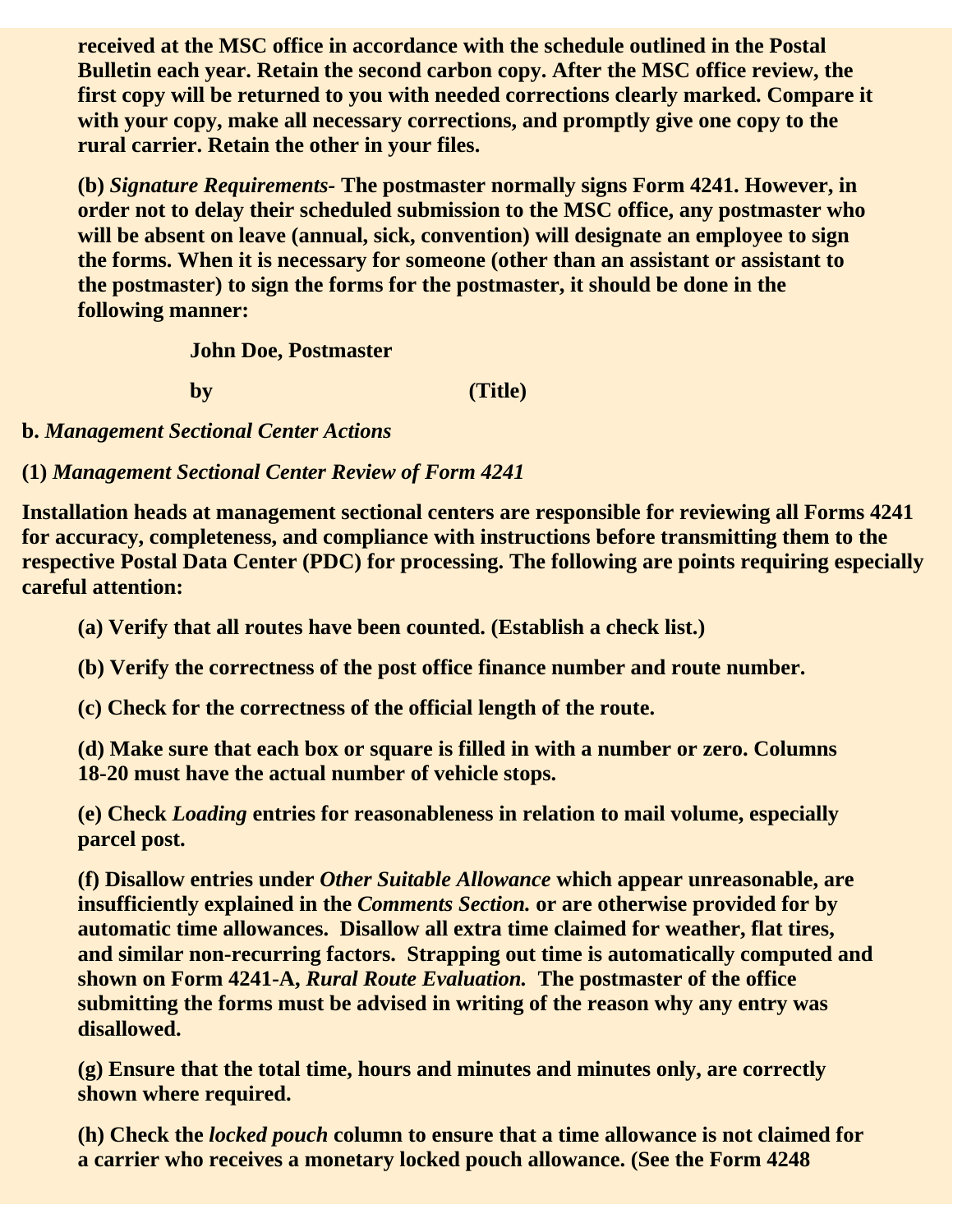**received at the MSC office in accordance with the schedule outlined in the Postal Bulletin each year. Retain the second carbon copy. After the MSC office review, the first copy will be returned to you with needed corrections clearly marked. Compare it with your copy, make all necessary corrections, and promptly give one copy to the rural carrier. Retain the other in your files.**

**(b)** ***Signature Requirements*****- The postmaster normally signs Form 4241. However, in order not to delay their scheduled submission to the MSC office, any postmaster who will be absent on leave (annual, sick, convention) will designate an employee to sign the forms. When it is necessary for someone (other than an assistant or assistant to the postmaster) to sign the forms for the postmaster, it should be done in the following manner:**

**John Doe, Postmaster**

**by (Title)**

**b.** ***Management Sectional Center Actions***

**(1)** ***Management Sectional Center Review of Form 4241***

**Installation heads at management sectional centers are responsible for reviewing all Forms 4241 for accuracy, completeness, and compliance with instructions before transmitting them to the respective Postal Data Center (PDC) for processing. The following are points requiring especially careful attention:**

**(a) Verify that all routes have been counted. (Establish a check list.)**

**(b) Verify the correctness of the post office finance number and route number.**

**(c) Check for the correctness of the official length of the route.**

**(d) Make sure that each box or square is filled in with a number or zero. Columns 18-20 must have the actual number of vehicle stops.**

**(e) Check** ***Loading*** **entries for reasonableness in relation to mail volume, especially parcel post.**

**(f) Disallow entries under** ***Other Suitable Allowance*** **which appear unreasonable, are insufficiently explained in the** ***Comments Section.*** **or are otherwise provided for by automatic time allowances. Disallow all extra time claimed for weather, flat tires, and similar non-recurring factors. Strapping out time is automatically computed and shown on Form 4241-A,** ***Rural Route Evaluation.*** **The postmaster of the office submitting the forms must be advised in writing of the reason why any entry was disallowed.**

**(g) Ensure that the total time, hours and minutes and minutes only, are correctly shown where required.**

**(h) Check the** ***locked pouch*** **column to ensure that a time allowance is not claimed for a carrier who receives a monetary locked pouch allowance. (See the Form 4248**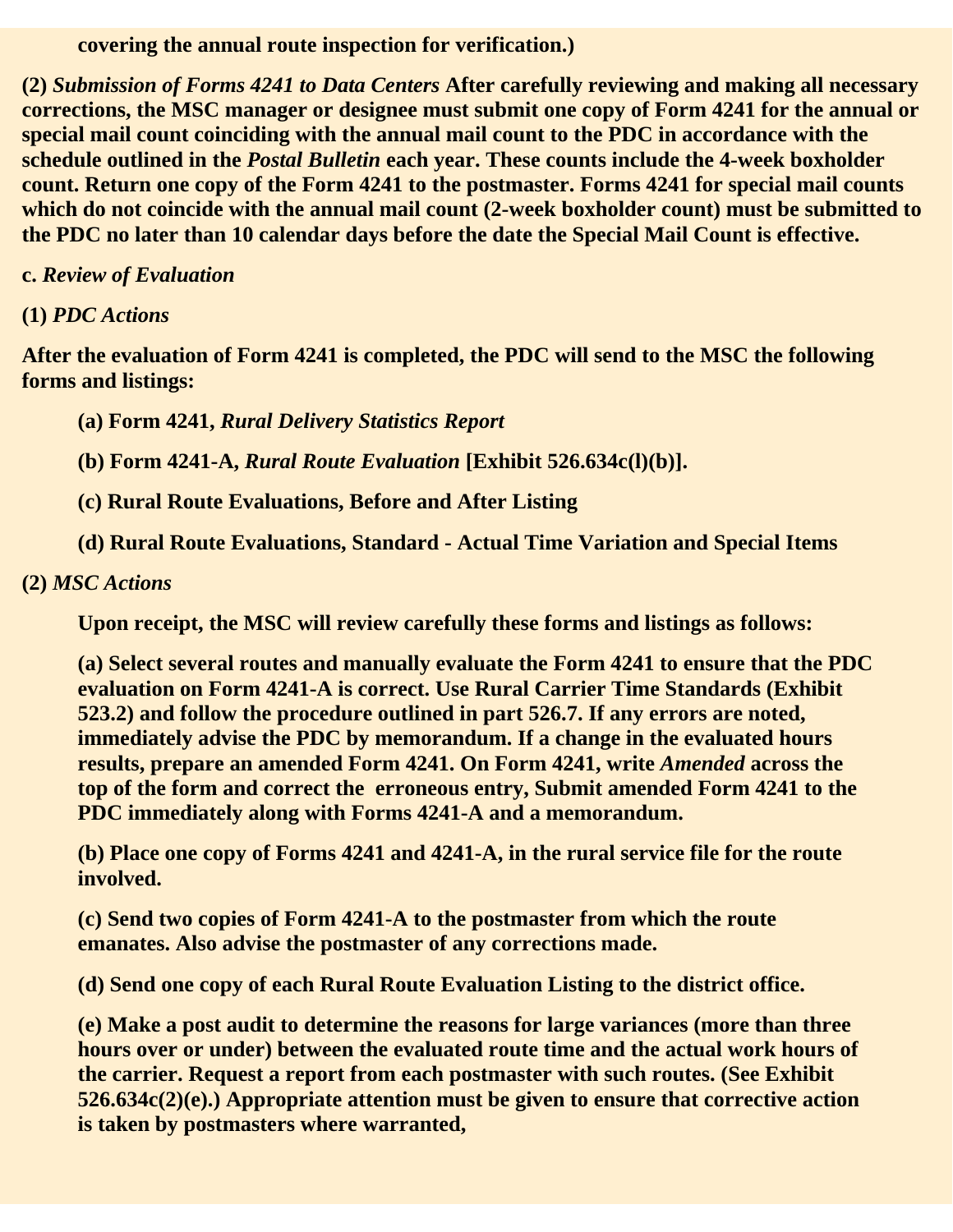**covering the annual route inspection for verification.)**

**(2)** ***Submission of Forms 4241 to Data Centers*** **After carefully reviewing and making all necessary corrections, the MSC manager or designee must submit one copy of Form 4241 for the annual or special mail count coinciding with the annual mail count to the PDC in accordance with the schedule outlined in the** ***Postal Bulletin*** **each year. These counts include the 4-week boxholder count. Return one copy of the Form 4241 to the postmaster. Forms 4241 for special mail counts which do not coincide with the annual mail count (2-week boxholder count) must be submitted to the PDC no later than 10 calendar days before the date the Special Mail Count is effective.**

**c.** ***Review of Evaluation***

**(1)** ***PDC Actions***

**After the evaluation of Form 4241 is completed, the PDC will send to the MSC the following forms and listings:**

**(a) Form 4241,** ***Rural Delivery Statistics Report***

**(b) Form 4241-A,** ***Rural Route Evaluation*** **[Exhibit 526.634c(l)(b)].**

**(c) Rural Route Evaluations, Before and After Listing**

**(d) Rural Route Evaluations, Standard - Actual Time Variation and Special Items**

**(2)** ***MSC Actions***

**Upon receipt, the MSC will review carefully these forms and listings as follows:**

**(a) Select several routes and manually evaluate the Form 4241 to ensure that the PDC evaluation on Form 4241-A is correct. Use Rural Carrier Time Standards (Exhibit 523.2) and follow the procedure outlined in part 526.7. If any errors are noted, immediately advise the PDC by memorandum. If a change in the evaluated hours results, prepare an amended Form 4241. On Form 4241, write** ***Amended*** **across the top of the form and correct the erroneous entry, Submit amended Form 4241 to the PDC immediately along with Forms 4241-A and a memorandum.**

**(b) Place one copy of Forms 4241 and 4241-A, in the rural service file for the route involved.**

**(c) Send two copies of Form 4241-A to the postmaster from which the route emanates. Also advise the postmaster of any corrections made.**

**(d) Send one copy of each Rural Route Evaluation Listing to the district office.**

**(e) Make a post audit to determine the reasons for large variances (more than three hours over or under) between the evaluated route time and the actual work hours of the carrier. Request a report from each postmaster with such routes. (See Exhibit 526.634c(2)(e).) Appropriate attention must be given to ensure that corrective action is taken by postmasters where warranted,**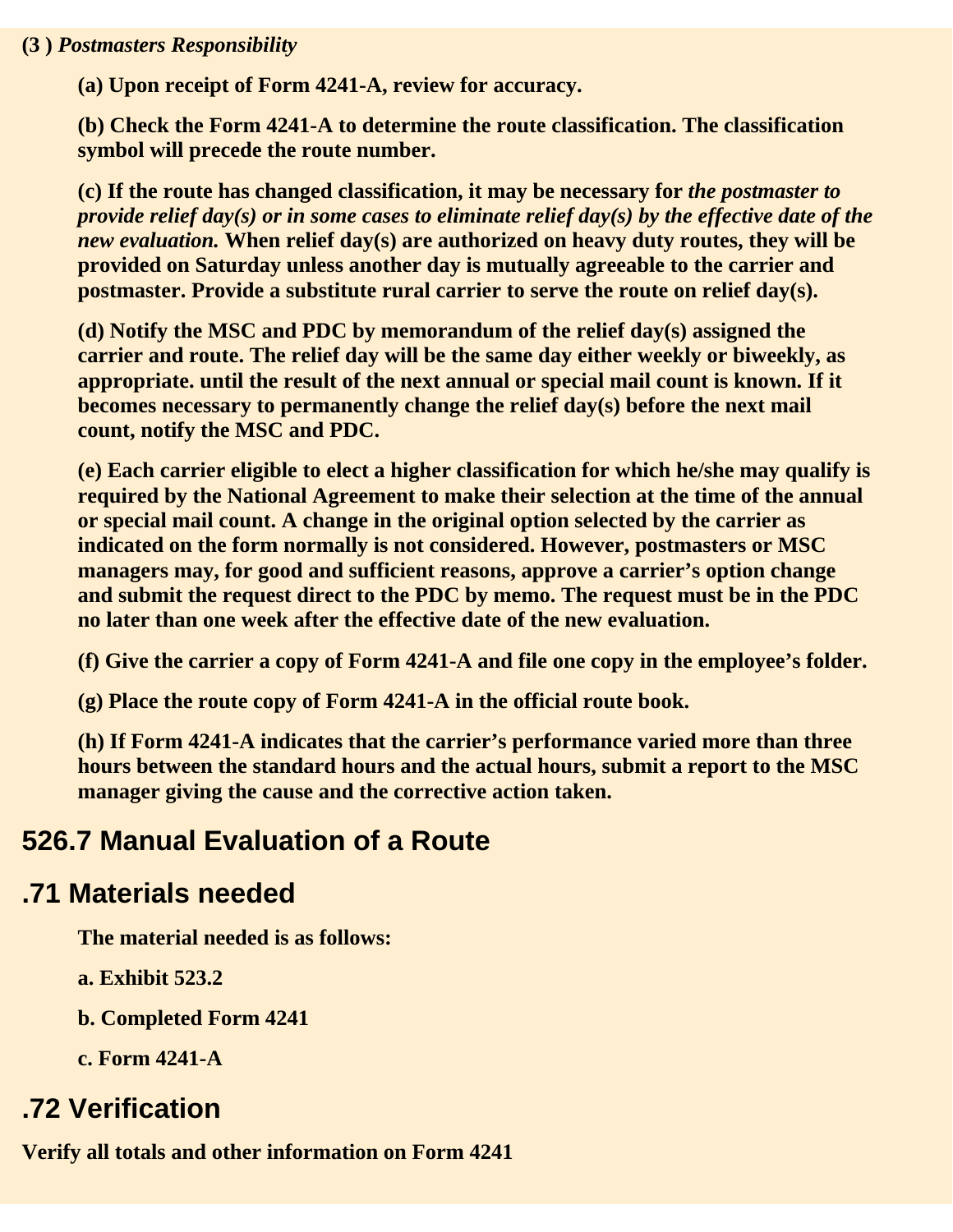**(3 )** ***Postmasters Responsibility***

**(a) Upon receipt of Form 4241-A, review for accuracy.**

**(b) Check the Form 4241-A to determine the route classification. The classification symbol will precede the route number.**

**(c) If the route has changed classification, it may be necessary for *the postmaster to provide relief day(s) or in some cases to eliminate relief day(s) by the effective date of the new evaluation.* When relief day(s) are authorized on heavy duty routes, they will be provided on Saturday unless another day is mutually agreeable to the carrier and postmaster. Provide a substitute rural carrier to serve the route on relief day(s).**

**(d) Notify the MSC and PDC by memorandum of the relief day(s) assigned the carrier and route. The relief day will be the same day either weekly or biweekly, as appropriate. until the result of the next annual or special mail count is known. If it becomes necessary to permanently change the relief day(s) before the next mail count, notify the MSC and PDC.**

**(e) Each carrier eligible to elect a higher classification for which he/she may qualify is required by the National Agreement to make their selection at the time of the annual or special mail count. A change in the original option selected by the carrier as indicated on the form normally is not considered. However, postmasters or MSC managers may, for good and sufficient reasons, approve a carrier's option change and submit the request direct to the PDC by memo. The request must be in the PDC no later than one week after the effective date of the new evaluation.**

**(f) Give the carrier a copy of Form 4241-A and file one copy in the employee's folder.**

**(g) Place the route copy of Form 4241-A in the official route book.**

**(h) If Form 4241-A indicates that the carrier's performance varied more than three hours between the standard hours and the actual hours, submit a report to the MSC manager giving the cause and the corrective action taken.**

## 526.7 Manual Evaluation of a Route

## .71 Materials needed

**The material needed is as follows:**

**a. Exhibit 523.2**

**b. Completed Form 4241**

**c. Form 4241-A**

## .72 Verification

**Verify all totals and other information on Form 4241**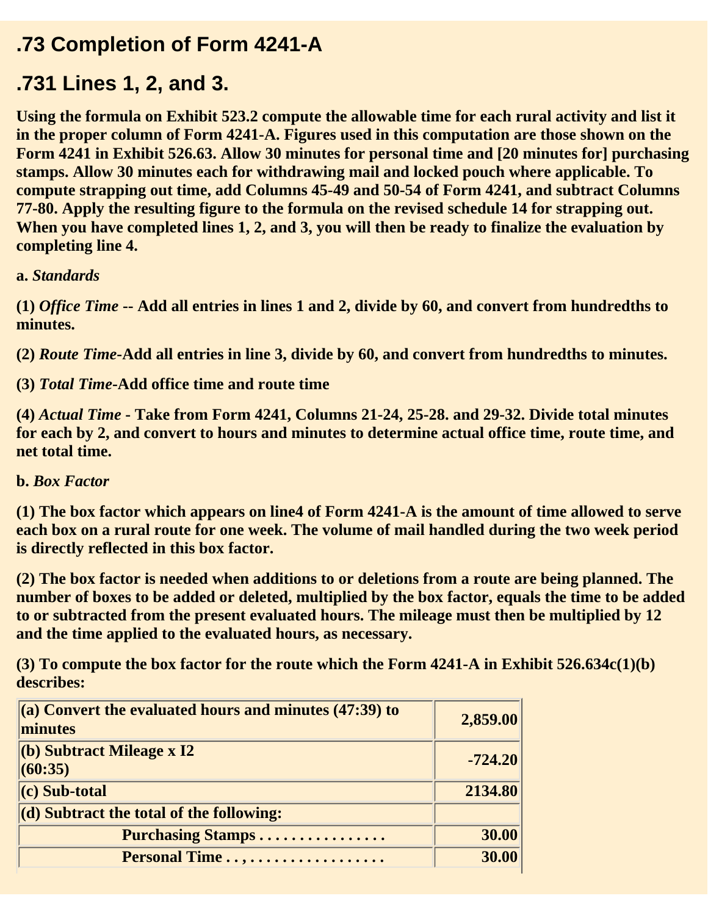## .73 Completion of Form 4241-A

## .731 Lines 1, 2, and 3.

**Using the formula on Exhibit 523.2 compute the allowable time for each rural activity and list it in the proper column of Form 4241-A. Figures used in this computation are those shown on the Form 4241 in Exhibit 526.63. Allow 30 minutes for personal time and [20 minutes for] purchasing stamps. Allow 30 minutes each for withdrawing mail and locked pouch where applicable. To compute strapping out time, add Columns 45-49 and 50-54 of Form 4241, and subtract Columns 77-80. Apply the resulting figure to the formula on the revised schedule 14 for strapping out. When you have completed lines 1, 2, and 3, you will then be ready to finalize the evaluation by completing line 4.**

**a.** ***Standards***

**(1)** ***Office Time*** **-- Add all entries in lines 1 and 2, divide by 60, and convert from hundredths to minutes.**

**(2)** ***Route Time*****-Add all entries in line 3, divide by 60, and convert from hundredths to minutes.**

**(3)** ***Total Time*****-Add office time and route time**

**(4)** ***Actual Time*** **- Take from Form 4241, Columns 21-24, 25-28. and 29-32. Divide total minutes for each by 2, and convert to hours and minutes to determine actual office time, route time, and net total time.**

**b.** ***Box Factor***

**(1) The box factor which appears on line4 of Form 4241-A is the amount of time allowed to serve each box on a rural route for one week. The volume of mail handled during the two week period is directly reflected in this box factor.**

**(2) The box factor is needed when additions to or deletions from a route are being planned. The number of boxes to be added or deleted, multiplied by the box factor, equals the time to be added to or subtracted from the present evaluated hours. The mileage must then be multiplied by 12 and the time applied to the evaluated hours, as necessary.**

**(3) To compute the box factor for the route which the Form 4241-A in Exhibit 526.634c(1)(b) describes:**

| | |
|---|---|
| **(a) Convert the evaluated hours and minutes (47:39) to minutes** | **2,859.00** |
| **(b) Subtract Mileage x I2 (60:35)** | **-724.20** |
| **(c) Sub-total** | **2134.80** |
| **(d) Subtract the total of the following:** | |
| **Purchasing Stamps . . . . . . . . . . . . . . . .** | **30.00** |
| **Personal Time . . , . . . . . . . . . . . . . . . . .** | **30.00** |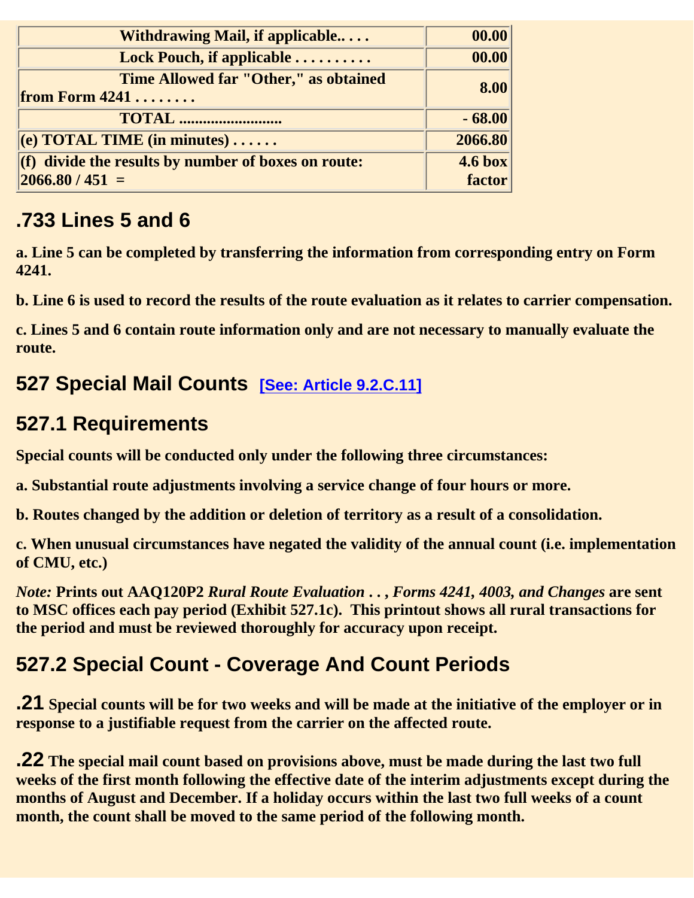| | |
|---|---|
| Withdrawing Mail, if applicable.. . . . | 00.00 |
| Lock Pouch, if applicable . . . . . . . . . . | 00.00 |
| Time Allowed far "Other," as obtained from Form 4241 . . . . . . . . | 8.00 |
| TOTAL .......................... | - 68.00 |
| (e) TOTAL TIME (in minutes) . . . . . . | 2066.80 |
| (f) divide the results by number of boxes on route: 2066.80 / 451 = | 4.6 box factor |

## .733 Lines 5 and 6

**a. Line 5 can be completed by transferring the information from corresponding entry on Form 4241.**

**b. Line 6 is used to record the results of the route evaluation as it relates to carrier compensation.**

**c. Lines 5 and 6 contain route information only and are not necessary to manually evaluate the route.**

## 527 Special Mail Counts [See: Article 9.2.C.11]

## 527.1 Requirements

**Special counts will be conducted only under the following three circumstances:**

**a. Substantial route adjustments involving a service change of four hours or more.**

**b. Routes changed by the addition or deletion of territory as a result of a consolidation.**

**c. When unusual circumstances have negated the validity of the annual count (i.e. implementation of CMU, etc.)**

*Note:* **Prints out AAQ120P2** ***Rural Route Evaluation . . , Forms 4241, 4003, and Changes*** **are sent to MSC offices each pay period (Exhibit 527.1c). This printout shows all rural transactions for the period and must be reviewed thoroughly for accuracy upon receipt.**

## 527.2 Special Count - Coverage And Count Periods

**.21 Special counts will be for two weeks and will be made at the initiative of the employer or in response to a justifiable request from the carrier on the affected route.**

**.22 The special mail count based on provisions above, must be made during the last two full weeks of the first month following the effective date of the interim adjustments except during the months of August and December. If a holiday occurs within the last two full weeks of a count month, the count shall be moved to the same period of the following month.**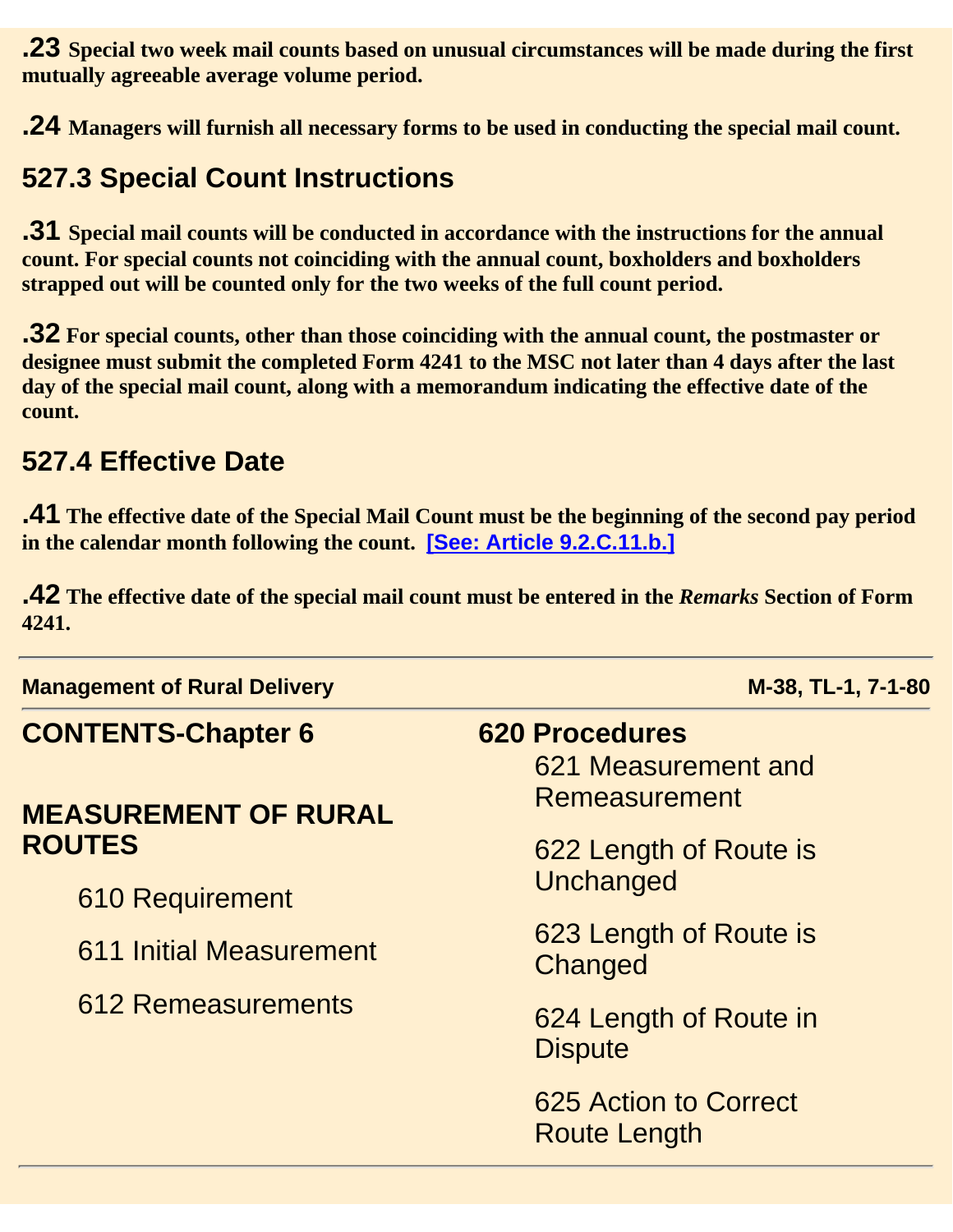**.23** **Special two week mail counts based on unusual circumstances will be made during the first mutually agreeable average volume period.**

**.24** **Managers will furnish all necessary forms to be used in conducting the special mail count.**

## 527.3 Special Count Instructions

**.31** **Special mail counts will be conducted in accordance with the instructions for the annual count. For special counts not coinciding with the annual count, boxholders and boxholders strapped out will be counted only for the two weeks of the full count period.**

**.32** **For special counts, other than those coinciding with the annual count, the postmaster or designee must submit the completed Form 4241 to the MSC not later than 4 days after the last day of the special mail count, along with a memorandum indicating the effective date of the count.**

## 527.4 Effective Date

**.41** **The effective date of the Special Mail Count must be the beginning of the second pay period in the calendar month following the count.** **[See: Article 9.2.C.11.b.]**

**.42** **The effective date of the special mail count must be entered in the *Remarks* Section of Form 4241.**

---

**Management of Rural Delivery** **M-38, TL-1, 7-1-80**

## CONTENTS-Chapter 6

## MEASUREMENT OF RURAL ROUTES

- 610 Requirement
  - 611 Initial Measurement
  - 612 Remeasurements
- 620 Procedures
  - 621 Measurement and Remeasurement
  - 622 Length of Route is Unchanged
  - 623 Length of Route is Changed
  - 624 Length of Route in Dispute
  - 625 Action to Correct Route Length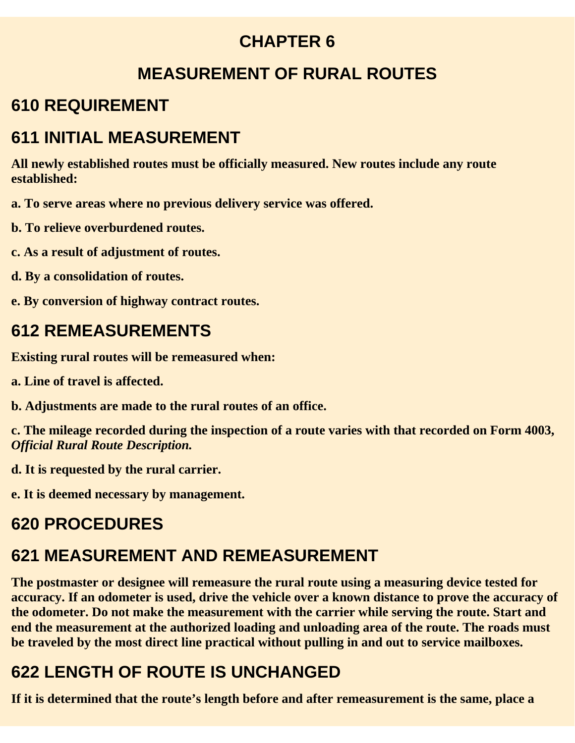# CHAPTER 6

# MEASUREMENT OF RURAL ROUTES

## 610 REQUIREMENT

## 611 INITIAL MEASUREMENT

**All newly established routes must be officially measured. New routes include any route established:**

**a. To serve areas where no previous delivery service was offered.**

**b. To relieve overburdened routes.**

**c. As a result of adjustment of routes.**

**d. By a consolidation of routes.**

**e. By conversion of highway contract routes.**

## 612 REMEASUREMENTS

**Existing rural routes will be remeasured when:**

**a. Line of travel is affected.**

**b. Adjustments are made to the rural routes of an office.**

**c. The mileage recorded during the inspection of a route varies with that recorded on Form 4003, *Official Rural Route Description.***

**d. It is requested by the rural carrier.**

**e. It is deemed necessary by management.**

## 620 PROCEDURES

## 621 MEASUREMENT AND REMEASUREMENT

**The postmaster or designee will remeasure the rural route using a measuring device tested for accuracy. If an odometer is used, drive the vehicle over a known distance to prove the accuracy of the odometer. Do not make the measurement with the carrier while serving the route. Start and end the measurement at the authorized loading and unloading area of the route. The roads must be traveled by the most direct line practical without pulling in and out to service mailboxes.**

## 622 LENGTH OF ROUTE IS UNCHANGED

**If it is determined that the route's length before and after remeasurement is the same, place a**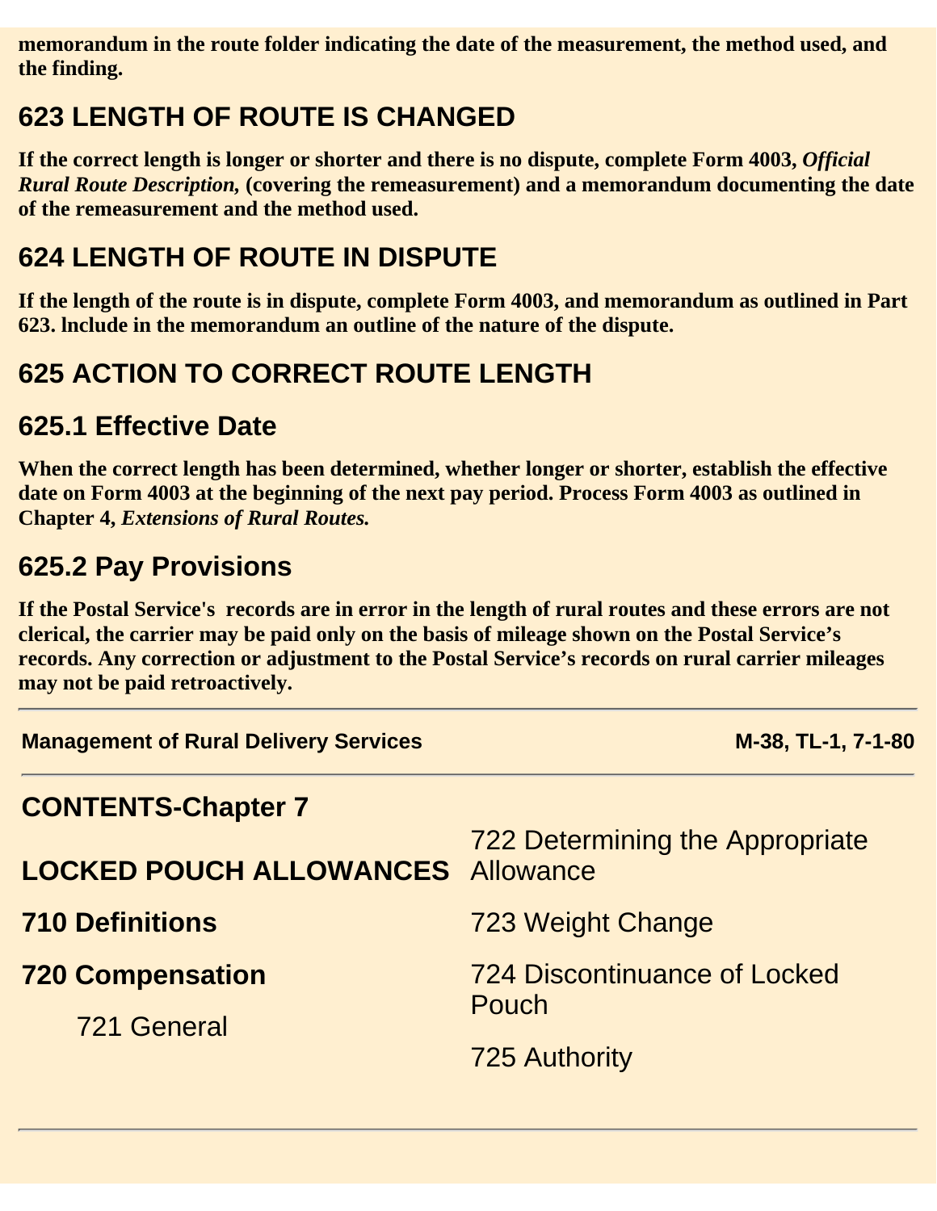**memorandum in the route folder indicating the date of the measurement, the method used, and the finding.**

## 623 LENGTH OF ROUTE IS CHANGED

**If the correct length is longer or shorter and there is no dispute, complete Form 4003, *Official Rural Route Description,* (covering the remeasurement) and a memorandum documenting the date of the remeasurement and the method used.**

## 624 LENGTH OF ROUTE IN DISPUTE

**If the length of the route is in dispute, complete Form 4003, and memorandum as outlined in Part 623. lnclude in the memorandum an outline of the nature of the dispute.**

## 625 ACTION TO CORRECT ROUTE LENGTH

### 625.1 Effective Date

**When the correct length has been determined, whether longer or shorter, establish the effective date on Form 4003 at the beginning of the next pay period. Process Form 4003 as outlined in Chapter 4, *Extensions of Rural Routes.***

### 625.2 Pay Provisions

**If the Postal Service's records are in error in the length of rural routes and these errors are not clerical, the carrier may be paid only on the basis of mileage shown on the Postal Service's records. Any correction or adjustment to the Postal Service's records on rural carrier mileages may not be paid retroactively.**

---

## CONTENTS-Chapter 7

**LOCKED POUCH ALLOWANCES**

**710 Definitions**

**720 Compensation**

- 721 General
- 722 Determining the Appropriate Allowance
- 723 Weight Change
- 724 Discontinuance of Locked Pouch
- 725 Authority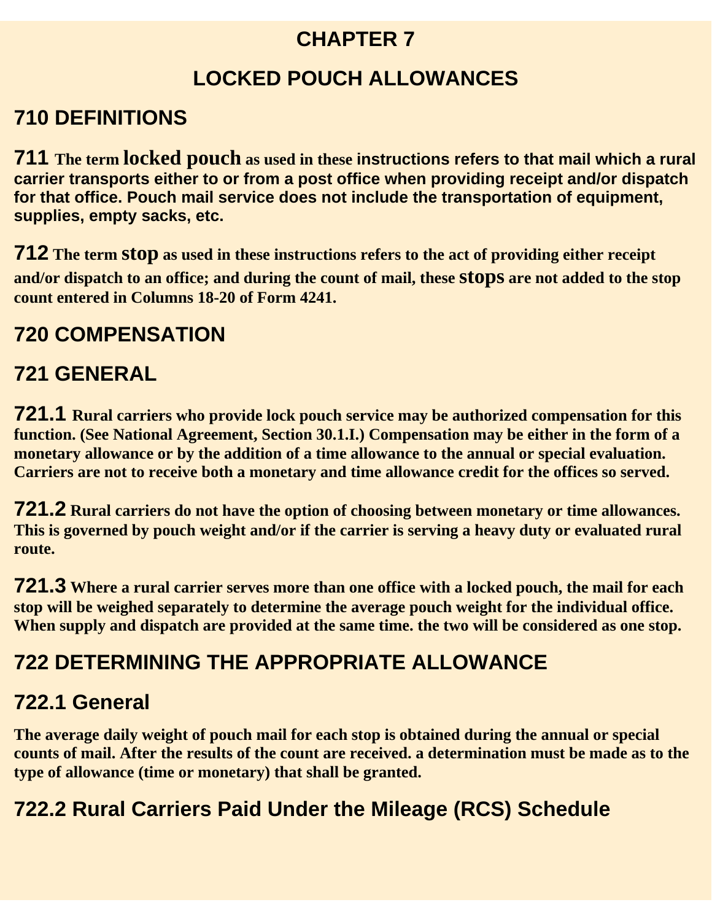# CHAPTER 7

# LOCKED POUCH ALLOWANCES

## 710 DEFINITIONS

**711** The term **locked pouch** as used in these instructions refers to that mail which a rural carrier transports either to or from a post office when providing receipt and/or dispatch for that office. Pouch mail service does not include the transportation of equipment, supplies, empty sacks, etc.

**712** The term **stop** as used in these instructions refers to the act of providing either receipt and/or dispatch to an office; and during the count of mail, these **stops** are not added to the stop count entered in Columns 18-20 of Form 4241.

## 720 COMPENSATION

## 721 GENERAL

**721.1** Rural carriers who provide lock pouch service may be authorized compensation for this function. (See National Agreement, Section 30.1.I.) Compensation may be either in the form of a monetary allowance or by the addition of a time allowance to the annual or special evaluation. Carriers are not to receive both a monetary and time allowance credit for the offices so served.

**721.2** Rural carriers do not have the option of choosing between monetary or time allowances. This is governed by pouch weight and/or if the carrier is serving a heavy duty or evaluated rural route.

**721.3** Where a rural carrier serves more than one office with a locked pouch, the mail for each stop will be weighed separately to determine the average pouch weight for the individual office. When supply and dispatch are provided at the same time. the two will be considered as one stop.

## 722 DETERMINING THE APPROPRIATE ALLOWANCE

### 722.1 General

The average daily weight of pouch mail for each stop is obtained during the annual or special counts of mail. After the results of the count are received. a determination must be made as to the type of allowance (time or monetary) that shall be granted.

### 722.2 Rural Carriers Paid Under the Mileage (RCS) Schedule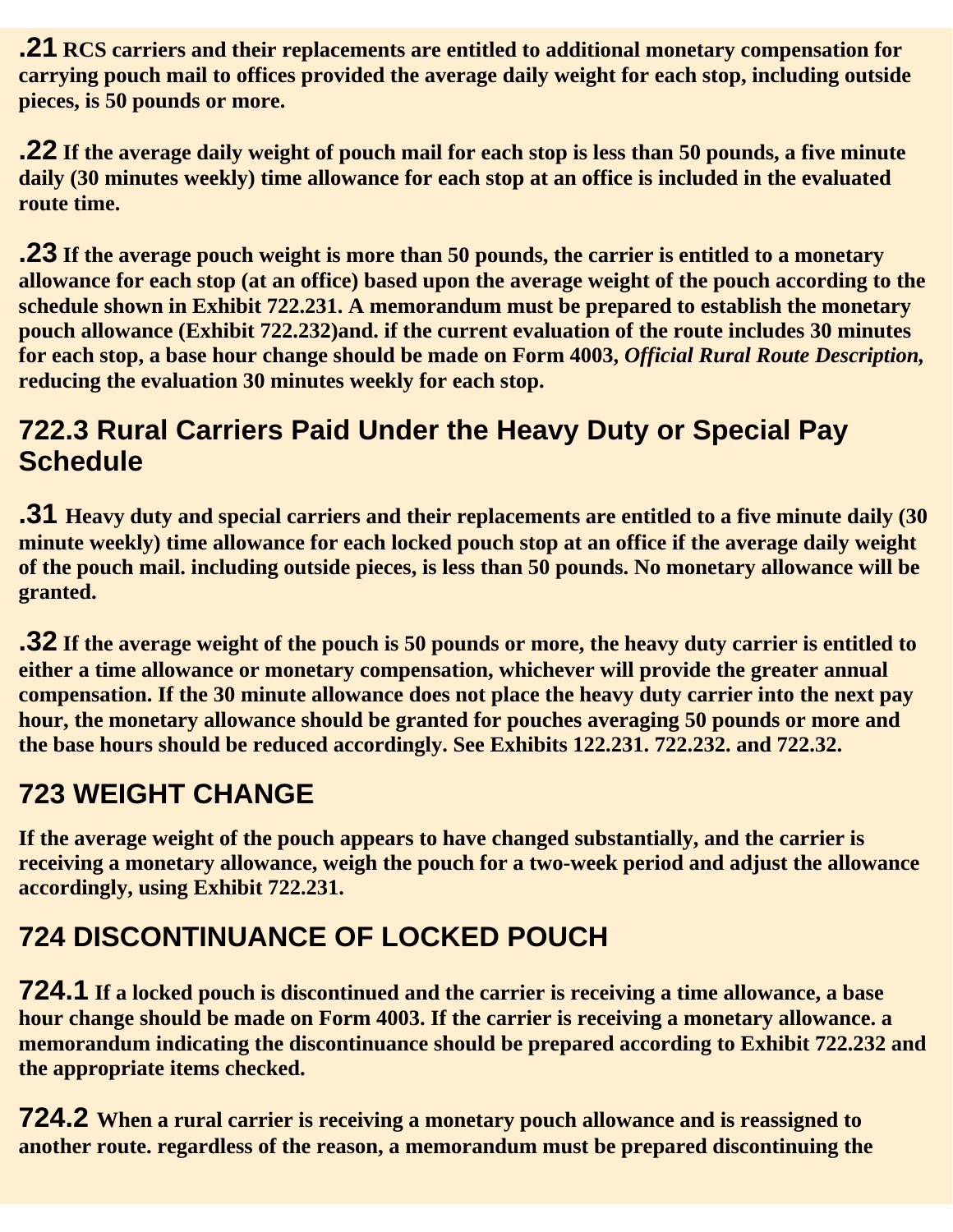**.21** **RCS carriers and their replacements are entitled to additional monetary compensation for carrying pouch mail to offices provided the average daily weight for each stop, including outside pieces, is 50 pounds or more.**

**.22** **If the average daily weight of pouch mail for each stop is less than 50 pounds, a five minute daily (30 minutes weekly) time allowance for each stop at an office is included in the evaluated route time.**

**.23** **If the average pouch weight is more than 50 pounds, the carrier is entitled to a monetary allowance for each stop (at an office) based upon the average weight of the pouch according to the schedule shown in Exhibit 722.231. A memorandum must be prepared to establish the monetary pouch allowance (Exhibit 722.232)and. if the current evaluation of the route includes 30 minutes for each stop, a base hour change should be made on Form 4003, *Official Rural Route Description*, reducing the evaluation 30 minutes weekly for each stop.**

## 722.3 Rural Carriers Paid Under the Heavy Duty or Special Pay Schedule

**.31** **Heavy duty and special carriers and their replacements are entitled to a five minute daily (30 minute weekly) time allowance for each locked pouch stop at an office if the average daily weight of the pouch mail. including outside pieces, is less than 50 pounds. No monetary allowance will be granted.**

**.32** **If the average weight of the pouch is 50 pounds or more, the heavy duty carrier is entitled to either a time allowance or monetary compensation, whichever will provide the greater annual compensation. If the 30 minute allowance does not place the heavy duty carrier into the next pay hour, the monetary allowance should be granted for pouches averaging 50 pounds or more and the base hours should be reduced accordingly. See Exhibits 122.231. 722.232. and 722.32.**

## 723 WEIGHT CHANGE

**If the average weight of the pouch appears to have changed substantially, and the carrier is receiving a monetary allowance, weigh the pouch for a two-week period and adjust the allowance accordingly, using Exhibit 722.231.**

## 724 DISCONTINUANCE OF LOCKED POUCH

**724.1** **If a locked pouch is discontinued and the carrier is receiving a time allowance, a base hour change should be made on Form 4003. If the carrier is receiving a monetary allowance. a memorandum indicating the discontinuance should be prepared according to Exhibit 722.232 and the appropriate items checked.**

**724.2** **When a rural carrier is receiving a monetary pouch allowance and is reassigned to another route. regardless of the reason, a memorandum must be prepared discontinuing the**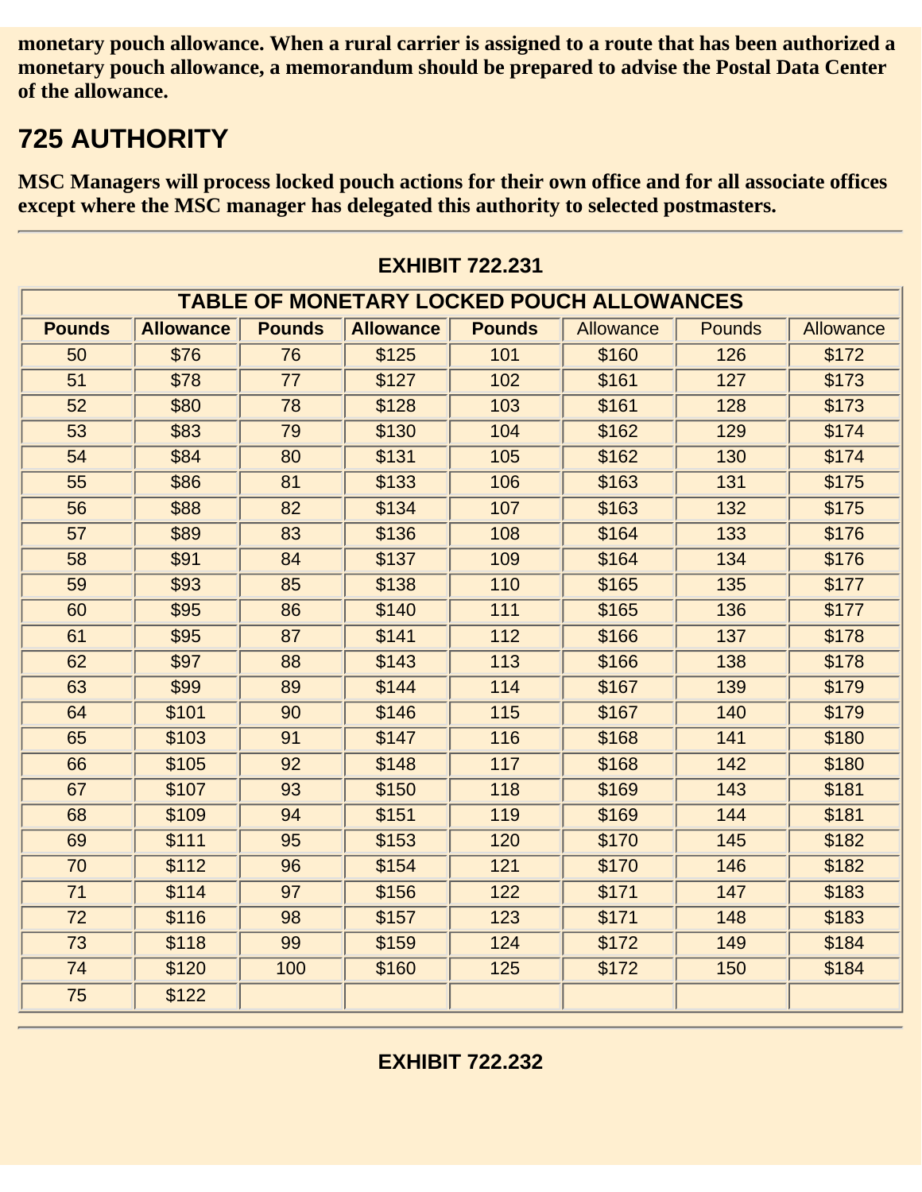**monetary pouch allowance. When a rural carrier is assigned to a route that has been authorized a monetary pouch allowance, a memorandum should be prepared to advise the Postal Data Center of the allowance.**

## 725 AUTHORITY

**MSC Managers will process locked pouch actions for their own office and for all associate offices except where the MSC manager has delegated this authority to selected postmasters.**

---

**EXHIBIT 722.231**

| TABLE OF MONETARY LOCKED POUCH ALLOWANCES | | | | | | | |
|---|---|---|---|---|---|---|---|
| **Pounds** | **Allowance** | **Pounds** | **Allowance** | **Pounds** | Allowance | Pounds | Allowance |
| 50 | $76 | 76 | $125 | 101 | $160 | 126 | $172 |
| 51 | $78 | 77 | $127 | 102 | $161 | 127 | $173 |
| 52 | $80 | 78 | $128 | 103 | $161 | 128 | $173 |
| 53 | $83 | 79 | $130 | 104 | $162 | 129 | $174 |
| 54 | $84 | 80 | $131 | 105 | $162 | 130 | $174 |
| 55 | $86 | 81 | $133 | 106 | $163 | 131 | $175 |
| 56 | $88 | 82 | $134 | 107 | $163 | 132 | $175 |
| 57 | $89 | 83 | $136 | 108 | $164 | 133 | $176 |
| 58 | $91 | 84 | $137 | 109 | $164 | 134 | $176 |
| 59 | $93 | 85 | $138 | 110 | $165 | 135 | $177 |
| 60 | $95 | 86 | $140 | 111 | $165 | 136 | $177 |
| 61 | $95 | 87 | $141 | 112 | $166 | 137 | $178 |
| 62 | $97 | 88 | $143 | 113 | $166 | 138 | $178 |
| 63 | $99 | 89 | $144 | 114 | $167 | 139 | $179 |
| 64 | $101 | 90 | $146 | 115 | $167 | 140 | $179 |
| 65 | $103 | 91 | $147 | 116 | $168 | 141 | $180 |
| 66 | $105 | 92 | $148 | 117 | $168 | 142 | $180 |
| 67 | $107 | 93 | $150 | 118 | $169 | 143 | $181 |
| 68 | $109 | 94 | $151 | 119 | $169 | 144 | $181 |
| 69 | $111 | 95 | $153 | 120 | $170 | 145 | $182 |
| 70 | $112 | 96 | $154 | 121 | $170 | 146 | $182 |
| 71 | $114 | 97 | $156 | 122 | $171 | 147 | $183 |
| 72 | $116 | 98 | $157 | 123 | $171 | 148 | $183 |
| 73 | $118 | 99 | $159 | 124 | $172 | 149 | $184 |
| 74 | $120 | 100 | $160 | 125 | $172 | 150 | $184 |
| 75 | $122 | | | | | | |

---

**EXHIBIT 722.232**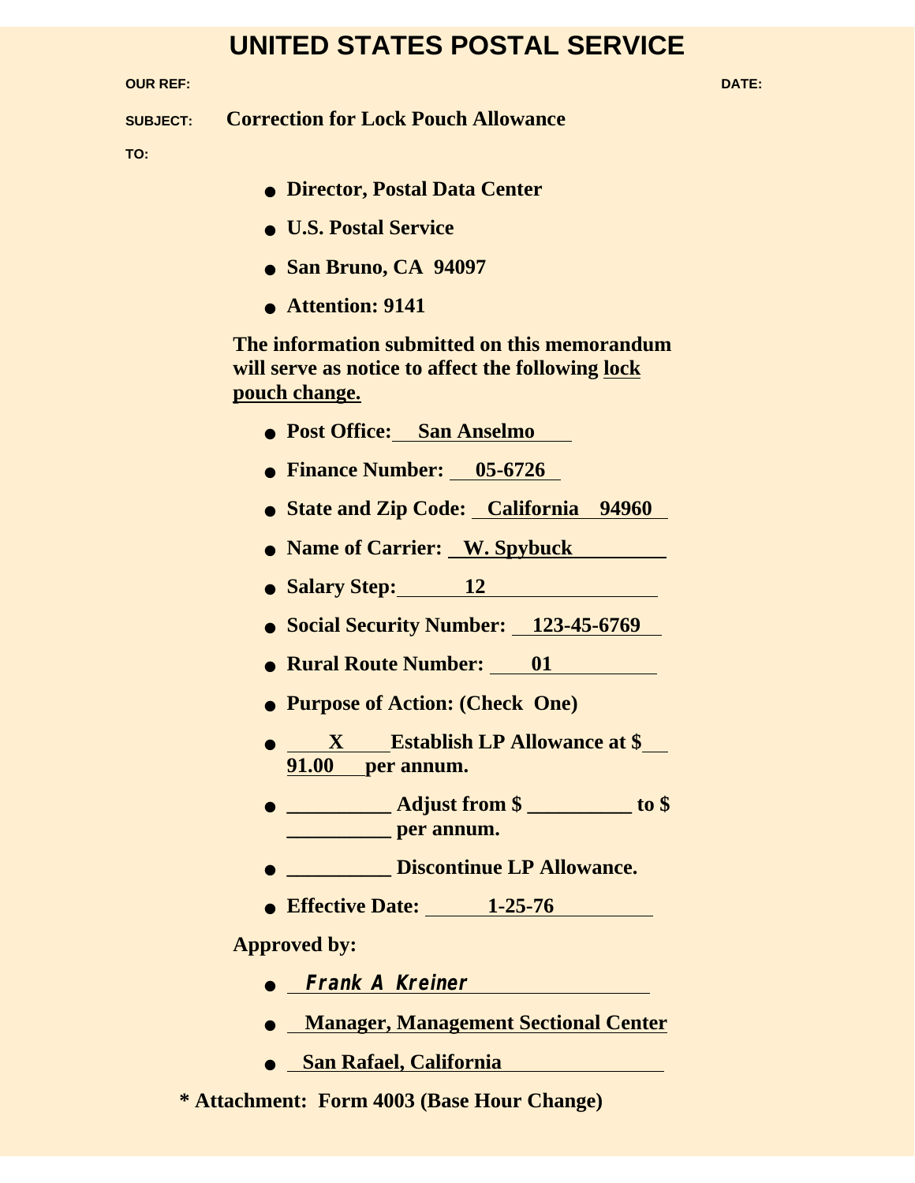# UNITED STATES POSTAL SERVICE

**OUR REF:** **DATE:**

**SUBJECT:** **Correction for Lock Pouch Allowance**

**TO:**

- **Director, Postal Data Center**
- **U.S. Postal Service**
- **San Bruno, CA 94097**
- **Attention: 9141**

**The information submitted on this memorandum will serve as notice to affect the following lock pouch change.**

- **Post Office: San Anselmo**
- **Finance Number: 05-6726**
- **State and Zip Code: California 94960**
- **Name of Carrier: W. Spybuck**
- **Salary Step: 12**
- **Social Security Number: 123-45-6769**
- **Rural Route Number: 01**
- **Purpose of Action: (Check One)**
- **X Establish LP Allowance at $ 91.00 per annum.**
- **__________ Adjust from $ __________ to $ __________ per annum.**
- **__________ Discontinue LP Allowance.**
- **Effective Date: 1-25-76**

**Approved by:**

- *Frank A Kreiner*
- **Manager, Management Sectional Center**
- **San Rafael, California**

**\* Attachment: Form 4003 (Base Hour Change)**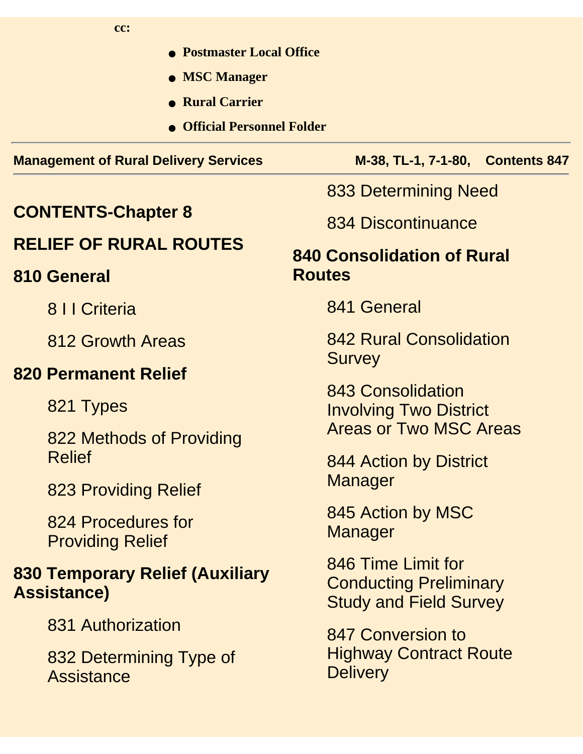cc:

- **Postmaster Local Office**
- **MSC Manager**
- **Rural Carrier**
- **Official Personnel Folder**

---

## CONTENTS-Chapter 8

## RELIEF OF RURAL ROUTES

### 810 General

811 Criteria

812 Growth Areas

### 820 Permanent Relief

821 Types

822 Methods of Providing Relief

823 Providing Relief

824 Procedures for Providing Relief

### 830 Temporary Relief (Auxiliary Assistance)

831 Authorization

832 Determining Type of Assistance

833 Determining Need

834 Discontinuance

### 840 Consolidation of Rural Routes

841 General

842 Rural Consolidation Survey

843 Consolidation Involving Two District Areas or Two MSC Areas

844 Action by District Manager

845 Action by MSC Manager

846 Time Limit for Conducting Preliminary Study and Field Survey

847 Conversion to Highway Contract Route Delivery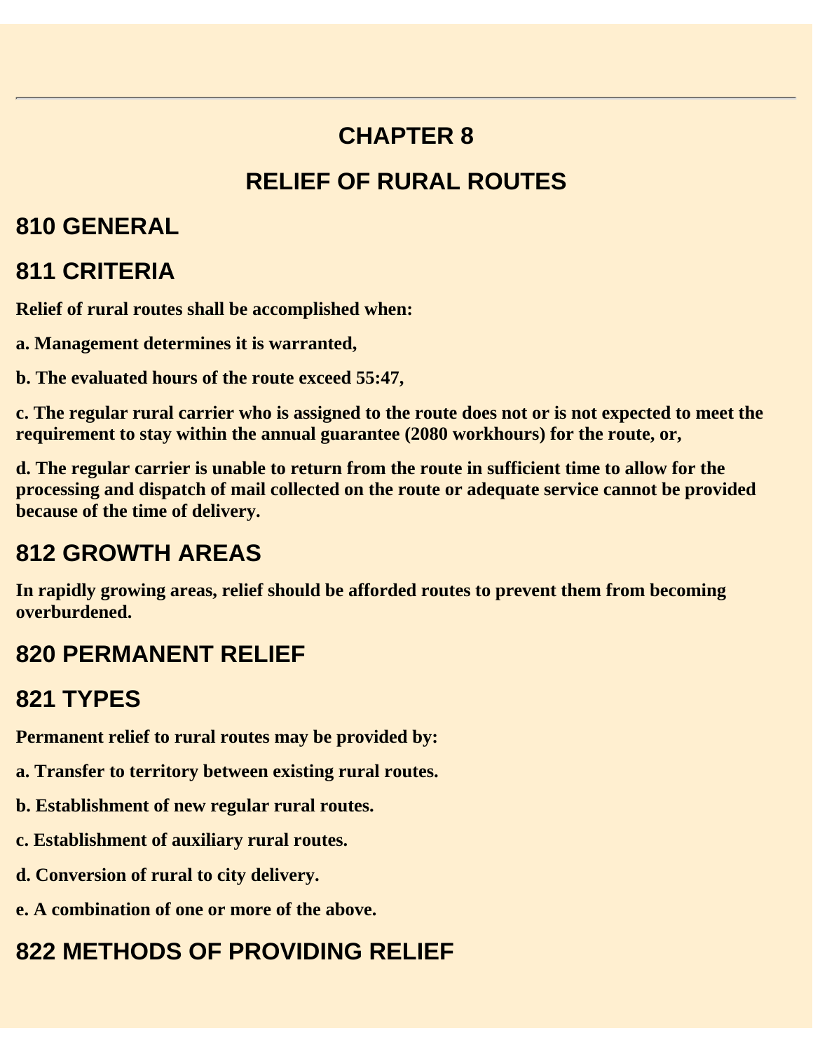# CHAPTER 8

# RELIEF OF RURAL ROUTES

## 810 GENERAL

## 811 CRITERIA

**Relief of rural routes shall be accomplished when:**

**a. Management determines it is warranted,**

**b. The evaluated hours of the route exceed 55:47,**

**c. The regular rural carrier who is assigned to the route does not or is not expected to meet the requirement to stay within the annual guarantee (2080 workhours) for the route, or,**

**d. The regular carrier is unable to return from the route in sufficient time to allow for the processing and dispatch of mail collected on the route or adequate service cannot be provided because of the time of delivery.**

## 812 GROWTH AREAS

**In rapidly growing areas, relief should be afforded routes to prevent them from becoming overburdened.**

## 820 PERMANENT RELIEF

## 821 TYPES

**Permanent relief to rural routes may be provided by:**

**a. Transfer to territory between existing rural routes.**

**b. Establishment of new regular rural routes.**

**c. Establishment of auxiliary rural routes.**

**d. Conversion of rural to city delivery.**

**e. A combination of one or more of the above.**

## 822 METHODS OF PROVIDING RELIEF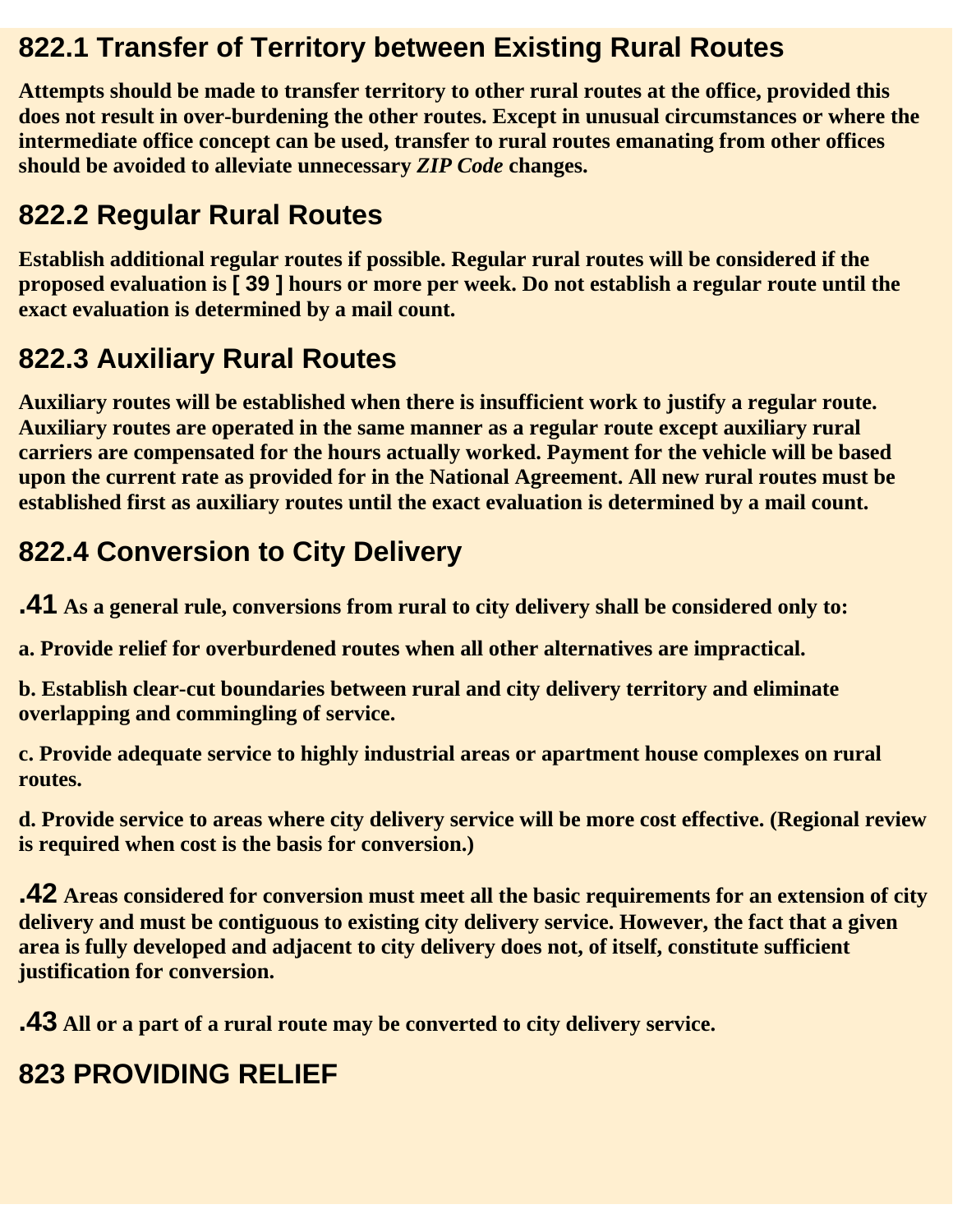## 822.1 Transfer of Territory between Existing Rural Routes

**Attempts should be made to transfer territory to other rural routes at the office, provided this does not result in over-burdening the other routes. Except in unusual circumstances or where the intermediate office concept can be used, transfer to rural routes emanating from other offices should be avoided to alleviate unnecessary *ZIP Code* changes.**

## 822.2 Regular Rural Routes

**Establish additional regular routes if possible. Regular rural routes will be considered if the proposed evaluation is [ 39 ] hours or more per week. Do not establish a regular route until the exact evaluation is determined by a mail count.**

## 822.3 Auxiliary Rural Routes

**Auxiliary routes will be established when there is insufficient work to justify a regular route. Auxiliary routes are operated in the same manner as a regular route except auxiliary rural carriers are compensated for the hours actually worked. Payment for the vehicle will be based upon the current rate as provided for in the National Agreement. All new rural routes must be established first as auxiliary routes until the exact evaluation is determined by a mail count.**

## 822.4 Conversion to City Delivery

**.41** **As a general rule, conversions from rural to city delivery shall be considered only to:**

**a. Provide relief for overburdened routes when all other alternatives are impractical.**

**b. Establish clear-cut boundaries between rural and city delivery territory and eliminate overlapping and commingling of service.**

**c. Provide adequate service to highly industrial areas or apartment house complexes on rural routes.**

**d. Provide service to areas where city delivery service will be more cost effective. (Regional review is required when cost is the basis for conversion.)**

**.42** **Areas considered for conversion must meet all the basic requirements for an extension of city delivery and must be contiguous to existing city delivery service. However, the fact that a given area is fully developed and adjacent to city delivery does not, of itself, constitute sufficient justification for conversion.**

**.43** **All or a part of a rural route may be converted to city delivery service.**

## 823 PROVIDING RELIEF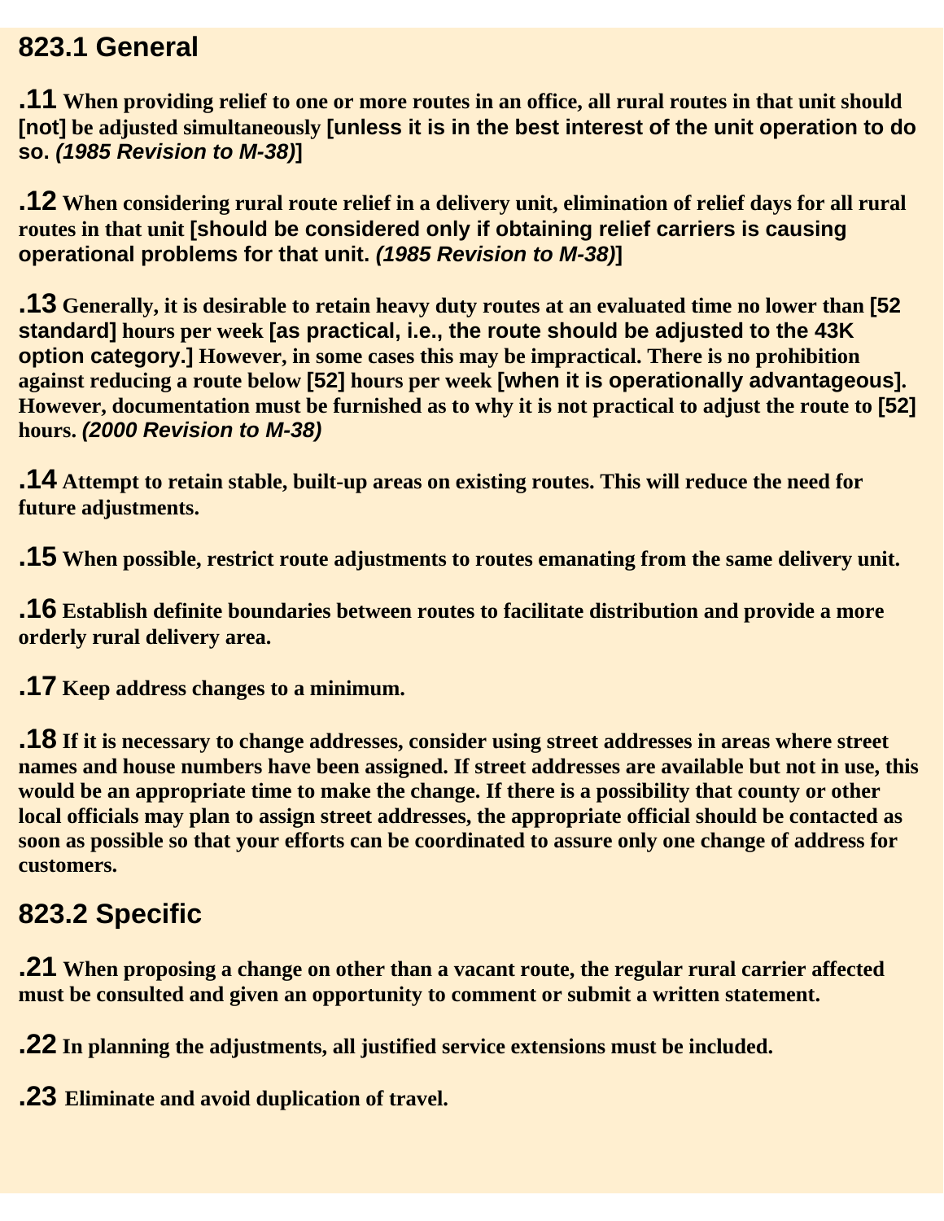## 823.1 General

**.11 When providing relief to one or more routes in an office, all rural routes in that unit should [not] be adjusted simultaneously [unless it is in the best interest of the unit operation to do so. *(1985 Revision to M-38)*]**

**.12 When considering rural route relief in a delivery unit, elimination of relief days for all rural routes in that unit [should be considered only if obtaining relief carriers is causing operational problems for that unit. *(1985 Revision to M-38)*]**

**.13 Generally, it is desirable to retain heavy duty routes at an evaluated time no lower than [52 standard] hours per week [as practical, i.e., the route should be adjusted to the 43K option category.] However, in some cases this may be impractical. There is no prohibition against reducing a route below [52] hours per week [when it is operationally advantageous]. However, documentation must be furnished as to why it is not practical to adjust the route to [52] hours. *(2000 Revision to M-38)***

**.14 Attempt to retain stable, built-up areas on existing routes. This will reduce the need for future adjustments.**

**.15 When possible, restrict route adjustments to routes emanating from the same delivery unit.**

**.16 Establish definite boundaries between routes to facilitate distribution and provide a more orderly rural delivery area.**

**.17 Keep address changes to a minimum.**

**.18 If it is necessary to change addresses, consider using street addresses in areas where street names and house numbers have been assigned. If street addresses are available but not in use, this would be an appropriate time to make the change. If there is a possibility that county or other local officials may plan to assign street addresses, the appropriate official should be contacted as soon as possible so that your efforts can be coordinated to assure only one change of address for customers.**

## 823.2 Specific

**.21 When proposing a change on other than a vacant route, the regular rural carrier affected must be consulted and given an opportunity to comment or submit a written statement.**

**.22 In planning the adjustments, all justified service extensions must be included.**

**.23 Eliminate and avoid duplication of travel.**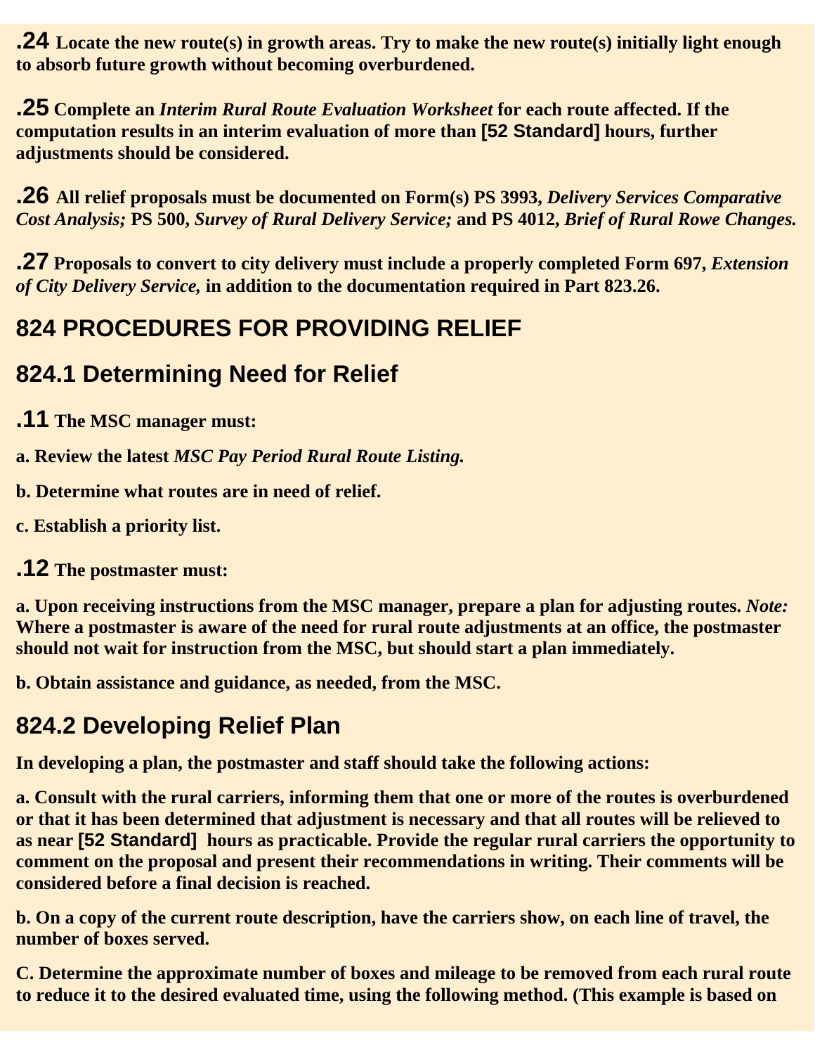**.24** **Locate the new route(s) in growth areas. Try to make the new route(s) initially light enough to absorb future growth without becoming overburdened.**

**.25** **Complete an *Interim Rural Route Evaluation Worksheet* for each route affected. If the computation results in an interim evaluation of more than [52 Standard] hours, further adjustments should be considered.**

**.26** **All relief proposals must be documented on Form(s) PS 3993, *Delivery Services Comparative Cost Analysis;* PS 500, *Survey of Rural Delivery Service;* and PS 4012, *Brief of Rural Rowe Changes.***

**.27** **Proposals to convert to city delivery must include a properly completed Form 697, *Extension of City Delivery Service,* in addition to the documentation required in Part 823.26.**

## 824 PROCEDURES FOR PROVIDING RELIEF

### 824.1 Determining Need for Relief

**.11** **The MSC manager must:**

**a. Review the latest *MSC Pay Period Rural Route Listing.***

**b. Determine what routes are in need of relief.**

**c. Establish a priority list.**

**.12** **The postmaster must:**

**a. Upon receiving instructions from the MSC manager, prepare a plan for adjusting routes. *Note:* Where a postmaster is aware of the need for rural route adjustments at an office, the postmaster should not wait for instruction from the MSC, but should start a plan immediately.**

**b. Obtain assistance and guidance, as needed, from the MSC.**

### 824.2 Developing Relief Plan

**In developing a plan, the postmaster and staff should take the following actions:**

**a. Consult with the rural carriers, informing them that one or more of the routes is overburdened or that it has been determined that adjustment is necessary and that all routes will be relieved to as near [52 Standard] hours as practicable. Provide the regular rural carriers the opportunity to comment on the proposal and present their recommendations in writing. Their comments will be considered before a final decision is reached.**

**b. On a copy of the current route description, have the carriers show, on each line of travel, the number of boxes served.**

**C. Determine the approximate number of boxes and mileage to be removed from each rural route to reduce it to the desired evaluated time, using the following method. (This example is based on**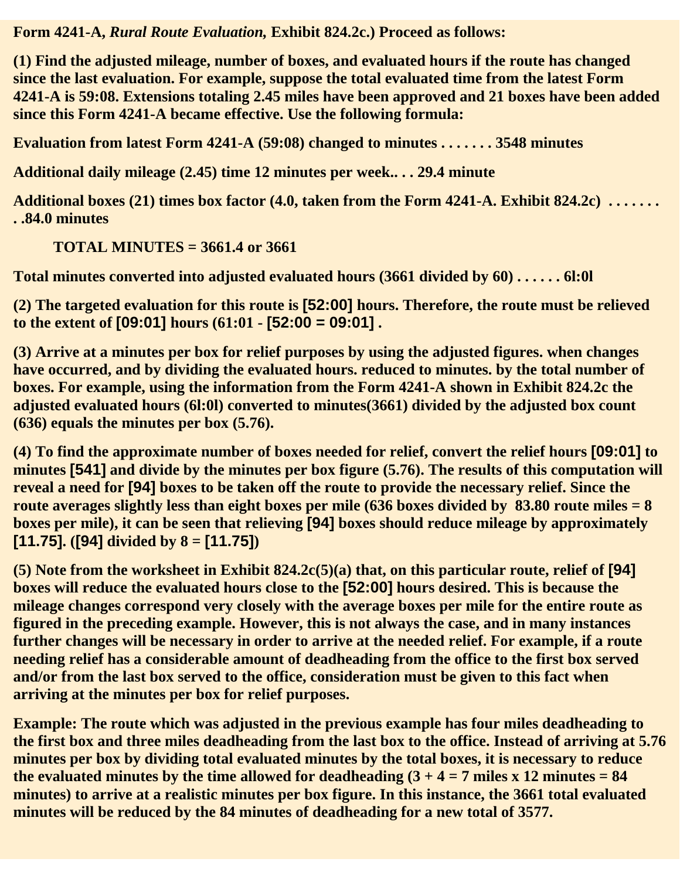**Form 4241-A, *Rural Route Evaluation,* Exhibit 824.2c.) Proceed as follows:**

**(1) Find the adjusted mileage, number of boxes, and evaluated hours if the route has changed since the last evaluation. For example, suppose the total evaluated time from the latest Form 4241-A is 59:08. Extensions totaling 2.45 miles have been approved and 21 boxes have been added since this Form 4241-A became effective. Use the following formula:**

**Evaluation from latest Form 4241-A (59:08) changed to minutes . . . . . . . 3548 minutes**

**Additional daily mileage (2.45) time 12 minutes per week.. . . 29.4 minute**

**Additional boxes (21) times box factor (4.0, taken from the Form 4241-A. Exhibit 824.2c) . . . . . . . . .84.0 minutes**

**TOTAL MINUTES = 3661.4 or 3661**

**Total minutes converted into adjusted evaluated hours (3661 divided by 60) . . . . . . 6l:0l**

**(2) The targeted evaluation for this route is [52:00] hours. Therefore, the route must be relieved to the extent of [09:01] hours (61:01 - [52:00 = 09:01] .**

**(3) Arrive at a minutes per box for relief purposes by using the adjusted figures. when changes have occurred, and by dividing the evaluated hours. reduced to minutes. by the total number of boxes. For example, using the information from the Form 4241-A shown in Exhibit 824.2c the adjusted evaluated hours (6l:0l) converted to minutes(3661) divided by the adjusted box count (636) equals the minutes per box (5.76).**

**(4) To find the approximate number of boxes needed for relief, convert the relief hours [09:01] to minutes [541] and divide by the minutes per box figure (5.76). The results of this computation will reveal a need for [94] boxes to be taken off the route to provide the necessary relief. Since the route averages slightly less than eight boxes per mile (636 boxes divided by 83.80 route miles = 8 boxes per mile), it can be seen that relieving [94] boxes should reduce mileage by approximately [11.75]. ([94] divided by 8 = [11.75])**

**(5) Note from the worksheet in Exhibit 824.2c(5)(a) that, on this particular route, relief of [94] boxes will reduce the evaluated hours close to the [52:00] hours desired. This is because the mileage changes correspond very closely with the average boxes per mile for the entire route as figured in the preceding example. However, this is not always the case, and in many instances further changes will be necessary in order to arrive at the needed relief. For example, if a route needing relief has a considerable amount of deadheading from the office to the first box served and/or from the last box served to the office, consideration must be given to this fact when arriving at the minutes per box for relief purposes.**

**Example: The route which was adjusted in the previous example has four miles deadheading to the first box and three miles deadheading from the last box to the office. Instead of arriving at 5.76 minutes per box by dividing total evaluated minutes by the total boxes, it is necessary to reduce the evaluated minutes by the time allowed for deadheading (3 + 4 = 7 miles x 12 minutes = 84 minutes) to arrive at a realistic minutes per box figure. In this instance, the 3661 total evaluated minutes will be reduced by the 84 minutes of deadheading for a new total of 3577.**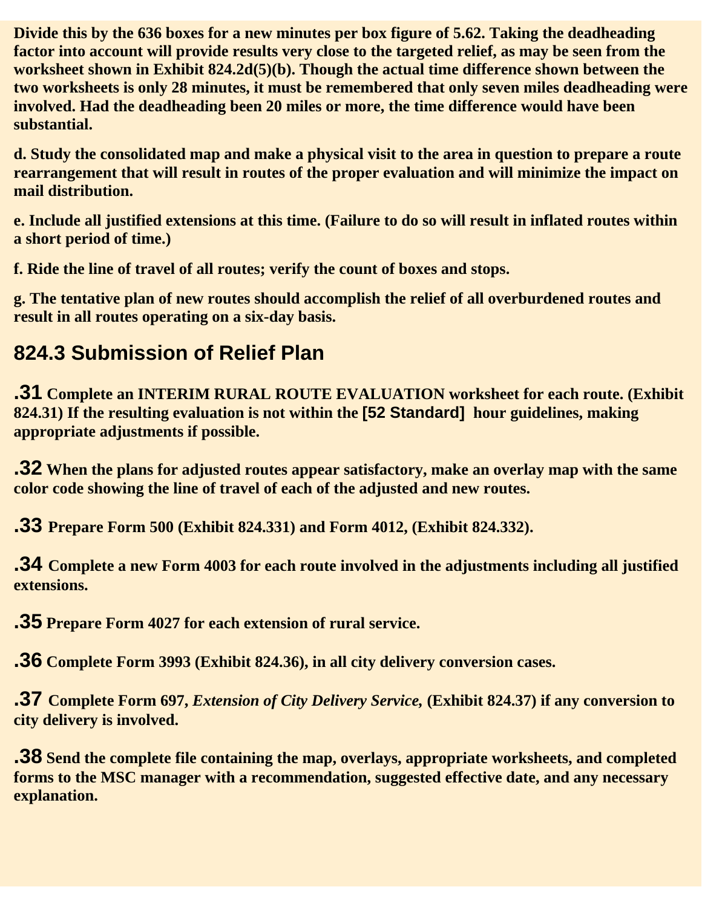**Divide this by the 636 boxes for a new minutes per box figure of 5.62. Taking the deadheading factor into account will provide results very close to the targeted relief, as may be seen from the worksheet shown in Exhibit 824.2d(5)(b). Though the actual time difference shown between the two worksheets is only 28 minutes, it must be remembered that only seven miles deadheading were involved. Had the deadheading been 20 miles or more, the time difference would have been substantial.**

**d. Study the consolidated map and make a physical visit to the area in question to prepare a route rearrangement that will result in routes of the proper evaluation and will minimize the impact on mail distribution.**

**e. Include all justified extensions at this time. (Failure to do so will result in inflated routes within a short period of time.)**

**f. Ride the line of travel of all routes; verify the count of boxes and stops.**

**g. The tentative plan of new routes should accomplish the relief of all overburdened routes and result in all routes operating on a six-day basis.**

## 824.3 Submission of Relief Plan

**.31 Complete an INTERIM RURAL ROUTE EVALUATION worksheet for each route. (Exhibit 824.31) If the resulting evaluation is not within the [52 Standard] hour guidelines, making appropriate adjustments if possible.**

**.32 When the plans for adjusted routes appear satisfactory, make an overlay map with the same color code showing the line of travel of each of the adjusted and new routes.**

**.33 Prepare Form 500 (Exhibit 824.331) and Form 4012, (Exhibit 824.332).**

**.34 Complete a new Form 4003 for each route involved in the adjustments including all justified extensions.**

**.35 Prepare Form 4027 for each extension of rural service.**

**.36 Complete Form 3993 (Exhibit 824.36), in all city delivery conversion cases.**

**.37 Complete Form 697, *Extension of City Delivery Service,* (Exhibit 824.37) if any conversion to city delivery is involved.**

**.38 Send the complete file containing the map, overlays, appropriate worksheets, and completed forms to the MSC manager with a recommendation, suggested effective date, and any necessary explanation.**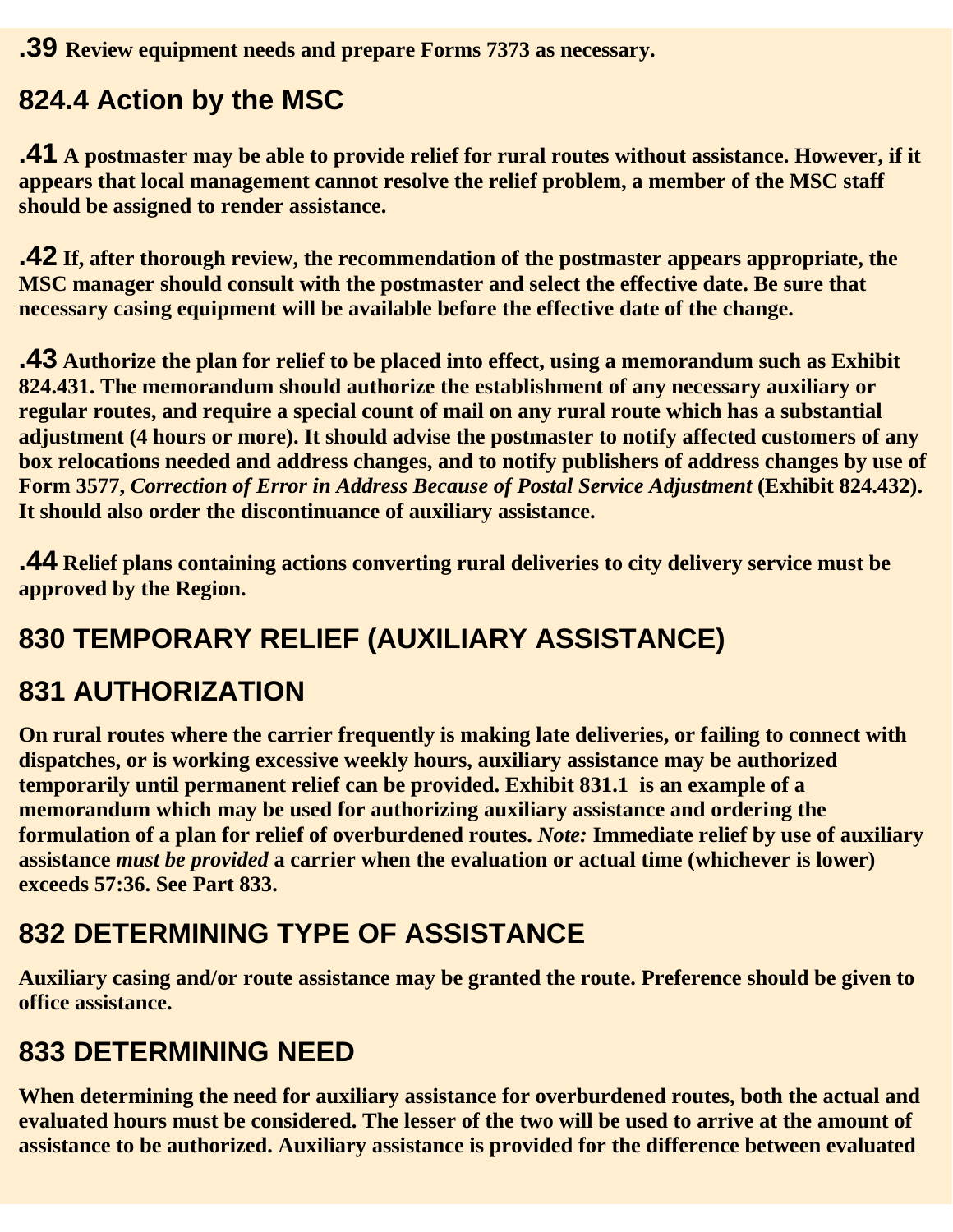**.39** **Review equipment needs and prepare Forms 7373 as necessary.**

## 824.4 Action by the MSC

**.41** **A postmaster may be able to provide relief for rural routes without assistance. However, if it appears that local management cannot resolve the relief problem, a member of the MSC staff should be assigned to render assistance.**

**.42** **If, after thorough review, the recommendation of the postmaster appears appropriate, the MSC manager should consult with the postmaster and select the effective date. Be sure that necessary casing equipment will be available before the effective date of the change.**

**.43** **Authorize the plan for relief to be placed into effect, using a memorandum such as Exhibit 824.431. The memorandum should authorize the establishment of any necessary auxiliary or regular routes, and require a special count of mail on any rural route which has a substantial adjustment (4 hours or more). It should advise the postmaster to notify affected customers of any box relocations needed and address changes, and to notify publishers of address changes by use of Form 3577, *Correction of Error in Address Because of Postal Service Adjustment* (Exhibit 824.432). It should also order the discontinuance of auxiliary assistance.**

**.44** **Relief plans containing actions converting rural deliveries to city delivery service must be approved by the Region.**

# 830 TEMPORARY RELIEF (AUXILIARY ASSISTANCE)

## 831 AUTHORIZATION

**On rural routes where the carrier frequently is making late deliveries, or failing to connect with dispatches, or is working excessive weekly hours, auxiliary assistance may be authorized temporarily until permanent relief can be provided. Exhibit 831.1 is an example of a memorandum which may be used for authorizing auxiliary assistance and ordering the formulation of a plan for relief of overburdened routes. *Note:* Immediate relief by use of auxiliary assistance *must be provided* a carrier when the evaluation or actual time (whichever is lower) exceeds 57:36. See Part 833.**

## 832 DETERMINING TYPE OF ASSISTANCE

**Auxiliary casing and/or route assistance may be granted the route. Preference should be given to office assistance.**

## 833 DETERMINING NEED

**When determining the need for auxiliary assistance for overburdened routes, both the actual and evaluated hours must be considered. The lesser of the two will be used to arrive at the amount of assistance to be authorized. Auxiliary assistence is provided for the difference between evaluated**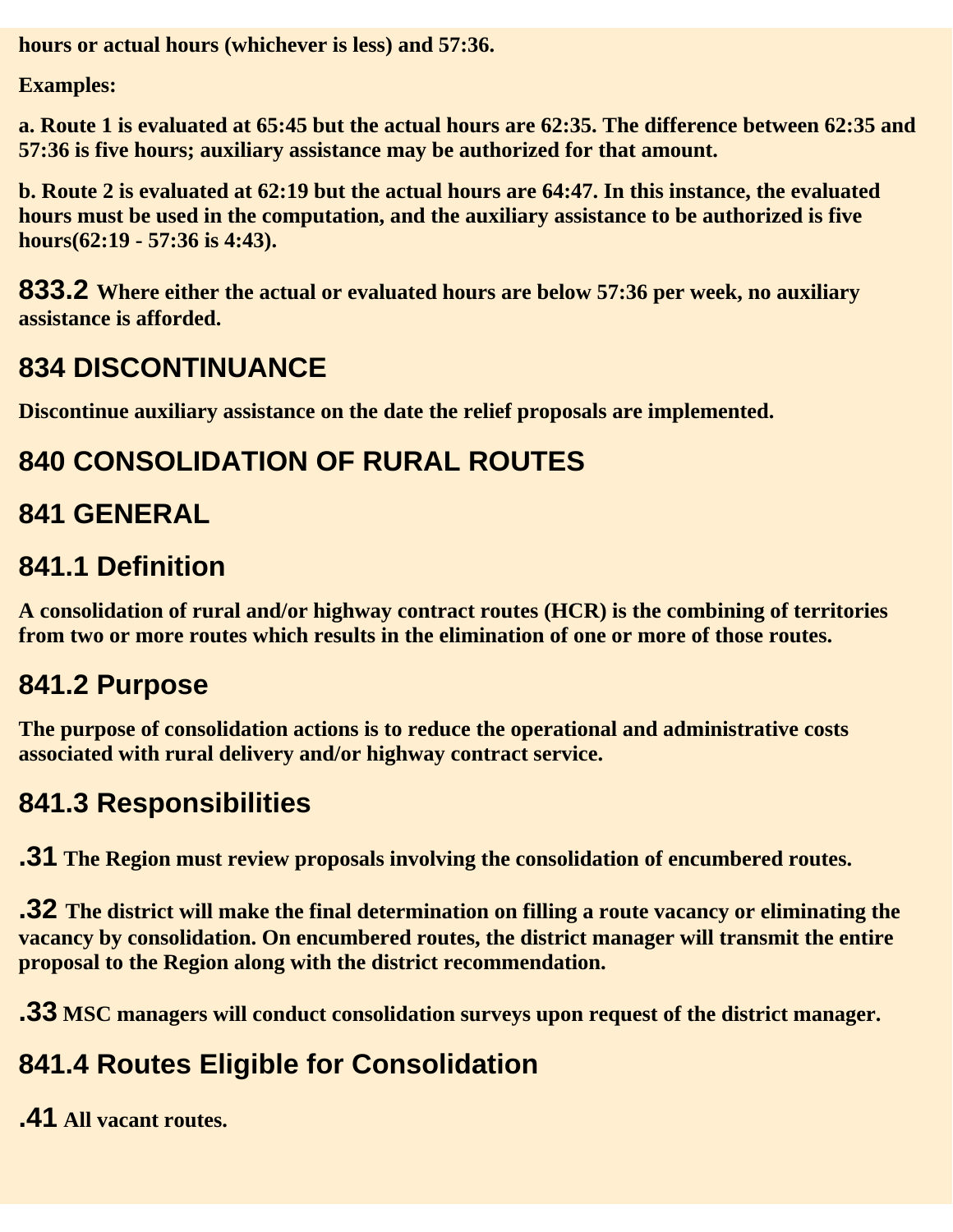**hours or actual hours (whichever is less) and 57:36.**

**Examples:**

**a. Route 1 is evaluated at 65:45 but the actual hours are 62:35. The difference between 62:35 and 57:36 is five hours; auxiliary assistance may be authorized for that amount.**

**b. Route 2 is evaluated at 62:19 but the actual hours are 64:47. In this instance, the evaluated hours must be used in the computation, and the auxiliary assistance to be authorized is five hours(62:19 - 57:36 is 4:43).**

**833.2** **Where either the actual or evaluated hours are below 57:36 per week, no auxiliary assistance is afforded.**

## 834 DISCONTINUANCE

**Discontinue auxiliary assistance on the date the relief proposals are implemented.**

## 840 CONSOLIDATION OF RURAL ROUTES

## 841 GENERAL

## 841.1 Definition

**A consolidation of rural and/or highway contract routes (HCR) is the combining of territories from two or more routes which results in the elimination of one or more of those routes.**

## 841.2 Purpose

**The purpose of consolidation actions is to reduce the operational and administrative costs associated with rural delivery and/or highway contract service.**

## 841.3 Responsibilities

**.31** **The Region must review proposals involving the consolidation of encumbered routes.**

**.32** **The district will make the final determination on filling a route vacancy or eliminating the vacancy by consolidation. On encumbered routes, the district manager will transmit the entire proposal to the Region along with the district recommendation.**

**.33** **MSC managers will conduct consolidation surveys upon request of the district manager.**

## 841.4 Routes Eligible for Consolidation

**.41** **All vacant routes.**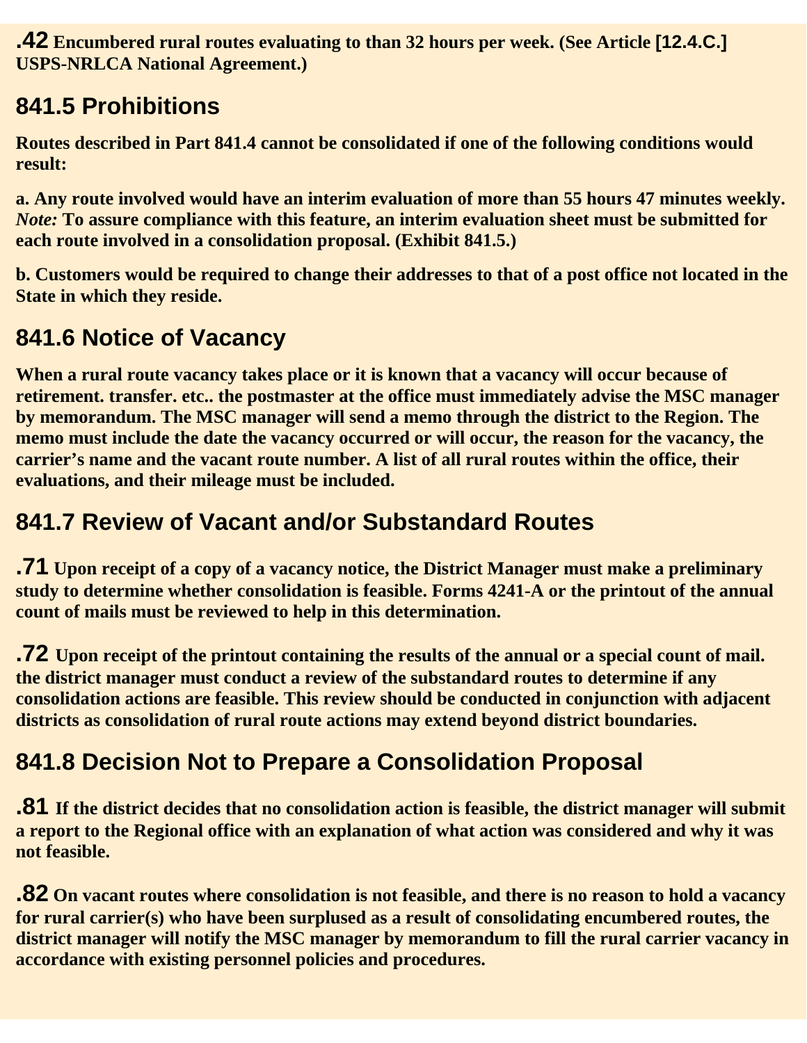**.42** **Encumbered rural routes evaluating to than 32 hours per week. (See Article [12.4.C.] USPS-NRLCA National Agreement.)**

## 841.5 Prohibitions

**Routes described in Part 841.4 cannot be consolidated if one of the following conditions would result:**

**a. Any route involved would have an interim evaluation of more than 55 hours 47 minutes weekly.** ***Note:*** **To assure compliance with this feature, an interim evaluation sheet must be submitted for each route involved in a consolidation proposal. (Exhibit 841.5.)**

**b. Customers would be required to change their addresses to that of a post office not located in the State in which they reside.**

## 841.6 Notice of Vacancy

**When a rural route vacancy takes place or it is known that a vacancy will occur because of retirement. transfer. etc.. the postmaster at the office must immediately advise the MSC manager by memorandum. The MSC manager will send a memo through the district to the Region. The memo must include the date the vacancy occurred or will occur, the reason for the vacancy, the carrier's name and the vacant route number. A list of all rural routes within the office, their evaluations, and their mileage must be included.**

## 841.7 Review of Vacant and/or Substandard Routes

**.71** **Upon receipt of a copy of a vacancy notice, the District Manager must make a preliminary study to determine whether consolidation is feasible. Forms 4241-A or the printout of the annual count of mails must be reviewed to help in this determination.**

**.72** **Upon receipt of the printout containing the results of the annual or a special count of mail. the district manager must conduct a review of the substandard routes to determine if any consolidation actions are feasible. This review should be conducted in conjunction with adjacent districts as consolidation of rural route actions may extend beyond district boundaries.**

## 841.8 Decision Not to Prepare a Consolidation Proposal

**.81** **If the district decides that no consolidation action is feasible, the district manager will submit a report to the Regional office with an explanation of what action was considered and why it was not feasible.**

**.82** **On vacant routes where consolidation is not feasible, and there is no reason to hold a vacancy for rural carrier(s) who have been surplused as a result of consolidating encumbered routes, the district manager will notify the MSC manager by memorandum to fill the rural carrier vacancy in accordance with existing personnel policies and procedures.**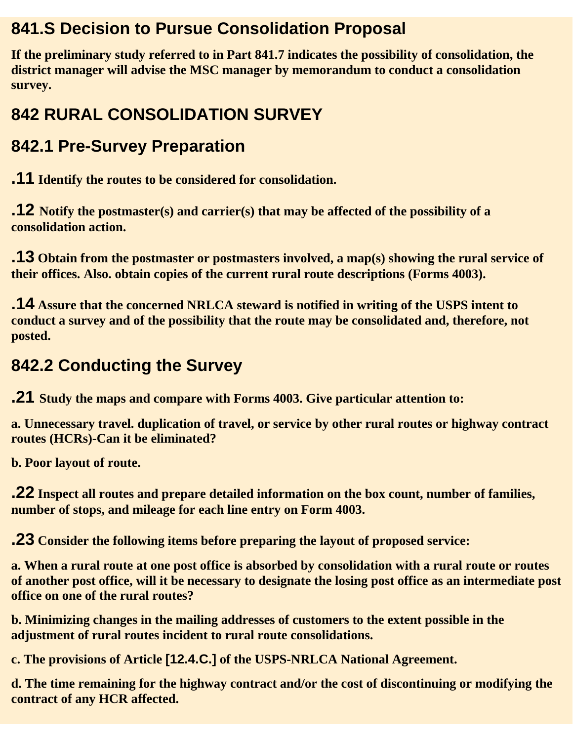## 841.S Decision to Pursue Consolidation Proposal

**If the preliminary study referred to in Part 841.7 indicates the possibility of consolidation, the district manager will advise the MSC manager by memorandum to conduct a consolidation survey.**

## 842 RURAL CONSOLIDATION SURVEY

## 842.1 Pre-Survey Preparation

**.11 Identify the routes to be considered for consolidation.**

**.12 Notify the postmaster(s) and carrier(s) that may be affected of the possibility of a consolidation action.**

**.13 Obtain from the postmaster or postmasters involved, a map(s) showing the rural service of their offices. Also. obtain copies of the current rural route descriptions (Forms 4003).**

**.14 Assure that the concerned NRLCA steward is notified in writing of the USPS intent to conduct a survey and of the possibility that the route may be consolidated and, therefore, not posted.**

## 842.2 Conducting the Survey

**.21 Study the maps and compare with Forms 4003. Give particular attention to:**

**a. Unnecessary travel. duplication of travel, or service by other rural routes or highway contract routes (HCRs)-Can it be eliminated?**

**b. Poor layout of route.**

**.22 Inspect all routes and prepare detailed information on the box count, number of families, number of stops, and mileage for each line entry on Form 4003.**

**.23 Consider the following items before preparing the layout of proposed service:**

**a. When a rural route at one post office is absorbed by consolidation with a rural route or routes of another post office, will it be necessary to designate the losing post office as an intermediate post office on one of the rural routes?**

**b. Minimizing changes in the mailing addresses of customers to the extent possible in the adjustment of rural routes incident to rural route consolidations.**

**c. The provisions of Article [12.4.C.] of the USPS-NRLCA National Agreement.**

**d. The time remaining for the highway contract and/or the cost of discontinuing or modifying the contract of any HCR affected.**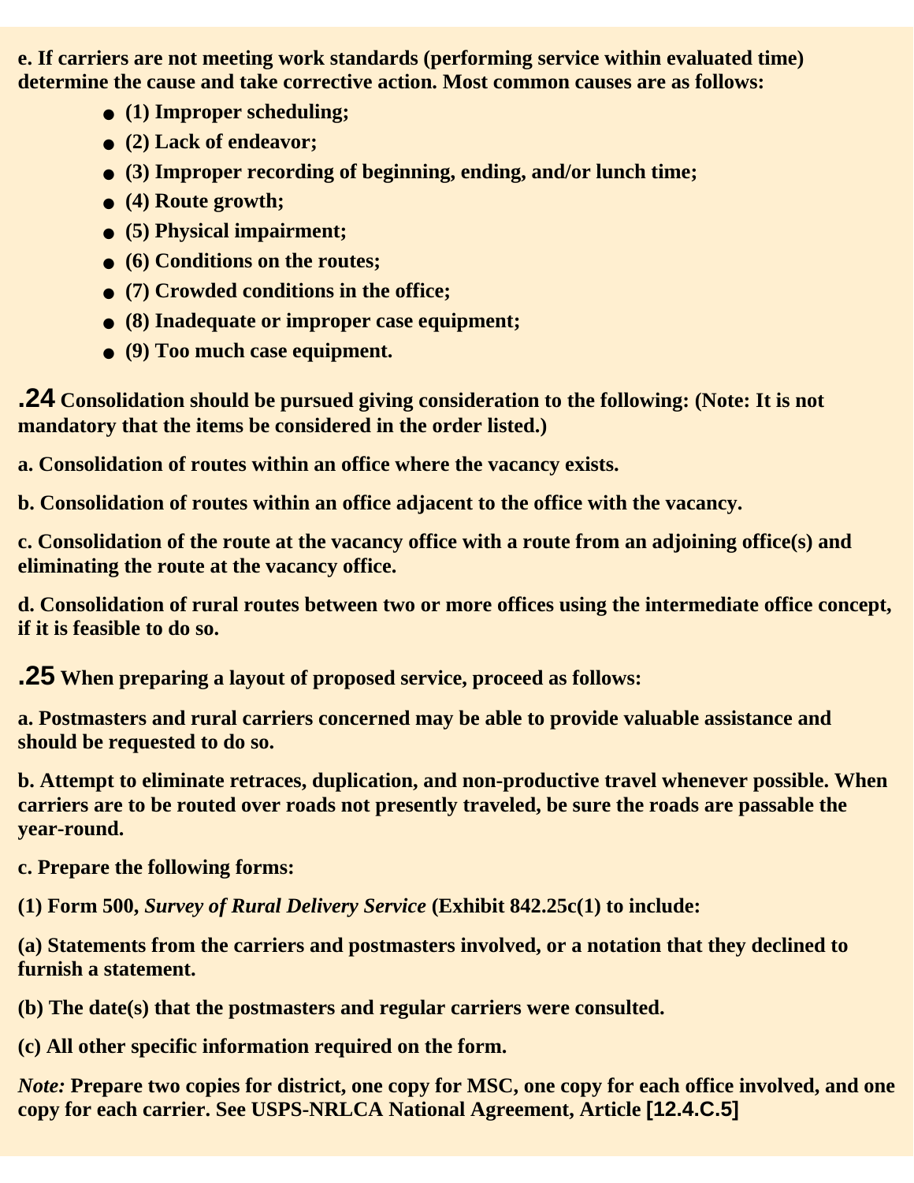**e. If carriers are not meeting work standards (performing service within evaluated time) determine the cause and take corrective action. Most common causes are as follows:**

- **(1) Improper scheduling;**
- **(2) Lack of endeavor;**
- **(3) Improper recording of beginning, ending, and/or lunch time;**
- **(4) Route growth;**
- **(5) Physical impairment;**
- **(6) Conditions on the routes;**
- **(7) Crowded conditions in the office;**
- **(8) Inadequate or improper case equipment;**
- **(9) Too much case equipment.**

**.24 Consolidation should be pursued giving consideration to the following: (Note: It is not mandatory that the items be considered in the order listed.)**

**a. Consolidation of routes within an office where the vacancy exists.**

**b. Consolidation of routes within an office adjacent to the office with the vacancy.**

**c. Consolidation of the route at the vacancy office with a route from an adjoining office(s) and eliminating the route at the vacancy office.**

**d. Consolidation of rural routes between two or more offices using the intermediate office concept, if it is feasible to do so.**

**.25 When preparing a layout of proposed service, proceed as follows:**

**a. Postmasters and rural carriers concerned may be able to provide valuable assistance and should be requested to do so.**

**b. Attempt to eliminate retraces, duplication, and non-productive travel whenever possible. When carriers are to be routed over roads not presently traveled, be sure the roads are passable the year-round.**

**c. Prepare the following forms:**

**(1) Form 500, *Survey of Rural Delivery Service* (Exhibit 842.25c(1) to include:**

**(a) Statements from the carriers and postmasters involved, or a notation that they declined to furnish a statement.**

**(b) The date(s) that the postmasters and regular carriers were consulted.**

**(c) All other specific information required on the form.**

*Note:* **Prepare two copies for district, one copy for MSC, one copy for each office involved, and one copy for each carrier. See USPS-NRLCA National Agreement, Article [12.4.C.5]**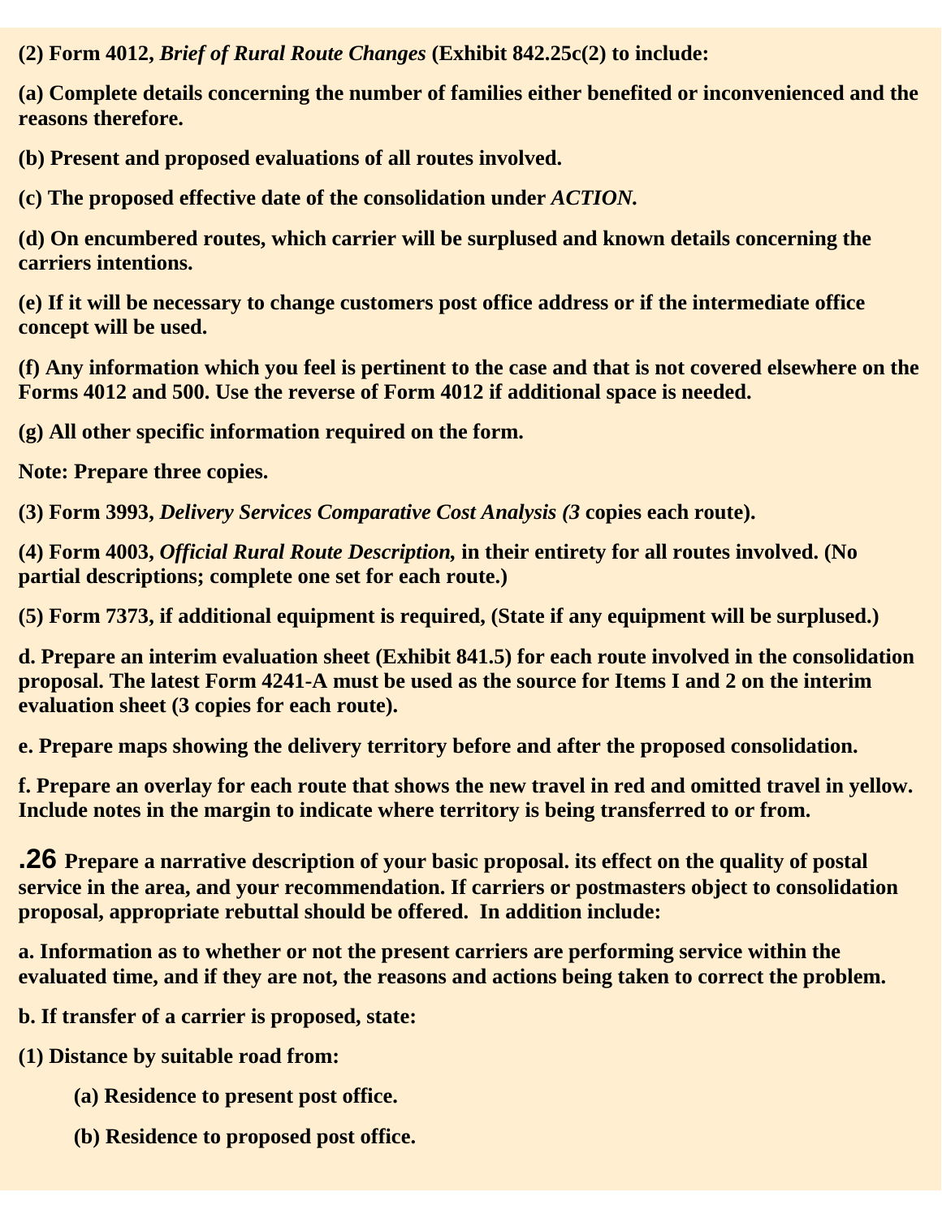**(2) Form 4012, *Brief of Rural Route Changes* (Exhibit 842.25c(2) to include:**

**(a) Complete details concerning the number of families either benefited or inconvenienced and the reasons therefore.**

**(b) Present and proposed evaluations of all routes involved.**

**(c) The proposed effective date of the consolidation under *ACTION*.**

**(d) On encumbered routes, which carrier will be surplused and known details concerning the carriers intentions.**

**(e) If it will be necessary to change customers post office address or if the intermediate office concept will be used.**

**(f) Any information which you feel is pertinent to the case and that is not covered elsewhere on the Forms 4012 and 500. Use the reverse of Form 4012 if additional space is needed.**

**(g) All other specific information required on the form.**

**Note: Prepare three copies.**

**(3) Form 3993, *Delivery Services Comparative Cost Analysis (3* copies each route).**

**(4) Form 4003, *Official Rural Route Description*, in their entirety for all routes involved. (No partial descriptions; complete one set for each route.)**

**(5) Form 7373, if additional equipment is required, (State if any equipment will be surplused.)**

**d. Prepare an interim evaluation sheet (Exhibit 841.5) for each route involved in the consolidation proposal. The latest Form 4241-A must be used as the source for Items I and 2 on the interim evaluation sheet (3 copies for each route).**

**e. Prepare maps showing the delivery territory before and after the proposed consolidation.**

**f. Prepare an overlay for each route that shows the new travel in red and omitted travel in yellow. Include notes in the margin to indicate where territory is being transferred to or from.**

**.26 Prepare a narrative description of your basic proposal. its effect on the quality of postal service in the area, and your recommendation. If carriers or postmasters object to consolidation proposal, appropriate rebuttal should be offered. In addition include:**

**a. Information as to whether or not the present carriers are performing service within the evaluated time, and if they are not, the reasons and actions being taken to correct the problem.**

**b. If transfer of a carrier is proposed, state:**

**(1) Distance by suitable road from:**

> **(a) Residence to present post office.**
>
> **(b) Residence to proposed post office.**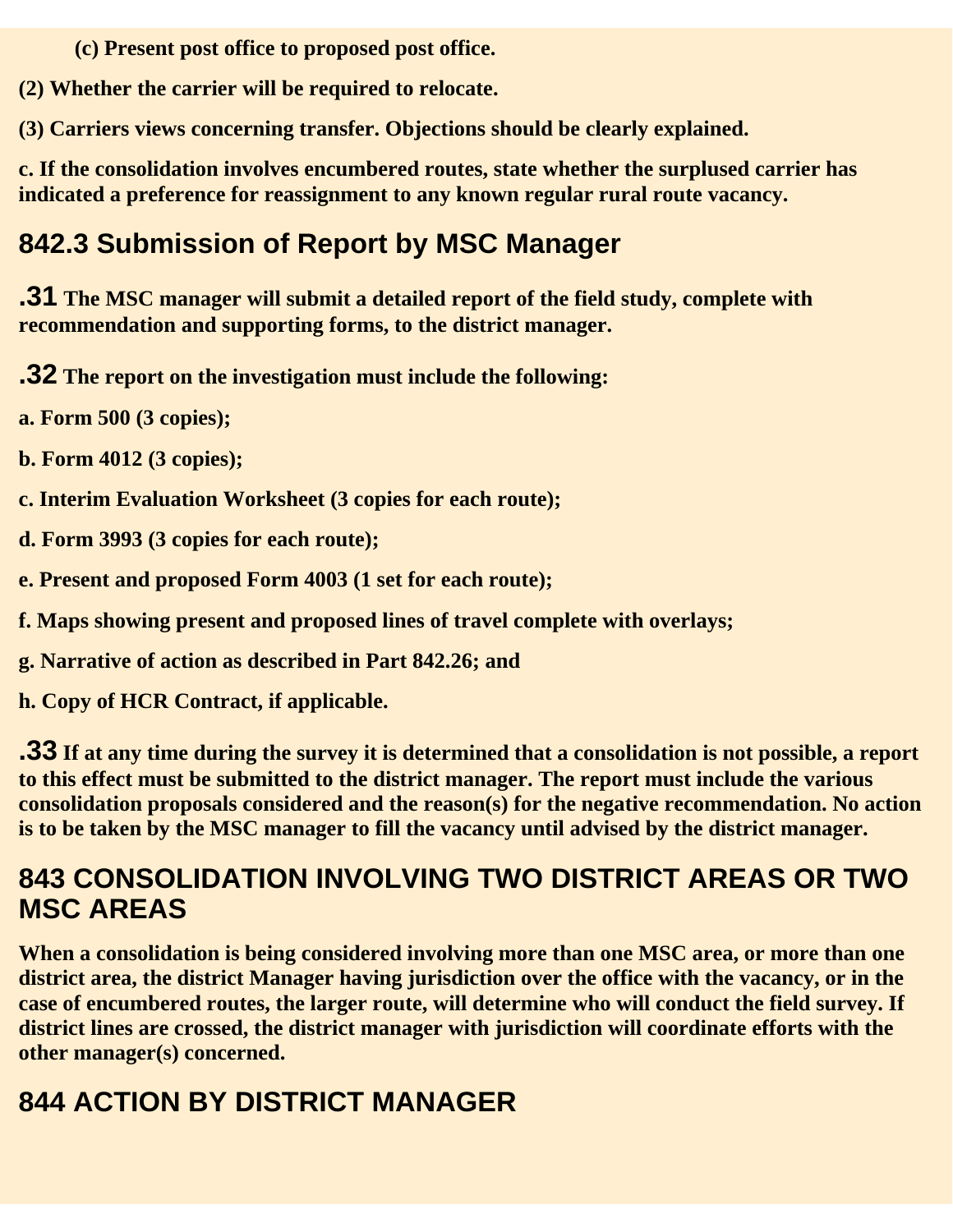**(c) Present post office to proposed post office.**

**(2) Whether the carrier will be required to relocate.**

**(3) Carriers views concerning transfer. Objections should be clearly explained.**

**c. If the consolidation involves encumbered routes, state whether the surplused carrier has indicated a preference for reassignment to any known regular rural route vacancy.**

## 842.3 Submission of Report by MSC Manager

**.31 The MSC manager will submit a detailed report of the field study, complete with recommendation and supporting forms, to the district manager.**

**.32 The report on the investigation must include the following:**

**a. Form 500 (3 copies);**

**b. Form 4012 (3 copies);**

**c. Interim Evaluation Worksheet (3 copies for each route);**

**d. Form 3993 (3 copies for each route);**

**e. Present and proposed Form 4003 (1 set for each route);**

**f. Maps showing present and proposed lines of travel complete with overlays;**

**g. Narrative of action as described in Part 842.26; and**

**h. Copy of HCR Contract, if applicable.**

**.33 If at any time during the survey it is determined that a consolidation is not possible, a report to this effect must be submitted to the district manager. The report must include the various consolidation proposals considered and the reason(s) for the negative recommendation. No action is to be taken by the MSC manager to fill the vacancy until advised by the district manager.**

## 843 CONSOLIDATION INVOLVING TWO DISTRICT AREAS OR TWO MSC AREAS

**When a consolidation is being considered involving more than one MSC area, or more than one district area, the district Manager having jurisdiction over the office with the vacancy, or in the case of encumbered routes, the larger route, will determine who will conduct the field survey. If district lines are crossed, the district manager with jurisdiction will coordinate efforts with the other manager(s) concerned.**

## 844 ACTION BY DISTRICT MANAGER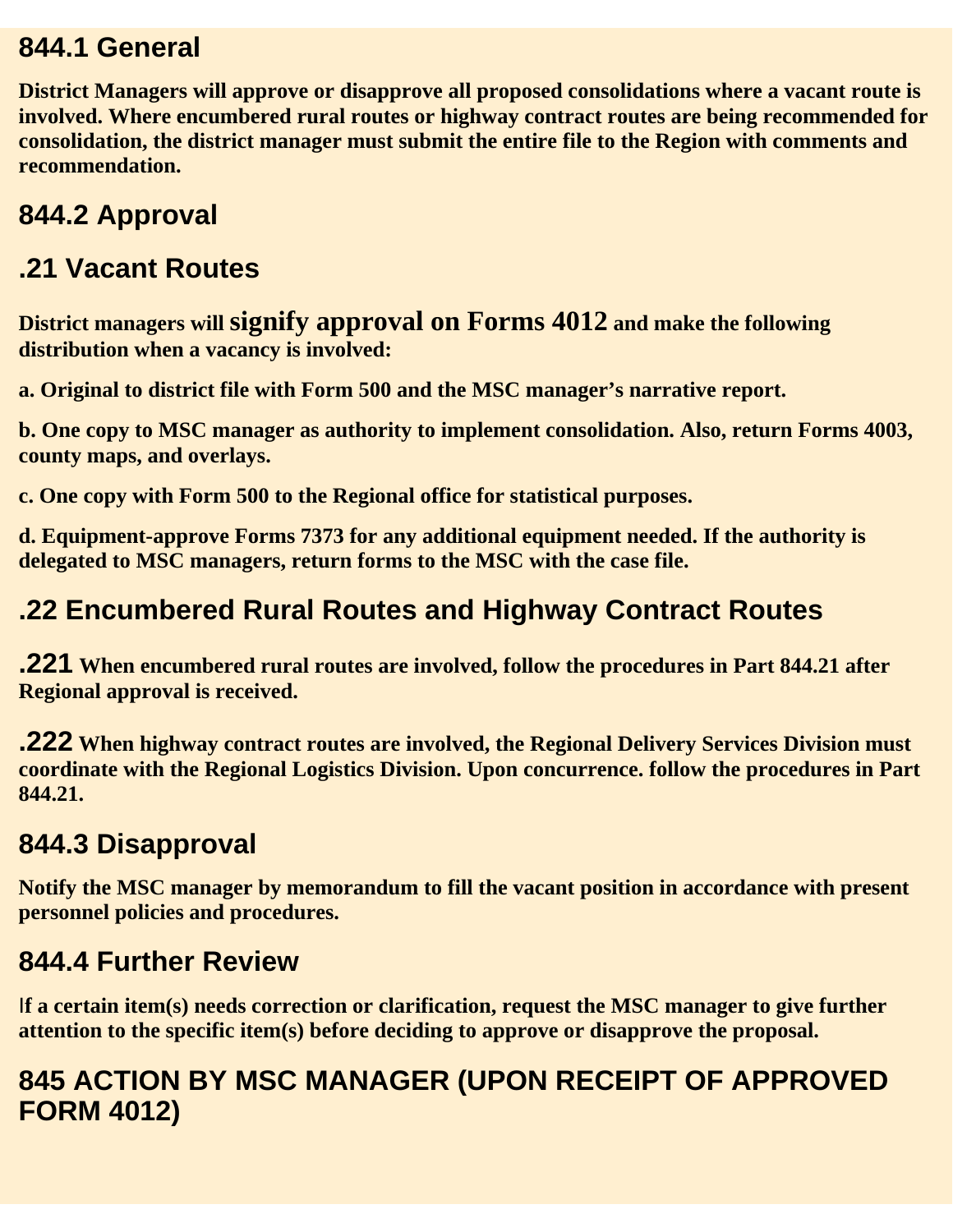## 844.1 General

**District Managers will approve or disapprove all proposed consolidations where a vacant route is involved. Where encumbered rural routes or highway contract routes are being recommended for consolidation, the district manager must submit the entire file to the Region with comments and recommendation.**

## 844.2 Approval

## .21 Vacant Routes

**District managers will signify approval on Forms 4012 and make the following distribution when a vacancy is involved:**

**a. Original to district file with Form 500 and the MSC manager's narrative report.**

**b. One copy to MSC manager as authority to implement consolidation. Also, return Forms 4003, county maps, and overlays.**

**c. One copy with Form 500 to the Regional office for statistical purposes.**

**d. Equipment-approve Forms 7373 for any additional equipment needed. If the authority is delegated to MSC managers, return forms to the MSC with the case file.**

## .22 Encumbered Rural Routes and Highway Contract Routes

**.221 When encumbered rural routes are involved, follow the procedures in Part 844.21 after Regional approval is received.**

**.222 When highway contract routes are involved, the Regional Delivery Services Division must coordinate with the Regional Logistics Division. Upon concurrence. follow the procedures in Part 844.21.**

## 844.3 Disapproval

**Notify the MSC manager by memorandum to fill the vacant position in accordance with present personnel policies and procedures.**

## 844.4 Further Review

**If a certain item(s) needs correction or clarification, request the MSC manager to give further attention to the specific item(s) before deciding to approve or disapprove the proposal.**

## 845 ACTION BY MSC MANAGER (UPON RECEIPT OF APPROVED FORM 4012)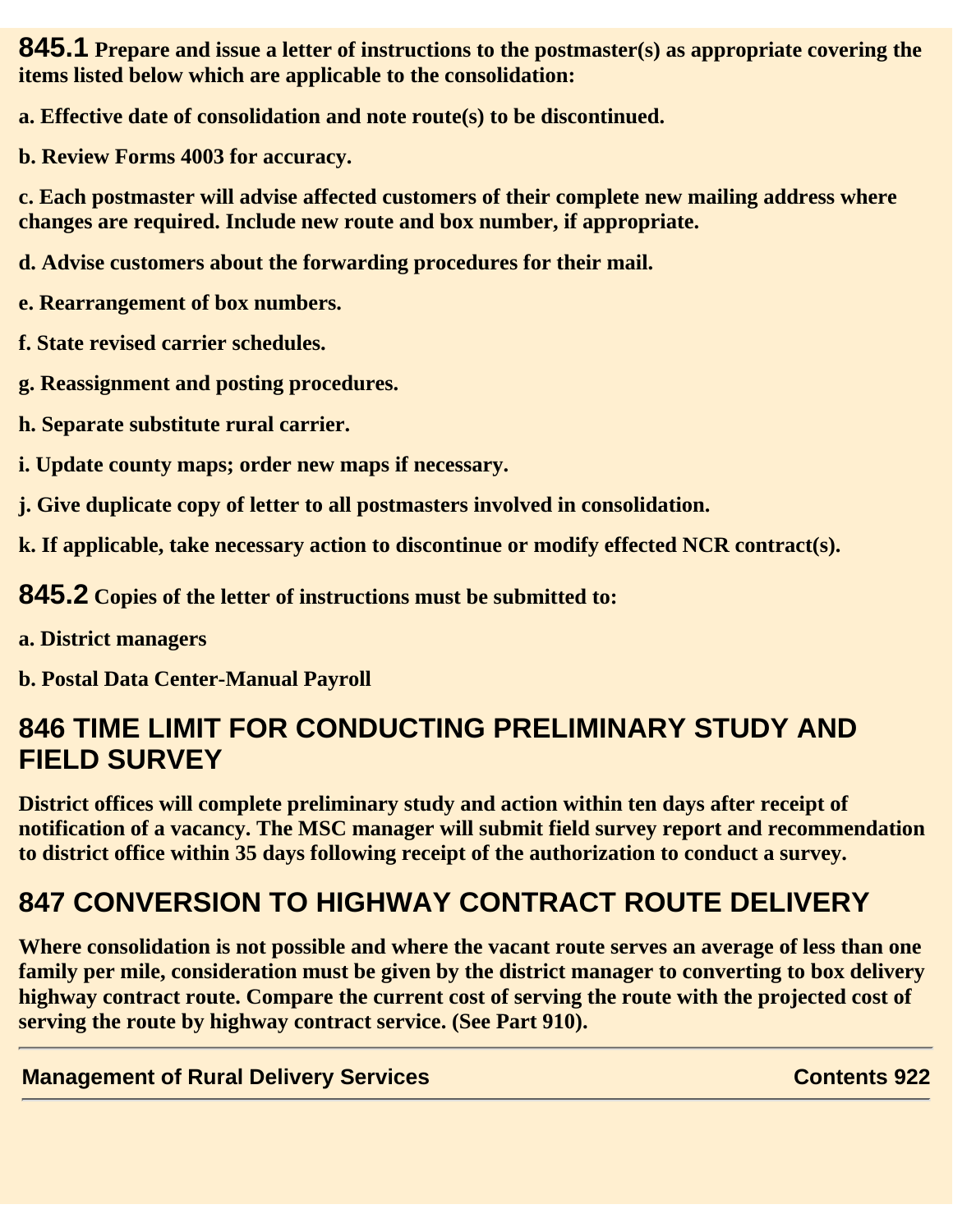**845.1** **Prepare and issue a letter of instructions to the postmaster(s) as appropriate covering the items listed below which are applicable to the consolidation:**

**a. Effective date of consolidation and note route(s) to be discontinued.**

**b. Review Forms 4003 for accuracy.**

**c. Each postmaster will advise affected customers of their complete new mailing address where changes are required. Include new route and box number, if appropriate.**

**d. Advise customers about the forwarding procedures for their mail.**

**e. Rearrangement of box numbers.**

**f. State revised carrier schedules.**

**g. Reassignment and posting procedures.**

**h. Separate substitute rural carrier.**

**i. Update county maps; order new maps if necessary.**

**j. Give duplicate copy of letter to all postmasters involved in consolidation.**

**k. If applicable, take necessary action to discontinue or modify effected NCR contract(s).**

**845.2** **Copies of the letter of instructions must be submitted to:**

**a. District managers**

**b. Postal Data Center-Manual Payroll**

## 846 TIME LIMIT FOR CONDUCTING PRELIMINARY STUDY AND FIELD SURVEY

**District offices will complete preliminary study and action within ten days after receipt of notification of a vacancy. The MSC manager will submit field survey report and recommendation to district office within 35 days following receipt of the authorization to conduct a survey.**

## 847 CONVERSION TO HIGHWAY CONTRACT ROUTE DELIVERY

**Where consolidation is not possible and where the vacant route serves an average of less than one family per mile, consideration must be given by the district manager to converting to box delivery highway contract route. Compare the current cost of serving the route with the projected cost of serving the route by highway contract service. (See Part 910).**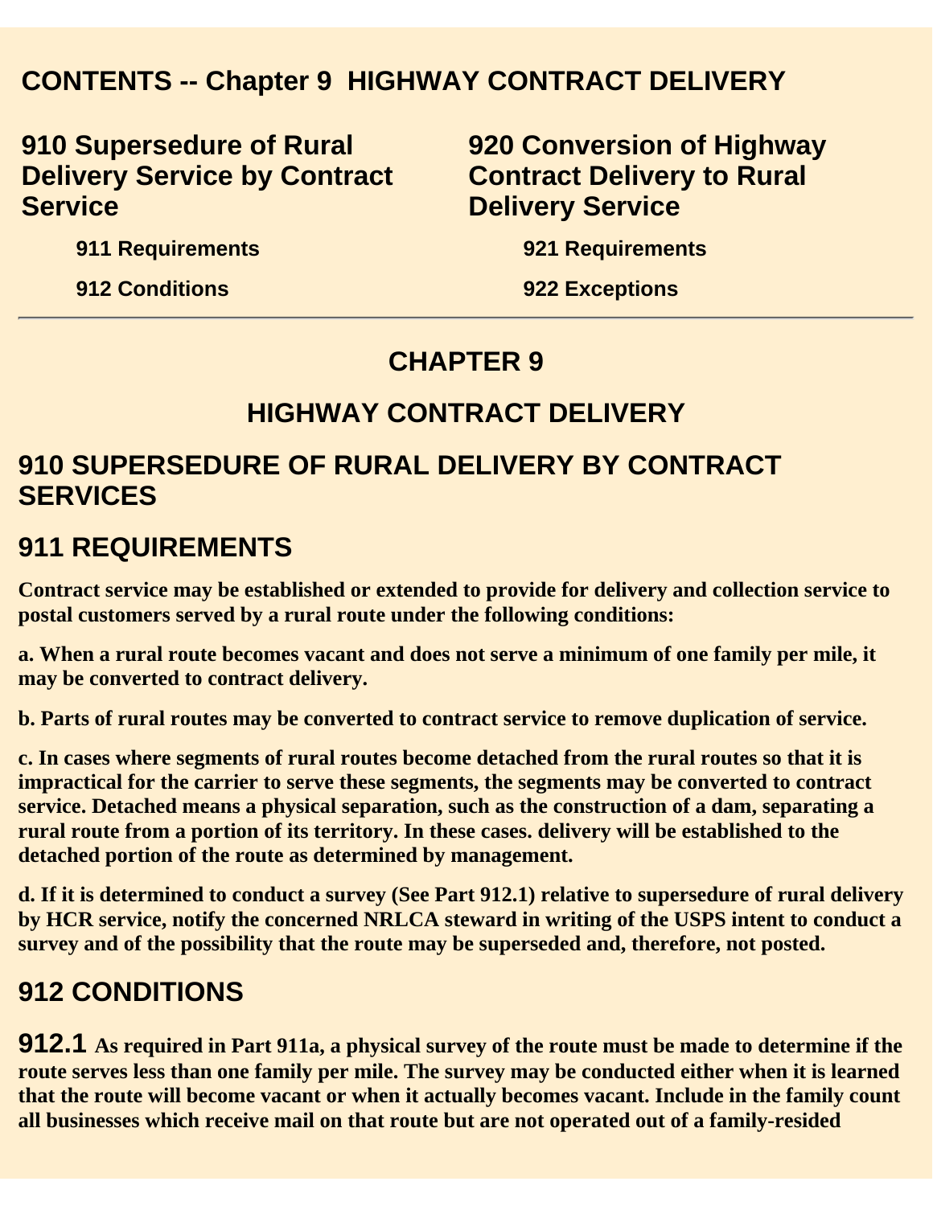## CONTENTS -- Chapter 9 HIGHWAY CONTRACT DELIVERY

### 910 Supersedure of Rural Delivery Service by Contract Service

- **911 Requirements**
- **912 Conditions**

### 920 Conversion of Highway Contract Delivery to Rural Delivery Service

- **921 Requirements**
- **922 Exceptions**

---

# CHAPTER 9

# HIGHWAY CONTRACT DELIVERY

## 910 SUPERSEDURE OF RURAL DELIVERY BY CONTRACT SERVICES

## 911 REQUIREMENTS

**Contract service may be established or extended to provide for delivery and collection service to postal customers served by a rural route under the following conditions:**

**a. When a rural route becomes vacant and does not serve a minimum of one family per mile, it may be converted to contract delivery.**

**b. Parts of rural routes may be converted to contract service to remove duplication of service.**

**c. In cases where segments of rural routes become detached from the rural routes so that it is impractical for the carrier to serve these segments, the segments may be converted to contract service. Detached means a physical separation, such as the construction of a dam, separating a rural route from a portion of its territory. In these cases. delivery will be established to the detached portion of the route as determined by management.**

**d. If it is determined to conduct a survey (See Part 912.1) relative to supersedure of rural delivery by HCR service, notify the concerned NRLCA steward in writing of the USPS intent to conduct a survey and of the possibility that the route may be superseded and, therefore, not posted.**

## 912 CONDITIONS

**912.1 As required in Part 911a, a physical survey of the route must be made to determine if the route serves less than one family per mile. The survey may be conducted either when it is learned that the route will become vacant or when it actually becomes vacant. Include in the family count all businesses which receive mail on that route but are not operated out of a family-resided**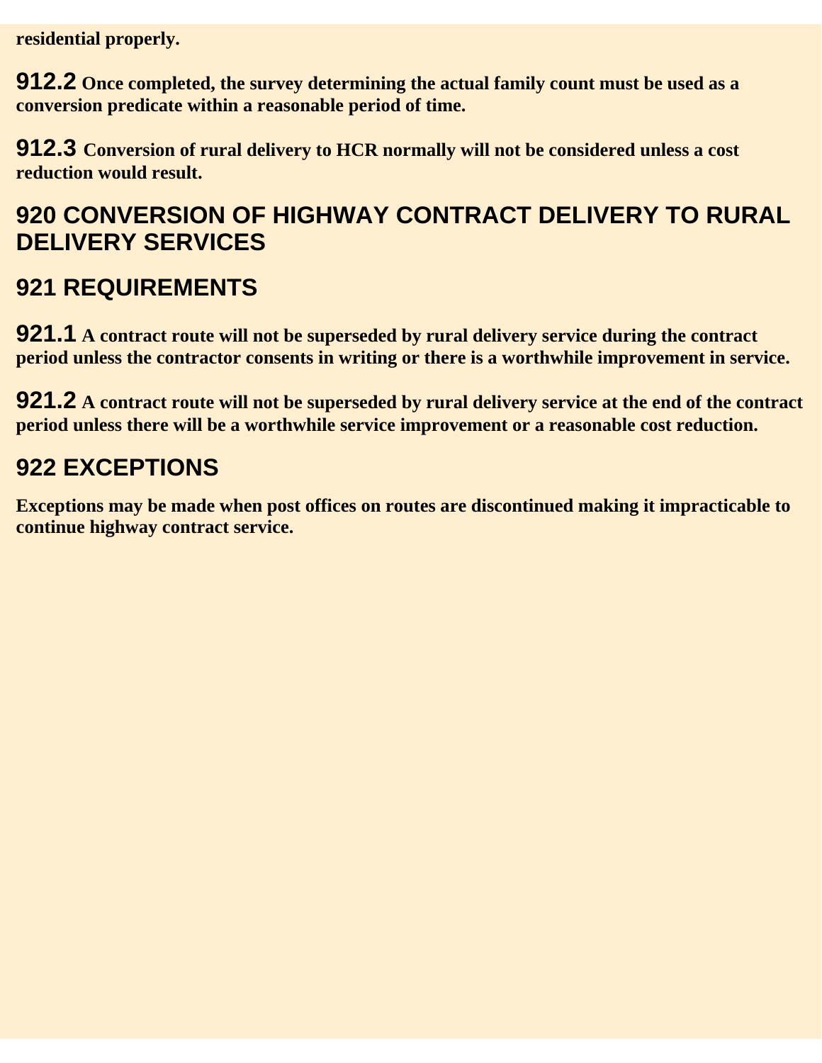**residential properly.**

**912.2** **Once completed, the survey determining the actual family count must be used as a conversion predicate within a reasonable period of time.**

**912.3** **Conversion of rural delivery to HCR normally will not be considered unless a cost reduction would result.**

## 920 CONVERSION OF HIGHWAY CONTRACT DELIVERY TO RURAL DELIVERY SERVICES

## 921 REQUIREMENTS

**921.1** **A contract route will not be superseded by rural delivery service during the contract period unless the contractor consents in writing or there is a worthwhile improvement in service.**

**921.2** **A contract route will not be superseded by rural delivery service at the end of the contract period unless there will be a worthwhile service improvement or a reasonable cost reduction.**

## 922 EXCEPTIONS

**Exceptions may be made when post offices on routes are discontinued making it impracticable to continue highway contract service.**